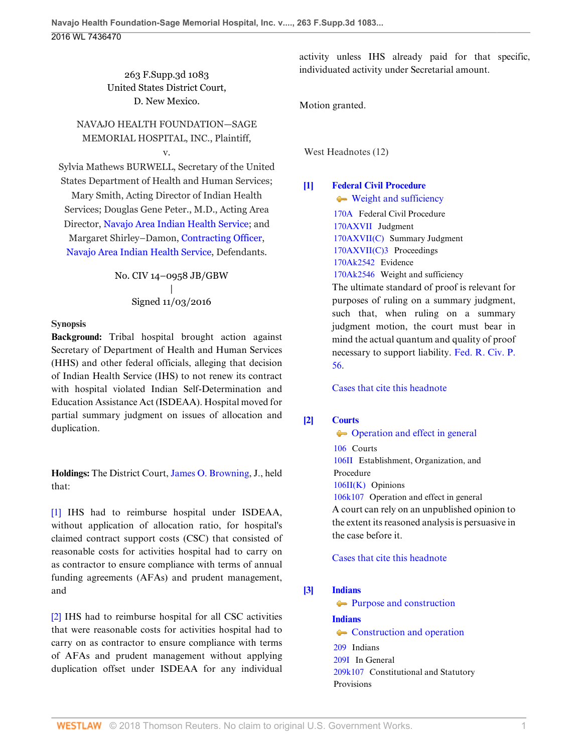263 F.Supp.3d 1083
United States District Court,
D. New Mexico.

NAVAJO HEALTH FOUNDATION—SAGE MEMORIAL HOSPITAL, INC., Plaintiff,
v.
Sylvia Mathews BURWELL, Secretary of the United States Department of Health and Human Services; Mary Smith, Acting Director of Indian Health Services; Douglas Gene Peter., M.D., Acting Area Director, Navajo Area Indian Health Service; and Margaret Shirley–Damon, Contracting Officer, Navajo Area Indian Health Service, Defendants.

No. CIV 14–0958 JB/GBW
|
Signed 11/03/2016

**Synopsis**

**Background:** Tribal hospital brought action against Secretary of Department of Health and Human Services (HHS) and other federal officials, alleging that decision of Indian Health Service (IHS) to not renew its contract with hospital violated Indian Self-Determination and Education Assistance Act (ISDEAA). Hospital moved for partial summary judgment on issues of allocation and duplication.

**Holdings:** The District Court, James O. Browning, J., held that:

[1] IHS had to reimburse hospital under ISDEAA, without application of allocation ratio, for hospital's claimed contract support costs (CSC) that consisted of reasonable costs for activities hospital had to carry on as contractor to ensure compliance with terms of annual funding agreements (AFAs) and prudent management, and

[2] IHS had to reimburse hospital for all CSC activities that were reasonable costs for activities hospital had to carry on as contractor to ensure compliance with terms of AFAs and prudent management without applying duplication offset under ISDEAA for any individual activity unless IHS already paid for that specific, individuated activity under Secretarial amount.

Motion granted.

West Headnotes (12)

**[1] Federal Civil Procedure**
Weight and sufficiency

170A Federal Civil Procedure
170AXVII Judgment
170AXVII(C) Summary Judgment
170AXVII(C)3 Proceedings
170Ak2542 Evidence
170Ak2546 Weight and sufficiency

The ultimate standard of proof is relevant for purposes of ruling on a summary judgment, such that, when ruling on a summary judgment motion, the court must bear in mind the actual quantum and quality of proof necessary to support liability. Fed. R. Civ. P. 56.

Cases that cite this headnote

**[2] Courts**
Operation and effect in general

106 Courts
106II Establishment, Organization, and Procedure
106II(K) Opinions
106k107 Operation and effect in general

A court can rely on an unpublished opinion to the extent its reasoned analysis is persuasive in the case before it.

Cases that cite this headnote

**[3] Indians**
Purpose and construction

**Indians**
Construction and operation

209 Indians
209I In General
209k107 Constitutional and Statutory Provisions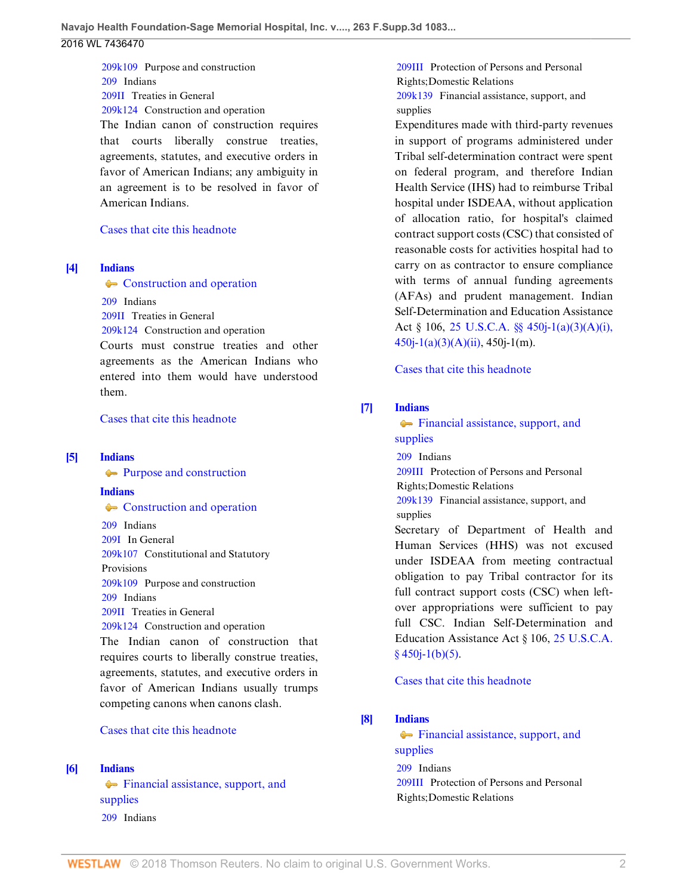209k109 Purpose and construction
209 Indians
209II Treaties in General
209k124 Construction and operation

The Indian canon of construction requires that courts liberally construe treaties, agreements, statutes, and executive orders in favor of American Indians; any ambiguity in an agreement is to be resolved in favor of American Indians.

Cases that cite this headnote

**[4]** **Indians**
Construction and operation
209 Indians
209II Treaties in General
209k124 Construction and operation

Courts must construe treaties and other agreements as the American Indians who entered into them would have understood them.

Cases that cite this headnote

**[5]** **Indians**
Purpose and construction
**Indians**
Construction and operation
209 Indians
209I In General
209k107 Constitutional and Statutory Provisions
209k109 Purpose and construction
209 Indians
209II Treaties in General
209k124 Construction and operation

The Indian canon of construction that requires courts to liberally construe treaties, agreements, statutes, and executive orders in favor of American Indians usually trumps competing canons when canons clash.

Cases that cite this headnote

**[6]** **Indians**
Financial assistance, support, and supplies
209 Indians
209III Protection of Persons and Personal Rights;Domestic Relations
209k139 Financial assistance, support, and supplies

Expenditures made with third-party revenues in support of programs administered under Tribal self-determination contract were spent on federal program, and therefore Indian Health Service (IHS) had to reimburse Tribal hospital under ISDEAA, without application of allocation ratio, for hospital's claimed contract support costs (CSC) that consisted of reasonable costs for activities hospital had to carry on as contractor to ensure compliance with terms of annual funding agreements (AFAs) and prudent management. Indian Self-Determination and Education Assistance Act § 106, 25 U.S.C.A. §§ 450j-1(a)(3)(A)(i), 450j-1(a)(3)(A)(ii), 450j-1(m).

Cases that cite this headnote

**[7]** **Indians**
Financial assistance, support, and supplies
209 Indians
209III Protection of Persons and Personal Rights;Domestic Relations
209k139 Financial assistance, support, and supplies

Secretary of Department of Health and Human Services (HHS) was not excused under ISDEAA from meeting contractual obligation to pay Tribal contractor for its full contract support costs (CSC) when left-over appropriations were sufficient to pay full CSC. Indian Self-Determination and Education Assistance Act § 106, 25 U.S.C.A. § 450j-1(b)(5).

Cases that cite this headnote

**[8]** **Indians**
Financial assistance, support, and supplies
209 Indians
209III Protection of Persons and Personal Rights;Domestic Relations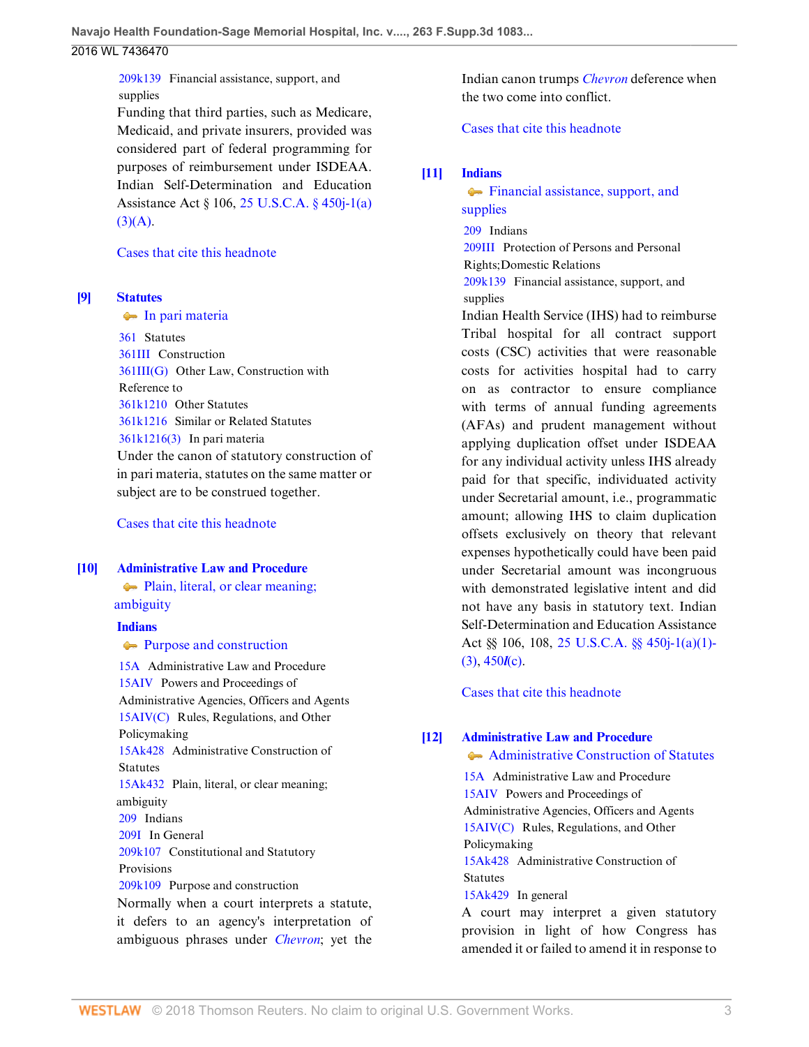209k139 Financial assistance, support, and supplies

Funding that third parties, such as Medicare, Medicaid, and private insurers, provided was considered part of federal programming for purposes of reimbursement under ISDEAA. Indian Self-Determination and Education Assistance Act § 106, 25 U.S.C.A. § 450j-1(a)(3)(A).

Cases that cite this headnote

**[9] Statutes**

In pari materia

361 Statutes
361III Construction
361III(G) Other Law, Construction with Reference to
361k1210 Other Statutes
361k1216 Similar or Related Statutes
361k1216(3) In pari materia

Under the canon of statutory construction of in pari materia, statutes on the same matter or subject are to be construed together.

Cases that cite this headnote

**[10] Administrative Law and Procedure**

Plain, literal, or clear meaning; ambiguity

**Indians**

Purpose and construction

15A Administrative Law and Procedure
15AIV Powers and Proceedings of Administrative Agencies, Officers and Agents
15AIV(C) Rules, Regulations, and Other Policymaking
15Ak428 Administrative Construction of Statutes
15Ak432 Plain, literal, or clear meaning; ambiguity
209 Indians
209I In General
209k107 Constitutional and Statutory Provisions
209k109 Purpose and construction

Normally when a court interprets a statute, it defers to an agency's interpretation of ambiguous phrases under *Chevron*; yet the Indian canon trumps *Chevron* deference when the two come into conflict.

Cases that cite this headnote

**[11] Indians**

Financial assistance, support, and supplies

209 Indians
209III Protection of Persons and Personal Rights;Domestic Relations
209k139 Financial assistance, support, and supplies

Indian Health Service (IHS) had to reimburse Tribal hospital for all contract support costs (CSC) activities that were reasonable costs for activities hospital had to carry on as contractor to ensure compliance with terms of annual funding agreements (AFAs) and prudent management without applying duplication offset under ISDEAA for any individual activity unless IHS already paid for that specific, individuated activity under Secretarial amount, i.e., programmatic amount; allowing IHS to claim duplication offsets exclusively on theory that relevant expenses hypothetically could have been paid under Secretarial amount was incongruous with demonstrated legislative intent and did not have any basis in statutory text. Indian Self-Determination and Education Assistance Act §§ 106, 108, 25 U.S.C.A. §§ 450j-1(a)(1)-(3), 450*l*(c).

Cases that cite this headnote

**[12] Administrative Law and Procedure**

Administrative Construction of Statutes

15A Administrative Law and Procedure
15AIV Powers and Proceedings of Administrative Agencies, Officers and Agents
15AIV(C) Rules, Regulations, and Other Policymaking
15Ak428 Administrative Construction of Statutes
15Ak429 In general

A court may interpret a given statutory provision in light of how Congress has amended it or failed to amend it in response to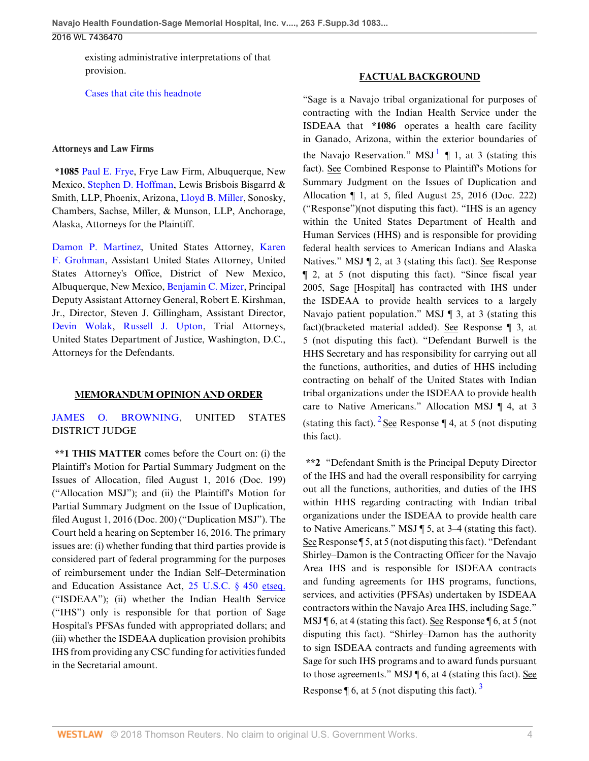existing administrative interpretations of that provision.

Cases that cite this headnote

**Attorneys and Law Firms**

**\*1085** Paul E. Frye, Frye Law Firm, Albuquerque, New Mexico, Stephen D. Hoffman, Lewis Brisbois Bisgarrd & Smith, LLP, Phoenix, Arizona, Lloyd B. Miller, Sonosky, Chambers, Sachse, Miller, & Munson, LLP, Anchorage, Alaska, Attorneys for the Plaintiff.

Damon P. Martinez, United States Attorney, Karen F. Grohman, Assistant United States Attorney, United States Attorney's Office, District of New Mexico, Albuquerque, New Mexico, Benjamin C. Mizer, Principal Deputy Assistant Attorney General, Robert E. Kirshman, Jr., Director, Steven J. Gillingham, Assistant Director, Devin Wolak, Russell J. Upton, Trial Attorneys, United States Department of Justice, Washington, D.C., Attorneys for the Defendants.

## MEMORANDUM OPINION AND ORDER

JAMES O. BROWNING, UNITED STATES DISTRICT JUDGE

**\*\*1 THIS MATTER** comes before the Court on: (i) the Plaintiff's Motion for Partial Summary Judgment on the Issues of Allocation, filed August 1, 2016 (Doc. 199) ("Allocation MSJ"); and (ii) the Plaintiff's Motion for Partial Summary Judgment on the Issue of Duplication, filed August 1, 2016 (Doc. 200) ("Duplication MSJ"). The Court held a hearing on September 16, 2016. The primary issues are: (i) whether funding that third parties provide is considered part of federal programming for the purposes of reimbursement under the Indian Self–Determination and Education Assistance Act, 25 U.S.C. § 450 etseq. ("ISDEAA"); (ii) whether the Indian Health Service ("IHS") only is responsible for that portion of Sage Hospital's PFSAs funded with appropriated dollars; and (iii) whether the ISDEAA duplication provision prohibits IHS from providing any CSC funding for activities funded in the Secretarial amount.

## FACTUAL BACKGROUND

"Sage is a Navajo tribal organizational for purposes of contracting with the Indian Health Service under the ISDEAA that **\*1086** operates a health care facility in Ganado, Arizona, within the exterior boundaries of the Navajo Reservation." MSJ [1] ¶ 1, at 3 (stating this fact). See Combined Response to Plaintiff's Motions for Summary Judgment on the Issues of Duplication and Allocation ¶ 1, at 5, filed August 25, 2016 (Doc. 222) ("Response")(not disputing this fact). "IHS is an agency within the United States Department of Health and Human Services (HHS) and is responsible for providing federal health services to American Indians and Alaska Natives." MSJ ¶ 2, at 3 (stating this fact). See Response ¶ 2, at 5 (not disputing this fact). "Since fiscal year 2005, Sage [Hospital] has contracted with IHS under the ISDEAA to provide health services to a largely Navajo patient population." MSJ ¶ 3, at 3 (stating this fact)(bracketed material added). See Response ¶ 3, at 5 (not disputing this fact). "Defendant Burwell is the HHS Secretary and has responsibility for carrying out all the functions, authorities, and duties of HHS including contracting on behalf of the United States with Indian tribal organizations under the ISDEAA to provide health care to Native Americans." Allocation MSJ ¶ 4, at 3 (stating this fact). [2] See Response ¶ 4, at 5 (not disputing this fact).

**\*\*2** "Defendant Smith is the Principal Deputy Director of the IHS and had the overall responsibility for carrying out all the functions, authorities, and duties of the IHS within HHS regarding contracting with Indian tribal organizations under the ISDEAA to provide health care to Native Americans." MSJ ¶ 5, at 3–4 (stating this fact). See Response ¶ 5, at 5 (not disputing this fact). "Defendant Shirley–Damon is the Contracting Officer for the Navajo Area IHS and is responsible for ISDEAA contracts and funding agreements for IHS programs, functions, services, and activities (PFSAs) undertaken by ISDEAA contractors within the Navajo Area IHS, including Sage." MSJ ¶ 6, at 4 (stating this fact). See Response ¶ 6, at 5 (not disputing this fact). "Shirley–Damon has the authority to sign ISDEAA contracts and funding agreements with Sage for such IHS programs and to award funds pursuant to those agreements." MSJ ¶ 6, at 4 (stating this fact). See Response ¶ 6, at 5 (not disputing this fact). [3]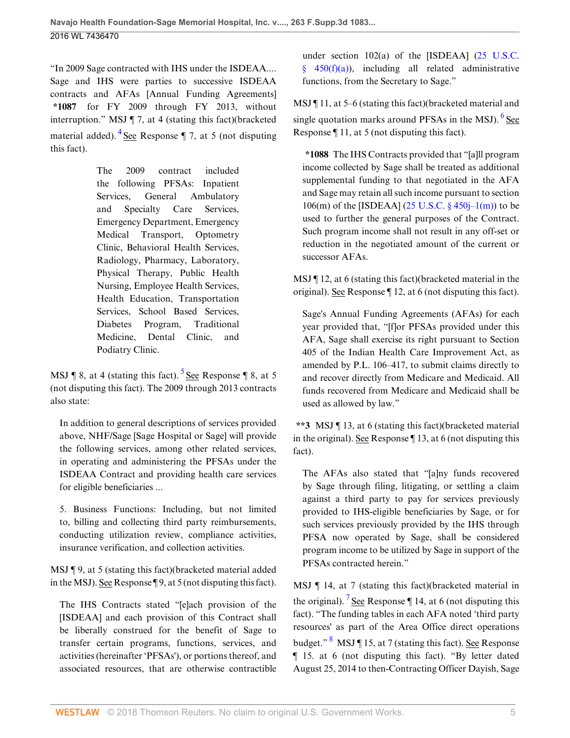"In 2009 Sage contracted with IHS under the ISDEAA.... Sage and IHS were parties to successive ISDEAA contracts and AFAs [Annual Funding Agreements] *1087 for FY 2009 through FY 2013, without interruption." MSJ ¶ 7, at 4 (stating this fact)(bracketed material added).[4] See Response ¶ 7, at 5 (not disputing this fact).

> The 2009 contract included the following PFSAs: Inpatient Services, General Ambulatory and Specialty Care Services, Emergency Department, Emergency Medical Transport, Optometry Clinic, Behavioral Health Services, Radiology, Pharmacy, Laboratory, Physical Therapy, Public Health Nursing, Employee Health Services, Health Education, Transportation Services, School Based Services, Diabetes Program, Traditional Medicine, Dental Clinic, and Podiatry Clinic.

MSJ ¶ 8, at 4 (stating this fact).[5] See Response ¶ 8, at 5 (not disputing this fact). The 2009 through 2013 contracts also state:

> In addition to general descriptions of services provided above, NHF/Sage [Sage Hospital or Sage] will provide the following services, among other related services, in operating and administering the PFSAs under the ISDEAA Contract and providing health care services for eligible beneficiaries ...
>
> 5. Business Functions: Including, but not limited to, billing and collecting third party reimbursements, conducting utilization review, compliance activities, insurance verification, and collection activities.

MSJ ¶ 9, at 5 (stating this fact)(bracketed material added in the MSJ). See Response ¶ 9, at 5 (not disputing this fact).

> The IHS Contracts stated "[e]ach provision of the [ISDEAA] and each provision of this Contract shall be liberally construed for the benefit of Sage to transfer certain programs, functions, services, and activities (hereinafter 'PFSAs'), or portions thereof, and associated resources, that are otherwise contractible under section 102(a) of the [ISDEAA] (25 U.S.C. § 450(f)(a)), including all related administrative functions, from the Secretary to Sage."

MSJ ¶ 11, at 5–6 (stating this fact)(bracketed material and single quotation marks around PFSAs in the MSJ).[6] See Response ¶ 11, at 5 (not disputing this fact).

> *1088 The IHS Contracts provided that "[a]ll program income collected by Sage shall be treated as additional supplemental funding to that negotiated in the AFA and Sage may retain all such income pursuant to section 106(m) of the [ISDEAA] (25 U.S.C. § 450j–1(m)) to be used to further the general purposes of the Contract. Such program income shall not result in any off-set or reduction in the negotiated amount of the current or successor AFAs.

MSJ ¶ 12, at 6 (stating this fact)(bracketed material in the original). See Response ¶ 12, at 6 (not disputing this fact).

> Sage's Annual Funding Agreements (AFAs) for each year provided that, "[f]or PFSAs provided under this AFA, Sage shall exercise its right pursuant to Section 405 of the Indian Health Care Improvement Act, as amended by P.L. 106–417, to submit claims directly to and recover directly from Medicare and Medicaid. All funds recovered from Medicare and Medicaid shall be used as allowed by law."

**3 MSJ ¶ 13, at 6 (stating this fact)(bracketed material in the original). See Response ¶ 13, at 6 (not disputing this fact).

> The AFAs also stated that "[a]ny funds recovered by Sage through filing, litigating, or settling a claim against a third party to pay for services previously provided to IHS-eligible beneficiaries by Sage, or for such services previously provided by the IHS through PFSA now operated by Sage, shall be considered program income to be utilized by Sage in support of the PFSAs contracted herein."

MSJ ¶ 14, at 7 (stating this fact)(bracketed material in the original).[7] See Response ¶ 14, at 6 (not disputing this fact). "The funding tables in each AFA noted 'third party resources' as part of the Area Office direct operations budget."[8] MSJ ¶ 15, at 7 (stating this fact). See Response ¶ 15. at 6 (not disputing this fact). "By letter dated August 25, 2014 to then-Contracting Officer Dayish, Sage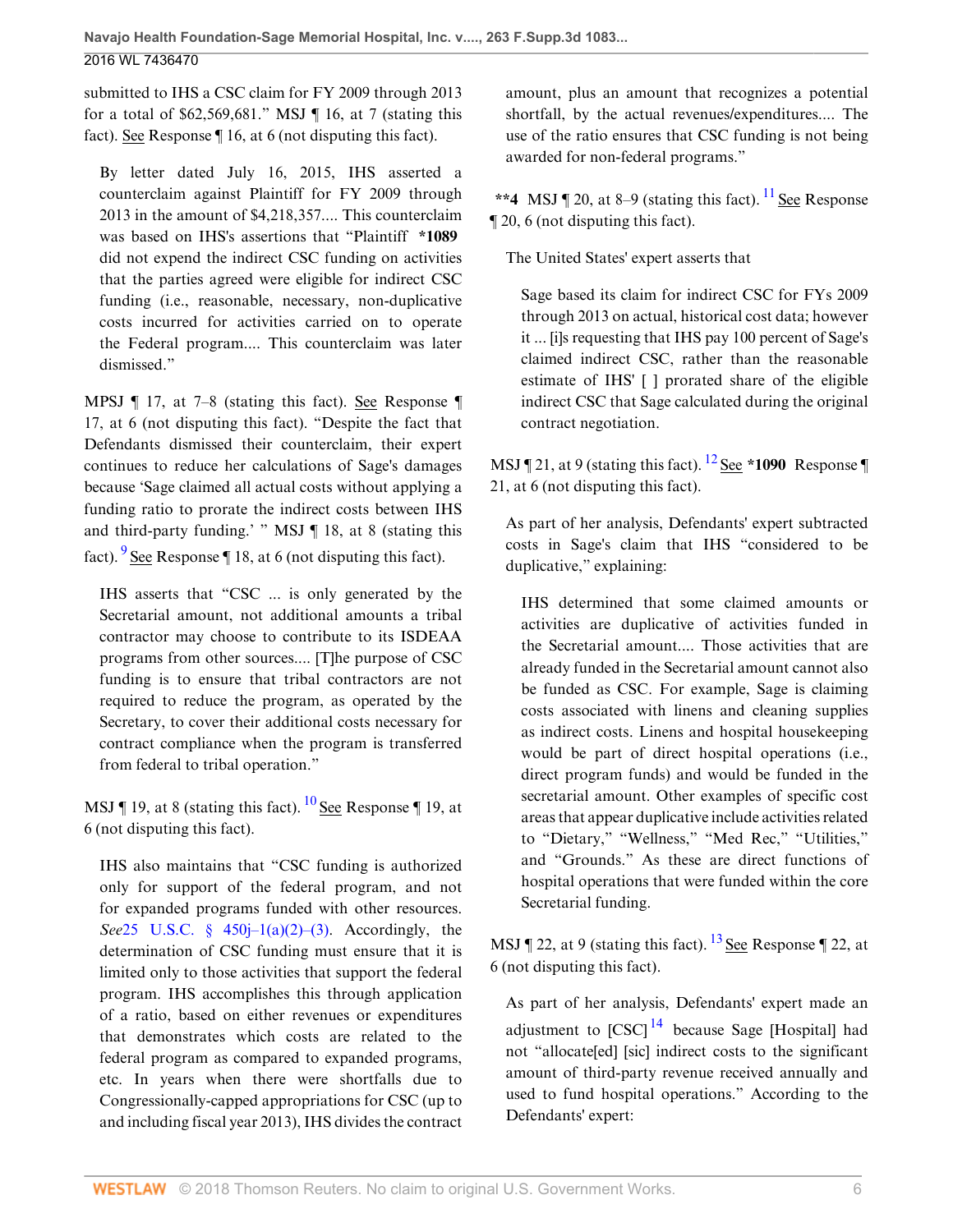submitted to IHS a CSC claim for FY 2009 through 2013 for a total of $62,569,681." MSJ ¶ 16, at 7 (stating this fact). See Response ¶ 16, at 6 (not disputing this fact).

> By letter dated July 16, 2015, IHS asserted a counterclaim against Plaintiff for FY 2009 through 2013 in the amount of $4,218,357.... This counterclaim was based on IHS's assertions that "Plaintiff **\*1089** did not expend the indirect CSC funding on activities that the parties agreed were eligible for indirect CSC funding (i.e., reasonable, necessary, non-duplicative costs incurred for activities carried on to operate the Federal program.... This counterclaim was later dismissed."

MPSJ ¶ 17, at 7–8 (stating this fact). See Response ¶ 17, at 6 (not disputing this fact). "Despite the fact that Defendants dismissed their counterclaim, their expert continues to reduce her calculations of Sage's damages because 'Sage claimed all actual costs without applying a funding ratio to prorate the indirect costs between IHS and third-party funding.' " MSJ ¶ 18, at 8 (stating this fact).[9] See Response ¶ 18, at 6 (not disputing this fact).

> IHS asserts that "CSC ... is only generated by the Secretarial amount, not additional amounts a tribal contractor may choose to contribute to its ISDEAA programs from other sources.... [T]he purpose of CSC funding is to ensure that tribal contractors are not required to reduce the program, as operated by the Secretary, to cover their additional costs necessary for contract compliance when the program is transferred from federal to tribal operation."

MSJ ¶ 19, at 8 (stating this fact).[10] See Response ¶ 19, at 6 (not disputing this fact).

> IHS also maintains that "CSC funding is authorized only for support of the federal program, and not for expanded programs funded with other resources. *See*25 U.S.C. § 450j–1(a)(2)–(3). Accordingly, the determination of CSC funding must ensure that it is limited only to those activities that support the federal program. IHS accomplishes this through application of a ratio, based on either revenues or expenditures that demonstrates which costs are related to the federal program as compared to expanded programs, etc. In years when there were shortfalls due to Congressionally-capped appropriations for CSC (up to and including fiscal year 2013), IHS divides the contract amount, plus an amount that recognizes a potential shortfall, by the actual revenues/expenditures.... The use of the ratio ensures that CSC funding is not being awarded for non-federal programs."

**\*\*4** MSJ ¶ 20, at 8–9 (stating this fact).[11] See Response ¶ 20, 6 (not disputing this fact).

> The United States' expert asserts that
>
> > Sage based its claim for indirect CSC for FYs 2009 through 2013 on actual, historical cost data; however it ... [i]s requesting that IHS pay 100 percent of Sage's claimed indirect CSC, rather than the reasonable estimate of IHS' [ ] prorated share of the eligible indirect CSC that Sage calculated during the original contract negotiation.

MSJ ¶ 21, at 9 (stating this fact).[12] See **\*1090** Response ¶ 21, at 6 (not disputing this fact).

> As part of her analysis, Defendants' expert subtracted costs in Sage's claim that IHS "considered to be duplicative," explaining:
>
> > IHS determined that some claimed amounts or activities are duplicative of activities funded in the Secretarial amount.... Those activities that are already funded in the Secretarial amount cannot also be funded as CSC. For example, Sage is claiming costs associated with linens and cleaning supplies as indirect costs. Linens and hospital housekeeping would be part of direct hospital operations (i.e., direct program funds) and would be funded in the secretarial amount. Other examples of specific cost areas that appear duplicative include activities related to "Dietary," "Wellness," "Med Rec," "Utilities," and "Grounds." As these are direct functions of hospital operations that were funded within the core Secretarial funding.

MSJ ¶ 22, at 9 (stating this fact).[13] See Response ¶ 22, at 6 (not disputing this fact).

> As part of her analysis, Defendants' expert made an adjustment to [CSC][14] because Sage [Hospital] had not "allocate[ed] [sic] indirect costs to the significant amount of third-party revenue received annually and used to fund hospital operations." According to the Defendants' expert: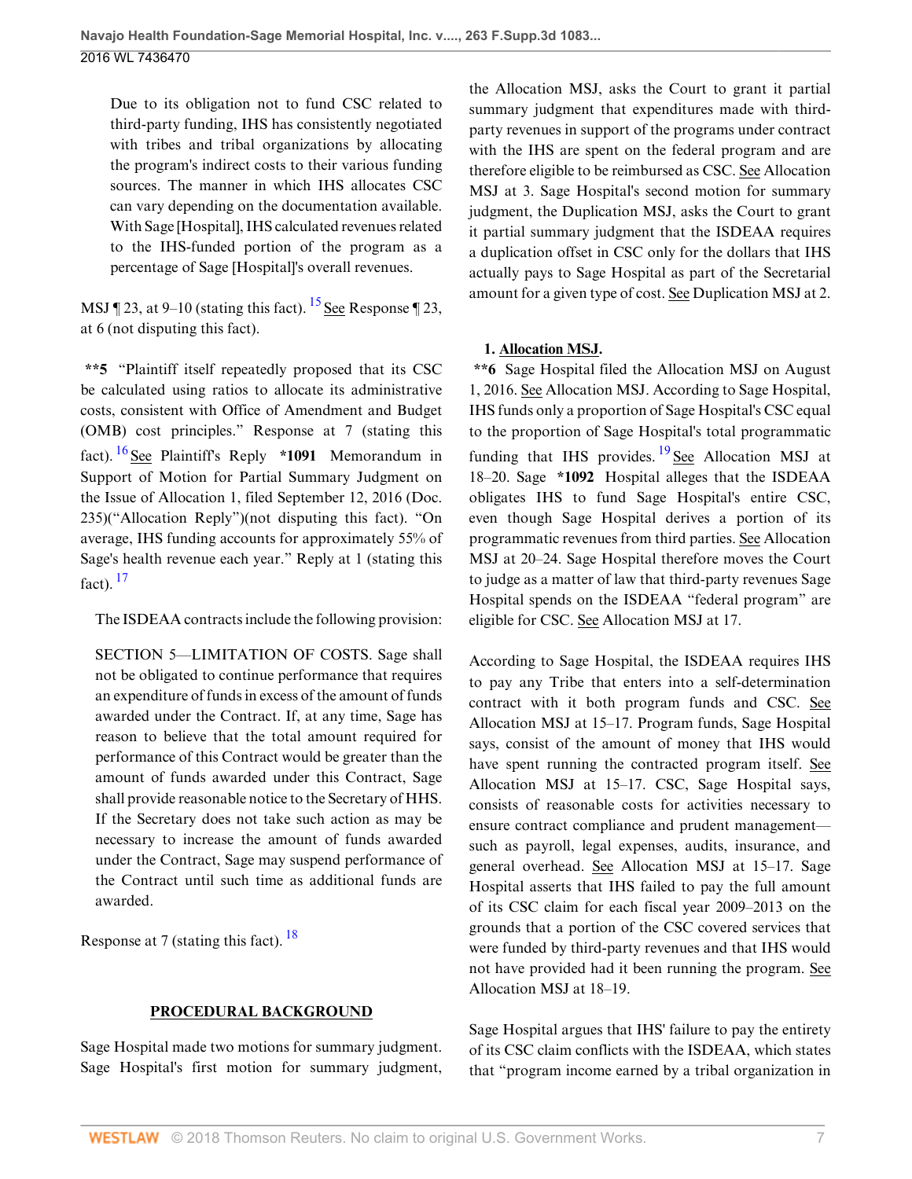Due to its obligation not to fund CSC related to third-party funding, IHS has consistently negotiated with tribes and tribal organizations by allocating the program's indirect costs to their various funding sources. The manner in which IHS allocates CSC can vary depending on the documentation available. With Sage [Hospital], IHS calculated revenues related to the IHS-funded portion of the program as a percentage of Sage [Hospital]'s overall revenues.

MSJ ¶ 23, at 9–10 (stating this fact). [15] See Response ¶ 23, at 6 (not disputing this fact).

**\*\*5** "Plaintiff itself repeatedly proposed that its CSC be calculated using ratios to allocate its administrative costs, consistent with Office of Amendment and Budget (OMB) cost principles." Response at 7 (stating this fact). [16] See Plaintiff's Reply **\*1091** Memorandum in Support of Motion for Partial Summary Judgment on the Issue of Allocation 1, filed September 12, 2016 (Doc. 235)("Allocation Reply")(not disputing this fact). "On average, IHS funding accounts for approximately 55% of Sage's health revenue each year." Reply at 1 (stating this fact). [17]

The ISDEAA contracts include the following provision:

SECTION 5—LIMITATION OF COSTS. Sage shall not be obligated to continue performance that requires an expenditure of funds in excess of the amount of funds awarded under the Contract. If, at any time, Sage has reason to believe that the total amount required for performance of this Contract would be greater than the amount of funds awarded under this Contract, Sage shall provide reasonable notice to the Secretary of HHS. If the Secretary does not take such action as may be necessary to increase the amount of funds awarded under the Contract, Sage may suspend performance of the Contract until such time as additional funds are awarded.

Response at 7 (stating this fact). [18]

## PROCEDURAL BACKGROUND

Sage Hospital made two motions for summary judgment. Sage Hospital's first motion for summary judgment, the Allocation MSJ, asks the Court to grant it partial summary judgment that expenditures made with third-party revenues in support of the programs under contract with the IHS are spent on the federal program and are therefore eligible to be reimbursed as CSC. See Allocation MSJ at 3. Sage Hospital's second motion for summary judgment, the Duplication MSJ, asks the Court to grant it partial summary judgment that the ISDEAA requires a duplication offset in CSC only for the dollars that IHS actually pays to Sage Hospital as part of the Secretarial amount for a given type of cost. See Duplication MSJ at 2.

### 1. Allocation MSJ.

**\*\*6** Sage Hospital filed the Allocation MSJ on August 1, 2016. See Allocation MSJ. According to Sage Hospital, IHS funds only a proportion of Sage Hospital's CSC equal to the proportion of Sage Hospital's total programmatic funding that IHS provides. [19] See Allocation MSJ at 18–20. Sage **\*1092** Hospital alleges that the ISDEAA obligates IHS to fund Sage Hospital's entire CSC, even though Sage Hospital derives a portion of its programmatic revenues from third parties. See Allocation MSJ at 20–24. Sage Hospital therefore moves the Court to judge as a matter of law that third-party revenues Sage Hospital spends on the ISDEAA "federal program" are eligible for CSC. See Allocation MSJ at 17.

According to Sage Hospital, the ISDEAA requires IHS to pay any Tribe that enters into a self-determination contract with it both program funds and CSC. See Allocation MSJ at 15–17. Program funds, Sage Hospital says, consist of the amount of money that IHS would have spent running the contracted program itself. See Allocation MSJ at 15–17. CSC, Sage Hospital says, consists of reasonable costs for activities necessary to ensure contract compliance and prudent management—such as payroll, legal expenses, audits, insurance, and general overhead. See Allocation MSJ at 15–17. Sage Hospital asserts that IHS failed to pay the full amount of its CSC claim for each fiscal year 2009–2013 on the grounds that a portion of the CSC covered services that were funded by third-party revenues and that IHS would not have provided had it been running the program. See Allocation MSJ at 18–19.

Sage Hospital argues that IHS' failure to pay the entirety of its CSC claim conflicts with the ISDEAA, which states that "program income earned by a tribal organization in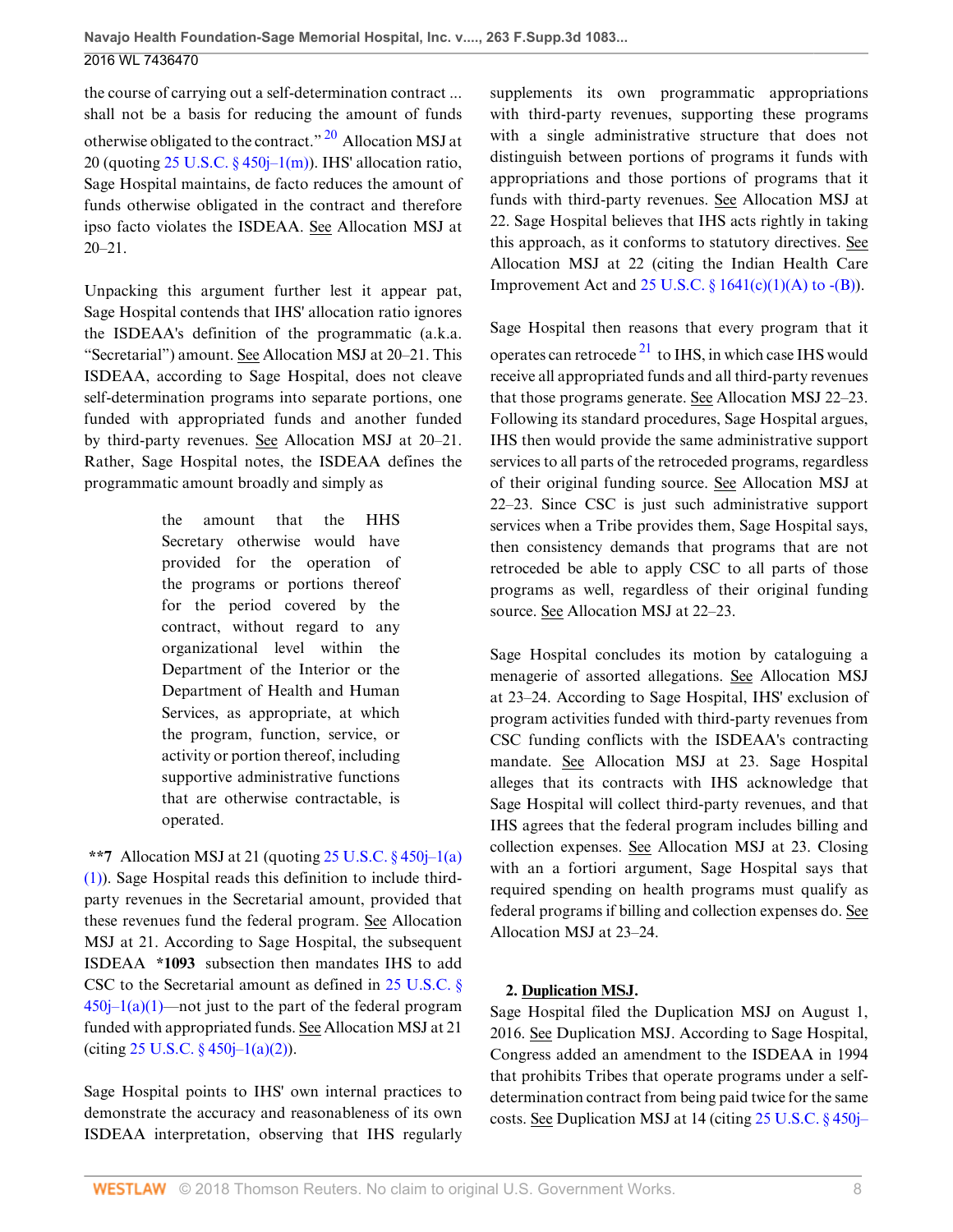the course of carrying out a self-determination contract ... shall not be a basis for reducing the amount of funds otherwise obligated to the contract." [20] Allocation MSJ at 20 (quoting 25 U.S.C. § 450j–1(m)). IHS' allocation ratio, Sage Hospital maintains, de facto reduces the amount of funds otherwise obligated in the contract and therefore ipso facto violates the ISDEAA. See Allocation MSJ at 20–21.

Unpacking this argument further lest it appear pat, Sage Hospital contends that IHS' allocation ratio ignores the ISDEAA's definition of the programmatic (a.k.a. "Secretarial") amount. See Allocation MSJ at 20–21. This ISDEAA, according to Sage Hospital, does not cleave self-determination programs into separate portions, one funded with appropriated funds and another funded by third-party revenues. See Allocation MSJ at 20–21. Rather, Sage Hospital notes, the ISDEAA defines the programmatic amount broadly and simply as

> the amount that the HHS Secretary otherwise would have provided for the operation of the programs or portions thereof for the period covered by the contract, without regard to any organizational level within the Department of the Interior or the Department of Health and Human Services, as appropriate, at which the program, function, service, or activity or portion thereof, including supportive administrative functions that are otherwise contractable, is operated.

**\*\*7** Allocation MSJ at 21 (quoting 25 U.S.C. § 450j–1(a)(1)). Sage Hospital reads this definition to include third-party revenues in the Secretarial amount, provided that these revenues fund the federal program. See Allocation MSJ at 21. According to Sage Hospital, the subsequent ISDEAA **\*1093** subsection then mandates IHS to add CSC to the Secretarial amount as defined in 25 U.S.C. § 450j–1(a)(1)—not just to the part of the federal program funded with appropriated funds. See Allocation MSJ at 21 (citing 25 U.S.C. § 450j–1(a)(2)).

Sage Hospital points to IHS' own internal practices to demonstrate the accuracy and reasonableness of its own ISDEAA interpretation, observing that IHS regularly supplements its own programmatic appropriations with third-party revenues, supporting these programs with a single administrative structure that does not distinguish between portions of programs it funds with appropriations and those portions of programs that it funds with third-party revenues. See Allocation MSJ at 22. Sage Hospital believes that IHS acts rightly in taking this approach, as it conforms to statutory directives. See Allocation MSJ at 22 (citing the Indian Health Care Improvement Act and 25 U.S.C. § 1641(c)(1)(A) to -(B)).

Sage Hospital then reasons that every program that it operates can retrocede [21] to IHS, in which case IHS would receive all appropriated funds and all third-party revenues that those programs generate. See Allocation MSJ 22–23. Following its standard procedures, Sage Hospital argues, IHS then would provide the same administrative support services to all parts of the retroceded programs, regardless of their original funding source. See Allocation MSJ at 22–23. Since CSC is just such administrative support services when a Tribe provides them, Sage Hospital says, then consistency demands that programs that are not retroceded be able to apply CSC to all parts of those programs as well, regardless of their original funding source. See Allocation MSJ at 22–23.

Sage Hospital concludes its motion by cataloguing a menagerie of assorted allegations. See Allocation MSJ at 23–24. According to Sage Hospital, IHS' exclusion of program activities funded with third-party revenues from CSC funding conflicts with the ISDEAA's contracting mandate. See Allocation MSJ at 23. Sage Hospital alleges that its contracts with IHS acknowledge that Sage Hospital will collect third-party revenues, and that IHS agrees that the federal program includes billing and collection expenses. See Allocation MSJ at 23. Closing with an a fortiori argument, Sage Hospital says that required spending on health programs must qualify as federal programs if billing and collection expenses do. See Allocation MSJ at 23–24.

**2. Duplication MSJ.**

Sage Hospital filed the Duplication MSJ on August 1, 2016. See Duplication MSJ. According to Sage Hospital, Congress added an amendment to the ISDEAA in 1994 that prohibits Tribes that operate programs under a self-determination contract from being paid twice for the same costs. See Duplication MSJ at 14 (citing 25 U.S.C. § 450j–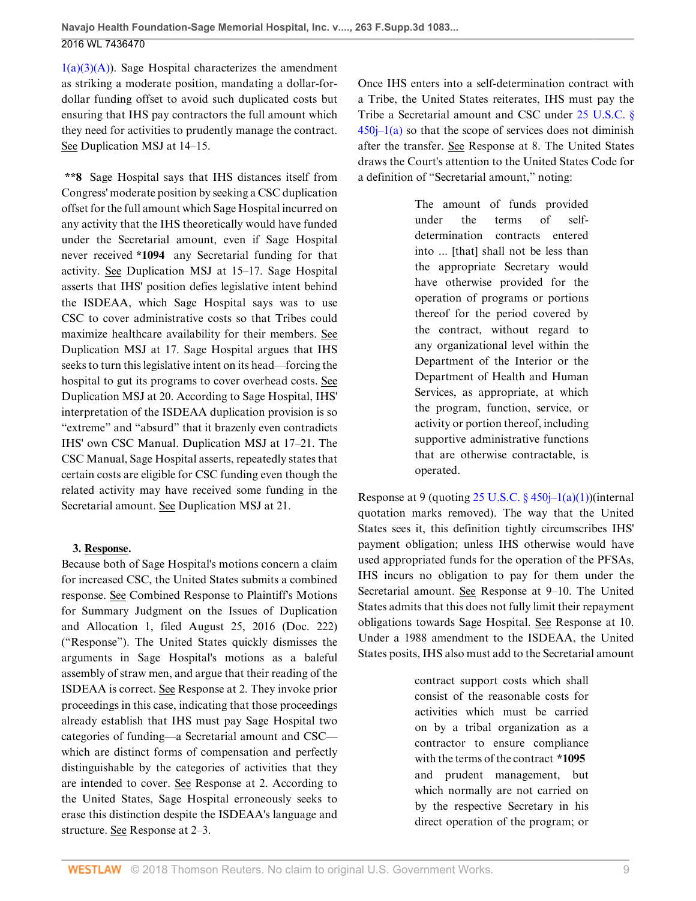1(a)(3)(A)). Sage Hospital characterizes the amendment as striking a moderate position, mandating a dollar-for-dollar funding offset to avoid such duplicated costs but ensuring that IHS pay contractors the full amount which they need for activities to prudently manage the contract. See Duplication MSJ at 14–15.

**\*\*8** Sage Hospital says that IHS distances itself from Congress' moderate position by seeking a CSC duplication offset for the full amount which Sage Hospital incurred on any activity that the IHS theoretically would have funded under the Secretarial amount, even if Sage Hospital never received **\*1094** any Secretarial funding for that activity. See Duplication MSJ at 15–17. Sage Hospital asserts that IHS' position defies legislative intent behind the ISDEAA, which Sage Hospital says was to use CSC to cover administrative costs so that Tribes could maximize healthcare availability for their members. See Duplication MSJ at 17. Sage Hospital argues that IHS seeks to turn this legislative intent on its head—forcing the hospital to gut its programs to cover overhead costs. See Duplication MSJ at 20. According to Sage Hospital, IHS' interpretation of the ISDEAA duplication provision is so "extreme" and "absurd" that it brazenly even contradicts IHS' own CSC Manual. Duplication MSJ at 17–21. The CSC Manual, Sage Hospital asserts, repeatedly states that certain costs are eligible for CSC funding even though the related activity may have received some funding in the Secretarial amount. See Duplication MSJ at 21.

**3. Response.**

Because both of Sage Hospital's motions concern a claim for increased CSC, the United States submits a combined response. See Combined Response to Plaintiff's Motions for Summary Judgment on the Issues of Duplication and Allocation 1, filed August 25, 2016 (Doc. 222) ("Response"). The United States quickly dismisses the arguments in Sage Hospital's motions as a baleful assembly of straw men, and argue that their reading of the ISDEAA is correct. See Response at 2. They invoke prior proceedings in this case, indicating that those proceedings already establish that IHS must pay Sage Hospital two categories of funding—a Secretarial amount and CSC—which are distinct forms of compensation and perfectly distinguishable by the categories of activities that they are intended to cover. See Response at 2. According to the United States, Sage Hospital erroneously seeks to erase this distinction despite the ISDEAA's language and structure. See Response at 2–3.

Once IHS enters into a self-determination contract with a Tribe, the United States reiterates, IHS must pay the Tribe a Secretarial amount and CSC under 25 U.S.C. § 450j–1(a) so that the scope of services does not diminish after the transfer. See Response at 8. The United States draws the Court's attention to the United States Code for a definition of "Secretarial amount," noting:

> The amount of funds provided under the terms of self-determination contracts entered into ... [that] shall not be less than the appropriate Secretary would have otherwise provided for the operation of programs or portions thereof for the period covered by the contract, without regard to any organizational level within the Department of the Interior or the Department of Health and Human Services, as appropriate, at which the program, function, service, or activity or portion thereof, including supportive administrative functions that are otherwise contractable, is operated.

Response at 9 (quoting 25 U.S.C. § 450j–1(a)(1))(internal quotation marks removed). The way that the United States sees it, this definition tightly circumscribes IHS' payment obligation; unless IHS otherwise would have used appropriated funds for the operation of the PFSAs, IHS incurs no obligation to pay for them under the Secretarial amount. See Response at 9–10. The United States admits that this does not fully limit their repayment obligations towards Sage Hospital. See Response at 10. Under a 1988 amendment to the ISDEAA, the United States posits, IHS also must add to the Secretarial amount

> contract support costs which shall consist of the reasonable costs for activities which must be carried on by a tribal organization as a contractor to ensure compliance with the terms of the contract **\*1095** and prudent management, but which normally are not carried on by the respective Secretary in his direct operation of the program; or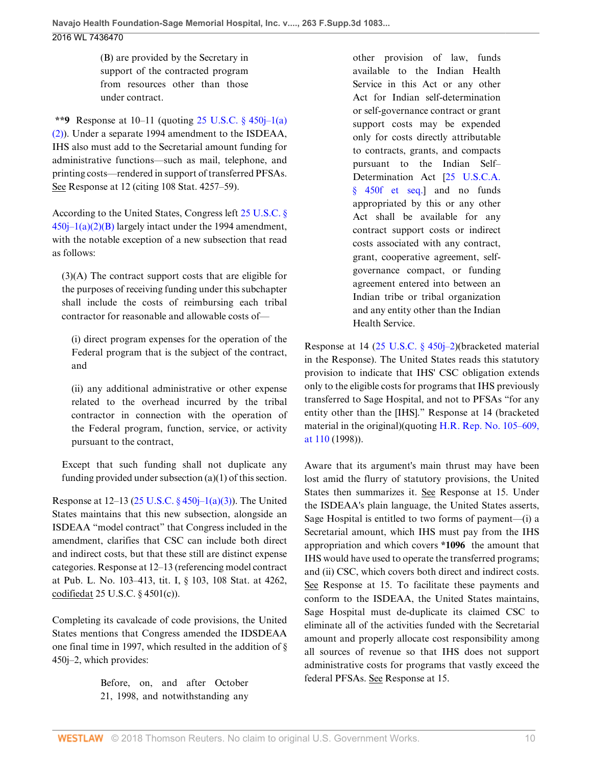(B) are provided by the Secretary in support of the contracted program from resources other than those under contract.

**\*\*9** Response at 10–11 (quoting 25 U.S.C. § 450j–1(a)(2)). Under a separate 1994 amendment to the ISDEAA, IHS also must add to the Secretarial amount funding for administrative functions—such as mail, telephone, and printing costs—rendered in support of transferred PFSAs. See Response at 12 (citing 108 Stat. 4257–59).

According to the United States, Congress left 25 U.S.C. § 450j–1(a)(2)(B) largely intact under the 1994 amendment, with the notable exception of a new subsection that read as follows:

> (3)(A) The contract support costs that are eligible for the purposes of receiving funding under this subchapter shall include the costs of reimbursing each tribal contractor for reasonable and allowable costs of—
>
> (i) direct program expenses for the operation of the Federal program that is the subject of the contract, and
>
> (ii) any additional administrative or other expense related to the overhead incurred by the tribal contractor in connection with the operation of the Federal program, function, service, or activity pursuant to the contract,
>
> Except that such funding shall not duplicate any funding provided under subsection (a)(1) of this section.

Response at 12–13 (25 U.S.C. § 450j–1(a)(3)). The United States maintains that this new subsection, alongside an ISDEAA "model contract" that Congress included in the amendment, clarifies that CSC can include both direct and indirect costs, but that these still are distinct expense categories. Response at 12–13 (referencing model contract at Pub. L. No. 103–413, tit. I, § 103, 108 Stat. at 4262, codifiedat 25 U.S.C. § 4501(c)).

Completing its cavalcade of code provisions, the United States mentions that Congress amended the IDSDEAA one final time in 1997, which resulted in the addition of § 450j–2, which provides:

> Before, on, and after October 21, 1998, and notwithstanding any other provision of law, funds available to the Indian Health Service in this Act or any other Act for Indian self-determination or self-governance contract or grant support costs may be expended only for costs directly attributable to contracts, grants, and compacts pursuant to the Indian Self–Determination Act [25 U.S.C.A. § 450f et seq.] and no funds appropriated by this or any other Act shall be available for any contract support costs or indirect costs associated with any contract, grant, cooperative agreement, self-governance compact, or funding agreement entered into between an Indian tribe or tribal organization and any entity other than the Indian Health Service.

Response at 14 (25 U.S.C. § 450j–2)(bracketed material in the Response). The United States reads this statutory provision to indicate that IHS' CSC obligation extends only to the eligible costs for programs that IHS previously transferred to Sage Hospital, and not to PFSAs "for any entity other than the [IHS]." Response at 14 (bracketed material in the original)(quoting H.R. Rep. No. 105–609, at 110 (1998)).

Aware that its argument's main thrust may have been lost amid the flurry of statutory provisions, the United States then summarizes it. See Response at 15. Under the ISDEAA's plain language, the United States asserts, Sage Hospital is entitled to two forms of payment—(i) a Secretarial amount, which IHS must pay from the IHS appropriation and which covers **\*1096** the amount that IHS would have used to operate the transferred programs; and (ii) CSC, which covers both direct and indirect costs. See Response at 15. To facilitate these payments and conform to the ISDEAA, the United States maintains, Sage Hospital must de-duplicate its claimed CSC to eliminate all of the activities funded with the Secretarial amount and properly allocate cost responsibility among all sources of revenue so that IHS does not support administrative costs for programs that vastly exceed the federal PFSAs. See Response at 15.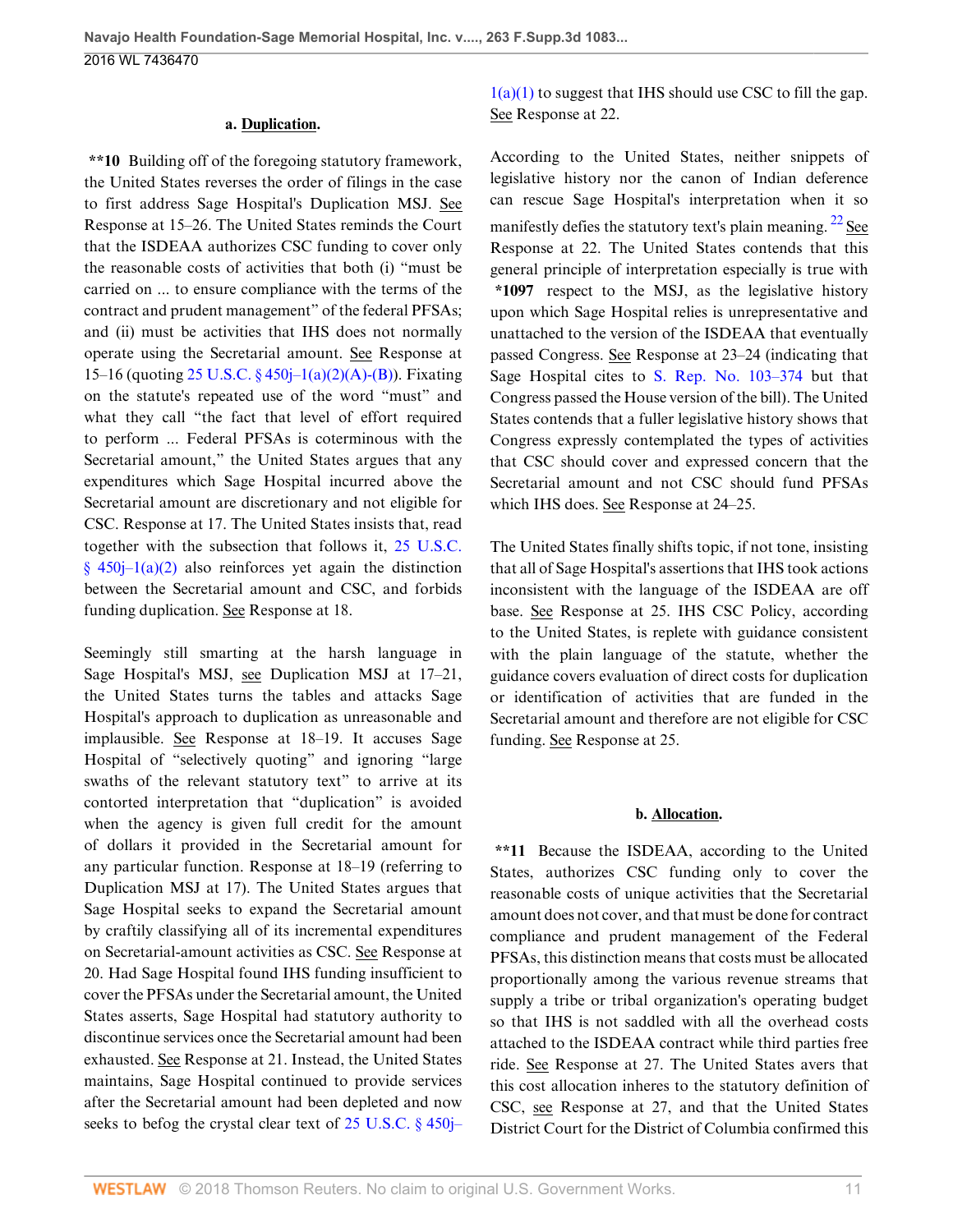### a. Duplication.

**10 Building off of the foregoing statutory framework, the United States reverses the order of filings in the case to first address Sage Hospital's Duplication MSJ. See Response at 15–26. The United States reminds the Court that the ISDEAA authorizes CSC funding to cover only the reasonable costs of activities that both (i) "must be carried on ... to ensure compliance with the terms of the contract and prudent management" of the federal PFSAs; and (ii) must be activities that IHS does not normally operate using the Secretarial amount. See Response at 15–16 (quoting 25 U.S.C. § 450j–1(a)(2)(A)-(B)). Fixating on the statute's repeated use of the word "must" and what they call "the fact that level of effort required to perform ... Federal PFSAs is coterminous with the Secretarial amount," the United States argues that any expenditures which Sage Hospital incurred above the Secretarial amount are discretionary and not eligible for CSC. Response at 17. The United States insists that, read together with the subsection that follows it, 25 U.S.C. § 450j–1(a)(2) also reinforces yet again the distinction between the Secretarial amount and CSC, and forbids funding duplication. See Response at 18.

Seemingly still smarting at the harsh language in Sage Hospital's MSJ, see Duplication MSJ at 17–21, the United States turns the tables and attacks Sage Hospital's approach to duplication as unreasonable and implausible. See Response at 18–19. It accuses Sage Hospital of "selectively quoting" and ignoring "large swaths of the relevant statutory text" to arrive at its contorted interpretation that "duplication" is avoided when the agency is given full credit for the amount of dollars it provided in the Secretarial amount for any particular function. Response at 18–19 (referring to Duplication MSJ at 17). The United States argues that Sage Hospital seeks to expand the Secretarial amount by craftily classifying all of its incremental expenditures on Secretarial-amount activities as CSC. See Response at 20. Had Sage Hospital found IHS funding insufficient to cover the PFSAs under the Secretarial amount, the United States asserts, Sage Hospital had statutory authority to discontinue services once the Secretarial amount had been exhausted. See Response at 21. Instead, the United States maintains, Sage Hospital continued to provide services after the Secretarial amount had been depleted and now seeks to befog the crystal clear text of 25 U.S.C. § 450j–1(a)(1) to suggest that IHS should use CSC to fill the gap. See Response at 22.

According to the United States, neither snippets of legislative history nor the canon of Indian deference can rescue Sage Hospital's interpretation when it so manifestly defies the statute's text's plain meaning.[22] See Response at 22. The United States contends that this general principle of interpretation especially is true with *1097 respect to the MSJ, as the legislative history upon which Sage Hospital relies is unrepresentative and unattached to the version of the ISDEAA that eventually passed Congress. See Response at 23–24 (indicating that Sage Hospital cites to S. Rep. No. 103–374 but that Congress passed the House version of the bill). The United States contends that a fuller legislative history shows that Congress expressly contemplated the types of activities that CSC should cover and expressed concern that the Secretarial amount and not CSC should fund PFSAs which IHS does. See Response at 24–25.

The United States finally shifts topic, if not tone, insisting that all of Sage Hospital's assertions that IHS took actions inconsistent with the language of the ISDEAA are off base. See Response at 25. IHS CSC Policy, according to the United States, is replete with guidance consistent with the plain language of the statute, whether the guidance covers evaluation of direct costs for duplication or identification of activities that are funded in the Secretarial amount and therefore are not eligible for CSC funding. See Response at 25.

### b. Allocation.

**11 Because the ISDEAA, according to the United States, authorizes CSC funding only to cover the reasonable costs of unique activities that the Secretarial amount does not cover, and that must be done for contract compliance and prudent management of the Federal PFSAs, this distinction means that costs must be allocated proportionally among the various revenue streams that supply a tribe or tribal organization's operating budget so that IHS is not saddled with all the overhead costs attached to the ISDEAA contract while third parties free ride. See Response at 27. The United States avers that this cost allocation inheres to the statutory definition of CSC, see Response at 27, and that the United States District Court for the District of Columbia confirmed this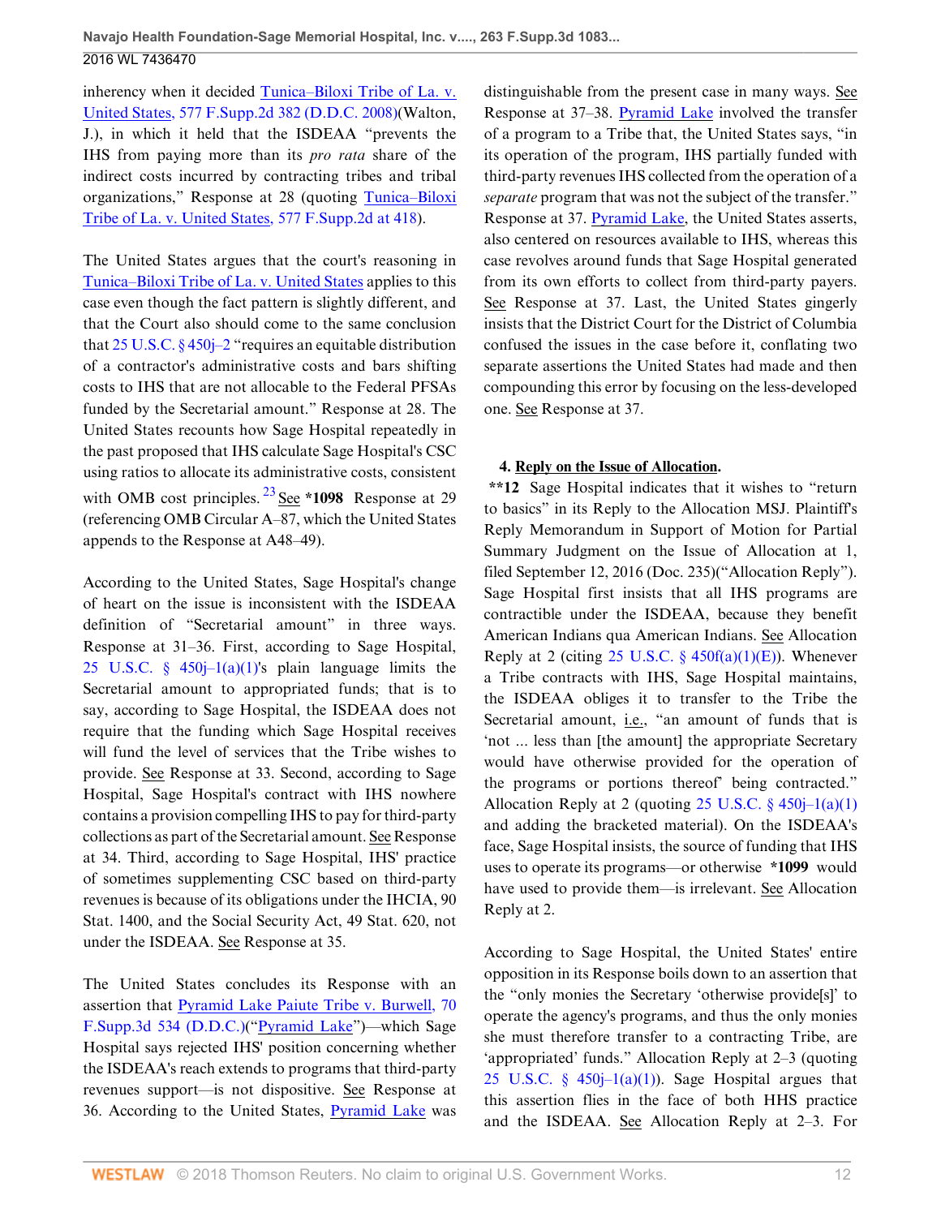inherency when it decided Tunica–Biloxi Tribe of La. v. United States, 577 F.Supp.2d 382 (D.D.C. 2008)(Walton, J.), in which it held that the ISDEAA "prevents the IHS from paying more than its *pro rata* share of the indirect costs incurred by contracting tribes and tribal organizations," Response at 28 (quoting Tunica–Biloxi Tribe of La. v. United States, 577 F.Supp.2d at 418).

The United States argues that the court's reasoning in Tunica–Biloxi Tribe of La. v. United States applies to this case even though the fact pattern is slightly different, and that the Court also should come to the same conclusion that 25 U.S.C. § 450j–2 "requires an equitable distribution of a contractor's administrative costs and bars shifting costs to IHS that are not allocable to the Federal PFSAs funded by the Secretarial amount." Response at 28. The United States recounts how Sage Hospital repeatedly in the past proposed that IHS calculate Sage Hospital's CSC using ratios to allocate its administrative costs, consistent with OMB cost principles.[23] See **\*1098** Response at 29 (referencing OMB Circular A–87, which the United States appends to the Response at A48–49).

According to the United States, Sage Hospital's change of heart on the issue is inconsistent with the ISDEAA definition of "Secretarial amount" in three ways. Response at 31–36. First, according to Sage Hospital, 25 U.S.C. § 450j–1(a)(1)'s plain language limits the Secretarial amount to appropriated funds; that is to say, according to Sage Hospital, the ISDEAA does not require that the funding which Sage Hospital receives will fund the level of services that the Tribe wishes to provide. See Response at 33. Second, according to Sage Hospital, Sage Hospital's contract with IHS nowhere contains a provision compelling IHS to pay for third-party collections as part of the Secretarial amount. See Response at 34. Third, according to Sage Hospital, IHS' practice of sometimes supplementing CSC based on third-party revenues is because of its obligations under the IHCIA, 90 Stat. 1400, and the Social Security Act, 49 Stat. 620, not under the ISDEAA. See Response at 35.

The United States concludes its Response with an assertion that Pyramid Lake Paiute Tribe v. Burwell, 70 F.Supp.3d 534 (D.D.C.)("Pyramid Lake")—which Sage Hospital says rejected IHS' position concerning whether the ISDEAA's reach extends to programs that third-party revenues support—is not dispositive. See Response at 36. According to the United States, Pyramid Lake was distinguishable from the present case in many ways. See Response at 37–38. Pyramid Lake involved the transfer of a program to a Tribe that, the United States says, "in its operation of the program, IHS partially funded with third-party revenues IHS collected from the operation of a *separate* program that was not the subject of the transfer." Response at 37. Pyramid Lake, the United States asserts, also centered on resources available to IHS, whereas this case revolves around funds that Sage Hospital generated from its own efforts to collect from third-party payers. See Response at 37. Last, the United States gingerly insists that the District Court for the District of Columbia confused the issues in the case before it, conflating two separate assertions the United States had made and then compounding this error by focusing on the less-developed one. See Response at 37.

**4. Reply on the Issue of Allocation.**

**\*\*12** Sage Hospital indicates that it wishes to "return to basics" in its Reply to the Allocation MSJ. Plaintiff's Reply Memorandum in Support of Motion for Partial Summary Judgment on the Issue of Allocation at 1, filed September 12, 2016 (Doc. 235)("Allocation Reply"). Sage Hospital first insists that all IHS programs are contractible under the ISDEAA, because they benefit American Indians qua American Indians. See Allocation Reply at 2 (citing 25 U.S.C. § 450f(a)(1)(E)). Whenever a Tribe contracts with IHS, Sage Hospital maintains, the ISDEAA obliges it to transfer to the Tribe the Secretarial amount, i.e., "an amount of funds that is 'not ... less than [the amount] the appropriate Secretary would have otherwise provided for the operation of the programs or portions thereof' being contracted." Allocation Reply at 2 (quoting 25 U.S.C. § 450j–1(a)(1) and adding the bracketed material). On the ISDEAA's face, Sage Hospital insists, the source of funding that IHS uses to operate its programs—or otherwise **\*1099** would have used to provide them—is irrelevant. See Allocation Reply at 2.

According to Sage Hospital, the United States' entire opposition in its Response boils down to an assertion that the "only monies the Secretary 'otherwise provide[s]' to operate the agency's programs, and thus the only monies she must therefore transfer to a contracting Tribe, are 'appropriated' funds." Allocation Reply at 2–3 (quoting 25 U.S.C. § 450j–1(a)(1)). Sage Hospital argues that this assertion flies in the face of both HHS practice and the ISDEAA. See Allocation Reply at 2–3. For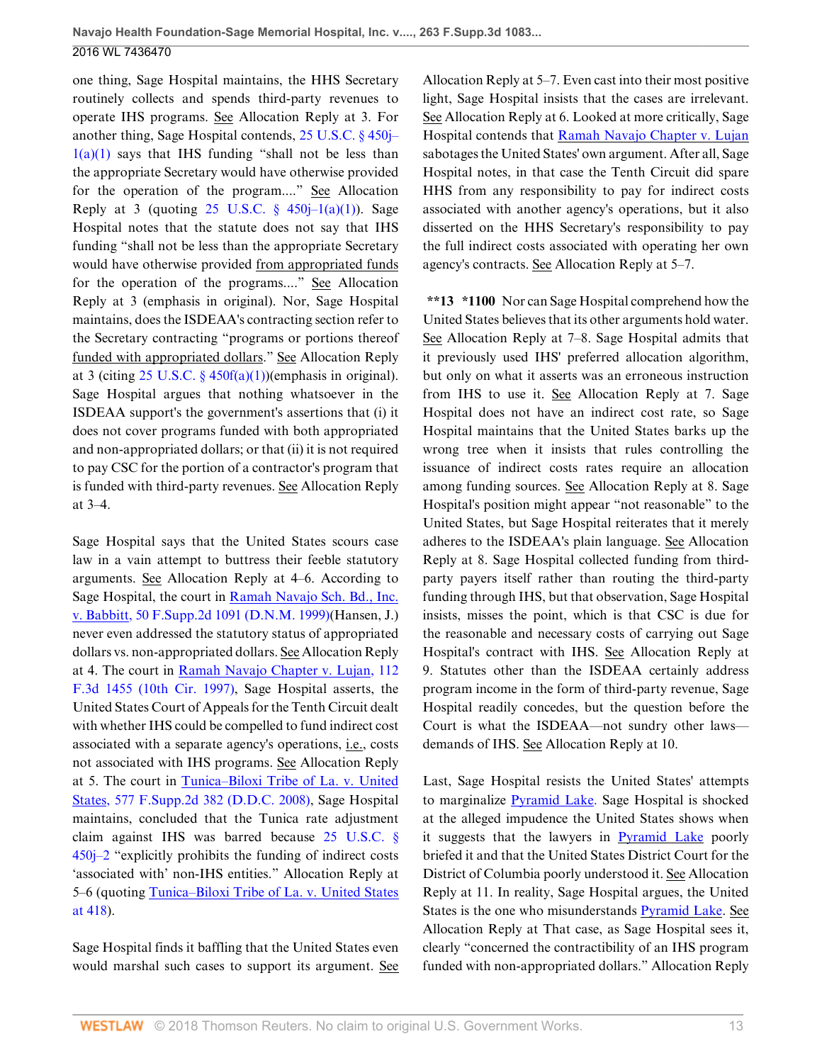one thing, Sage Hospital maintains, the HHS Secretary routinely collects and spends third-party revenues to operate IHS programs. See Allocation Reply at 3. For another thing, Sage Hospital contends, 25 U.S.C. § 450j–1(a)(1) says that IHS funding "shall not be less than the appropriate Secretary would have otherwise provided for the operation of the program...." See Allocation Reply at 3 (quoting 25 U.S.C. § 450j–1(a)(1)). Sage Hospital notes that the statute does not say that IHS funding "shall not be less than the appropriate Secretary would have otherwise provided from appropriated funds for the operation of the programs...." See Allocation Reply at 3 (emphasis in original). Nor, Sage Hospital maintains, does the ISDEAA's contracting section refer to the Secretary contracting "programs or portions thereof funded with appropriated dollars." See Allocation Reply at 3 (citing 25 U.S.C. § 450f(a)(1))(emphasis in original). Sage Hospital argues that nothing whatsoever in the ISDEAA support's the government's assertions that (i) it does not cover programs funded with both appropriated and non-appropriated dollars; or that (ii) it is not required to pay CSC for the portion of a contractor's program that is funded with third-party revenues. See Allocation Reply at 3–4.

Sage Hospital says that the United States scours case law in a vain attempt to buttress their feeble statutory arguments. See Allocation Reply at 4–6. According to Sage Hospital, the court in Ramah Navajo Sch. Bd., Inc. v. Babbitt, 50 F.Supp.2d 1091 (D.N.M. 1999)(Hansen, J.) never even addressed the statutory status of appropriated dollars vs. non-appropriated dollars. See Allocation Reply at 4. The court in Ramah Navajo Chapter v. Lujan, 112 F.3d 1455 (10th Cir. 1997), Sage Hospital asserts, the United States Court of Appeals for the Tenth Circuit dealt with whether IHS could be compelled to fund indirect cost associated with a separate agency's operations, i.e., costs not associated with IHS programs. See Allocation Reply at 5. The court in Tunica–Biloxi Tribe of La. v. United States, 577 F.Supp.2d 382 (D.D.C. 2008), Sage Hospital maintains, concluded that the Tunica rate adjustment claim against IHS was barred because 25 U.S.C. § 450j–2 "explicitly prohibits the funding of indirect costs 'associated with' non-IHS entities." Allocation Reply at 5–6 (quoting Tunica–Biloxi Tribe of La. v. United States at 418).

Sage Hospital finds it baffling that the United States even would marshal such cases to support its argument. See Allocation Reply at 5–7. Even cast into their most positive light, Sage Hospital insists that the cases are irrelevant. See Allocation Reply at 6. Looked at more critically, Sage Hospital contends that Ramah Navajo Chapter v. Lujan sabotages the United States' own argument. After all, Sage Hospital notes, in that case the Tenth Circuit did spare HHS from any responsibility to pay for indirect costs associated with another agency's operations, but it also disserted on the HHS Secretary's responsibility to pay the full indirect costs associated with operating her own agency's contracts. See Allocation Reply at 5–7.

**\*\*13 \*1100** Nor can Sage Hospital comprehend how the United States believes that its other arguments hold water. See Allocation Reply at 7–8. Sage Hospital admits that it previously used IHS' preferred allocation algorithm, but only on what it asserts was an erroneous instruction from IHS to use it. See Allocation Reply at 7. Sage Hospital does not have an indirect cost rate, so Sage Hospital maintains that the United States barks up the wrong tree when it insists that rules controlling the issuance of indirect costs rates require an allocation among funding sources. See Allocation Reply at 8. Sage Hospital's position might appear "not reasonable" to the United States, but Sage Hospital reiterates that it merely adheres to the ISDEAA's plain language. See Allocation Reply at 8. Sage Hospital collected funding from third-party payers itself rather than routing the third-party funding through IHS, but that observation, Sage Hospital insists, misses the point, which is that CSC is due for the reasonable and necessary costs of carrying out Sage Hospital's contract with IHS. See Allocation Reply at 9. Statutes other than the ISDEAA certainly address program income in the form of third-party revenue, Sage Hospital readily concedes, but the question before the Court is what the ISDEAA—not sundry other laws—demands of IHS. See Allocation Reply at 10.

Last, Sage Hospital resists the United States' attempts to marginalize Pyramid Lake. Sage Hospital is shocked at the alleged impudence the United States shows when it suggests that the lawyers in Pyramid Lake poorly briefed it and that the United States District Court for the District of Columbia poorly understood it. See Allocation Reply at 11. In reality, Sage Hospital argues, the United States is the one who misunderstands Pyramid Lake. See Allocation Reply at That case, as Sage Hospital sees it, clearly "concerned the contractibility of an IHS program funded with non-appropriated dollars." Allocation Reply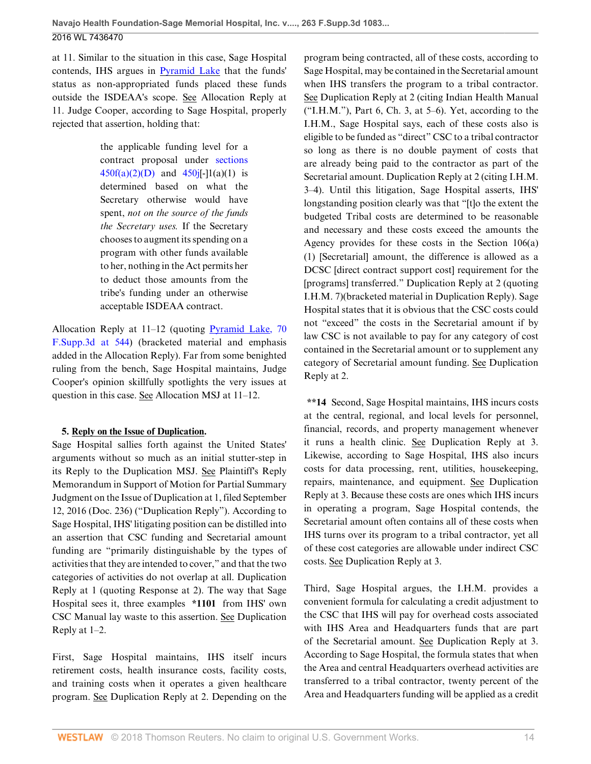at 11. Similar to the situation in this case, Sage Hospital contends, IHS argues in Pyramid Lake that the funds' status as non-appropriated funds placed these funds outside the ISDEAA's scope. See Allocation Reply at 11. Judge Cooper, according to Sage Hospital, properly rejected that assertion, holding that:

> the applicable funding level for a contract proposal under sections 450f(a)(2)(D) and 450j[-]1(a)(1) is determined based on what the Secretary otherwise would have spent, *not on the source of the funds the Secretary uses.* If the Secretary chooses to augment its spending on a program with other funds available to her, nothing in the Act permits her to deduct those amounts from the tribe's funding under an otherwise acceptable ISDEAA contract.

Allocation Reply at 11–12 (quoting Pyramid Lake, 70 F.Supp.3d at 544) (bracketed material and emphasis added in the Allocation Reply). Far from some benighted ruling from the bench, Sage Hospital maintains, Judge Cooper's opinion skillfully spotlights the very issues at question in this case. See Allocation MSJ at 11–12.

**5. Reply on the Issue of Duplication.**

Sage Hospital sallies forth against the United States' arguments without so much as an initial stutter-step in its Reply to the Duplication MSJ. See Plaintiff's Reply Memorandum in Support of Motion for Partial Summary Judgment on the Issue of Duplication at 1, filed September 12, 2016 (Doc. 236) ("Duplication Reply"). According to Sage Hospital, IHS' litigating position can be distilled into an assertion that CSC funding and Secretarial amount funding are "primarily distinguishable by the types of activities that they are intended to cover," and that the two categories of activities do not overlap at all. Duplication Reply at 1 (quoting Response at 2). The way that Sage Hospital sees it, three examples **\*1101** from IHS' own CSC Manual lay waste to this assertion. See Duplication Reply at 1–2.

First, Sage Hospital maintains, IHS itself incurs retirement costs, health insurance costs, facility costs, and training costs when it operates a given healthcare program. See Duplication Reply at 2. Depending on the program being contracted, all of these costs, according to Sage Hospital, may be contained in the Secretarial amount when IHS transfers the program to a tribal contractor. See Duplication Reply at 2 (citing Indian Health Manual ("I.H.M."), Part 6, Ch. 3, at 5–6). Yet, according to the I.H.M., Sage Hospital says, each of these costs also is eligible to be funded as "direct" CSC to a tribal contractor so long as there is no double payment of costs that are already being paid to the contractor as part of the Secretarial amount. Duplication Reply at 2 (citing I.H.M. 3–4). Until this litigation, Sage Hospital asserts, IHS' longstanding position clearly was that "[t]o the extent the budgeted Tribal costs are determined to be reasonable and necessary and these costs exceed the amounts the Agency provides for these costs in the Section 106(a)(1) [Secretarial] amount, the difference is allowed as a DCSC [direct contract support cost] requirement for the [programs] transferred." Duplication Reply at 2 (quoting I.H.M. 7)(bracketed material in Duplication Reply). Sage Hospital states that it is obvious that the CSC costs could not "exceed" the costs in the Secretarial amount if by law CSC is not available to pay for any category of cost contained in the Secretarial amount or to supplement any category of Secretarial amount funding. See Duplication Reply at 2.

**\*\*14** Second, Sage Hospital maintains, IHS incurs costs at the central, regional, and local levels for personnel, financial, records, and property management whenever it runs a health clinic. See Duplication Reply at 3. Likewise, according to Sage Hospital, IHS also incurs costs for data processing, rent, utilities, housekeeping, repairs, maintenance, and equipment. See Duplication Reply at 3. Because these costs are ones which IHS incurs in operating a program, Sage Hospital contends, the Secretarial amount often contains all of these costs when IHS turns over its program to a tribal contractor, yet all of these cost categories are allowable under indirect CSC costs. See Duplication Reply at 3.

Third, Sage Hospital argues, the I.H.M. provides a convenient formula for calculating a credit adjustment to the CSC that IHS will pay for overhead costs associated with IHS Area and Headquarters funds that are part of the Secretarial amount. See Duplication Reply at 3. According to Sage Hospital, the formula states that when the Area and central Headquarters overhead activities are transferred to a tribal contractor, twenty percent of the Area and Headquarters funding will be applied as a credit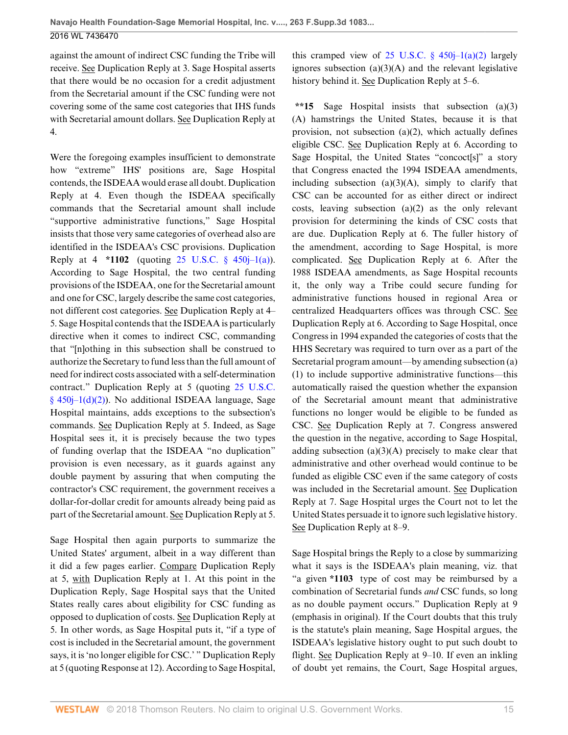against the amount of indirect CSC funding the Tribe will receive. See Duplication Reply at 3. Sage Hospital asserts that there would be no occasion for a credit adjustment from the Secretarial amount if the CSC funding were not covering some of the same cost categories that IHS funds with Secretarial amount dollars. See Duplication Reply at 4.

Were the foregoing examples insufficient to demonstrate how "extreme" IHS' positions are, Sage Hospital contends, the ISDEAA would erase all doubt. Duplication Reply at 4. Even though the ISDEAA specifically commands that the Secretarial amount shall include "supportive administrative functions," Sage Hospital insists that those very same categories of overhead also are identified in the ISDEAA's CSC provisions. Duplication Reply at 4 **\*1102** (quoting 25 U.S.C. § 450j–1(a)). According to Sage Hospital, the two central funding provisions of the ISDEAA, one for the Secretarial amount and one for CSC, largely describe the same cost categories, not different cost categories. See Duplication Reply at 4–5. Sage Hospital contends that the ISDEAA is particularly directive when it comes to indirect CSC, commanding that "[n]othing in this subsection shall be construed to authorize the Secretary to fund less than the full amount of need for indirect costs associated with a self-determination contract." Duplication Reply at 5 (quoting 25 U.S.C. § 450j–1(d)(2)). No additional ISDEAA language, Sage Hospital maintains, adds exceptions to the subsection's commands. See Duplication Reply at 5. Indeed, as Sage Hospital sees it, it is precisely because the two types of funding overlap that the ISDEAA "no duplication" provision is even necessary, as it guards against any double payment by assuring that when computing the contractor's CSC requirement, the government receives a dollar-for-dollar credit for amounts already being paid as part of the Secretarial amount. See Duplication Reply at 5.

Sage Hospital then again purports to summarize the United States' argument, albeit in a way different than it did a few pages earlier. Compare Duplication Reply at 5, with Duplication Reply at 1. At this point in the Duplication Reply, Sage Hospital says that the United States really cares about eligibility for CSC funding as opposed to duplication of costs. See Duplication Reply at 5. In other words, as Sage Hospital puts it, "if a type of cost is included in the Secretarial amount, the government says, it is 'no longer eligible for CSC.' " Duplication Reply at 5 (quoting Response at 12). According to Sage Hospital, this cramped view of 25 U.S.C. § 450j–1(a)(2) largely ignores subsection (a)(3)(A) and the relevant legislative history behind it. See Duplication Reply at 5–6.

**\*\*15** Sage Hospital insists that subsection (a)(3)(A) hamstrings the United States, because it is that provision, not subsection (a)(2), which actually defines eligible CSC. See Duplication Reply at 6. According to Sage Hospital, the United States "concoct[s]" a story that Congress enacted the 1994 ISDEAA amendments, including subsection (a)(3)(A), simply to clarify that CSC can be accounted for as either direct or indirect costs, leaving subsection (a)(2) as the only relevant provision for determining the kinds of CSC costs that are due. Duplication Reply at 6. The fuller history of the amendment, according to Sage Hospital, is more complicated. See Duplication Reply at 6. After the 1988 ISDEAA amendments, as Sage Hospital recounts it, the only way a Tribe could secure funding for administrative functions housed in regional Area or centralized Headquarters offices was through CSC. See Duplication Reply at 6. According to Sage Hospital, once Congress in 1994 expanded the categories of costs that the HHS Secretary was required to turn over as a part of the Secretarial program amount—by amending subsection (a)(1) to include supportive administrative functions—this automatically raised the question whether the expansion of the Secretarial amount meant that administrative functions no longer would be eligible to be funded as CSC. See Duplication Reply at 7. Congress answered the question in the negative, according to Sage Hospital, adding subsection (a)(3)(A) precisely to make clear that administrative and other overhead would continue to be funded as eligible CSC even if the same category of costs was included in the Secretarial amount. See Duplication Reply at 7. Sage Hospital urges the Court not to let the United States persuade it to ignore such legislative history. See Duplication Reply at 8–9.

Sage Hospital brings the Reply to a close by summarizing what it says is the ISDEAA's plain meaning, viz. that "a given **\*1103** type of cost may be reimbursed by a combination of Secretarial funds *and* CSC funds, so long as no double payment occurs." Duplication Reply at 9 (emphasis in original). If the Court doubts that this truly is the statute's plain meaning, Sage Hospital argues, the ISDEAA's legislative history ought to put such doubt to flight. See Duplication Reply at 9–10. If even an inkling of doubt yet remains, the Court, Sage Hospital argues,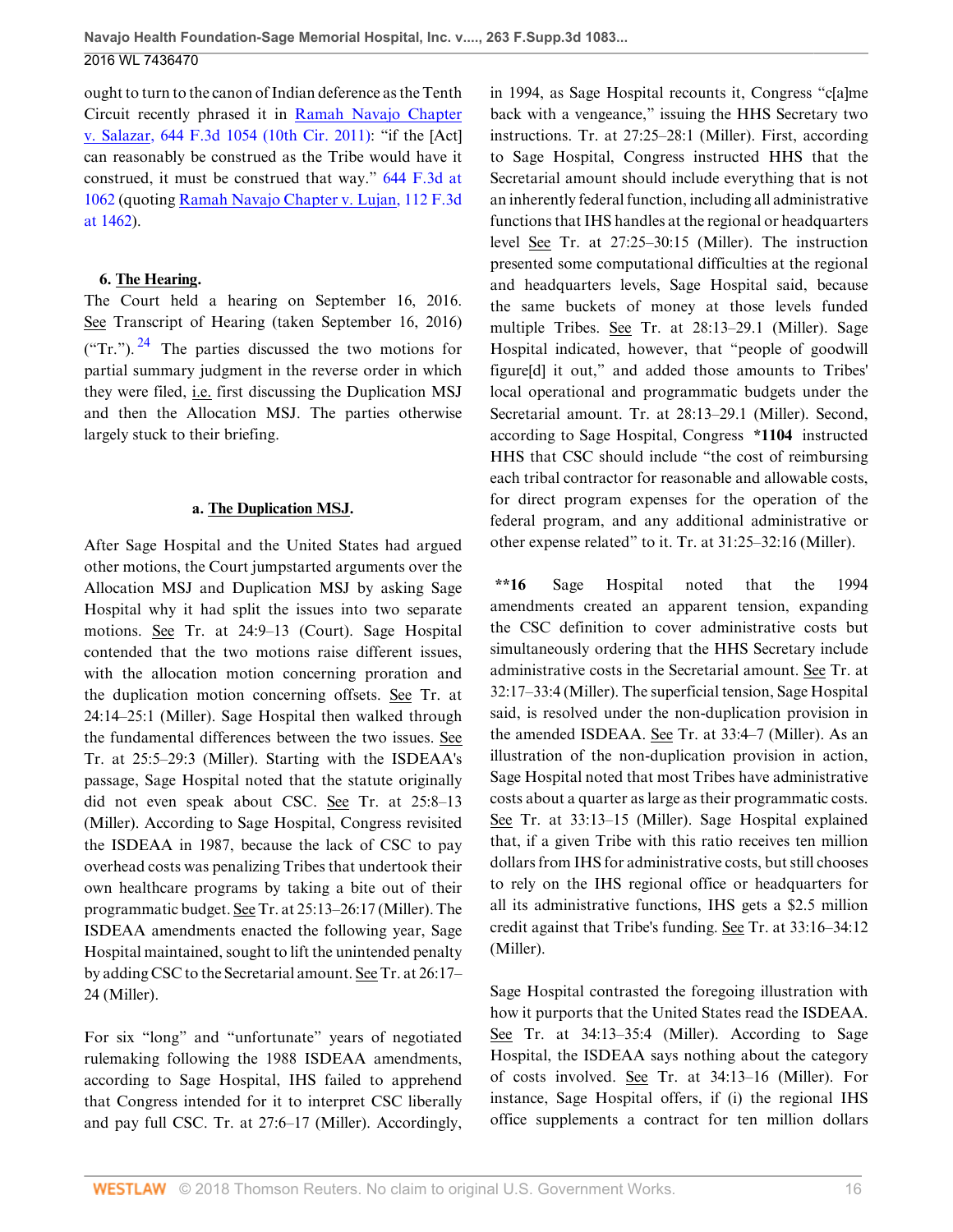ought to turn to the canon of Indian deference as the Tenth Circuit recently phrased it in Ramah Navajo Chapter v. Salazar, 644 F.3d 1054 (10th Cir. 2011): "if the [Act] can reasonably be construed as the Tribe would have it construed, it must be construed that way." 644 F.3d at 1062 (quoting Ramah Navajo Chapter v. Lujan, 112 F.3d at 1462).

**6. The Hearing.**

The Court held a hearing on September 16, 2016. See Transcript of Hearing (taken September 16, 2016) ("Tr.").[24] The parties discussed the two motions for partial summary judgment in the reverse order in which they were filed, i.e. first discussing the Duplication MSJ and then the Allocation MSJ. The parties otherwise largely stuck to their briefing.

**a. The Duplication MSJ.**

After Sage Hospital and the United States had argued other motions, the Court jumpstarted arguments over the Allocation MSJ and Duplication MSJ by asking Sage Hospital why it had split the issues into two separate motions. See Tr. at 24:9–13 (Court). Sage Hospital contended that the two motions raise different issues, with the allocation motion concerning proration and the duplication motion concerning offsets. See Tr. at 24:14–25:1 (Miller). Sage Hospital then walked through the fundamental differences between the two issues. See Tr. at 25:5–29:3 (Miller). Starting with the ISDEAA's passage, Sage Hospital noted that the statute originally did not even speak about CSC. See Tr. at 25:8–13 (Miller). According to Sage Hospital, Congress revisited the ISDEAA in 1987, because the lack of CSC to pay overhead costs was penalizing Tribes that undertook their own healthcare programs by taking a bite out of their programmatic budget. See Tr. at 25:13–26:17 (Miller). The ISDEAA amendments enacted the following year, Sage Hospital maintained, sought to lift the unintended penalty by adding CSC to the Secretarial amount. See Tr. at 26:17–24 (Miller).

For six "long" and "unfortunate" years of negotiated rulemaking following the 1988 ISDEAA amendments, according to Sage Hospital, IHS failed to apprehend that Congress intended for it to interpret CSC liberally and pay full CSC. Tr. at 27:6–17 (Miller). Accordingly, in 1994, as Sage Hospital recounts it, Congress "c[a]me back with a vengeance," issuing the HHS Secretary two instructions. Tr. at 27:25–28:1 (Miller). First, according to Sage Hospital, Congress instructed HHS that the Secretarial amount should include everything that is not an inherently federal function, including all administrative functions that IHS handles at the regional or headquarters level See Tr. at 27:25–30:15 (Miller). The instruction presented some computational difficulties at the regional and headquarters levels, Sage Hospital said, because the same buckets of money at those levels funded multiple Tribes. See Tr. at 28:13–29.1 (Miller). Sage Hospital indicated, however, that "people of goodwill figure[d] it out," and added those amounts to Tribes' local operational and programmatic budgets under the Secretarial amount. Tr. at 28:13–29.1 (Miller). Second, according to Sage Hospital, Congress **\*1104** instructed HHS that CSC should include "the cost of reimbursing each tribal contractor for reasonable and allowable costs, for direct program expenses for the operation of the federal program, and any additional administrative or other expense related" to it. Tr. at 31:25–32:16 (Miller).

**\*\*16** Sage Hospital noted that the 1994 amendments created an apparent tension, expanding the CSC definition to cover administrative costs but simultaneously ordering that the HHS Secretary include administrative costs in the Secretarial amount. See Tr. at 32:17–33:4 (Miller). The superficial tension, Sage Hospital said, is resolved under the non-duplication provision in the amended ISDEAA. See Tr. at 33:4–7 (Miller). As an illustration of the non-duplication provision in action, Sage Hospital noted that most Tribes have administrative costs about a quarter as large as their programmatic costs. See Tr. at 33:13–15 (Miller). Sage Hospital explained that, if a given Tribe with this ratio receives ten million dollars from IHS for administrative costs, but still chooses to rely on the IHS regional office or headquarters for all its administrative functions, IHS gets a $2.5 million credit against that Tribe's funding. See Tr. at 33:16–34:12 (Miller).

Sage Hospital contrasted the foregoing illustration with how it purports that the United States read the ISDEAA. See Tr. at 34:13–35:4 (Miller). According to Sage Hospital, the ISDEAA says nothing about the category of costs involved. See Tr. at 34:13–16 (Miller). For instance, Sage Hospital offers, if (i) the regional IHS office supplements a contract for ten million dollars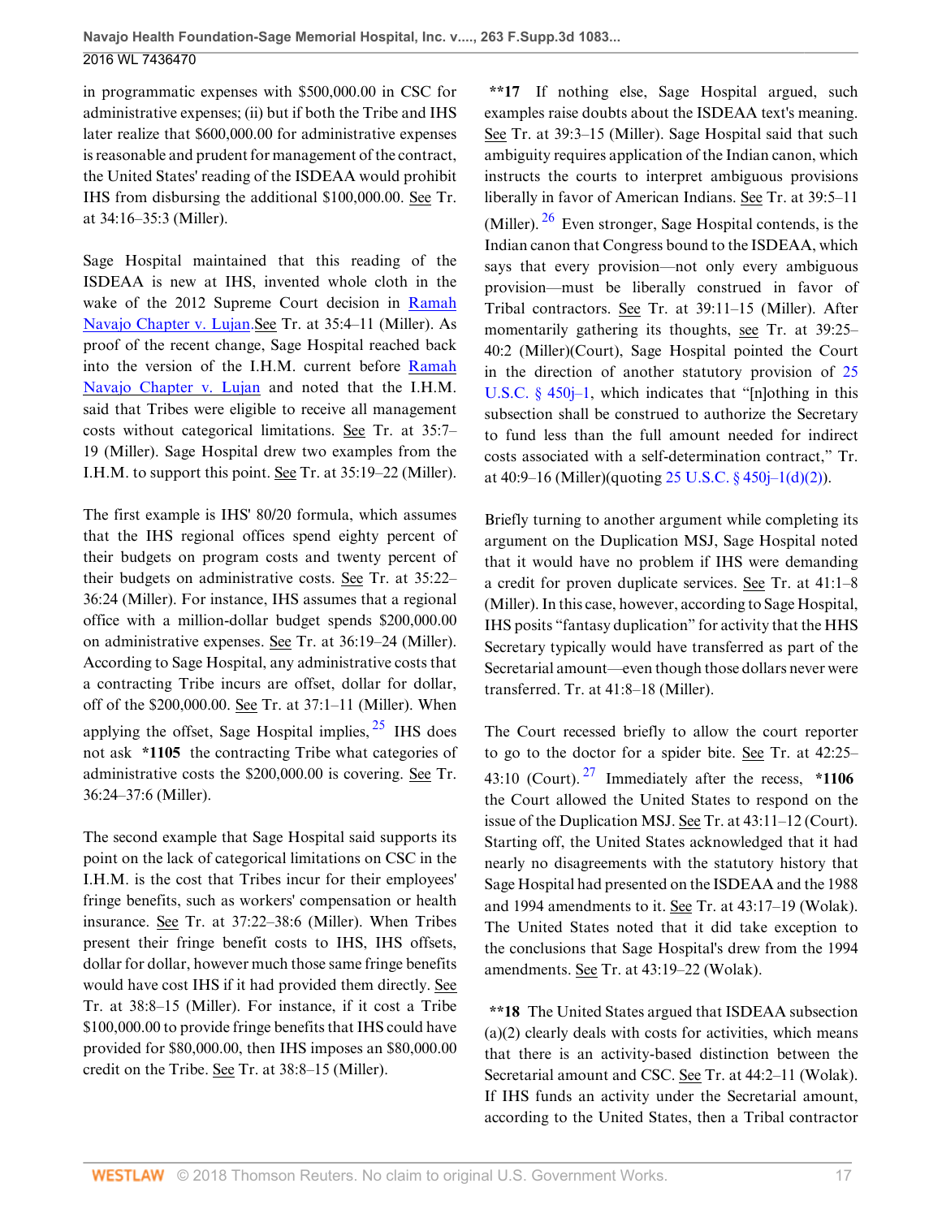in programmatic expenses with $500,000.00 in CSC for administrative expenses; (ii) but if both the Tribe and IHS later realize that $600,000.00 for administrative expenses is reasonable and prudent for management of the contract, the United States' reading of the ISDEAA would prohibit IHS from disbursing the additional $100,000.00. See Tr. at 34:16–35:3 (Miller).

Sage Hospital maintained that this reading of the ISDEAA is new at IHS, invented whole cloth in the wake of the 2012 Supreme Court decision in Ramah Navajo Chapter v. Lujan.See Tr. at 35:4–11 (Miller). As proof of the recent change, Sage Hospital reached back into the version of the I.H.M. current before Ramah Navajo Chapter v. Lujan and noted that the I.H.M. said that Tribes were eligible to receive all management costs without categorical limitations. See Tr. at 35:7–19 (Miller). Sage Hospital drew two examples from the I.H.M. to support this point. See Tr. at 35:19–22 (Miller).

The first example is IHS' 80/20 formula, which assumes that the IHS regional offices spend eighty percent of their budgets on program costs and twenty percent of their budgets on administrative costs. See Tr. at 35:22–36:24 (Miller). For instance, IHS assumes that a regional office with a million-dollar budget spends $200,000.00 on administrative expenses. See Tr. at 36:19–24 (Miller). According to Sage Hospital, any administrative costs that a contracting Tribe incurs are offset, dollar for dollar, off of the $200,000.00. See Tr. at 37:1–11 (Miller). When applying the offset, Sage Hospital implies, [25] IHS does not ask **\*1105** the contracting Tribe what categories of administrative costs the $200,000.00 is covering. See Tr. 36:24–37:6 (Miller).

The second example that Sage Hospital said supports its point on the lack of categorical limitations on CSC in the I.H.M. is the cost that Tribes incur for their employees' fringe benefits, such as workers' compensation or health insurance. See Tr. at 37:22–38:6 (Miller). When Tribes present their fringe benefit costs to IHS, IHS offsets, dollar for dollar, however much those same fringe benefits would have cost IHS if it had provided them directly. See Tr. at 38:8–15 (Miller). For instance, if it cost a Tribe $100,000.00 to provide fringe benefits that IHS could have provided for $80,000.00, then IHS imposes an $80,000.00 credit on the Tribe. See Tr. at 38:8–15 (Miller).

**\*\*17** If nothing else, Sage Hospital argued, such examples raise doubts about the ISDEAA text's meaning. See Tr. at 39:3–15 (Miller). Sage Hospital said that such ambiguity requires application of the Indian canon, which instructs the courts to interpret ambiguous provisions liberally in favor of American Indians. See Tr. at 39:5–11 (Miller). [26] Even stronger, Sage Hospital contends, is the Indian canon that Congress bound to the ISDEAA, which says that every provision—not only every ambiguous provision—must be liberally construed in favor of Tribal contractors. See Tr. at 39:11–15 (Miller). After momentarily gathering its thoughts, see Tr. at 39:25–40:2 (Miller)(Court), Sage Hospital pointed the Court in the direction of another statutory provision of 25 U.S.C. § 450j–1, which indicates that "[n]othing in this subsection shall be construed to authorize the Secretary to fund less than the full amount needed for indirect costs associated with a self-determination contract," Tr. at 40:9–16 (Miller)(quoting 25 U.S.C. § 450j–1(d)(2)).

Briefly turning to another argument while completing its argument on the Duplication MSJ, Sage Hospital noted that it would have no problem if IHS were demanding a credit for proven duplicate services. See Tr. at 41:1–8 (Miller). In this case, however, according to Sage Hospital, IHS posits "fantasy duplication" for activity that the HHS Secretary typically would have transferred as part of the Secretarial amount—even though those dollars never were transferred. Tr. at 41:8–18 (Miller).

The Court recessed briefly to allow the court reporter to go to the doctor for a spider bite. See Tr. at 42:25–43:10 (Court). [27] Immediately after the recess, **\*1106** the Court allowed the United States to respond on the issue of the Duplication MSJ. See Tr. at 43:11–12 (Court). Starting off, the United States acknowledged that it had nearly no disagreements with the statutory history that Sage Hospital had presented on the ISDEAA and the 1988 and 1994 amendments to it. See Tr. at 43:17–19 (Wolak). The United States noted that it did take exception to the conclusions that Sage Hospital's drew from the 1994 amendments. See Tr. at 43:19–22 (Wolak).

**\*\*18** The United States argued that ISDEAA subsection (a)(2) clearly deals with costs for activities, which means that there is an activity-based distinction between the Secretarial amount and CSC. See Tr. at 44:2–11 (Wolak). If IHS funds an activity under the Secretarial amount, according to the United States, then a Tribal contractor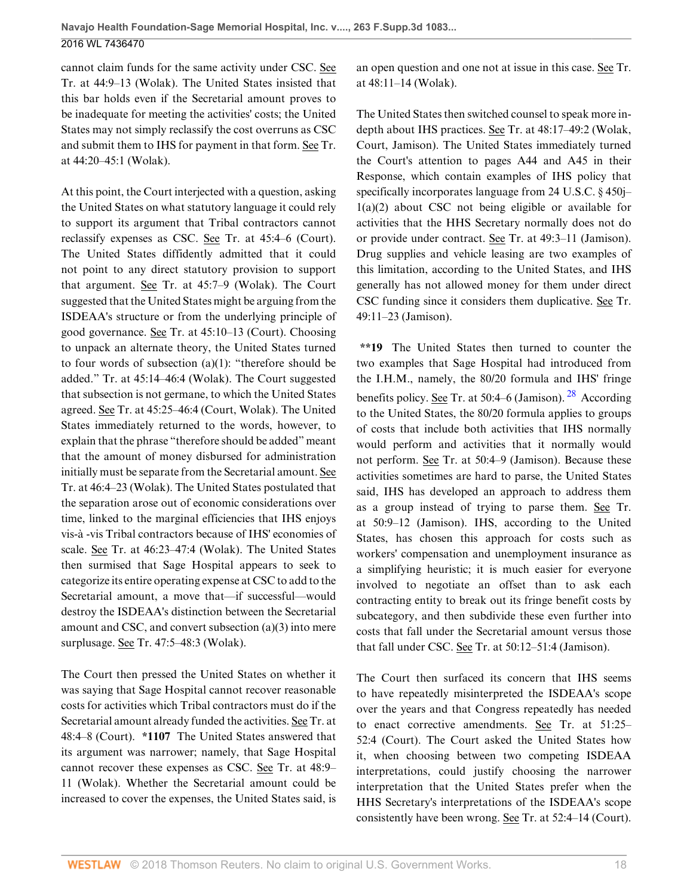cannot claim funds for the same activity under CSC. See Tr. at 44:9–13 (Wolak). The United States insisted that this bar holds even if the Secretarial amount proves to be inadequate for meeting the activities' costs; the United States may not simply reclassify the cost overruns as CSC and submit them to IHS for payment in that form. See Tr. at 44:20–45:1 (Wolak).

At this point, the Court interjected with a question, asking the United States on what statutory language it could rely to support its argument that Tribal contractors cannot reclassify expenses as CSC. See Tr. at 45:4–6 (Court). The United States diffidently admitted that it could not point to any direct statutory provision to support that argument. See Tr. at 45:7–9 (Wolak). The Court suggested that the United States might be arguing from the ISDEAA's structure or from the underlying principle of good governance. See Tr. at 45:10–13 (Court). Choosing to unpack an alternate theory, the United States turned to four words of subsection (a)(1): "therefore should be added." Tr. at 45:14–46:4 (Wolak). The Court suggested that subsection is not germane, to which the United States agreed. See Tr. at 45:25–46:4 (Court, Wolak). The United States immediately returned to the words, however, to explain that the phrase "therefore should be added" meant that the amount of money disbursed for administration initially must be separate from the Secretarial amount. See Tr. at 46:4–23 (Wolak). The United States postulated that the separation arose out of economic considerations over time, linked to the marginal efficiencies that IHS enjoys vis-à -vis Tribal contractors because of IHS' economies of scale. See Tr. at 46:23–47:4 (Wolak). The United States then surmised that Sage Hospital appears to seek to categorize its entire operating expense at CSC to add to the Secretarial amount, a move that—if successful—would destroy the ISDEAA's distinction between the Secretarial amount and CSC, and convert subsection (a)(3) into mere surplusage. See Tr. at 47:5–48:3 (Wolak).

The Court then pressed the United States on whether it was saying that Sage Hospital cannot recover reasonable costs for activities which Tribal contractors must do if the Secretarial amount already funded the activities. See Tr. at 48:4–8 (Court). **\*1107** The United States answered that its argument was narrower; namely, that Sage Hospital cannot recover these expenses as CSC. See Tr. at 48:9–11 (Wolak). Whether the Secretarial amount could be increased to cover the expenses, the United States said, is an open question and one not at issue in this case. See Tr. at 48:11–14 (Wolak).

The United States then switched counsel to speak more in-depth about IHS practices. See Tr. at 48:17–49:2 (Wolak, Court, Jamison). The United States immediately turned the Court's attention to pages A44 and A45 in their Response, which contain examples of IHS policy that specifically incorporates language from 24 U.S.C. § 450j–1(a)(2) about CSC not being eligible or available for activities that the HHS Secretary normally does not do or provide under contract. See Tr. at 49:3–11 (Jamison). Drug supplies and vehicle leasing are two examples of this limitation, according to the United States, and IHS generally has not allowed money for them under direct CSC funding since it considers them duplicative. See Tr. 49:11–23 (Jamison).

**\*\*19** The United States then turned to counter the two examples that Sage Hospital had introduced from the I.H.M., namely, the 80/20 formula and IHS' fringe benefits policy. See Tr. at 50:4–6 (Jamison).[28] According to the United States, the 80/20 formula applies to groups of costs that include both activities that IHS normally would perform and activities that it normally would not perform. See Tr. at 50:4–9 (Jamison). Because these activities sometimes are hard to parse, the United States said, IHS has developed an approach to address them as a group instead of trying to parse them. See Tr. at 50:9–12 (Jamison). IHS, according to the United States, has chosen this approach for costs such as workers' compensation and unemployment insurance as a simplifying heuristic; it is much easier for everyone involved to negotiate an offset than to ask each contracting entity to break out its fringe benefit costs by subcategory, and then subdivide these even further into costs that fall under the Secretarial amount versus those that fall under CSC. See Tr. at 50:12–51:4 (Jamison).

The Court then surfaced its concern that IHS seems to have repeatedly misinterpreted the ISDEAA's scope over the years and that Congress repeatedly has needed to enact corrective amendments. See Tr. at 51:25–52:4 (Court). The Court asked the United States how it, when choosing between two competing ISDEAA interpretations, could justify choosing the narrower interpretation that the United States prefer when the HHS Secretary's interpretations of the ISDEAA's scope consistently have been wrong. See Tr. at 52:4–14 (Court).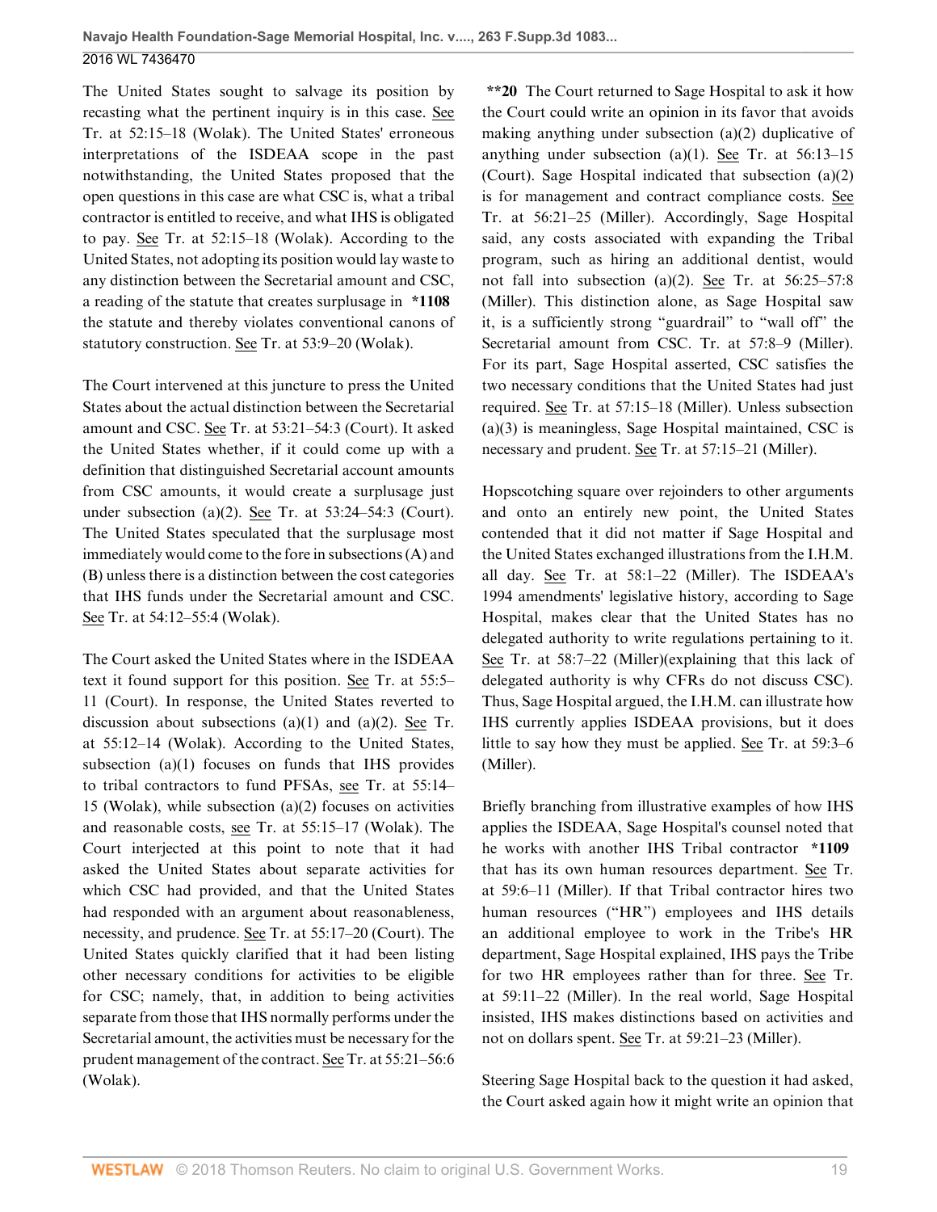The United States sought to salvage its position by recasting what the pertinent inquiry is in this case. See Tr. at 52:15–18 (Wolak). The United States' erroneous interpretations of the ISDEAA scope in the past notwithstanding, the United States proposed that the open questions in this case are what CSC is, what a tribal contractor is entitled to receive, and what IHS is obligated to pay. See Tr. at 52:15–18 (Wolak). According to the United States, not adopting its position would lay waste to any distinction between the Secretarial amount and CSC, a reading of the statute that creates surplusage in **\*1108** the statute and thereby violates conventional canons of statutory construction. See Tr. at 53:9–20 (Wolak).

The Court intervened at this juncture to press the United States about the actual distinction between the Secretarial amount and CSC. See Tr. at 53:21–54:3 (Court). It asked the United States whether, if it could come up with a definition that distinguished Secretarial account amounts from CSC amounts, it would create a surplusage just under subsection (a)(2). See Tr. at 53:24–54:3 (Court). The United States speculated that the surplusage most immediately would come to the fore in subsections (A) and (B) unless there is a distinction between the cost categories that IHS funds under the Secretarial amount and CSC. See Tr. at 54:12–55:4 (Wolak).

The Court asked the United States where in the ISDEAA text it found support for this position. See Tr. at 55:5–11 (Court). In response, the United States reverted to discussion about subsections (a)(1) and (a)(2). See Tr. at 55:12–14 (Wolak). According to the United States, subsection (a)(1) focuses on funds that IHS provides to tribal contractors to fund PFSAs, see Tr. at 55:14–15 (Wolak), while subsection (a)(2) focuses on activities and reasonable costs, see Tr. at 55:15–17 (Wolak). The Court interjected at this point to note that it had asked the United States about separate activities for which CSC had provided, and that the United States had responded with an argument about reasonableness, necessity, and prudence. See Tr. at 55:17–20 (Court). The United States quickly clarified that it had been listing other necessary conditions for activities to be eligible for CSC; namely, that, in addition to being activities separate from those that IHS normally performs under the Secretarial amount, the activities must be necessary for the prudent management of the contract. See Tr. at 55:21–56:6 (Wolak).

**\*\*20** The Court returned to Sage Hospital to ask it how the Court could write an opinion in its favor that avoids making anything under subsection (a)(2) duplicative of anything under subsection (a)(1). See Tr. at 56:13–15 (Court). Sage Hospital indicated that subsection (a)(2) is for management and contract compliance costs. See Tr. at 56:21–25 (Miller). Accordingly, Sage Hospital said, any costs associated with expanding the Tribal program, such as hiring an additional dentist, would not fall into subsection (a)(2). See Tr. at 56:25–57:8 (Miller). This distinction alone, as Sage Hospital saw it, is a sufficiently strong "guardrail" to "wall off" the Secretarial amount from CSC. Tr. at 57:8–9 (Miller). For its part, Sage Hospital asserted, CSC satisfies the two necessary conditions that the United States had just required. See Tr. at 57:15–18 (Miller). Unless subsection (a)(3) is meaningless, Sage Hospital maintained, CSC is necessary and prudent. See Tr. at 57:15–21 (Miller).

Hopscotching square over rejoinders to other arguments and onto an entirely new point, the United States contended that it did not matter if Sage Hospital and the United States exchanged illustrations from the I.H.M. all day. See Tr. at 58:1–22 (Miller). The ISDEAA's 1994 amendments' legislative history, according to Sage Hospital, makes clear that the United States has no delegated authority to write regulations pertaining to it. See Tr. at 58:7–22 (Miller)(explaining that this lack of delegated authority is why CFRs do not discuss CSC). Thus, Sage Hospital argued, the I.H.M. can illustrate how IHS currently applies ISDEAA provisions, but it does little to say how they must be applied. See Tr. at 59:3–6 (Miller).

Briefly branching from illustrative examples of how IHS applies the ISDEAA, Sage Hospital's counsel noted that he works with another IHS Tribal contractor **\*1109** that has its own human resources department. See Tr. at 59:6–11 (Miller). If that Tribal contractor hires two human resources ("HR") employees and IHS details an additional employee to work in the Tribe's HR department, Sage Hospital explained, IHS pays the Tribe for two HR employees rather than for three. See Tr. at 59:11–22 (Miller). In the real world, Sage Hospital insisted, IHS makes distinctions based on activities and not on dollars spent. See Tr. at 59:21–23 (Miller).

Steering Sage Hospital back to the question it had asked, the Court asked again how it might write an opinion that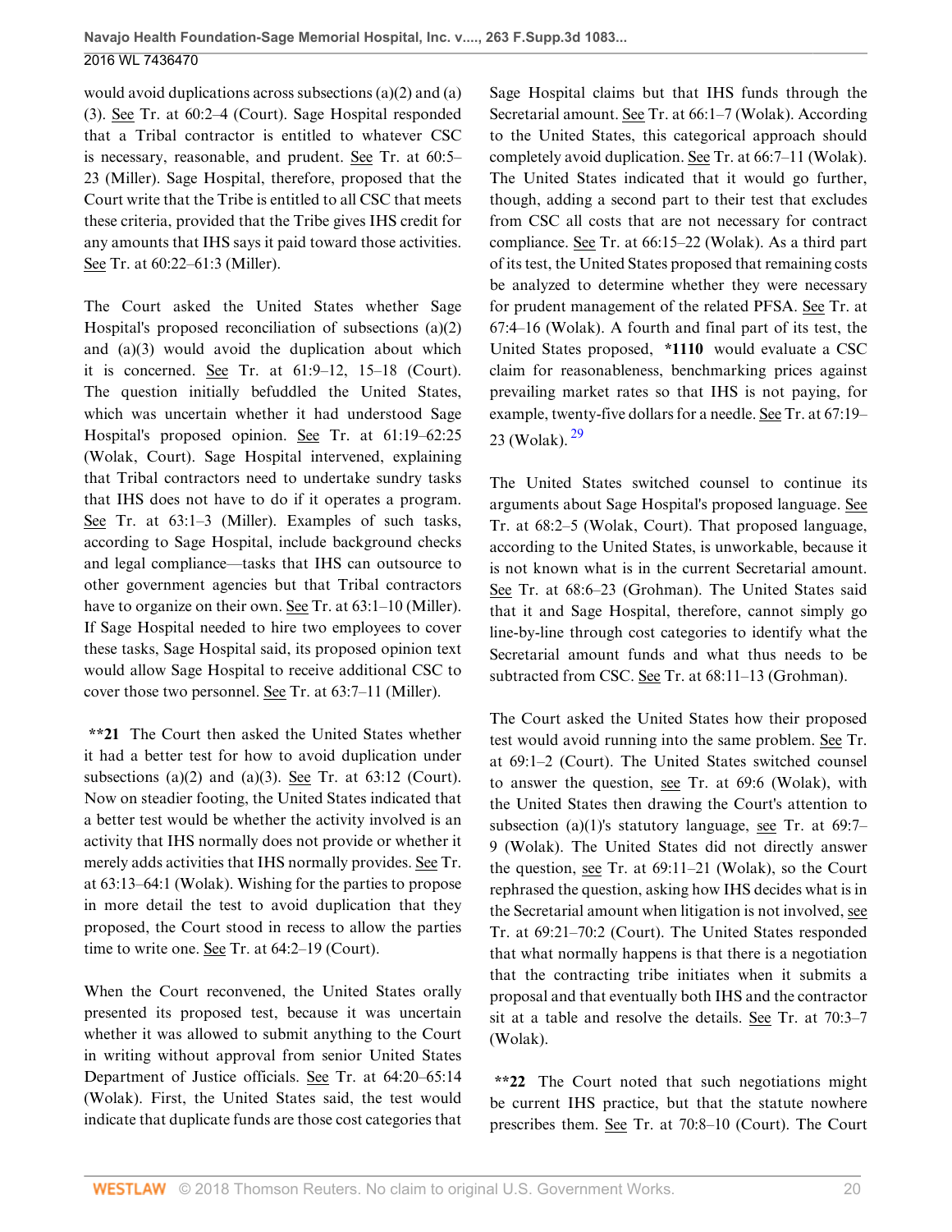would avoid duplications across subsections (a)(2) and (a)(3). See Tr. at 60:2–4 (Court). Sage Hospital responded that a Tribal contractor is entitled to whatever CSC is necessary, reasonable, and prudent. See Tr. at 60:5–23 (Miller). Sage Hospital, therefore, proposed that the Court write that the Tribe is entitled to all CSC that meets these criteria, provided that the Tribe gives IHS credit for any amounts that IHS says it paid toward those activities. See Tr. at 60:22–61:3 (Miller).

The Court asked the United States whether Sage Hospital's proposed reconciliation of subsections (a)(2) and (a)(3) would avoid the duplication about which it is concerned. See Tr. at 61:9–12, 15–18 (Court). The question initially befuddled the United States, which was uncertain whether it had understood Sage Hospital's proposed opinion. See Tr. at 61:19–62:25 (Wolak, Court). Sage Hospital intervened, explaining that Tribal contractors need to undertake sundry tasks that IHS does not have to do if it operates a program. See Tr. at 63:1–3 (Miller). Examples of such tasks, according to Sage Hospital, include background checks and legal compliance—tasks that IHS can outsource to other government agencies but that Tribal contractors have to organize on their own. See Tr. at 63:1–10 (Miller). If Sage Hospital needed to hire two employees to cover these tasks, Sage Hospital said, its proposed opinion text would allow Sage Hospital to receive additional CSC to cover those two personnel. See Tr. at 63:7–11 (Miller).

**\*\*21** The Court then asked the United States whether it had a better test for how to avoid duplication under subsections (a)(2) and (a)(3). See Tr. at 63:12 (Court). Now on steadier footing, the United States indicated that a better test would be whether the activity involved is an activity that IHS normally does not provide or whether it merely adds activities that IHS normally provides. See Tr. at 63:13–64:1 (Wolak). Wishing for the parties to propose in more detail the test to avoid duplication that they proposed, the Court stood in recess to allow the parties time to write one. See Tr. at 64:2–19 (Court).

When the Court reconvened, the United States orally presented its proposed test, because it was uncertain whether it was allowed to submit anything to the Court in writing without approval from senior United States Department of Justice officials. See Tr. at 64:20–65:14 (Wolak). First, the United States said, the test would indicate that duplicate funds are those cost categories that Sage Hospital claims but that IHS funds through the Secretarial amount. See Tr. at 66:1–7 (Wolak). According to the United States, this categorical approach should completely avoid duplication. See Tr. at 66:7–11 (Wolak). The United States indicated that it would go further, though, adding a second part to their test that excludes from CSC all costs that are not necessary for contract compliance. See Tr. at 66:15–22 (Wolak). As a third part of its test, the United States proposed that remaining costs be analyzed to determine whether they were necessary for prudent management of the related PFSA. See Tr. at 67:4–16 (Wolak). A fourth and final part of its test, the United States proposed, **\*1110** would evaluate a CSC claim for reasonableness, benchmarking prices against prevailing market rates so that IHS is not paying, for example, twenty-five dollars for a needle. See Tr. at 67:19–23 (Wolak). [29]

The United States switched counsel to continue its arguments about Sage Hospital's proposed language. See Tr. at 68:2–5 (Wolak, Court). That proposed language, according to the United States, is unworkable, because it is not known what is in the current Secretarial amount. See Tr. at 68:6–23 (Grohman). The United States said that it and Sage Hospital, therefore, cannot simply go line-by-line through cost categories to identify what the Secretarial amount funds and what thus needs to be subtracted from CSC. See Tr. at 68:11–13 (Grohman).

The Court asked the United States how their proposed test would avoid running into the same problem. See Tr. at 69:1–2 (Court). The United States switched counsel to answer the question, see Tr. at 69:6 (Wolak), with the United States then drawing the Court's attention to subsection (a)(1)'s statutory language, see Tr. at 69:7–9 (Wolak). The United States did not directly answer the question, see Tr. at 69:11–21 (Wolak), so the Court rephrased the question, asking how IHS decides what is in the Secretarial amount when litigation is not involved, see Tr. at 69:21–70:2 (Court). The United States responded that what normally happens is that there is a negotiation that the contracting tribe initiates when it submits a proposal and that eventually both IHS and the contractor sit at a table and resolve the details. See Tr. at 70:3–7 (Wolak).

**\*\*22** The Court noted that such negotiations might be current IHS practice, but that the statute nowhere prescribes them. See Tr. at 70:8–10 (Court). The Court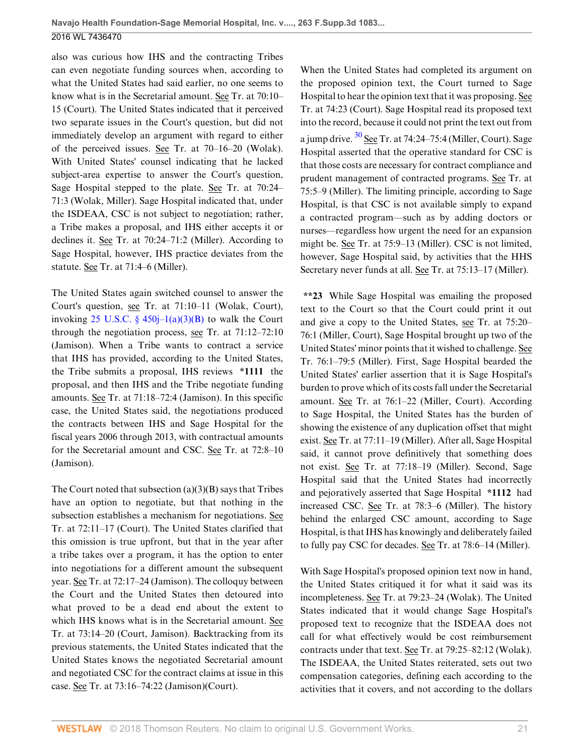also was curious how IHS and the contracting Tribes can even negotiate funding sources when, according to what the United States had said earlier, no one seems to know what is in the Secretarial amount. See Tr. at 70:10–15 (Court). The United States indicated that it perceived two separate issues in the Court's question, but did not immediately develop an argument with regard to either of the perceived issues. See Tr. at 70–16–20 (Wolak). With United States' counsel indicating that he lacked subject-area expertise to answer the Court's question, Sage Hospital stepped to the plate. See Tr. at 70:24–71:3 (Wolak, Miller). Sage Hospital indicated that, under the ISDEAA, CSC is not subject to negotiation; rather, a Tribe makes a proposal, and IHS either accepts it or declines it. See Tr. at 70:24–71:2 (Miller). According to Sage Hospital, however, IHS practice deviates from the statute. See Tr. at 71:4–6 (Miller).

The United States again switched counsel to answer the Court's question, see Tr. at 71:10–11 (Wolak, Court), invoking 25 U.S.C. § 450j–1(a)(3)(B) to walk the Court through the negotiation process, see Tr. at 71:12–72:10 (Jamison). When a Tribe wants to contract a service that IHS has provided, according to the United States, the Tribe submits a proposal, IHS reviews **\*1111** the proposal, and then IHS and the Tribe negotiate funding amounts. See Tr. at 71:18–72:4 (Jamison). In this specific case, the United States said, the negotiations produced the contracts between IHS and Sage Hospital for the fiscal years 2006 through 2013, with contractual amounts for the Secretarial amount and CSC. See Tr. at 72:8–10 (Jamison).

The Court noted that subsection (a)(3)(B) says that Tribes have an option to negotiate, but that nothing in the subsection establishes a mechanism for negotiations. See Tr. at 72:11–17 (Court). The United States clarified that this omission is true upfront, but that in the year after a tribe takes over a program, it has the option to enter into negotiations for a different amount the subsequent year. See Tr. at 72:17–24 (Jamison). The colloquy between the Court and the United States then detoured into what proved to be a dead end about the extent to which IHS knows what is in the Secretarial amount. See Tr. at 73:14–20 (Court, Jamison). Backtracking from its previous statements, the United States indicated that the United States knows the negotiated Secretarial amount and negotiated CSC for the contract claims at issue in this case. See Tr. at 73:16–74:22 (Jamison)(Court).

When the United States had completed its argument on the proposed opinion text, the Court turned to Sage Hospital to hear the opinion text that it was proposing. See Tr. at 74:23 (Court). Sage Hospital read its proposed text into the record, because it could not print the text out from a jump drive. [30] See Tr. at 74:24–75:4 (Miller, Court). Sage Hospital asserted that the operative standard for CSC is that those costs are necessary for contract compliance and prudent management of contracted programs. See Tr. at 75:5–9 (Miller). The limiting principle, according to Sage Hospital, is that CSC is not available simply to expand a contracted program—such as by adding doctors or nurses—regardless how urgent the need for an expansion might be. See Tr. at 75:9–13 (Miller). CSC is not limited, however, Sage Hospital said, by activities that the HHS Secretary never funds at all. See Tr. at 75:13–17 (Miller).

**\*\*23** While Sage Hospital was emailing the proposed text to the Court so that the Court could print it out and give a copy to the United States, see Tr. at 75:20–76:1 (Miller, Court), Sage Hospital brought up two of the United States' minor points that it wished to challenge. See Tr. 76:1–79:5 (Miller). First, Sage Hospital bearded the United States' earlier assertion that it is Sage Hospital's burden to prove which of its costs fall under the Secretarial amount. See Tr. at 76:1–22 (Miller, Court). According to Sage Hospital, the United States has the burden of showing the existence of any duplication offset that might exist. See Tr. at 77:11–19 (Miller). After all, Sage Hospital said, it cannot prove definitively that something does not exist. See Tr. at 77:18–19 (Miller). Second, Sage Hospital said that the United States had incorrectly and pejoratively asserted that Sage Hospital **\*1112** had increased CSC. See Tr. at 78:3–6 (Miller). The history behind the enlarged CSC amount, according to Sage Hospital, is that IHS has knowingly and deliberately failed to fully pay CSC for decades. See Tr. at 78:6–14 (Miller).

With Sage Hospital's proposed opinion text now in hand, the United States critiqued it for what it said was its incompleteness. See Tr. at 79:23–24 (Wolak). The United States indicated that it would change Sage Hospital's proposed text to recognize that the ISDEAA does not call for what effectively would be cost reimbursement contracts under that text. See Tr. at 79:25–82:12 (Wolak). The ISDEAA, the United States reiterated, sets out two compensation categories, defining each according to the activities that it covers, and not according to the dollars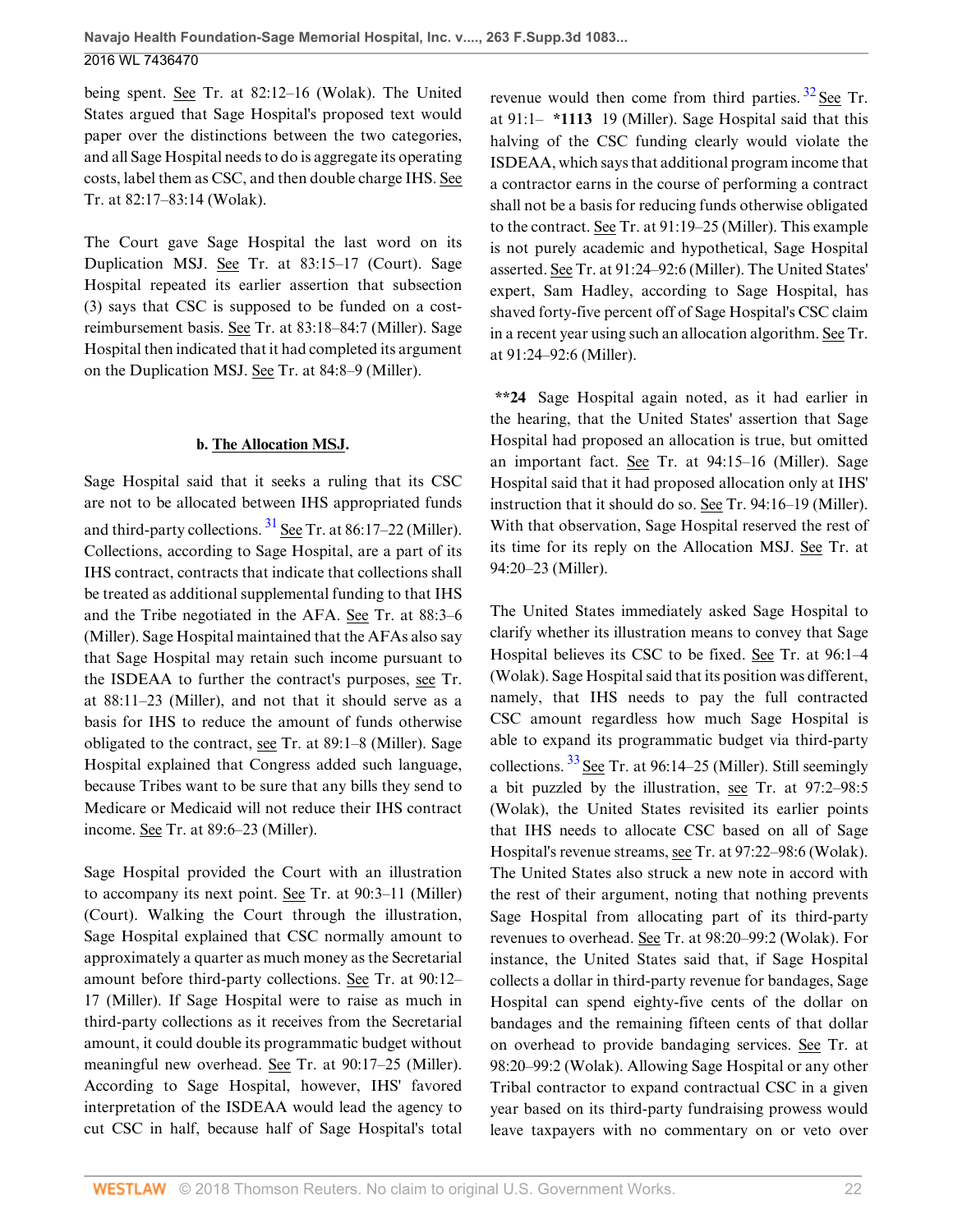being spent. See Tr. at 82:12–16 (Wolak). The United States argued that Sage Hospital's proposed text would paper over the distinctions between the two categories, and all Sage Hospital needs to do is aggregate its operating costs, label them as CSC, and then double charge IHS. See Tr. at 82:17–83:14 (Wolak).

The Court gave Sage Hospital the last word on its Duplication MSJ. See Tr. at 83:15–17 (Court). Sage Hospital repeated its earlier assertion that subsection (3) says that CSC is supposed to be funded on a cost-reimbursement basis. See Tr. at 83:18–84:7 (Miller). Sage Hospital then indicated that it had completed its argument on the Duplication MSJ. See Tr. at 84:8–9 (Miller).

**b. The Allocation MSJ.**

Sage Hospital said that it seeks a ruling that its CSC are not to be allocated between IHS appropriated funds and third-party collections. [31] See Tr. at 86:17–22 (Miller). Collections, according to Sage Hospital, are a part of its IHS contract, contracts that indicate that collections shall be treated as additional supplemental funding to that IHS and the Tribe negotiated in the AFA. See Tr. at 88:3–6 (Miller). Sage Hospital maintained that the AFAs also say that Sage Hospital may retain such income pursuant to the ISDEAA to further the contract's purposes, see Tr. at 88:11–23 (Miller), and not that it should serve as a basis for IHS to reduce the amount of funds otherwise obligated to the contract, see Tr. at 89:1–8 (Miller). Sage Hospital explained that Congress added such language, because Tribes want to be sure that any bills they send to Medicare or Medicaid will not reduce their IHS contract income. See Tr. at 89:6–23 (Miller).

Sage Hospital provided the Court with an illustration to accompany its next point. See Tr. at 90:3–11 (Miller) (Court). Walking the Court through the illustration, Sage Hospital explained that CSC normally amount to approximately a quarter as much money as the Secretarial amount before third-party collections. See Tr. at 90:12–17 (Miller). If Sage Hospital were to raise as much in third-party collections as it receives from the Secretarial amount, it could double its programmatic budget without meaningful new overhead. See Tr. at 90:17–25 (Miller). According to Sage Hospital, however, IHS' favored interpretation of the ISDEAA would lead the agency to cut CSC in half, because half of Sage Hospital's total revenue would then come from third parties. [32] See Tr. at 91:1– *1113 19 (Miller). Sage Hospital said that this halving of the CSC funding clearly would violate the ISDEAA, which says that additional program income that a contractor earns in the course of performing a contract shall not be a basis for reducing funds otherwise obligated to the contract. See Tr. at 91:19–25 (Miller). This example is not purely academic and hypothetical, Sage Hospital asserted. See Tr. at 91:24–92:6 (Miller). The United States' expert, Sam Hadley, according to Sage Hospital, has shaved forty-five percent off of Sage Hospital's CSC claim in a recent year using such an allocation algorithm. See Tr. at 91:24–92:6 (Miller).

**\*\*24** Sage Hospital again noted, as it had earlier in the hearing, that the United States' assertion that Sage Hospital had proposed an allocation is true, but omitted an important fact. See Tr. at 94:15–16 (Miller). Sage Hospital said that it had proposed allocation only at IHS' instruction that it should do so. See Tr. 94:16–19 (Miller). With that observation, Sage Hospital reserved the rest of its time for its reply on the Allocation MSJ. See Tr. at 94:20–23 (Miller).

The United States immediately asked Sage Hospital to clarify whether its illustration means to convey that Sage Hospital believes its CSC to be fixed. See Tr. at 96:1–4 (Wolak). Sage Hospital said that its position was different, namely, that IHS needs to pay the full contracted CSC amount regardless how much Sage Hospital is able to expand its programmatic budget via third-party collections. [33] See Tr. at 96:14–25 (Miller). Still seemingly a bit puzzled by the illustration, see Tr. at 97:2–98:5 (Wolak), the United States revisited its earlier points that IHS needs to allocate CSC based on all of Sage Hospital's revenue streams, see Tr. at 97:22–98:6 (Wolak). The United States also struck a new note in accord with the rest of their argument, noting that nothing prevents Sage Hospital from allocating part of its third-party revenues to overhead. See Tr. at 98:20–99:2 (Wolak). For instance, the United States said that, if Sage Hospital collects a dollar in third-party revenue for bandages, Sage Hospital can spend eighty-five cents of the dollar on bandages and the remaining fifteen cents of that dollar on overhead to provide bandaging services. See Tr. at 98:20–99:2 (Wolak). Allowing Sage Hospital or any other Tribal contractor to expand contractual CSC in a given year based on its third-party fundraising prowess would leave taxpayers with no commentary on or veto over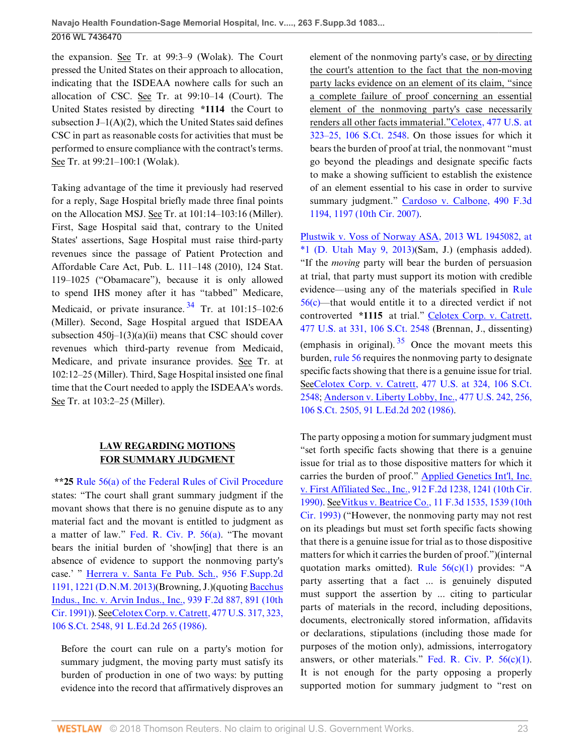the expansion. See Tr. at 99:3–9 (Wolak). The Court pressed the United States on their approach to allocation, indicating that the ISDEAA nowhere calls for such an allocation of CSC. See Tr. at 99:10–14 (Court). The United States resisted by directing **\*1114** the Court to subsection J–1(A)(2), which the United States said defines CSC in part as reasonable costs for activities that must be performed to ensure compliance with the contract's terms. See Tr. at 99:21–100:1 (Wolak).

Taking advantage of the time it previously had reserved for a reply, Sage Hospital briefly made three final points on the Allocation MSJ. See Tr. at 101:14–103:16 (Miller). First, Sage Hospital said that, contrary to the United States' assertions, Sage Hospital must raise third-party revenues since the passage of Patient Protection and Affordable Care Act, Pub. L. 111–148 (2010), 124 Stat. 119–1025 ("Obamacare"), because it is only allowed to spend IHS money after it has "tabbed" Medicare, Medicaid, or private insurance.[34] Tr. at 101:15–102:6 (Miller). Second, Sage Hospital argued that ISDEAA subsection 450j–1(3)(a)(ii) means that CSC should cover revenues which third-party revenue from Medicaid, Medicare, and private insurance provides. See Tr. at 102:12–25 (Miller). Third, Sage Hospital insisted one final time that the Court needed to apply the ISDEAA's words. See Tr. at 103:2–25 (Miller).

## LAW REGARDING MOTIONS FOR SUMMARY JUDGMENT

**\*\*25** Rule 56(a) of the Federal Rules of Civil Procedure states: "The court shall grant summary judgment if the movant shows that there is no genuine dispute as to any material fact and the movant is entitled to judgment as a matter of law." Fed. R. Civ. P. 56(a). "The movant bears the initial burden of 'show[ing] that there is an absence of evidence to support the nonmoving party's case.' " Herrera v. Santa Fe Pub. Sch., 956 F.Supp.2d 1191, 1221 (D.N.M. 2013)(Browning, J.)(quoting Bacchus Indus., Inc. v. Arvin Indus., Inc., 939 F.2d 887, 891 (10th Cir. 1991)). See Celotex Corp. v. Catrett, 477 U.S. 317, 323, 106 S.Ct. 2548, 91 L.Ed.2d 265 (1986).

> Before the court can rule on a party's motion for summary judgment, the moving party must satisfy its burden of production in one of two ways: by putting evidence into the record that affirmatively disproves an element of the nonmoving party's case, or by directing the court's attention to the fact that the non-moving party lacks evidence on an element of its claim, "since a complete failure of proof concerning an essential element of the nonmoving party's case necessarily renders all other facts immaterial." Celotex, 477 U.S. at 323–25, 106 S.Ct. 2548. On those issues for which it bears the burden of proof at trial, the nonmovant "must go beyond the pleadings and designate specific facts to make a showing sufficient to establish the existence of an element essential to his case in order to survive summary judgment." Cardoso v. Calbone, 490 F.3d 1194, 1197 (10th Cir. 2007).

Plustwik v. Voss of Norway ASA, 2013 WL 1945082, at \*1 (D. Utah May 9, 2013)(Sam, J.) (emphasis added). "If the *moving* party will bear the burden of persuasion at trial, that party must support its motion with credible evidence—using any of the materials specified in Rule 56(c)—that would entitle it to a directed verdict if not controverted **\*1115** at trial." Celotex Corp. v. Catrett, 477 U.S. at 331, 106 S.Ct. 2548 (Brennan, J., dissenting) (emphasis in original).[35] Once the movant meets this burden, rule 56 requires the nonmoving party to designate specific facts showing that there is a genuine issue for trial. See Celotex Corp. v. Catrett, 477 U.S. at 324, 106 S.Ct. 2548; Anderson v. Liberty Lobby, Inc., 477 U.S. 242, 256, 106 S.Ct. 2505, 91 L.Ed.2d 202 (1986).

The party opposing a motion for summary judgment must "set forth specific facts showing that there is a genuine issue for trial as to those dispositive matters for which it carries the burden of proof." Applied Genetics Int'l, Inc. v. First Affiliated Sec., Inc., 912 F.2d 1238, 1241 (10th Cir. 1990). See Vitkus v. Beatrice Co., 11 F.3d 1535, 1539 (10th Cir. 1993) ("However, the nonmoving party may not rest on its pleadings but must set forth specific facts showing that there is a genuine issue for trial as to those dispositive matters for which it carries the burden of proof.")(internal quotation marks omitted). Rule 56(c)(1) provides: "A party asserting that a fact ... is genuinely disputed must support the assertion by ... citing to particular parts of materials in the record, including depositions, documents, electronically stored information, affidavits or declarations, stipulations (including those made for purposes of the motion only), admissions, interrogatory answers, or other materials." Fed. R. Civ. P. 56(c)(1). It is not enough for the party opposing a properly supported motion for summary judgment to "rest on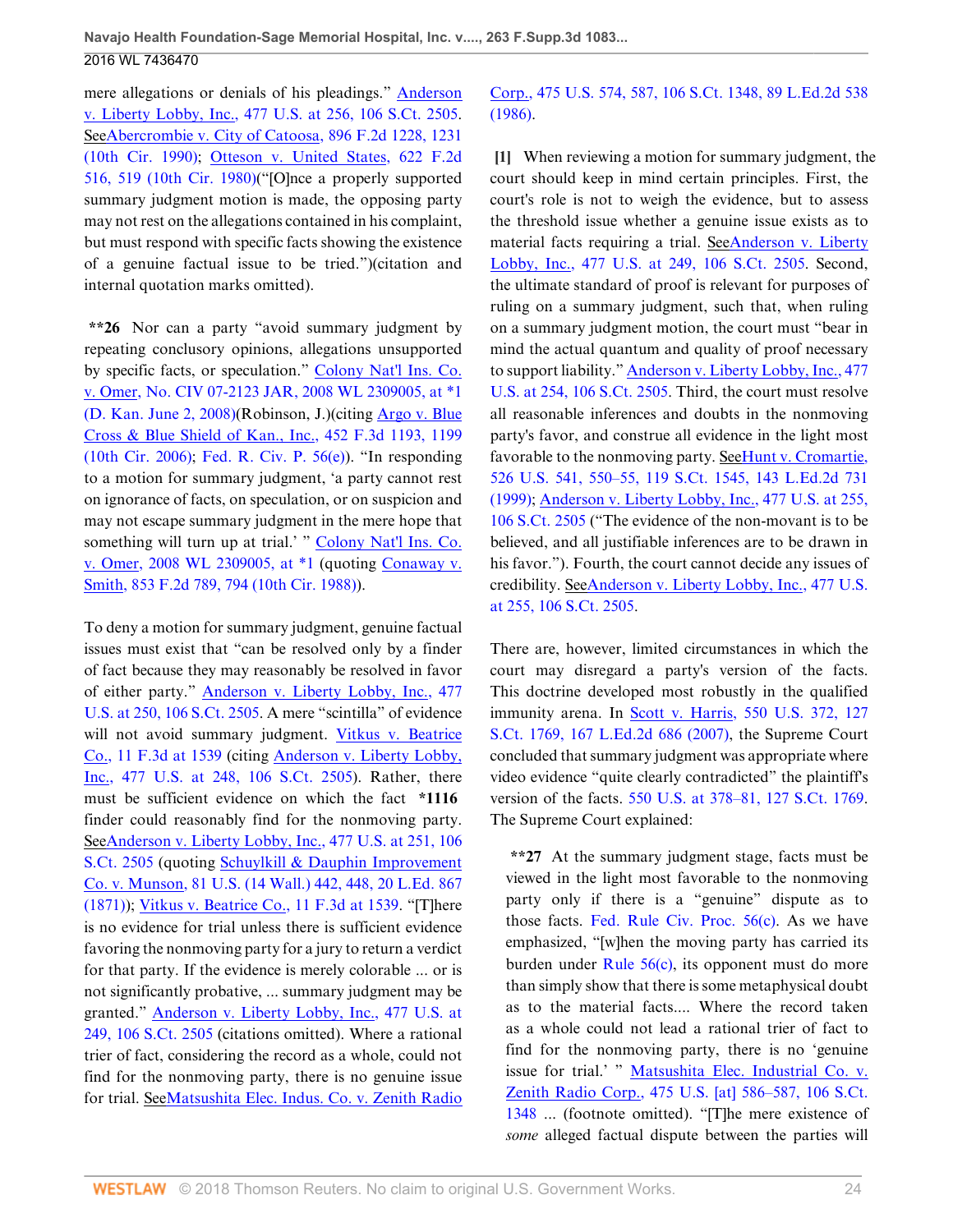mere allegations or denials of his pleadings." Anderson v. Liberty Lobby, Inc., 477 U.S. at 256, 106 S.Ct. 2505. SeeAbercrombie v. City of Catoosa, 896 F.2d 1228, 1231 (10th Cir. 1990); Otteson v. United States, 622 F.2d 516, 519 (10th Cir. 1980)("[O]nce a properly supported summary judgment motion is made, the opposing party may not rest on the allegations contained in his complaint, but must respond with specific facts showing the existence of a genuine factual issue to be tried.")(citation and internal quotation marks omitted).

**\*\*26** Nor can a party "avoid summary judgment by repeating conclusory opinions, allegations unsupported by specific facts, or speculation." Colony Nat'l Ins. Co. v. Omer, No. CIV 07-2123 JAR, 2008 WL 2309005, at \*1 (D. Kan. June 2, 2008)(Robinson, J.)(citing Argo v. Blue Cross & Blue Shield of Kan., Inc., 452 F.3d 1193, 1199 (10th Cir. 2006); Fed. R. Civ. P. 56(e)). "In responding to a motion for summary judgment, 'a party cannot rest on ignorance of facts, on speculation, or on suspicion and may not escape summary judgment in the mere hope that something will turn up at trial.' " Colony Nat'l Ins. Co. v. Omer, 2008 WL 2309005, at \*1 (quoting Conaway v. Smith, 853 F.2d 789, 794 (10th Cir. 1988)).

To deny a motion for summary judgment, genuine factual issues must exist that "can be resolved only by a finder of fact because they may reasonably be resolved in favor of either party." Anderson v. Liberty Lobby, Inc., 477 U.S. at 250, 106 S.Ct. 2505. A mere "scintilla" of evidence will not avoid summary judgment. Vitkus v. Beatrice Co., 11 F.3d at 1539 (citing Anderson v. Liberty Lobby, Inc., 477 U.S. at 248, 106 S.Ct. 2505). Rather, there must be sufficient evidence on which the fact **\*1116** finder could reasonably find for the nonmoving party. SeeAnderson v. Liberty Lobby, Inc., 477 U.S. at 251, 106 S.Ct. 2505 (quoting Schuylkill & Dauphin Improvement Co. v. Munson, 81 U.S. (14 Wall.) 442, 448, 20 L.Ed. 867 (1871)); Vitkus v. Beatrice Co., 11 F.3d at 1539. "[T]here is no evidence for trial unless there is sufficient evidence favoring the nonmoving party for a jury to return a verdict for that party. If the evidence is merely colorable ... or is not significantly probative, ... summary judgment may be granted." Anderson v. Liberty Lobby, Inc., 477 U.S. at 249, 106 S.Ct. 2505 (citations omitted). Where a rational trier of fact, considering the record as a whole, could not find for the nonmoving party, there is no genuine issue for trial. SeeMatsushita Elec. Indus. Co. v. Zenith Radio Corp., 475 U.S. 574, 587, 106 S.Ct. 1348, 89 L.Ed.2d 538 (1986).

**[1]** When reviewing a motion for summary judgment, the court should keep in mind certain principles. First, the court's role is not to weigh the evidence, but to assess the threshold issue whether a genuine issue exists as to material facts requiring a trial. SeeAnderson v. Liberty Lobby, Inc., 477 U.S. at 249, 106 S.Ct. 2505. Second, the ultimate standard of proof is relevant for purposes of ruling on a summary judgment, such that, when ruling on a summary judgment motion, the court must "bear in mind the actual quantum and quality of proof necessary to support liability." Anderson v. Liberty Lobby, Inc., 477 U.S. at 254, 106 S.Ct. 2505. Third, the court must resolve all reasonable inferences and doubts in the nonmoving party's favor, and construe all evidence in the light most favorable to the nonmoving party. SeeHunt v. Cromartie, 526 U.S. 541, 550–55, 119 S.Ct. 1545, 143 L.Ed.2d 731 (1999); Anderson v. Liberty Lobby, Inc., 477 U.S. at 255, 106 S.Ct. 2505 ("The evidence of the non-movant is to be believed, and all justifiable inferences are to be drawn in his favor."). Fourth, the court cannot decide any issues of credibility. SeeAnderson v. Liberty Lobby, Inc., 477 U.S. at 255, 106 S.Ct. 2505.

There are, however, limited circumstances in which the court may disregard a party's version of the facts. This doctrine developed most robustly in the qualified immunity arena. In Scott v. Harris, 550 U.S. 372, 127 S.Ct. 1769, 167 L.Ed.2d 686 (2007), the Supreme Court concluded that summary judgment was appropriate where video evidence "quite clearly contradicted" the plaintiff's version of the facts. 550 U.S. at 378–81, 127 S.Ct. 1769. The Supreme Court explained:

> **\*\*27** At the summary judgment stage, facts must be viewed in the light most favorable to the nonmoving party only if there is a "genuine" dispute as to those facts. Fed. Rule Civ. Proc. 56(c). As we have emphasized, "[w]hen the moving party has carried its burden under Rule 56(c), its opponent must do more than simply show that there is some metaphysical doubt as to the material facts.... Where the record taken as a whole could not lead a rational trier of fact to find for the nonmoving party, there is no 'genuine issue for trial.' " Matsushita Elec. Industrial Co. v. Zenith Radio Corp., 475 U.S. [at] 586–587, 106 S.Ct. 1348 ... (footnote omitted). "[T]he mere existence of *some* alleged factual dispute between the parties will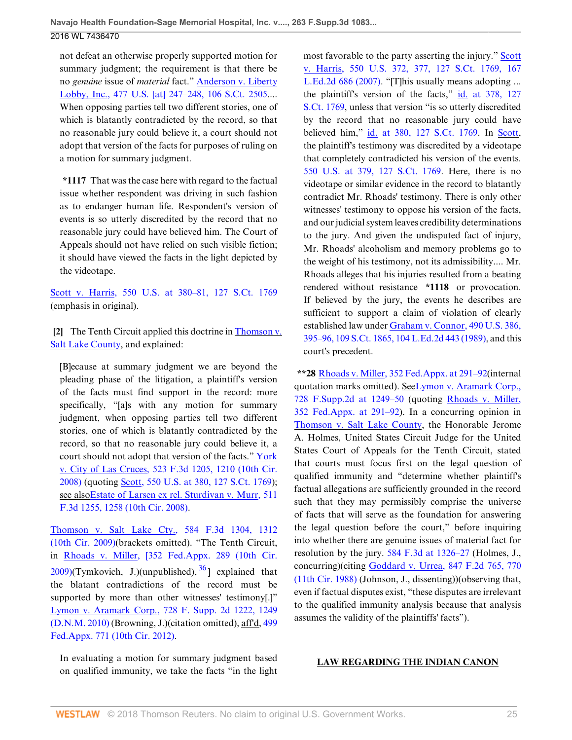not defeat an otherwise properly supported motion for summary judgment; the requirement is that there be no *genuine* issue of *material* fact." Anderson v. Liberty Lobby, Inc., 477 U.S. [at] 247–248, 106 S.Ct. 2505.... When opposing parties tell two different stories, one of which is blatantly contradicted by the record, so that no reasonable jury could believe it, a court should not adopt that version of the facts for purposes of ruling on a motion for summary judgment.

> ***1117** That was the case here with regard to the factual issue whether respondent was driving in such fashion as to endanger human life. Respondent's version of events is so utterly discredited by the record that no reasonable jury could have believed him. The Court of Appeals should not have relied on such visible fiction; it should have viewed the facts in the light depicted by the videotape.

Scott v. Harris, 550 U.S. at 380–81, 127 S.Ct. 1769 (emphasis in original).

**[2]** The Tenth Circuit applied this doctrine in Thomson v. Salt Lake County, and explained:

> [B]ecause at summary judgment we are beyond the pleading phase of the litigation, a plaintiff's version of the facts must find support in the record: more specifically, "[a]s with any motion for summary judgment, when opposing parties tell two different stories, one of which is blatantly contradicted by the record, so that no reasonable jury could believe it, a court should not adopt that version of the facts." York v. City of Las Cruces, 523 F.3d 1205, 1210 (10th Cir. 2008) (quoting Scott, 550 U.S. at 380, 127 S.Ct. 1769); see alsoEstate of Larsen ex rel. Sturdivan v. Murr, 511 F.3d 1255, 1258 (10th Cir. 2008).

Thomson v. Salt Lake Cty., 584 F.3d 1304, 1312 (10th Cir. 2009)(brackets omitted). "The Tenth Circuit, in Rhoads v. Miller, [352 Fed.Appx. 289 (10th Cir. 2009)(Tymkovich, J.)(unpublished),[36]] explained that the blatant contradictions of the record must be supported by more than other witnesses' testimony[.]" Lymon v. Aramark Corp., 728 F. Supp. 2d 1222, 1249 (D.N.M. 2010) (Browning, J.)(citation omitted), aff'd, 499 Fed.Appx. 771 (10th Cir. 2012).

> In evaluating a motion for summary judgment based on qualified immunity, we take the facts "in the light most favorable to the party asserting the injury." Scott v. Harris, 550 U.S. 372, 377, 127 S.Ct. 1769, 167 L.Ed.2d 686 (2007). "[T]his usually means adopting ... the plaintiff's version of the facts," id. at 378, 127 S.Ct. 1769, unless that version "is so utterly discredited by the record that no reasonable jury could have believed him," id. at 380, 127 S.Ct. 1769. In Scott, the plaintiff's testimony was discredited by a videotape that completely contradicted his version of the events. 550 U.S. at 379, 127 S.Ct. 1769. Here, there is no videotape or similar evidence in the record to blatantly contradict Mr. Rhoads' testimony. There is only other witnesses' testimony to oppose his version of the facts, and our judicial system leaves credibility determinations to the jury. And given the undisputed fact of injury, Mr. Rhoads' alcoholism and memory problems go to the weight of his testimony, not its admissibility.... Mr. Rhoads alleges that his injuries resulted from a beating rendered without resistance ***1118** or provocation. If believed by the jury, the events he describes are sufficient to support a claim of violation of clearly established law under Graham v. Connor, 490 U.S. 386, 395–96, 109 S.Ct. 1865, 104 L.Ed.2d 443 (1989), and this court's precedent.

****28** Rhoads v. Miller, 352 Fed.Appx. at 291–92(internal quotation marks omitted). SeeLymon v. Aramark Corp., 728 F.Supp.2d at 1249–50 (quoting Rhoads v. Miller, 352 Fed.Appx. at 291–92). In a concurring opinion in Thomson v. Salt Lake County, the Honorable Jerome A. Holmes, United States Circuit Judge for the United States Court of Appeals for the Tenth Circuit, stated that courts must focus first on the legal question of qualified immunity and "determine whether plaintiff's factual allegations are sufficiently grounded in the record such that they may permissibly comprise the universe of facts that will serve as the foundation for answering the legal question before the court," before inquiring into whether there are genuine issues of material fact for resolution by the jury. 584 F.3d at 1326–27 (Holmes, J., concurring)(citing Goddard v. Urrea, 847 F.2d 765, 770 (11th Cir. 1988) (Johnson, J., dissenting))(observing that, even if factual disputes exist, "these disputes are irrelevant to the qualified immunity analysis because that analysis assumes the validity of the plaintiffs' facts").

## LAW REGARDING THE INDIAN CANON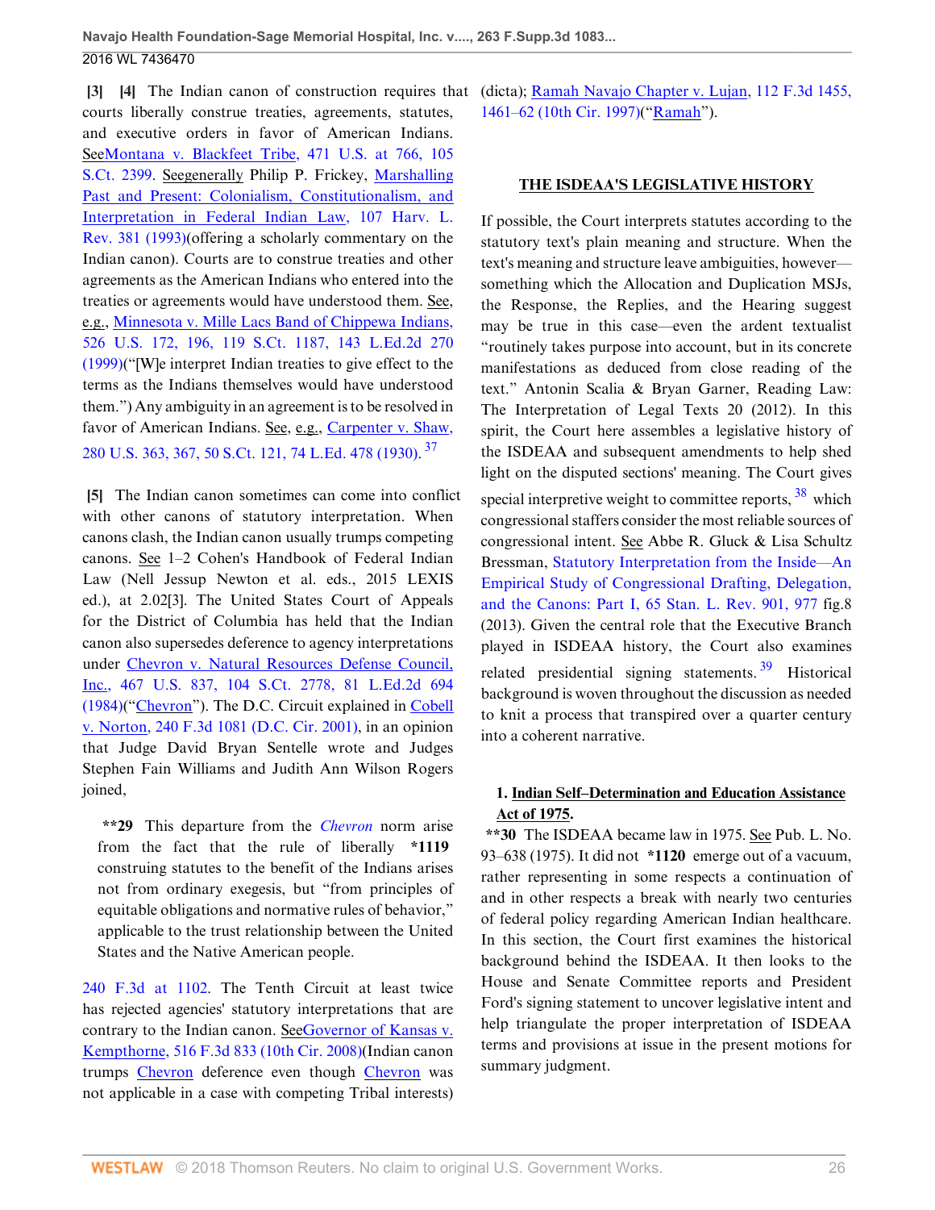**[3] [4]** The Indian canon of construction requires that courts liberally construe treaties, agreements, statutes, and executive orders in favor of American Indians. SeeMontana v. Blackfeet Tribe, 471 U.S. at 766, 105 S.Ct. 2399. Seegenerally Philip P. Frickey, Marshalling Past and Present: Colonialism, Constitutionalism, and Interpretation in Federal Indian Law, 107 Harv. L. Rev. 381 (1993)(offering a scholarly commentary on the Indian canon). Courts are to construe treaties and other agreements as the American Indians who entered into the treaties or agreements would have understood them. See, e.g., Minnesota v. Mille Lacs Band of Chippewa Indians, 526 U.S. 172, 196, 119 S.Ct. 1187, 143 L.Ed.2d 270 (1999)("[W]e interpret Indian treaties to give effect to the terms as the Indians themselves would have understood them.") Any ambiguity in an agreement is to be resolved in favor of American Indians. See, e.g., Carpenter v. Shaw, 280 U.S. 363, 367, 50 S.Ct. 121, 74 L.Ed. 478 (1930).[37]

**[5]** The Indian canon sometimes can come into conflict with other canons of statutory interpretation. When canons clash, the Indian canon usually trumps competing canons. See 1–2 Cohen's Handbook of Federal Indian Law (Nell Jessup Newton et al. eds., 2015 LEXIS ed.), at 2.02[3]. The United States Court of Appeals for the District of Columbia has held that the Indian canon also supersedes deference to agency interpretations under Chevron v. Natural Resources Defense Council, Inc., 467 U.S. 837, 104 S.Ct. 2778, 81 L.Ed.2d 694 (1984)("Chevron"). The D.C. Circuit explained in Cobell v. Norton, 240 F.3d 1081 (D.C. Cir. 2001), in an opinion that Judge David Bryan Sentelle wrote and Judges Stephen Fain Williams and Judith Ann Wilson Rogers joined,

> **\*\*29** This departure from the *Chevron* norm arise from the fact that the rule of liberally **\*1119** construing statutes to the benefit of the Indians arises not from ordinary exegesis, but "from principles of equitable obligations and normative rules of behavior," applicable to the trust relationship between the United States and the Native American people.

240 F.3d at 1102. The Tenth Circuit at least twice has rejected agencies' statutory interpretations that are contrary to the Indian canon. SeeGovernor of Kansas v. Kempthorne, 516 F.3d 833 (10th Cir. 2008)(Indian canon trumps Chevron deference even though Chevron was not applicable in a case with competing Tribal interests) (dicta); Ramah Navajo Chapter v. Lujan, 112 F.3d 1455, 1461–62 (10th Cir. 1997)("Ramah").

## THE ISDEAA'S LEGISLATIVE HISTORY

If possible, the Court interprets statutes according to the statutory text's plain meaning and structure. When the text's meaning and structure leave ambiguities, however—something which the Allocation and Duplication MSJs, the Response, the Replies, and the Hearing suggest may be true in this case—even the ardent textualist "routinely takes purpose into account, but in its concrete manifestations as deduced from close reading of the text." Antonin Scalia & Bryan Garner, Reading Law: The Interpretation of Legal Texts 20 (2012). In this spirit, the Court here assembles a legislative history of the ISDEAA and subsequent amendments to help shed light on the disputed sections' meaning. The Court gives special interpretive weight to committee reports,[38] which congressional staffers consider the most reliable sources of congressional intent. See Abbe R. Gluck & Lisa Schultz Bressman, Statutory Interpretation from the Inside—An Empirical Study of Congressional Drafting, Delegation, and the Canons: Part I, 65 Stan. L. Rev. 901, 977 fig.8 (2013). Given the central role that the Executive Branch played in ISDEAA history, the Court also examines related presidential signing statements.[39] Historical background is woven throughout the discussion as needed to knit a process that transpired over a quarter century into a coherent narrative.

### 1. Indian Self–Determination and Education Assistance Act of 1975.

**\*\*30** The ISDEAA became law in 1975. See Pub. L. No. 93–638 (1975). It did not **\*1120** emerge out of a vacuum, rather representing in some respects a continuation of and in other respects a break with nearly two centuries of federal policy regarding American Indian healthcare. In this section, the Court first examines the historical background behind the ISDEAA. It then looks to the House and Senate Committee reports and President Ford's signing statement to uncover legislative intent and help triangulate the proper interpretation of ISDEAA terms and provisions at issue in the present motions for summary judgment.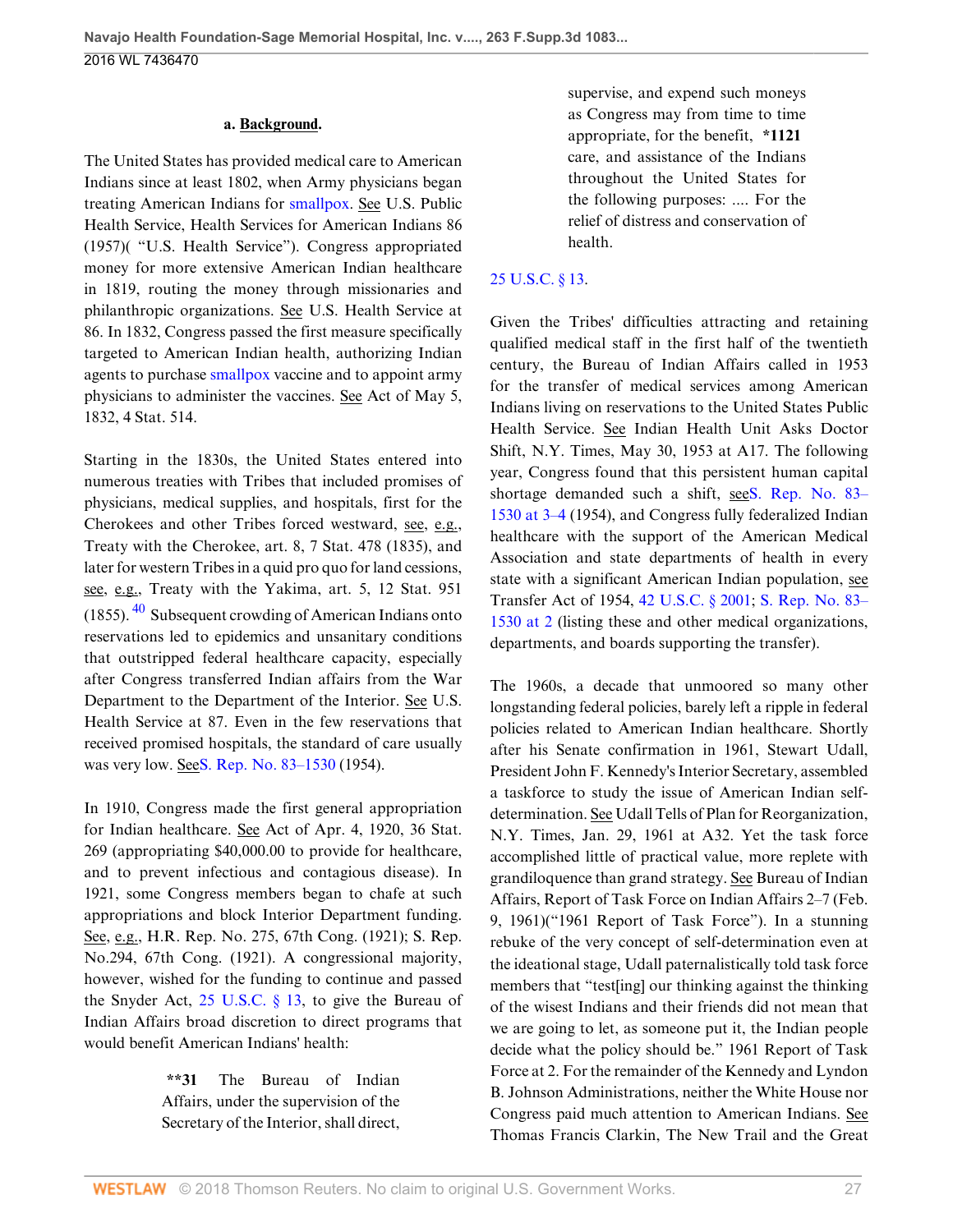#### a. Background.

The United States has provided medical care to American Indians since at least 1802, when Army physicians began treating American Indians for smallpox. See U.S. Public Health Service, Health Services for American Indians 86 (1957)( "U.S. Health Service"). Congress appropriated money for more extensive American Indian healthcare in 1819, routing the money through missionaries and philanthropic organizations. See U.S. Health Service at 86. In 1832, Congress passed the first measure specifically targeted to American Indian health, authorizing Indian agents to purchase smallpox vaccine and to appoint army physicians to administer the vaccines. See Act of May 5, 1832, 4 Stat. 514.

Starting in the 1830s, the United States entered into numerous treaties with Tribes that included promises of physicians, medical supplies, and hospitals, first for the Cherokees and other Tribes forced westward, see, e.g., Treaty with the Cherokee, art. 8, 7 Stat. 478 (1835), and later for western Tribes in a quid pro quo for land cessions, see, e.g., Treaty with the Yakima, art. 5, 12 Stat. 951 (1855). [40] Subsequent crowding of American Indians onto reservations led to epidemics and unsanitary conditions that outstripped federal healthcare capacity, especially after Congress transferred Indian affairs from the War Department to the Department of the Interior. See U.S. Health Service at 87. Even in the few reservations that received promised hospitals, the standard of care usually was very low. SeeS. Rep. No. 83–1530 (1954).

In 1910, Congress made the first general appropriation for Indian healthcare. See Act of Apr. 4, 1920, 36 Stat. 269 (appropriating $40,000.00 to provide for healthcare, and to prevent infectious and contagious disease). In 1921, some Congress members began to chafe at such appropriations and block Interior Department funding. See, e.g., H.R. Rep. No. 275, 67th Cong. (1921); S. Rep. No.294, 67th Cong. (1921). A congressional majority, however, wished for the funding to continue and passed the Snyder Act, 25 U.S.C. § 13, to give the Bureau of Indian Affairs broad discretion to direct programs that would benefit American Indians' health:

> **\*\*31** The Bureau of Indian Affairs, under the supervision of the Secretary of the Interior, shall direct, supervise, and expend such moneys as Congress may from time to time appropriate, for the benefit, **\*1121** care, and assistance of the Indians throughout the United States for the following purposes: .... For the relief of distress and conservation of health.

25 U.S.C. § 13.

Given the Tribes' difficulties attracting and retaining qualified medical staff in the first half of the twentieth century, the Bureau of Indian Affairs called in 1953 for the transfer of medical services among American Indians living on reservations to the United States Public Health Service. See Indian Health Unit Asks Doctor Shift, N.Y. Times, May 30, 1953 at A17. The following year, Congress found that this persistent human capital shortage demanded such a shift, seeS. Rep. No. 83–1530 at 3–4 (1954), and Congress fully federalized Indian healthcare with the support of the American Medical Association and state departments of health in every state with a significant American Indian population, see Transfer Act of 1954, 42 U.S.C. § 2001; S. Rep. No. 83–1530 at 2 (listing these and other medical organizations, departments, and boards supporting the transfer).

The 1960s, a decade that unmoored so many other longstanding federal policies, barely left a ripple in federal policies related to American Indian healthcare. Shortly after his Senate confirmation in 1961, Stewart Udall, President John F. Kennedy's Interior Secretary, assembled a taskforce to study the issue of American Indian self-determination. See Udall Tells of Plan for Reorganization, N.Y. Times, Jan. 29, 1961 at A32. Yet the task force accomplished little of practical value, more replete with grandiloquence than grand strategy. See Bureau of Indian Affairs, Report of Task Force on Indian Affairs 2–7 (Feb. 9, 1961)("1961 Report of Task Force"). In a stunning rebuke of the very concept of self-determination even at the ideational stage, Udall paternalistically told task force members that "test[ing] our thinking against the thinking of the wisest Indians and their friends did not mean that we are going to let, as someone put it, the Indian people decide what the policy should be." 1961 Report of Task Force at 2. For the remainder of the Kennedy and Lyndon B. Johnson Administrations, neither the White House nor Congress paid much attention to American Indians. See Thomas Francis Clarkin, The New Trail and the Great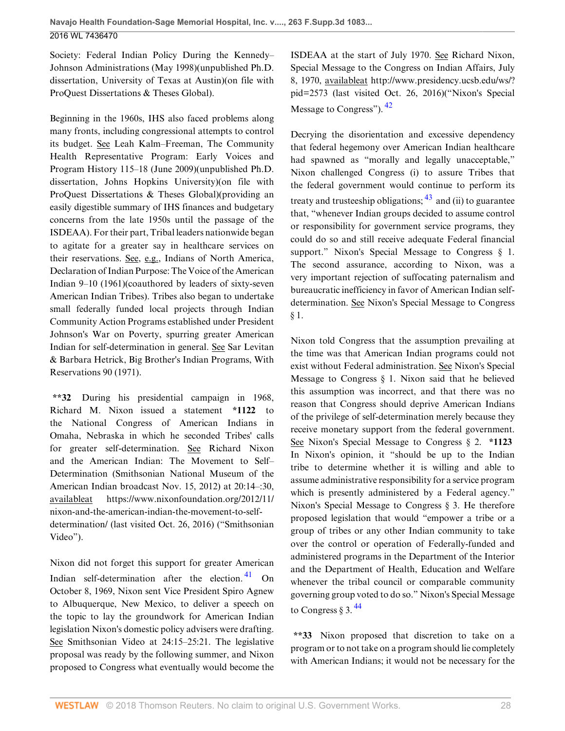Society: Federal Indian Policy During the Kennedy–Johnson Administrations (May 1998)(unpublished Ph.D. dissertation, University of Texas at Austin)(on file with ProQuest Dissertations & Theses Global).

Beginning in the 1960s, IHS also faced problems along many fronts, including congressional attempts to control its budget. See Leah Kalm–Freeman, The Community Health Representative Program: Early Voices and Program History 115–18 (June 2009)(unpublished Ph.D. dissertation, Johns Hopkins University)(on file with ProQuest Dissertations & Theses Global)(providing an easily digestible summary of IHS finances and budgetary concerns from the late 1950s until the passage of the ISDEAA). For their part, Tribal leaders nationwide began to agitate for a greater say in healthcare services on their reservations. See, e.g., Indians of North America, Declaration of Indian Purpose: The Voice of the American Indian 9–10 (1961)(coauthored by leaders of sixty-seven American Indian Tribes). Tribes also began to undertake small federally funded local projects through Indian Community Action Programs established under President Johnson's War on Poverty, spurring greater American Indian for self-determination in general. See Sar Levitan & Barbara Hetrick, Big Brother's Indian Programs, With Reservations 90 (1971).

**\*\*32** During his presidential campaign in 1968, Richard M. Nixon issued a statement **\*1122** to the National Congress of American Indians in Omaha, Nebraska in which he seconded Tribes' calls for greater self-determination. See Richard Nixon and the American Indian: The Movement to Self–Determination (Smithsonian National Museum of the American Indian broadcast Nov. 15, 2012) at 20:14–:30, availableat https://www.nixonfoundation.org/2012/11/nixon-and-the-american-indian-the-movement-to-self-determination/ (last visited Oct. 26, 2016) ("Smithsonian Video").

Nixon did not forget this support for greater American Indian self-determination after the election. [41] On October 8, 1969, Nixon sent Vice President Spiro Agnew to Albuquerque, New Mexico, to deliver a speech on the topic to lay the groundwork for American Indian legislation Nixon's domestic policy advisers were drafting. See Smithsonian Video at 24:15–25:21. The legislative proposal was ready by the following summer, and Nixon proposed to Congress what eventually would become the ISDEAA at the start of July 1970. See Richard Nixon, Special Message to the Congress on Indian Affairs, July 8, 1970, availableat http://www.presidency.ucsb.edu/ws/?pid=2573 (last visited Oct. 26, 2016)("Nixon's Special Message to Congress"). [42]

Decrying the disorientation and excessive dependency that federal hegemony over American Indian healthcare had spawned as "morally and legally unacceptable," Nixon challenged Congress (i) to assure Tribes that the federal government would continue to perform its treaty and trusteeship obligations; [43] and (ii) to guarantee that, "whenever Indian groups decided to assume control or responsibility for government service programs, they could do so and still receive adequate Federal financial support." Nixon's Special Message to Congress § 1. The second assurance, according to Nixon, was a very important rejection of suffocating paternalism and bureaucratic inefficiency in favor of American Indian self-determination. See Nixon's Special Message to Congress § 1.

Nixon told Congress that the assumption prevailing at the time was that American Indian programs could not exist without Federal administration. See Nixon's Special Message to Congress § 1. Nixon said that he believed this assumption was incorrect, and that there was no reason that Congress should deprive American Indians of the privilege of self-determination merely because they receive monetary support from the federal government. See Nixon's Special Message to Congress § 2. **\*1123** In Nixon's opinion, it "should be up to the Indian tribe to determine whether it is willing and able to assume administrative responsibility for a service program which is presently administered by a Federal agency." Nixon's Special Message to Congress § 3. He therefore proposed legislation that would "empower a tribe or a group of tribes or any other Indian community to take over the control or operation of Federally-funded and administered programs in the Department of the Interior and the Department of Health, Education and Welfare whenever the tribal council or comparable community governing group voted to do so." Nixon's Special Message to Congress § 3. [44]

**\*\*33** Nixon proposed that discretion to take on a program or to not take on a program should lie completely with American Indians; it would not be necessary for the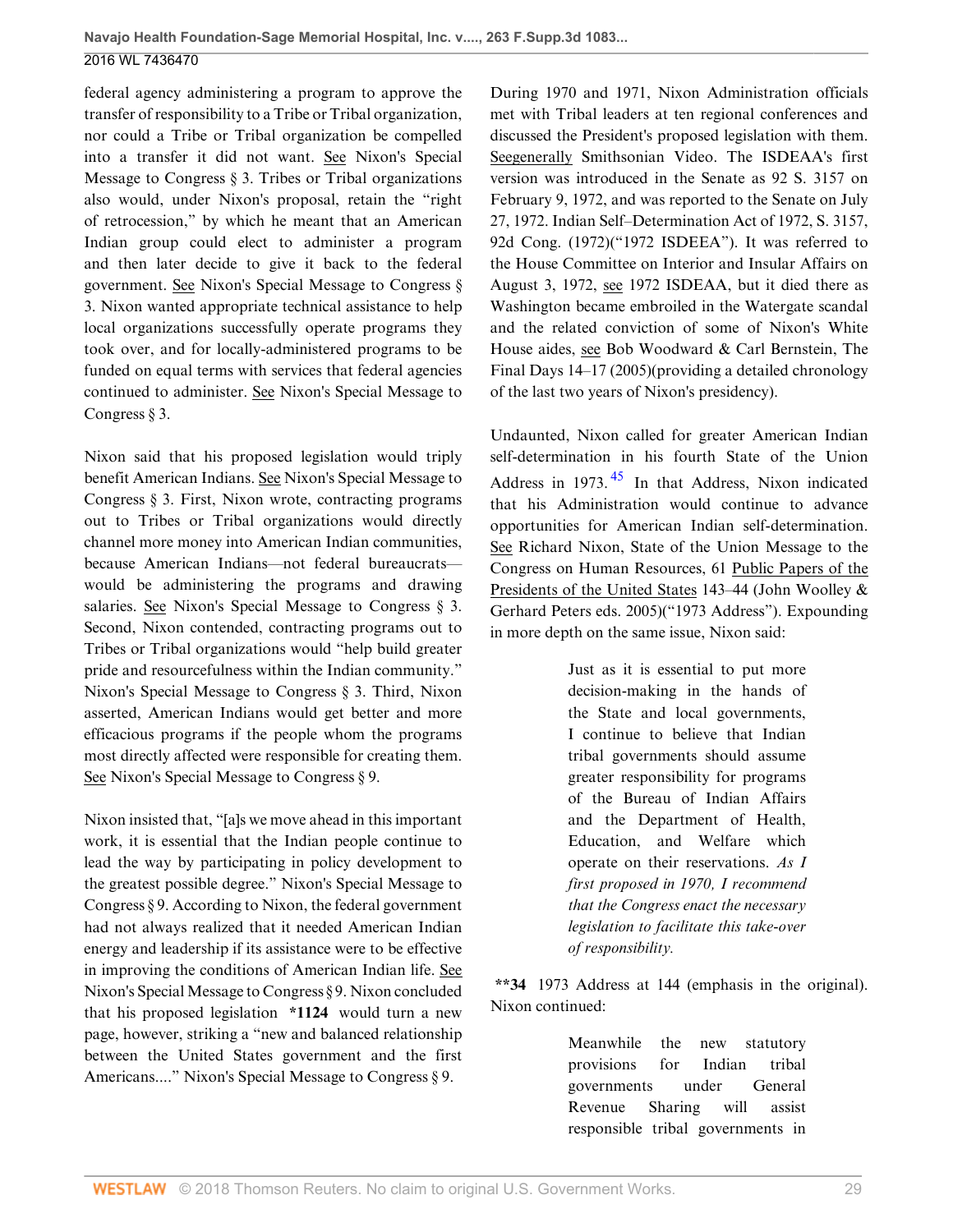federal agency administering a program to approve the transfer of responsibility to a Tribe or Tribal organization, nor could a Tribe or Tribal organization be compelled into a transfer it did not want. See Nixon's Special Message to Congress § 3. Tribes or Tribal organizations also would, under Nixon's proposal, retain the "right of retrocession," by which he meant that an American Indian group could elect to administer a program and then later decide to give it back to the federal government. See Nixon's Special Message to Congress § 3. Nixon wanted appropriate technical assistance to help local organizations successfully operate programs they took over, and for locally-administered programs to be funded on equal terms with services that federal agencies continued to administer. See Nixon's Special Message to Congress § 3.

Nixon said that his proposed legislation would triply benefit American Indians. See Nixon's Special Message to Congress § 3. First, Nixon wrote, contracting programs out to Tribes or Tribal organizations would directly channel more money into American Indian communities, because American Indians—not federal bureaucrats—would be administering the programs and drawing salaries. See Nixon's Special Message to Congress § 3. Second, Nixon contended, contracting programs out to Tribes or Tribal organizations would "help build greater pride and resourcefulness within the Indian community." Nixon's Special Message to Congress § 3. Third, Nixon asserted, American Indians would get better and more efficacious programs if the people whom the programs most directly affected were responsible for creating them. See Nixon's Special Message to Congress § 9.

Nixon insisted that, "[a]s we move ahead in this important work, it is essential that the Indian people continue to lead the way by participating in policy development to the greatest possible degree." Nixon's Special Message to Congress § 9. According to Nixon, the federal government had not always realized that it needed American Indian energy and leadership if its assistance were to be effective in improving the conditions of American Indian life. See Nixon's Special Message to Congress § 9. Nixon concluded that his proposed legislation **\*1124** would turn a new page, however, striking a "new and balanced relationship between the United States government and the first Americans...." Nixon's Special Message to Congress § 9.

During 1970 and 1971, Nixon Administration officials met with Tribal leaders at ten regional conferences and discussed the President's proposed legislation with them. Seegenerally Smithsonian Video. The ISDEAA's first version was introduced in the Senate as 92 S. 3157 on February 9, 1972, and was reported to the Senate on July 27, 1972. Indian Self–Determination Act of 1972, S. 3157, 92d Cong. (1972)("1972 ISDEEA"). It was referred to the House Committee on Interior and Insular Affairs on August 3, 1972, see 1972 ISDEAA, but it died there as Washington became embroiled in the Watergate scandal and the related conviction of some of Nixon's White House aides, see Bob Woodward & Carl Bernstein, The Final Days 14–17 (2005)(providing a detailed chronology of the last two years of Nixon's presidency).

Undaunted, Nixon called for greater American Indian self-determination in his fourth State of the Union Address in 1973.[45] In that Address, Nixon indicated that his Administration would continue to advance opportunities for American Indian self-determination. See Richard Nixon, State of the Union Message to the Congress on Human Resources, 61 Public Papers of the Presidents of the United States 143–44 (John Woolley & Gerhard Peters eds. 2005)("1973 Address"). Expounding in more depth on the same issue, Nixon said:

> Just as it is essential to put more decision-making in the hands of the State and local governments, I continue to believe that Indian tribal governments should assume greater responsibility for programs of the Bureau of Indian Affairs and the Department of Health, Education, and Welfare which operate on their reservations. *As I first proposed in 1970, I recommend that the Congress enact the necessary legislation to facilitate this take-over of responsibility.*

**\*\*34** 1973 Address at 144 (emphasis in the original). Nixon continued:

> Meanwhile the new statutory provisions for Indian tribal governments under General Revenue Sharing will assist responsible tribal governments in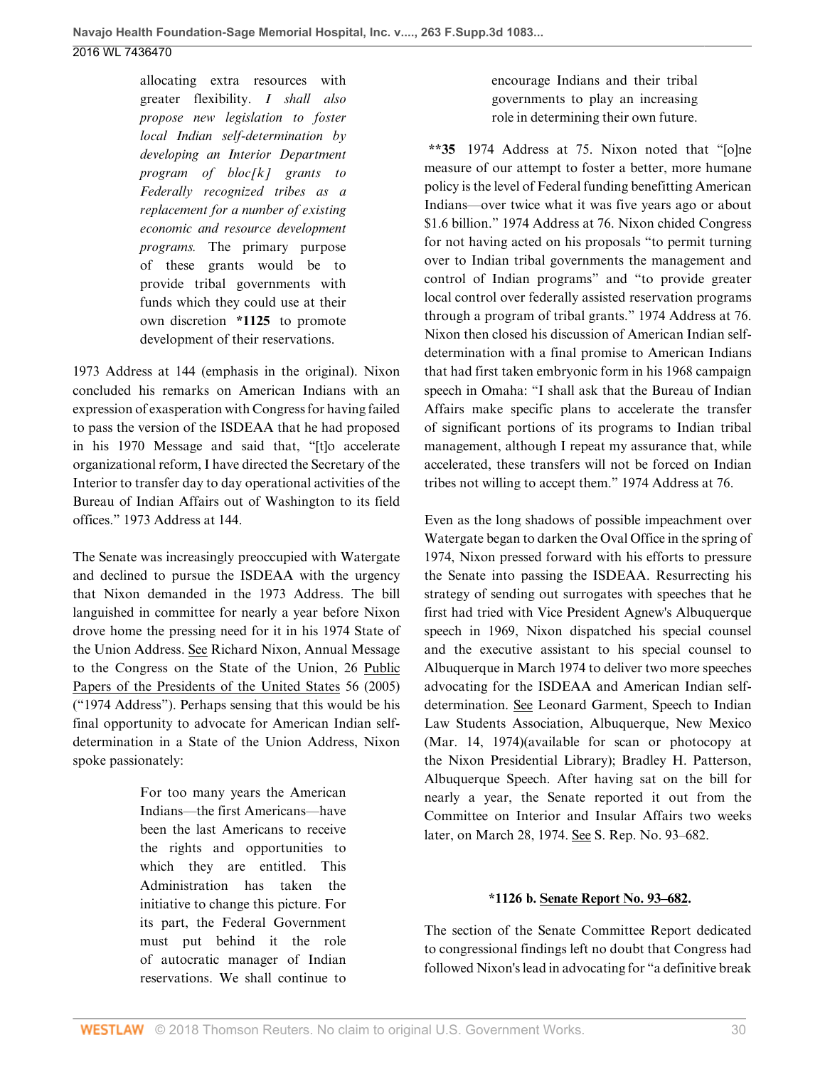> allocating extra resources with greater flexibility. *I shall also propose new legislation to foster local Indian self-determination by developing an Interior Department program of bloc[k] grants to Federally recognized tribes as a replacement for a number of existing economic and resource development programs.* The primary purpose of these grants would be to provide tribal governments with funds which they could use at their own discretion **\*1125** to promote development of their reservations.

1973 Address at 144 (emphasis in the original). Nixon concluded his remarks on American Indians with an expression of exasperation with Congress for having failed to pass the version of the ISDEAA that he had proposed in his 1970 Message and said that, "[t]o accelerate organizational reform, I have directed the Secretary of the Interior to transfer day to day operational activities of the Bureau of Indian Affairs out of Washington to its field offices." 1973 Address at 144.

The Senate was increasingly preoccupied with Watergate and declined to pursue the ISDEAA with the urgency that Nixon demanded in the 1973 Address. The bill languished in committee for nearly a year before Nixon drove home the pressing need for it in his 1974 State of the Union Address. See Richard Nixon, Annual Message to the Congress on the State of the Union, 26 Public Papers of the Presidents of the United States 56 (2005) ("1974 Address"). Perhaps sensing that this would be his final opportunity to advocate for American Indian self-determination in a State of the Union Address, Nixon spoke passionately:

> For too many years the American Indians—the first Americans—have been the last Americans to receive the rights and opportunities to which they are entitled. This Administration has taken the initiative to change this picture. For its part, the Federal Government must put behind it the role of autocratic manager of Indian reservations. We shall continue to encourage Indians and their tribal governments to play an increasing role in determining their own future.

**\*\*35** 1974 Address at 75. Nixon noted that "[o]ne measure of our attempt to foster a better, more humane policy is the level of Federal funding benefitting American Indians—over twice what it was five years ago or about $1.6 billion." 1974 Address at 76. Nixon chided Congress for not having acted on his proposals "to permit turning over to Indian tribal governments the management and control of Indian programs" and "to provide greater local control over federally assisted reservation programs through a program of tribal grants." 1974 Address at 76. Nixon then closed his discussion of American Indian self-determination with a final promise to American Indians that had first taken embryonic form in his 1968 campaign speech in Omaha: "I shall ask that the Bureau of Indian Affairs make specific plans to accelerate the transfer of significant portions of its programs to Indian tribal management, although I repeat my assurance that, while accelerated, these transfers will not be forced on Indian tribes not willing to accept them." 1974 Address at 76.

Even as the long shadows of possible impeachment over Watergate began to darken the Oval Office in the spring of 1974, Nixon pressed forward with his efforts to pressure the Senate into passing the ISDEAA. Resurrecting his strategy of sending out surrogates with speeches that he first had tried with Vice President Agnew's Albuquerque speech in 1969, Nixon dispatched his special counsel and the executive assistant to his special counsel to Albuquerque in March 1974 to deliver two more speeches advocating for the ISDEAA and American Indian self-determination. See Leonard Garment, Speech to Indian Law Students Association, Albuquerque, New Mexico (Mar. 14, 1974)(available for scan or photocopy at the Nixon Presidential Library); Bradley H. Patterson, Albuquerque Speech. After having sat on the bill for nearly a year, the Senate reported it out from the Committee on Interior and Insular Affairs two weeks later, on March 28, 1974. See S. Rep. No. 93–682.

**\*1126 b. Senate Report No. 93–682.**

The section of the Senate Committee Report dedicated to congressional findings left no doubt that Congress had followed Nixon's lead in advocating for "a definitive break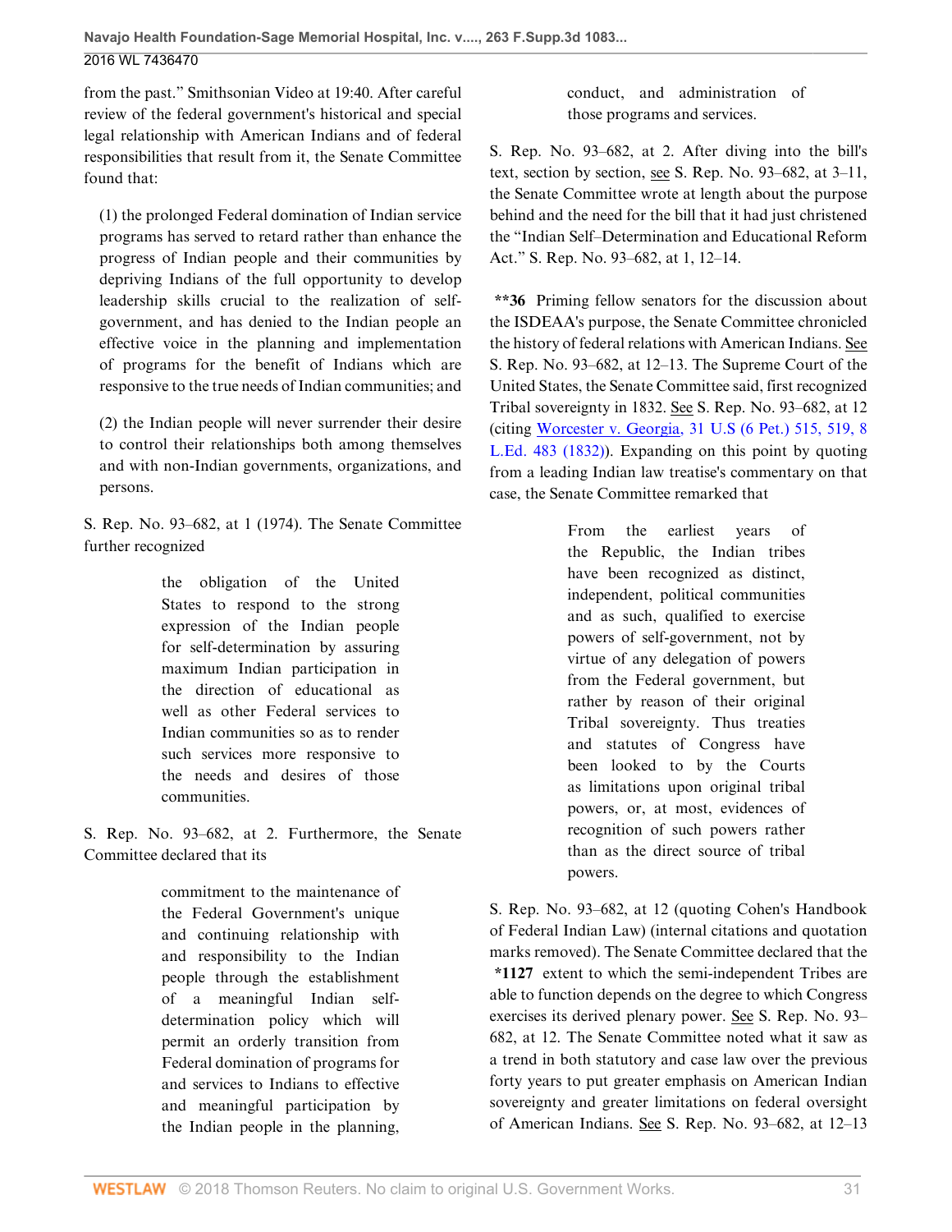from the past." Smithsonian Video at 19:40. After careful review of the federal government's historical and special legal relationship with American Indians and of federal responsibilities that result from it, the Senate Committee found that:

> (1) the prolonged Federal domination of Indian service programs has served to retard rather than enhance the progress of Indian people and their communities by depriving Indians of the full opportunity to develop leadership skills crucial to the realization of self-government, and has denied to the Indian people an effective voice in the planning and implementation of programs for the benefit of Indians which are responsive to the true needs of Indian communities; and
>
> (2) the Indian people will never surrender their desire to control their relationships both among themselves and with non-Indian governments, organizations, and persons.

S. Rep. No. 93–682, at 1 (1974). The Senate Committee further recognized

> the obligation of the United States to respond to the strong expression of the Indian people for self-determination by assuring maximum Indian participation in the direction of educational as well as other Federal services to Indian communities so as to render such services more responsive to the needs and desires of those communities.

S. Rep. No. 93–682, at 2. Furthermore, the Senate Committee declared that its

> commitment to the maintenance of the Federal Government's unique and continuing relationship with and responsibility to the Indian people through the establishment of a meaningful Indian self-determination policy which will permit an orderly transition from Federal domination of programs for and services to Indians to effective and meaningful participation by the Indian people in the planning, conduct, and administration of those programs and services.

S. Rep. No. 93–682, at 2. After diving into the bill's text, section by section, see S. Rep. No. 93–682, at 3–11, the Senate Committee wrote at length about the purpose behind and the need for the bill that it had just christened the "Indian Self–Determination and Educational Reform Act." S. Rep. No. 93–682, at 1, 12–14.

**\*\*36** Priming fellow senators for the discussion about the ISDEAA's purpose, the Senate Committee chronicled the history of federal relations with American Indians. See S. Rep. No. 93–682, at 12–13. The Supreme Court of the United States, the Senate Committee said, first recognized Tribal sovereignty in 1832. See S. Rep. No. 93–682, at 12 (citing Worcester v. Georgia, 31 U.S (6 Pet.) 515, 519, 8 L.Ed. 483 (1832)). Expanding on this point by quoting from a leading Indian law treatise's commentary on that case, the Senate Committee remarked that

> From the earliest years of the Republic, the Indian tribes have been recognized as distinct, independent, political communities and as such, qualified to exercise powers of self-government, not by virtue of any delegation of powers from the Federal government, but rather by reason of their original Tribal sovereignty. Thus treaties and statutes of Congress have been looked to by the Courts as limitations upon original tribal powers, or, at most, evidences of recognition of such powers rather than as the direct source of tribal powers.

S. Rep. No. 93–682, at 12 (quoting Cohen's Handbook of Federal Indian Law) (internal citations and quotation marks removed). The Senate Committee declared that the **\*1127** extent to which the semi-independent Tribes are able to function depends on the degree to which Congress exercises its derived plenary power. See S. Rep. No. 93–682, at 12. The Senate Committee noted what it saw as a trend in both statutory and case law over the previous forty years to put greater emphasis on American Indian sovereignty and greater limitations on federal oversight of American Indians. See S. Rep. No. 93–682, at 12–13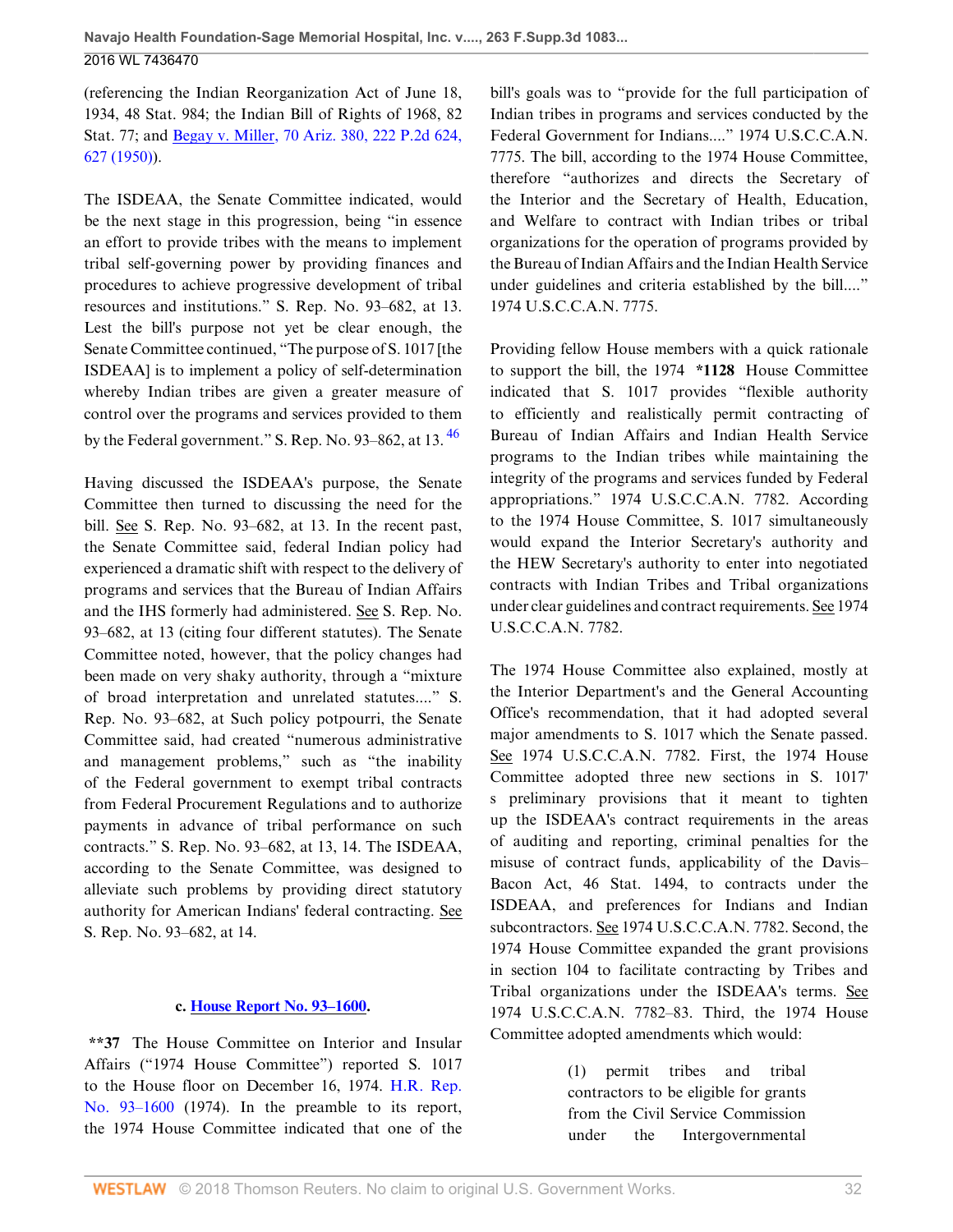(referencing the Indian Reorganization Act of June 18, 1934, 48 Stat. 984; the Indian Bill of Rights of 1968, 82 Stat. 77; and Begay v. Miller, 70 Ariz. 380, 222 P.2d 624, 627 (1950)).

The ISDEAA, the Senate Committee indicated, would be the next stage in this progression, being "in essence an effort to provide tribes with the means to implement tribal self-governing power by providing finances and procedures to achieve progressive development of tribal resources and institutions." S. Rep. No. 93–682, at 13. Lest the bill's purpose not yet be clear enough, the Senate Committee continued, "The purpose of S. 1017 [the ISDEAA] is to implement a policy of self-determination whereby Indian tribes are given a greater measure of control over the programs and services provided to them by the Federal government." S. Rep. No. 93–862, at 13. [46]

Having discussed the ISDEAA's purpose, the Senate Committee then turned to discussing the need for the bill. See S. Rep. No. 93–682, at 13. In the recent past, the Senate Committee said, federal Indian policy had experienced a dramatic shift with respect to the delivery of programs and services that the Bureau of Indian Affairs and the IHS formerly had administered. See S. Rep. No. 93–682, at 13 (citing four different statutes). The Senate Committee noted, however, that the policy changes had been made on very shaky authority, through a "mixture of broad interpretation and unrelated statutes...." S. Rep. No. 93–682, at Such policy potpourri, the Senate Committee said, had created "numerous administrative and management problems," such as "the inability of the Federal government to exempt tribal contracts from Federal Procurement Regulations and to authorize payments in advance of tribal performance on such contracts." S. Rep. No. 93–682, at 13, 14. The ISDEAA, according to the Senate Committee, was designed to alleviate such problems by providing direct statutory authority for American Indians' federal contracting. See S. Rep. No. 93–682, at 14.

#### c. House Report No. 93–1600.

**37 The House Committee on Interior and Insular Affairs ("1974 House Committee") reported S. 1017 to the House floor on December 16, 1974. H.R. Rep. No. 93–1600 (1974). In the preamble to its report, the 1974 House Committee indicated that one of the bill's goals was to "provide for the full participation of Indian tribes in programs and services conducted by the Federal Government for Indians...." 1974 U.S.C.C.A.N. 7775. The bill, according to the 1974 House Committee, therefore "authorizes and directs the Secretary of the Interior and the Secretary of Health, Education, and Welfare to contract with Indian tribes or tribal organizations for the operation of programs provided by the Bureau of Indian Affairs and the Indian Health Service under guidelines and criteria established by the bill...." 1974 U.S.C.C.A.N. 7775.

Providing fellow House members with a quick rationale to support the bill, the 1974 *1128 House Committee indicated that S. 1017 provides "flexible authority to efficiently and realistically permit contracting of Bureau of Indian Affairs and Indian Health Service programs to the Indian tribes while maintaining the integrity of the programs and services funded by Federal appropriations." 1974 U.S.C.C.A.N. 7782. According to the 1974 House Committee, S. 1017 simultaneously would expand the Interior Secretary's authority and the HEW Secretary's authority to enter into negotiated contracts with Indian Tribes and Tribal organizations under clear guidelines and contract requirements. See 1974 U.S.C.C.A.N. 7782.

The 1974 House Committee also explained, mostly at the Interior Department's and the General Accounting Office's recommendation, that it had adopted several major amendments to S. 1017 which the Senate passed. See 1974 U.S.C.C.A.N. 7782. First, the 1974 House Committee adopted three new sections in S. 1017' s preliminary provisions that it meant to tighten up the ISDEAA's contract requirements in the areas of auditing and reporting, criminal penalties for the misuse of contract funds, applicability of the Davis–Bacon Act, 46 Stat. 1494, to contracts under the ISDEAA, and preferences for Indians and Indian subcontractors. See 1974 U.S.C.C.A.N. 7782. Second, the 1974 House Committee expanded the grant provisions in section 104 to facilitate contracting by Tribes and Tribal organizations under the ISDEAA's terms. See 1974 U.S.C.C.A.N. 7782–83. Third, the 1974 House Committee adopted amendments which would:

> (1) permit tribes and tribal contractors to be eligible for grants from the Civil Service Commission under the Intergovernmental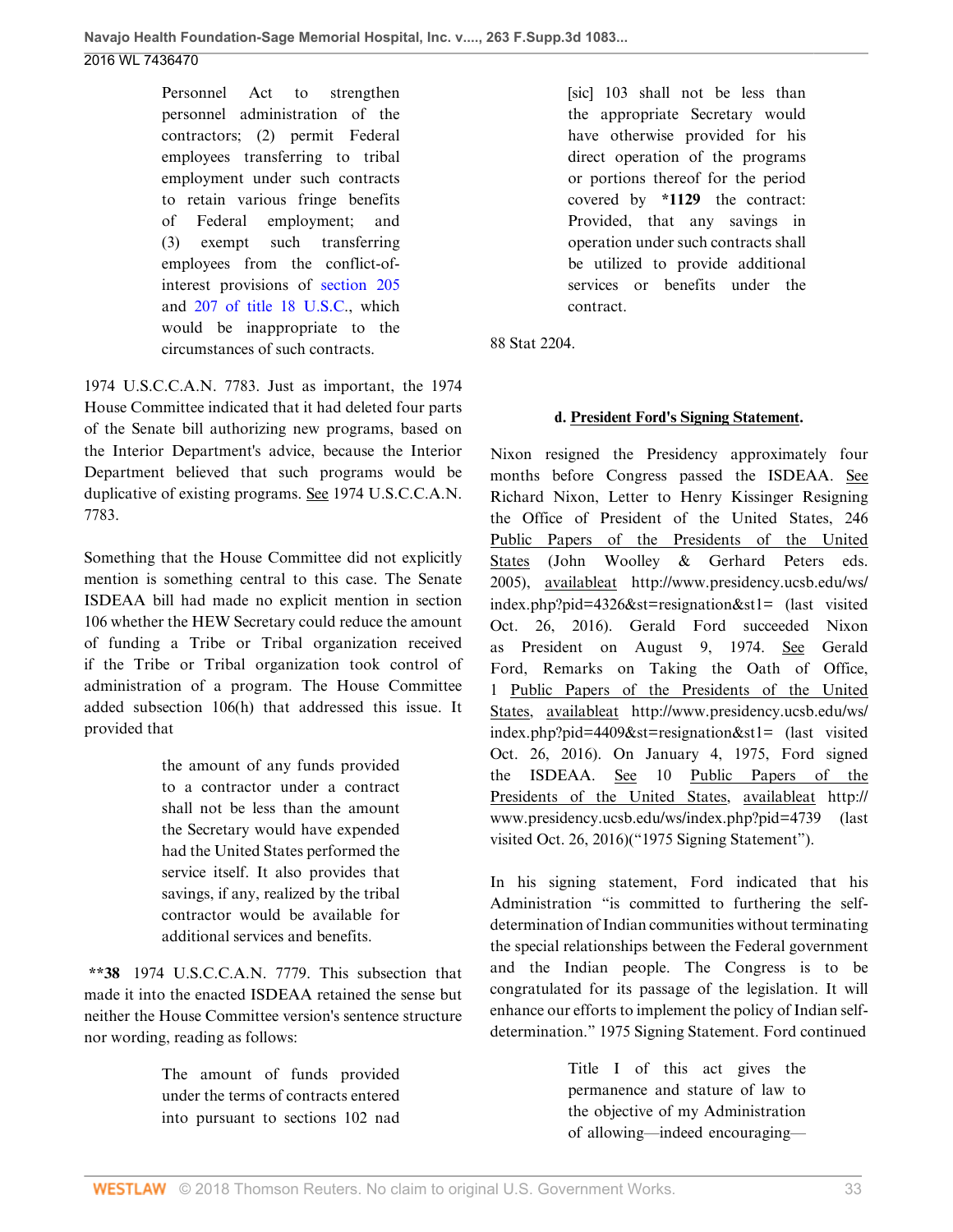> Personnel Act to strengthen personnel administration of the contractors; (2) permit Federal employees transferring to tribal employment under such contracts to retain various fringe benefits of Federal employment; and (3) exempt such transferring employees from the conflict-of-interest provisions of section 205 and 207 of title 18 U.S.C., which would be inappropriate to the circumstances of such contracts.

1974 U.S.C.C.A.N. 7783. Just as important, the 1974 House Committee indicated that it had deleted four parts of the Senate bill authorizing new programs, based on the Interior Department's advice, because the Interior Department believed that such programs would be duplicative of existing programs. See 1974 U.S.C.C.A.N. 7783.

Something that the House Committee did not explicitly mention is something central to this case. The Senate ISDEAA bill had made no explicit mention in section 106 whether the HEW Secretary could reduce the amount of funding a Tribe or Tribal organization received if the Tribe or Tribal organization took control of administration of a program. The House Committee added subsection 106(h) that addressed this issue. It provided that

> the amount of any funds provided to a contractor under a contract shall not be less than the amount the Secretary would have expended had the United States performed the service itself. It also provides that savings, if any, realized by the tribal contractor would be available for additional services and benefits.

**\*\*38** 1974 U.S.C.C.A.N. 7779. This subsection that made it into the enacted ISDEAA retained the sense but neither the House Committee version's sentence structure nor wording, reading as follows:

> The amount of funds provided under the terms of contracts entered into pursuant to sections 102 nad [sic] 103 shall not be less than the appropriate Secretary would have otherwise provided for his direct operation of the programs or portions thereof for the period covered by **\*1129** the contract: Provided, that any savings in operation under such contracts shall be utilized to provide additional services or benefits under the contract.

88 Stat 2204.

#### d. President Ford's Signing Statement.

Nixon resigned the Presidency approximately four months before Congress passed the ISDEAA. See Richard Nixon, Letter to Henry Kissinger Resigning the Office of President of the United States, 246 Public Papers of the Presidents of the United States (John Woolley & Gerhard Peters eds. 2005), availableat http://www.presidency.ucsb.edu/ws/index.php?pid=4326&st=resignation&st1= (last visited Oct. 26, 2016). Gerald Ford succeeded Nixon as President on August 9, 1974. See Gerald Ford, Remarks on Taking the Oath of Office, 1 Public Papers of the Presidents of the United States, availableat http://www.presidency.ucsb.edu/ws/index.php?pid=4409&st=resignation&st1= (last visited Oct. 26, 2016). On January 4, 1975, Ford signed the ISDEAA. See 10 Public Papers of the Presidents of the United States, availableat http://www.presidency.ucsb.edu/ws/index.php?pid=4739 (last visited Oct. 26, 2016)("1975 Signing Statement").

In his signing statement, Ford indicated that his Administration "is committed to furthering the self-determination of Indian communities without terminating the special relationships between the Federal government and the Indian people. The Congress is to be congratulated for its passage of the legislation. It will enhance our efforts to implement the policy of Indian self-determination." 1975 Signing Statement. Ford continued

> Title I of this act gives the permanence and stature of law to the objective of my Administration of allowing—indeed encouraging—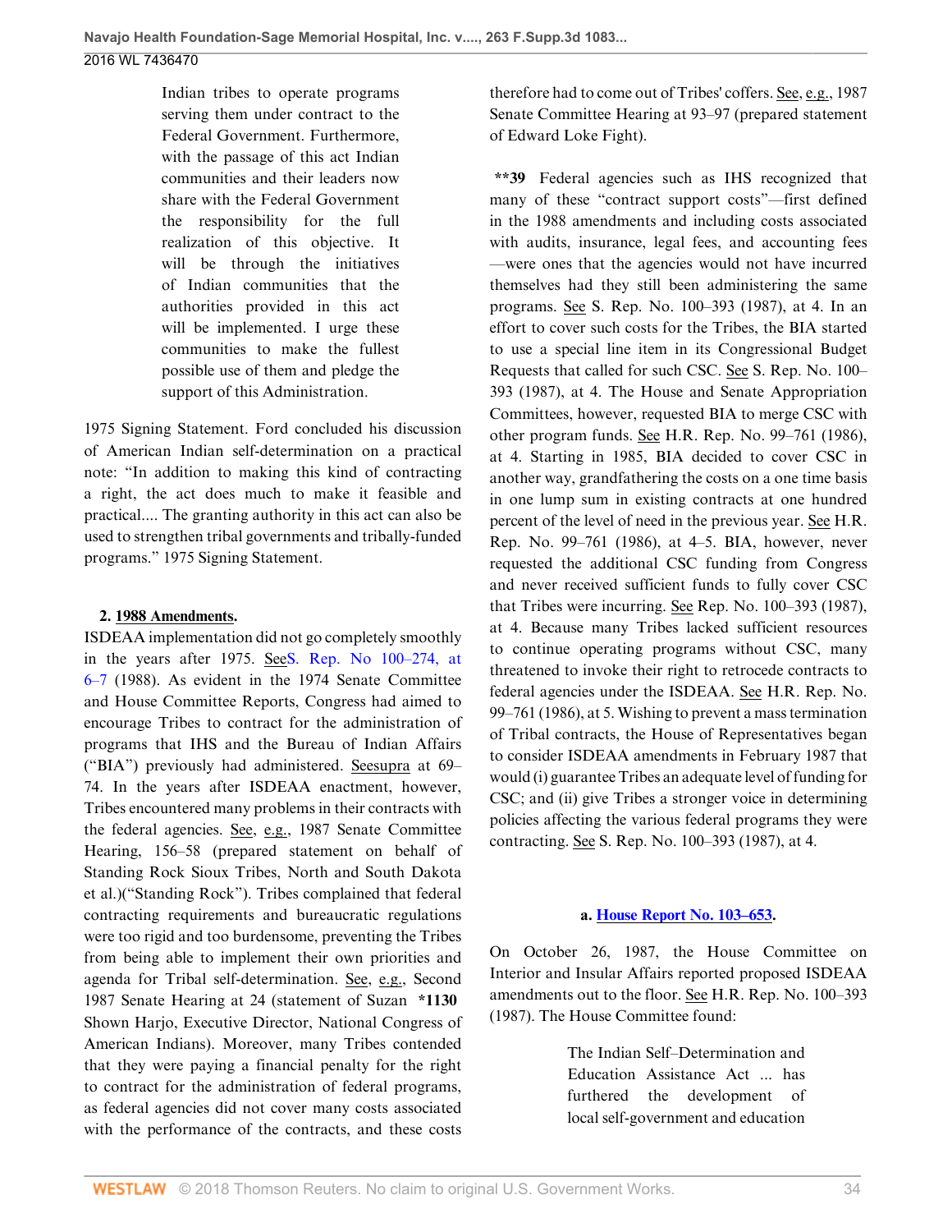> Indian tribes to operate programs serving them under contract to the Federal Government. Furthermore, with the passage of this act Indian communities and their leaders now share with the Federal Government the responsibility for the full realization of this objective. It will be through the initiatives of Indian communities that the authorities provided in this act will be implemented. I urge these communities to make the fullest possible use of them and pledge the support of this Administration.

1975 Signing Statement. Ford concluded his discussion of American Indian self-determination on a practical note: "In addition to making this kind of contracting a right, the act does much to make it feasible and practical.... The granting authority in this act can also be used to strengthen tribal governments and tribally-funded programs." 1975 Signing Statement.

**2. 1988 Amendments.**

ISDEAA implementation did not go completely smoothly in the years after 1975. SeeS. Rep. No 100–274, at 6–7 (1988). As evident in the 1974 Senate Committee and House Committee Reports, Congress had aimed to encourage Tribes to contract for the administration of programs that IHS and the Bureau of Indian Affairs ("BIA") previously had administered. Seesupra at 69–74. In the years after ISDEAA enactment, however, Tribes encountered many problems in their contracts with the federal agencies. See, e.g., 1987 Senate Committee Hearing, 156–58 (prepared statement on behalf of Standing Rock Sioux Tribes, North and South Dakota et al.)("Standing Rock"). Tribes complained that federal contracting requirements and bureaucratic regulations were too rigid and too burdensome, preventing the Tribes from being able to implement their own priorities and agenda for Tribal self-determination. See, e.g., Second 1987 Senate Hearing at 24 (statement of Suzan **\*1130** Shown Harjo, Executive Director, National Congress of American Indians). Moreover, many Tribes contended that they were paying a financial penalty for the right to contract for the administration of federal programs, as federal agencies did not cover many costs associated with the performance of the contracts, and these costs therefore had to come out of Tribes' coffers. See, e.g., 1987 Senate Committee Hearing at 93–97 (prepared statement of Edward Loke Fight).

**\*\*39** Federal agencies such as IHS recognized that many of these "contract support costs"—first defined in the 1988 amendments and including costs associated with audits, insurance, legal fees, and accounting fees—were ones that the agencies would not have incurred themselves had they still been administering the same programs. See S. Rep. No. 100–393 (1987), at 4. In an effort to cover such costs for the Tribes, the BIA started to use a special line item in its Congressional Budget Requests that called for such CSC. See S. Rep. No. 100–393 (1987), at 4. The House and Senate Appropriation Committees, however, requested BIA to merge CSC with other program funds. See H.R. Rep. No. 99–761 (1986), at 4. Starting in 1985, BIA decided to cover CSC in another way, grandfathering the costs on a one time basis in one lump sum in existing contracts at one hundred percent of the level of need in the previous year. See H.R. Rep. No. 99–761 (1986), at 4–5. BIA, however, never requested the additional CSC funding from Congress and never received sufficient funds to fully cover CSC that Tribes were incurring. See Rep. No. 100–393 (1987), at 4. Because many Tribes lacked sufficient resources to continue operating programs without CSC, many threatened to invoke their right to retrocede contracts to federal agencies under the ISDEAA. See H.R. Rep. No. 99–761 (1986), at 5. Wishing to prevent a mass termination of Tribal contracts, the House of Representatives began to consider ISDEAA amendments in February 1987 that would (i) guarantee Tribes an adequate level of funding for CSC; and (ii) give Tribes a stronger voice in determining policies affecting the various federal programs they were contracting. See S. Rep. No. 100–393 (1987), at 4.

**a. House Report No. 103–653.**

On October 26, 1987, the House Committee on Interior and Insular Affairs reported proposed ISDEAA amendments out to the floor. See H.R. Rep. No. 100–393 (1987). The House Committee found:

> The Indian Self–Determination and Education Assistance Act ... has furthered the development of local self-government and education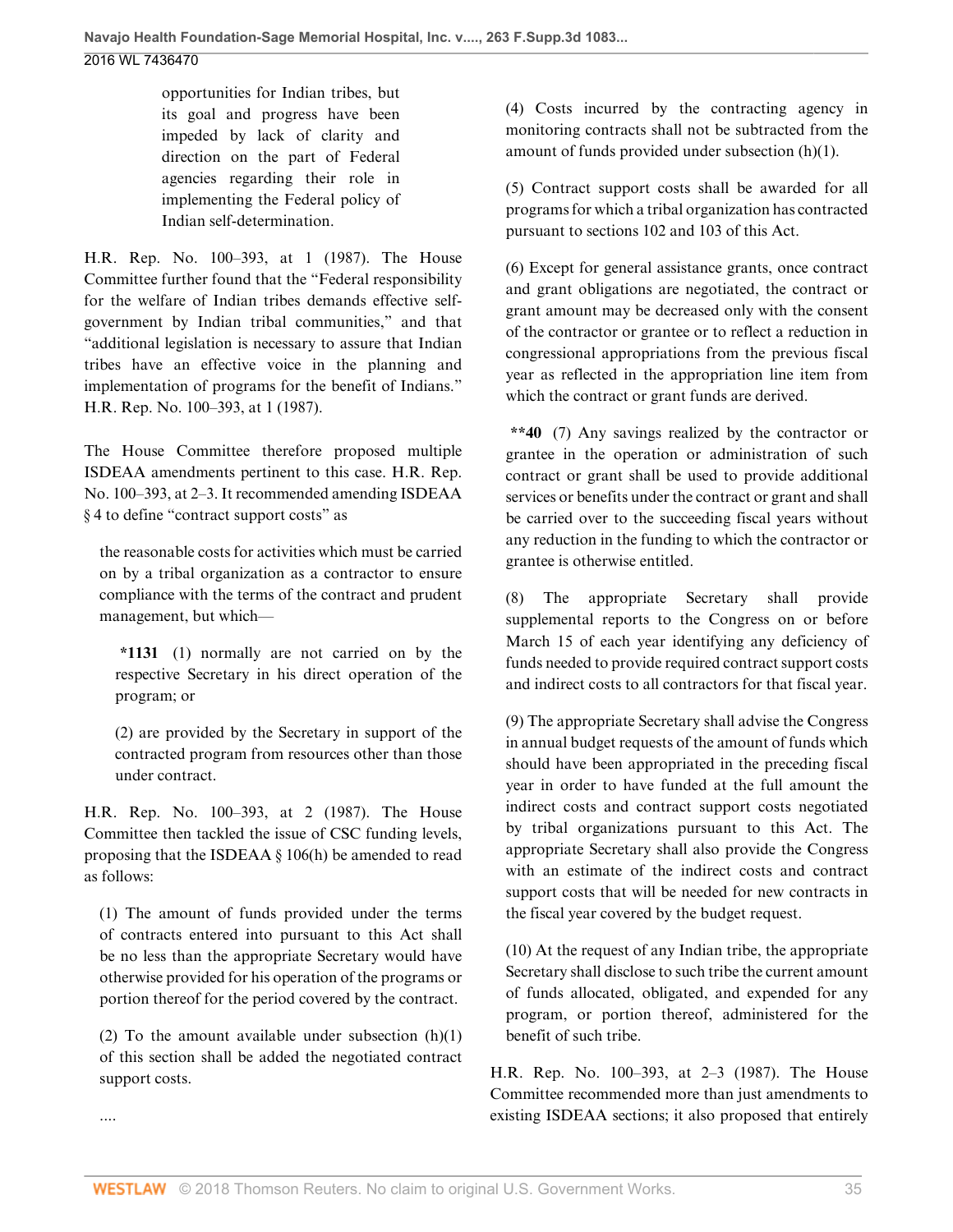> opportunities for Indian tribes, but its goal and progress have been impeded by lack of clarity and direction on the part of Federal agencies regarding their role in implementing the Federal policy of Indian self-determination.

H.R. Rep. No. 100–393, at 1 (1987). The House Committee further found that the "Federal responsibility for the welfare of Indian tribes demands effective self-government by Indian tribal communities," and that "additional legislation is necessary to assure that Indian tribes have an effective voice in the planning and implementation of programs for the benefit of Indians." H.R. Rep. No. 100–393, at 1 (1987).

The House Committee therefore proposed multiple ISDEAA amendments pertinent to this case. H.R. Rep. No. 100–393, at 2–3. It recommended amending ISDEAA § 4 to define "contract support costs" as

> the reasonable costs for activities which must be carried on by a tribal organization as a contractor to ensure compliance with the terms of the contract and prudent management, but which—
>
> **\*1131** (1) normally are not carried on by the respective Secretary in his direct operation of the program; or
>
> (2) are provided by the Secretary in support of the contracted program from resources other than those under contract.

H.R. Rep. No. 100–393, at 2 (1987). The House Committee then tackled the issue of CSC funding levels, proposing that the ISDEAA § 106(h) be amended to read as follows:

> (1) The amount of funds provided under the terms of contracts entered into pursuant to this Act shall be no less than the appropriate Secretary would have otherwise provided for his operation of the programs or portion thereof for the period covered by the contract.
>
> (2) To the amount available under subsection (h)(1) of this section shall be added the negotiated contract support costs.
>
> ....
>
> (4) Costs incurred by the contracting agency in monitoring contracts shall not be subtracted from the amount of funds provided under subsection (h)(1).
>
> (5) Contract support costs shall be awarded for all programs for which a tribal organization has contracted pursuant to sections 102 and 103 of this Act.
>
> (6) Except for general assistance grants, once contract and grant obligations are negotiated, the contract or grant amount may be decreased only with the consent of the contractor or grantee or to reflect a reduction in congressional appropriations from the previous fiscal year as reflected in the appropriation line item from which the contract or grant funds are derived.
>
> **\*\*40** (7) Any savings realized by the contractor or grantee in the operation or administration of such contract or grant shall be used to provide additional services or benefits under the contract or grant and shall be carried over to the succeeding fiscal years without any reduction in the funding to which the contractor or grantee is otherwise entitled.
>
> (8) The appropriate Secretary shall provide supplemental reports to the Congress on or before March 15 of each year identifying any deficiency of funds needed to provide required contract support costs and indirect costs to all contractors for that fiscal year.
>
> (9) The appropriate Secretary shall advise the Congress in annual budget requests of the amount of funds which should have been appropriated in the preceding fiscal year in order to have funded at the full amount the indirect costs and contract support costs negotiated by tribal organizations pursuant to this Act. The appropriate Secretary shall also provide the Congress with an estimate of the indirect costs and contract support costs that will be needed for new contracts in the fiscal year covered by the budget request.
>
> (10) At the request of any Indian tribe, the appropriate Secretary shall disclose to such tribe the current amount of funds allocated, obligated, and expended for any program, or portion thereof, administered for the benefit of such tribe.

H.R. Rep. No. 100–393, at 2–3 (1987). The House Committee recommended more than just amendments to existing ISDEAA sections; it also proposed that entirely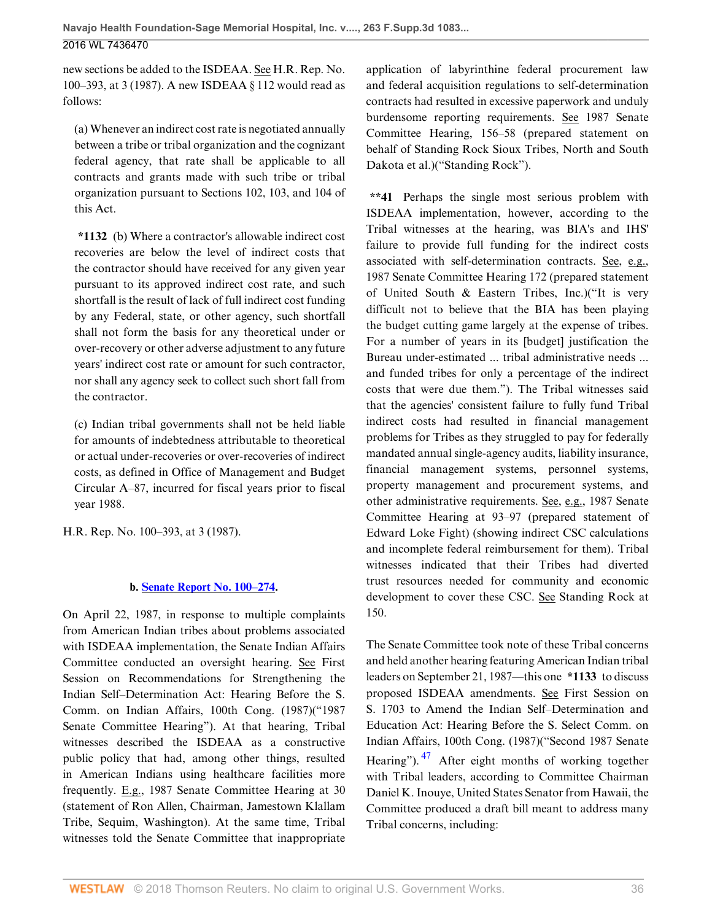new sections be added to the ISDEAA. See H.R. Rep. No. 100–393, at 3 (1987). A new ISDEAA § 112 would read as follows:

> (a) Whenever an indirect cost rate is negotiated annually between a tribe or tribal organization and the cognizant federal agency, that rate shall be applicable to all contracts and grants made with such tribe or tribal organization pursuant to Sections 102, 103, and 104 of this Act.
>
> **\*1132** (b) Where a contractor's allowable indirect cost recoveries are below the level of indirect costs that the contractor should have received for any given year pursuant to its approved indirect cost rate, and such shortfall is the result of lack of full indirect cost funding by any Federal, state, or other agency, such shortfall shall not form the basis for any theoretical under or over-recovery or other adverse adjustment to any future years' indirect cost rate or amount for such contractor, nor shall any agency seek to collect such short fall from the contractor.
>
> (c) Indian tribal governments shall not be held liable for amounts of indebtedness attributable to theoretical or actual under-recoveries or over-recoveries of indirect costs, as defined in Office of Management and Budget Circular A–87, incurred for fiscal years prior to fiscal year 1988.

H.R. Rep. No. 100–393, at 3 (1987).

**b. Senate Report No. 100–274.**

On April 22, 1987, in response to multiple complaints from American Indian tribes about problems associated with ISDEAA implementation, the Senate Indian Affairs Committee conducted an oversight hearing. See First Session on Recommendations for Strengthening the Indian Self–Determination Act: Hearing Before the S. Comm. on Indian Affairs, 100th Cong. (1987)("1987 Senate Committee Hearing"). At that hearing, Tribal witnesses described the ISDEAA as a constructive public policy that had, among other things, resulted in American Indians using healthcare facilities more frequently. E.g., 1987 Senate Committee Hearing at 30 (statement of Ron Allen, Chairman, Jamestown Klallam Tribe, Sequim, Washington). At the same time, Tribal witnesses told the Senate Committee that inappropriate application of labyrinthine federal procurement law and federal acquisition regulations to self-determination contracts had resulted in excessive paperwork and unduly burdensome reporting requirements. See 1987 Senate Committee Hearing, 156–58 (prepared statement on behalf of Standing Rock Sioux Tribes, North and South Dakota et al.)("Standing Rock").

**\*\*41** Perhaps the single most serious problem with ISDEAA implementation, however, according to the Tribal witnesses at the hearing, was BIA's and IHS' failure to provide full funding for the indirect costs associated with self-determination contracts. See, e.g., 1987 Senate Committee Hearing 172 (prepared statement of United South & Eastern Tribes, Inc.)("It is very difficult not to believe that the BIA has been playing the budget cutting game largely at the expense of tribes. For a number of years in its [budget] justification the Bureau under-estimated ... tribal administrative needs ... and funded tribes for only a percentage of the indirect costs that were due them."). The Tribal witnesses said that the agencies' consistent failure to fully fund Tribal indirect costs had resulted in financial management problems for Tribes as they struggled to pay for federally mandated annual single-agency audits, liability insurance, financial management systems, personnel systems, property management and procurement systems, and other administrative requirements. See, e.g., 1987 Senate Committee Hearing at 93–97 (prepared statement of Edward Loke Fight) (showing indirect CSC calculations and incomplete federal reimbursement for them). Tribal witnesses indicated that their Tribes had diverted trust resources needed for community and economic development to cover these CSC. See Standing Rock at 150.

The Senate Committee took note of these Tribal concerns and held another hearing featuring American Indian tribal leaders on September 21, 1987—this one **\*1133** to discuss proposed ISDEAA amendments. See First Session on S. 1703 to Amend the Indian Self–Determination and Education Act: Hearing Before the S. Select Comm. on Indian Affairs, 100th Cong. (1987)("Second 1987 Senate Hearing").[47] After eight months of working together with Tribal leaders, according to Committee Chairman Daniel K. Inouye, United States Senator from Hawaii, the Committee produced a draft bill meant to address many Tribal concerns, including: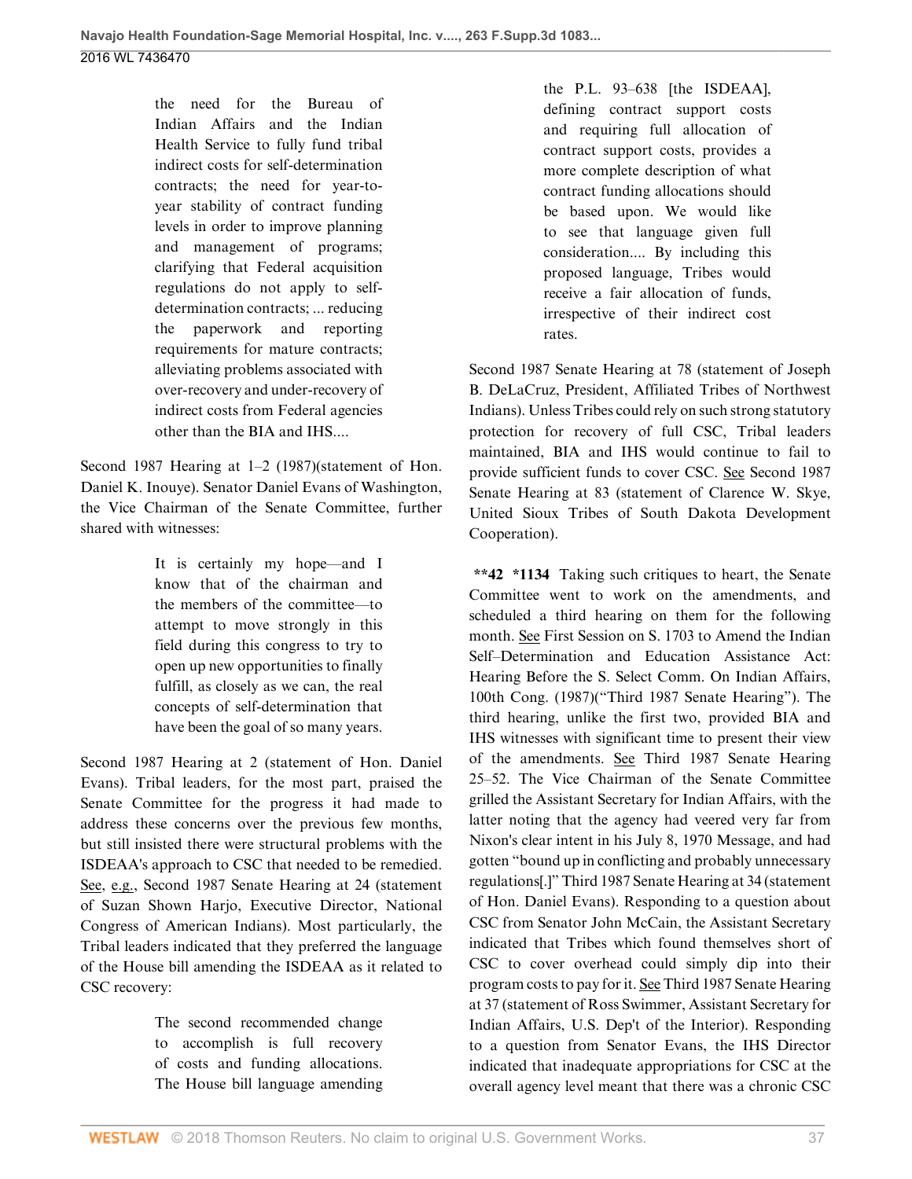> the need for the Bureau of Indian Affairs and the Indian Health Service to fully fund tribal indirect costs for self-determination contracts; the need for year-to-year stability of contract funding levels in order to improve planning and management of programs; clarifying that Federal acquisition regulations do not apply to self-determination contracts; ... reducing the paperwork and reporting requirements for mature contracts; alleviating problems associated with over-recovery and under-recovery of indirect costs from Federal agencies other than the BIA and IHS....

Second 1987 Hearing at 1–2 (1987)(statement of Hon. Daniel K. Inouye). Senator Daniel Evans of Washington, the Vice Chairman of the Senate Committee, further shared with witnesses:

> It is certainly my hope—and I know that of the chairman and the members of the committee—to attempt to move strongly in this field during this congress to try to open up new opportunities to finally fulfill, as closely as we can, the real concepts of self-determination that have been the goal of so many years.

Second 1987 Hearing at 2 (statement of Hon. Daniel Evans). Tribal leaders, for the most part, praised the Senate Committee for the progress it had made to address these concerns over the previous few months, but still insisted there were structural problems with the ISDEAA's approach to CSC that needed to be remedied. See, e.g., Second 1987 Senate Hearing at 24 (statement of Suzan Shown Harjo, Executive Director, National Congress of American Indians). Most particularly, the Tribal leaders indicated that they preferred the language of the House bill amending the ISDEAA as it related to CSC recovery:

> The second recommended change to accomplish is full recovery of costs and funding allocations. The House bill language amending the P.L. 93–638 [the ISDEAA], defining contract support costs and requiring full allocation of contract support costs, provides a more complete description of what contract funding allocations should be based upon. We would like to see that language given full consideration.... By including this proposed language, Tribes would receive a fair allocation of funds, irrespective of their indirect cost rates.

Second 1987 Senate Hearing at 78 (statement of Joseph B. DeLaCruz, President, Affiliated Tribes of Northwest Indians). Unless Tribes could rely on such strong statutory protection for recovery of full CSC, Tribal leaders maintained, BIA and IHS would continue to fail to provide sufficient funds to cover CSC. See Second 1987 Senate Hearing at 83 (statement of Clarence W. Skye, United Sioux Tribes of South Dakota Development Cooperation).

**\*\*42 \*1134** Taking such critiques to heart, the Senate Committee went to work on the amendments, and scheduled a third hearing on them for the following month. See First Session on S. 1703 to Amend the Indian Self–Determination and Education Assistance Act: Hearing Before the S. Select Comm. On Indian Affairs, 100th Cong. (1987)("Third 1987 Senate Hearing"). The third hearing, unlike the first two, provided BIA and IHS witnesses with significant time to present their view of the amendments. See Third 1987 Senate Hearing 25–52. The Vice Chairman of the Senate Committee grilled the Assistant Secretary for Indian Affairs, with the latter noting that the agency had veered very far from Nixon's clear intent in his July 8, 1970 Message, and had gotten "bound up in conflicting and probably unnecessary regulations[.]" Third 1987 Senate Hearing at 34 (statement of Hon. Daniel Evans). Responding to a question about CSC from Senator John McCain, the Assistant Secretary indicated that Tribes which found themselves short of CSC to cover overhead could simply dip into their program costs to pay for it. See Third 1987 Senate Hearing at 37 (statement of Ross Swimmer, Assistant Secretary for Indian Affairs, U.S. Dep't of the Interior). Responding to a question from Senator Evans, the IHS Director indicated that inadequate appropriations for CSC at the overall agency level meant that there was a chronic CSC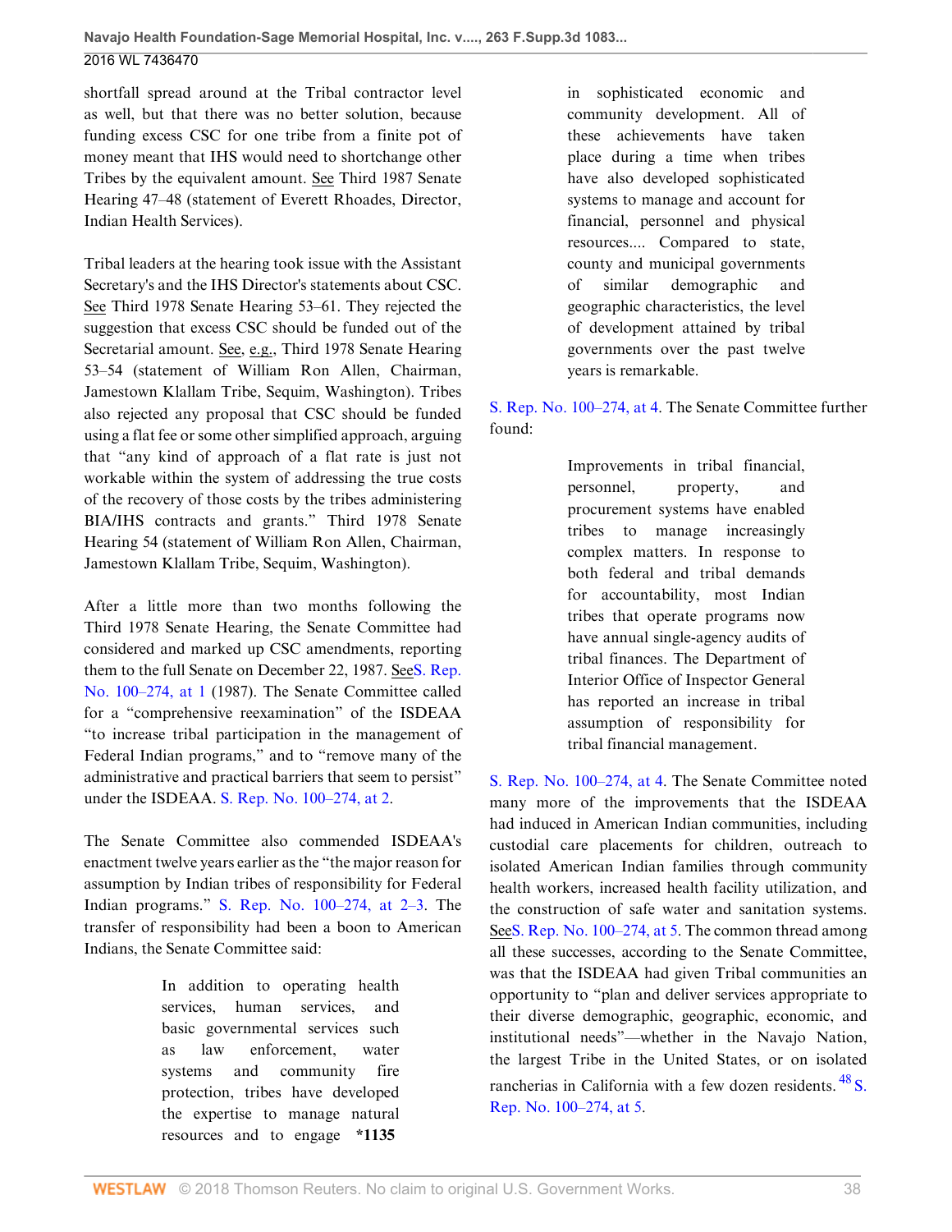shortfall spread around at the Tribal contractor level as well, but that there was no better solution, because funding excess CSC for one tribe from a finite pot of money meant that IHS would need to shortchange other Tribes by the equivalent amount. See Third 1987 Senate Hearing 47–48 (statement of Everett Rhoades, Director, Indian Health Services).

Tribal leaders at the hearing took issue with the Assistant Secretary's and the IHS Director's statements about CSC. See Third 1978 Senate Hearing 53–61. They rejected the suggestion that excess CSC should be funded out of the Secretarial amount. See, e.g., Third 1978 Senate Hearing 53–54 (statement of William Ron Allen, Chairman, Jamestown Klallam Tribe, Sequim, Washington). Tribes also rejected any proposal that CSC should be funded using a flat fee or some other simplified approach, arguing that "any kind of approach of a flat rate is just not workable within the system of addressing the true costs of the recovery of those costs by the tribes administering BIA/IHS contracts and grants." Third 1978 Senate Hearing 54 (statement of William Ron Allen, Chairman, Jamestown Klallam Tribe, Sequim, Washington).

After a little more than two months following the Third 1978 Senate Hearing, the Senate Committee had considered and marked up CSC amendments, reporting them to the full Senate on December 22, 1987. SeeS. Rep. No. 100–274, at 1 (1987). The Senate Committee called for a "comprehensive reexamination" of the ISDEAA "to increase tribal participation in the management of Federal Indian programs," and to "remove many of the administrative and practical barriers that seem to persist" under the ISDEAA. S. Rep. No. 100–274, at 2.

The Senate Committee also commended ISDEAA's enactment twelve years earlier as the "the major reason for assumption by Indian tribes of responsibility for Federal Indian programs." S. Rep. No. 100–274, at 2–3. The transfer of responsibility had been a boon to American Indians, the Senate Committee said:

> In addition to operating health services, human services, and basic governmental services such as law enforcement, water systems and community fire protection, tribes have developed the expertise to manage natural resources and to engage **\*1135** in sophisticated economic and community development. All of these achievements have taken place during a time when tribes have also developed sophisticated systems to manage and account for financial, personnel and physical resources.... Compared to state, county and municipal governments of similar demographic and geographic characteristics, the level of development attained by tribal governments over the past twelve years is remarkable.

S. Rep. No. 100–274, at 4. The Senate Committee further found:

> Improvements in tribal financial, personnel, property, and procurement systems have enabled tribes to manage increasingly complex matters. In response to both federal and tribal demands for accountability, most Indian tribes that operate programs now have annual single-agency audits of tribal finances. The Department of Interior Office of Inspector General has reported an increase in tribal assumption of responsibility for tribal financial management.

S. Rep. No. 100–274, at 4. The Senate Committee noted many more of the improvements that the ISDEAA had induced in American Indian communities, including custodial care placements for children, outreach to isolated American Indian families through community health workers, increased health facility utilization, and the construction of safe water and sanitation systems. SeeS. Rep. No. 100–274, at 5. The common thread among all these successes, according to the Senate Committee, was that the ISDEAA had given Tribal communities an opportunity to "plan and deliver services appropriate to their diverse demographic, geographic, economic, and institutional needs"—whether in the Navajo Nation, the largest Tribe in the United States, or on isolated rancherias in California with a few dozen residents.[48] S. Rep. No. 100–274, at 5.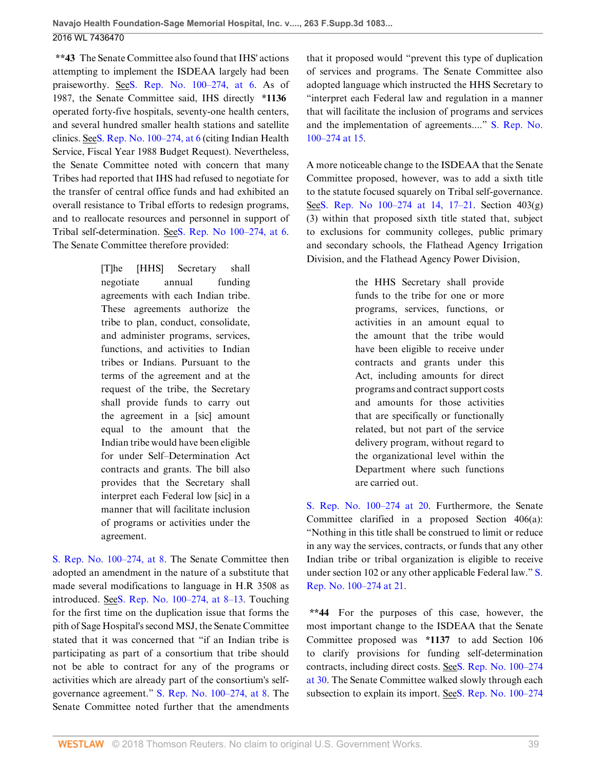**\*\*43** The Senate Committee also found that IHS' actions attempting to implement the ISDEAA largely had been praiseworthy. See S. Rep. No. 100–274, at 6. As of 1987, the Senate Committee said, IHS directly **\*1136** operated forty-five hospitals, seventy-one health centers, and several hundred smaller health stations and satellite clinics. See S. Rep. No. 100–274, at 6 (citing Indian Health Service, Fiscal Year 1988 Budget Request). Nevertheless, the Senate Committee noted with concern that many Tribes had reported that IHS had refused to negotiate for the transfer of central office funds and had exhibited an overall resistance to Tribal efforts to redesign programs, and to reallocate resources and personnel in support of Tribal self-determination. See S. Rep. No 100–274, at 6. The Senate Committee therefore provided:

> [T]he [HHS] Secretary shall negotiate annual funding agreements with each Indian tribe. These agreements authorize the tribe to plan, conduct, consolidate, and administer programs, services, functions, and activities to Indian tribes or Indians. Pursuant to the terms of the agreement and at the request of the tribe, the Secretary shall provide funds to carry out the agreement in a [sic] amount equal to the amount that the Indian tribe would have been eligible for under Self–Determination Act contracts and grants. The bill also provides that the Secretary shall interpret each Federal low [sic] in a manner that will facilitate inclusion of programs or activities under the agreement.

S. Rep. No. 100–274, at 8. The Senate Committee then adopted an amendment in the nature of a substitute that made several modifications to language in H.R 3508 as introduced. See S. Rep. No. 100–274, at 8–13. Touching for the first time on the duplication issue that forms the pith of Sage Hospital's second MSJ, the Senate Committee stated that it was concerned that "if an Indian tribe is participating as part of a consortium that tribe should not be able to contract for any of the programs or activities which are already part of the consortium's self-governance agreement." S. Rep. No. 100–274, at 8. The Senate Committee noted further that the amendments that it proposed would "prevent this type of duplication of services and programs. The Senate Committee also adopted language which instructed the HHS Secretary to "interpret each Federal law and regulation in a manner that will facilitate the inclusion of programs and services and the implementation of agreements...." S. Rep. No. 100–274 at 15.

A more noticeable change to the ISDEAA that the Senate Committee proposed, however, was to add a sixth title to the statute focused squarely on Tribal self-governance. See S. Rep. No 100–274 at 14, 17–21. Section 403(g)(3) within that proposed sixth title stated that, subject to exclusions for community colleges, public primary and secondary schools, the Flathead Agency Irrigation Division, and the Flathead Agency Power Division,

> the HHS Secretary shall provide funds to the tribe for one or more programs, services, functions, or activities in an amount equal to the amount that the tribe would have been eligible to receive under contracts and grants under this Act, including amounts for direct programs and contract support costs and amounts for those activities that are specifically or functionally related, but not part of the service delivery program, without regard to the organizational level within the Department where such functions are carried out.

S. Rep. No. 100–274 at 20. Furthermore, the Senate Committee clarified in a proposed Section 406(a): "Nothing in this title shall be construed to limit or reduce in any way the services, contracts, or funds that any other Indian tribe or tribal organization is eligible to receive under section 102 or any other applicable Federal law." S. Rep. No. 100–274 at 21.

**\*\*44** For the purposes of this case, however, the most important change to the ISDEAA that the Senate Committee proposed was **\*1137** to add Section 106 to clarify provisions for funding self-determination contracts, including direct costs. See S. Rep. No. 100–274 at 30. The Senate Committee walked slowly through each subsection to explain its import. See S. Rep. No. 100–274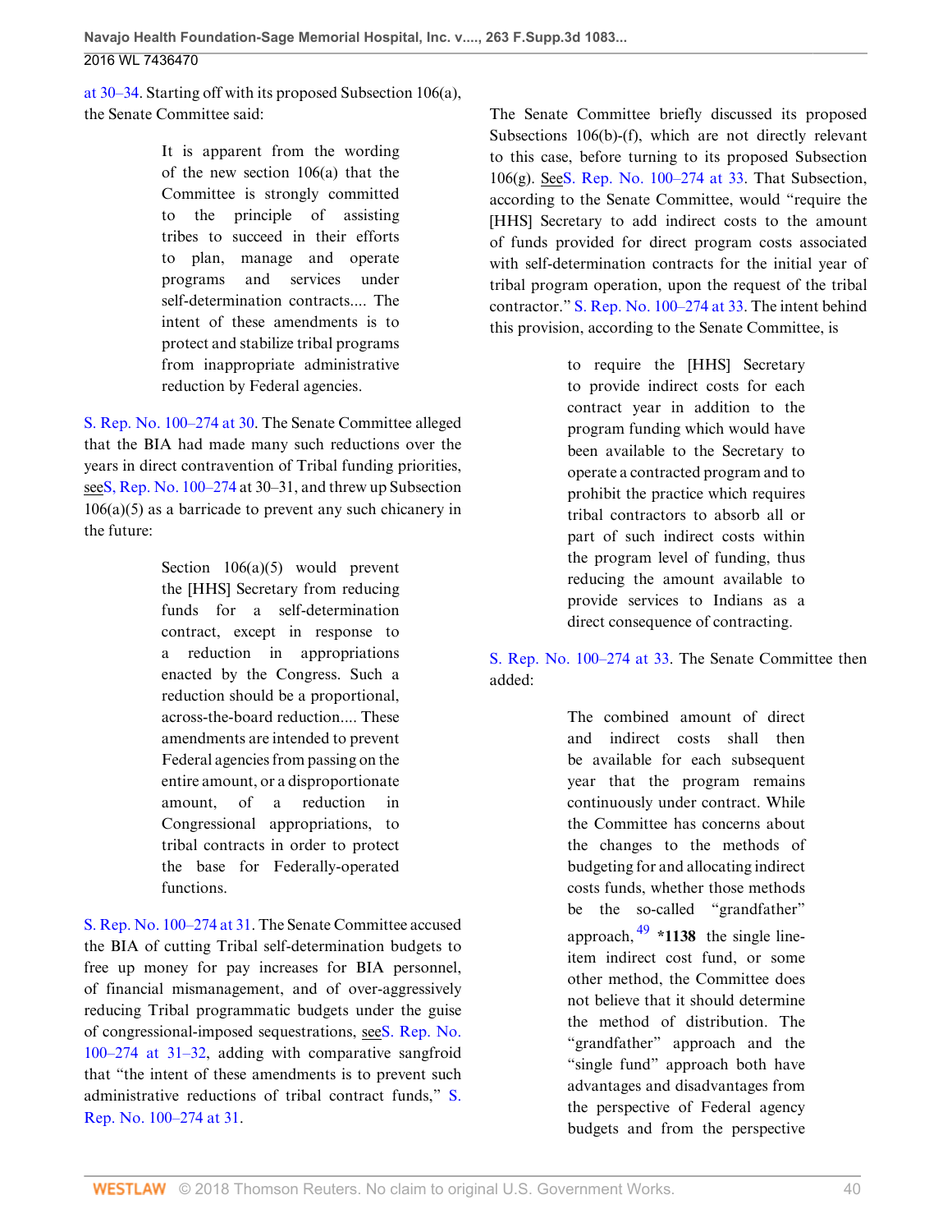at 30–34. Starting off with its proposed Subsection 106(a), the Senate Committee said:

> It is apparent from the wording of the new section 106(a) that the Committee is strongly committed to the principle of assisting tribes to succeed in their efforts to plan, manage and operate programs and services under self-determination contracts.... The intent of these amendments is to protect and stabilize tribal programs from inappropriate administrative reduction by Federal agencies.

S. Rep. No. 100–274 at 30. The Senate Committee alleged that the BIA had made many such reductions over the years in direct contravention of Tribal funding priorities, seeS, Rep. No. 100–274 at 30–31, and threw up Subsection 106(a)(5) as a barricade to prevent any such chicanery in the future:

> Section 106(a)(5) would prevent the [HHS] Secretary from reducing funds for a self-determination contract, except in response to a reduction in appropriations enacted by the Congress. Such a reduction should be a proportional, across-the-board reduction.... These amendments are intended to prevent Federal agencies from passing on the entire amount, or a disproportionate amount, of a reduction in Congressional appropriations, to tribal contracts in order to protect the base for Federally-operated functions.

S. Rep. No. 100–274 at 31. The Senate Committee accused the BIA of cutting Tribal self-determination budgets to free up money for pay increases for BIA personnel, of financial mismanagement, and of over-aggressively reducing Tribal programmatic budgets under the guise of congressional-imposed sequestrations, seeS. Rep. No. 100–274 at 31–32, adding with comparative sangfroid that "the intent of these amendments is to prevent such administrative reductions of tribal contract funds," S. Rep. No. 100–274 at 31.

The Senate Committee briefly discussed its proposed Subsections 106(b)-(f), which are not directly relevant to this case, before turning to its proposed Subsection 106(g). SeeS. Rep. No. 100–274 at 33. That Subsection, according to the Senate Committee, would "require the [HHS] Secretary to add indirect costs to the amount of funds provided for direct program costs associated with self-determination contracts for the initial year of tribal program operation, upon the request of the tribal contractor." S. Rep. No. 100–274 at 33. The intent behind this provision, according to the Senate Committee, is

> to require the [HHS] Secretary to provide indirect costs for each contract year in addition to the program funding which would have been available to the Secretary to operate a contracted program and to prohibit the practice which requires tribal contractors to absorb all or part of such indirect costs within the program level of funding, thus reducing the amount available to provide services to Indians as a direct consequence of contracting.

S. Rep. No. 100–274 at 33. The Senate Committee then added:

> The combined amount of direct and indirect costs shall then be available for each subsequent year that the program remains continuously under contract. While the Committee has concerns about the changes to the methods of budgeting for and allocating indirect costs funds, whether those methods be the so-called "grandfather" approach,[49] **\*1138** the single line-item indirect cost fund, or some other method, the Committee does not believe that it should determine the method of distribution. The "grandfather" approach and the "single fund" approach both have advantages and disadvantages from the perspective of Federal agency budgets and from the perspective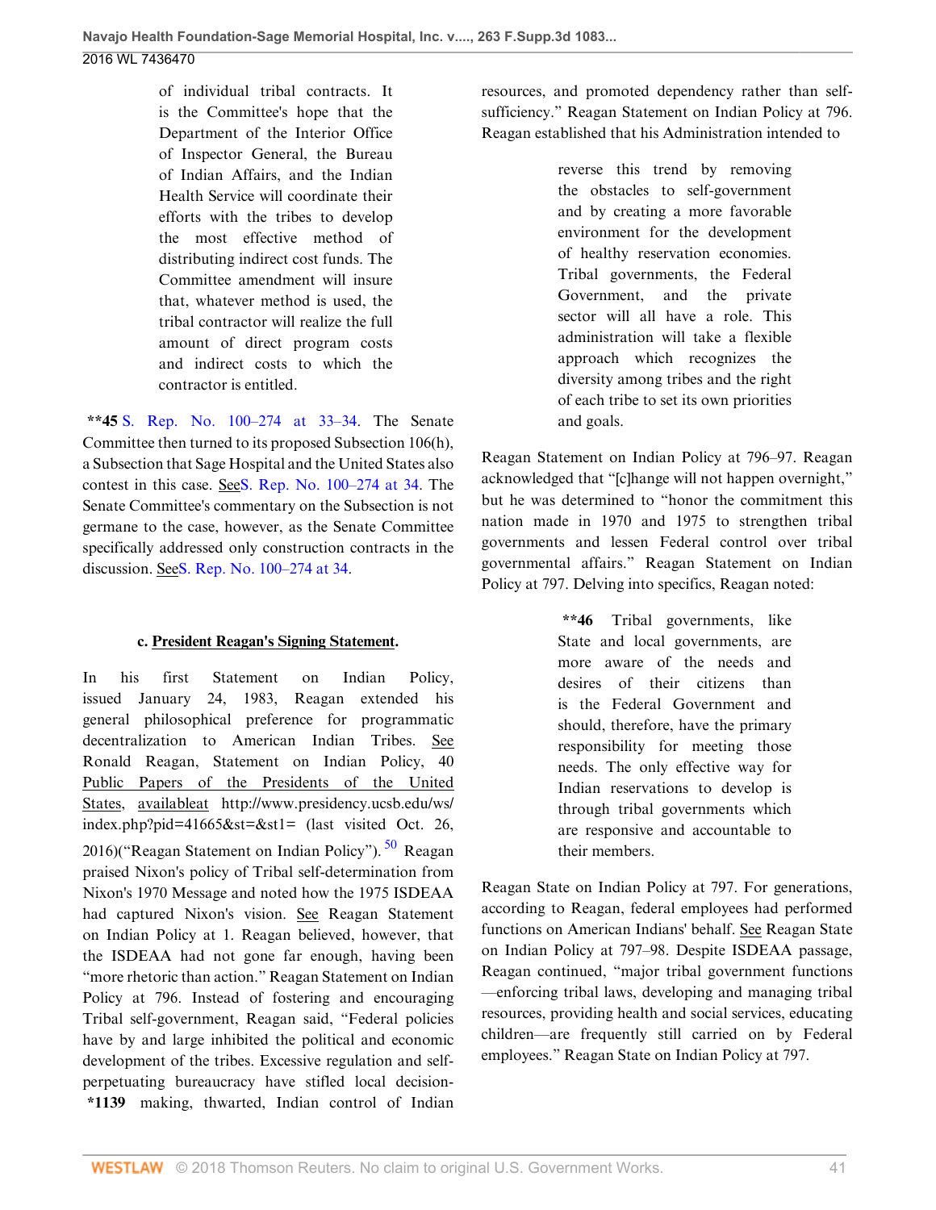> of individual tribal contracts. It is the Committee's hope that the Department of the Interior Office of Inspector General, the Bureau of Indian Affairs, and the Indian Health Service will coordinate their efforts with the tribes to develop the most effective method of distributing indirect cost funds. The Committee amendment will insure that, whatever method is used, the tribal contractor will realize the full amount of direct program costs and indirect costs to which the contractor is entitled.

**\*\*45** S. Rep. No. 100–274 at 33–34. The Senate Committee then turned to its proposed Subsection 106(h), a Subsection that Sage Hospital and the United States also contest in this case. SeeS. Rep. No. 100–274 at 34. The Senate Committee's commentary on the Subsection is not germane to the case, however, as the Senate Committee specifically addressed only construction contracts in the discussion. SeeS. Rep. No. 100–274 at 34.

#### c. President Reagan's Signing Statement.

In his first Statement on Indian Policy, issued January 24, 1983, Reagan extended his general philosophical preference for programmatic decentralization to American Indian Tribes. See Ronald Reagan, Statement on Indian Policy, 40 Public Papers of the Presidents of the United States, availableat http://www.presidency.ucsb.edu/ws/index.php?pid=41665&st=&st1= (last visited Oct. 26, 2016)("Reagan Statement on Indian Policy").[50] Reagan praised Nixon's policy of Tribal self-determination from Nixon's 1970 Message and noted how the 1975 ISDEAA had captured Nixon's vision. See Reagan Statement on Indian Policy at 1. Reagan believed, however, that the ISDEAA had not gone far enough, having been "more rhetoric than action." Reagan Statement on Indian Policy at 796. Instead of fostering and encouraging Tribal self-government, Reagan said, "Federal policies have by and large inhibited the political and economic development of the tribes. Excessive regulation and self-perpetuating bureaucracy have stifled local decision- **\*1139** making, thwarted, Indian control of Indian resources, and promoted dependency rather than self-sufficiency." Reagan Statement on Indian Policy at 796. Reagan established that his Administration intended to

> reverse this trend by removing the obstacles to self-government and by creating a more favorable environment for the development of healthy reservation economies. Tribal governments, the Federal Government, and the private sector will all have a role. This administration will take a flexible approach which recognizes the diversity among tribes and the right of each tribe to set its own priorities and goals.

Reagan Statement on Indian Policy at 796–97. Reagan acknowledged that "[c]hange will not happen overnight," but he was determined to "honor the commitment this nation made in 1970 and 1975 to strengthen tribal governments and lessen Federal control over tribal governmental affairs." Reagan Statement on Indian Policy at 797. Delving into specifics, Reagan noted:

> **\*\*46** Tribal governments, like State and local governments, are more aware of the needs and desires of their citizens than is the Federal Government and should, therefore, have the primary responsibility for meeting those needs. The only effective way for Indian reservations to develop is through tribal governments which are responsive and accountable to their members.

Reagan State on Indian Policy at 797. For generations, according to Reagan, federal employees had performed functions on American Indians' behalf. See Reagan State on Indian Policy at 797–98. Despite ISDEAA passage, Reagan continued, "major tribal government functions —enforcing tribal laws, developing and managing tribal resources, providing health and social services, educating children—are frequently still carried on by Federal employees." Reagan State on Indian Policy at 797.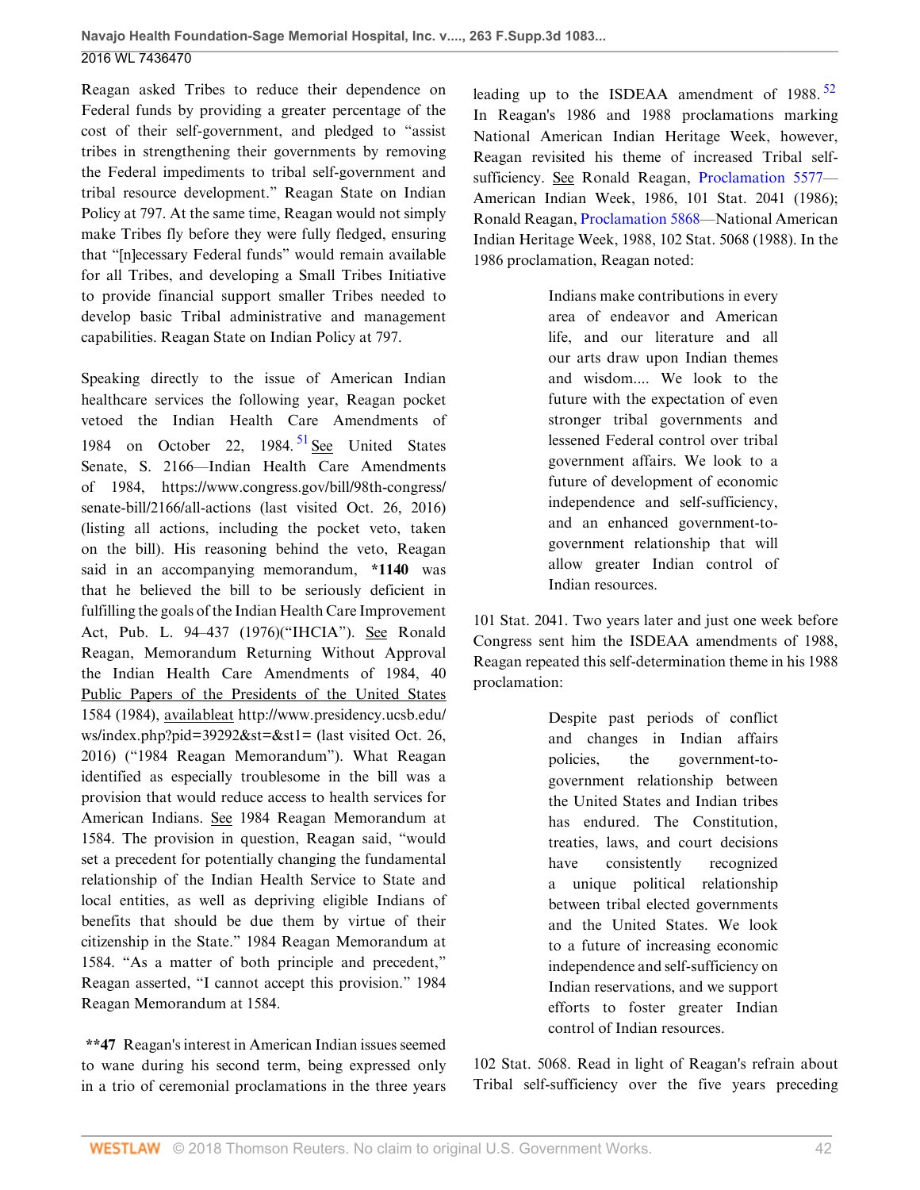Reagan asked Tribes to reduce their dependence on Federal funds by providing a greater percentage of the cost of their self-government, and pledged to "assist tribes in strengthening their governments by removing the Federal impediments to tribal self-government and tribal resource development." Reagan State on Indian Policy at 797. At the same time, Reagan would not simply make Tribes fly before they were fully fledged, ensuring that "[n]ecessary Federal funds" would remain available for all Tribes, and developing a Small Tribes Initiative to provide financial support smaller Tribes needed to develop basic Tribal administrative and management capabilities. Reagan State on Indian Policy at 797.

Speaking directly to the issue of American Indian healthcare services the following year, Reagan pocket vetoed the Indian Health Care Amendments of 1984 on October 22, 1984.[51] See United States Senate, S. 2166—Indian Health Care Amendments of 1984, https://www.congress.gov/bill/98th-congress/senate-bill/2166/all-actions (last visited Oct. 26, 2016) (listing all actions, including the pocket veto, taken on the bill). His reasoning behind the veto, Reagan said in an accompanying memorandum, **\*1140** was that he believed the bill to be seriously deficient in fulfilling the goals of the Indian Health Care Improvement Act, Pub. L. 94–437 (1976)("IHCIA"). See Ronald Reagan, Memorandum Returning Without Approval the Indian Health Care Amendments of 1984, 40 Public Papers of the Presidents of the United States 1584 (1984), availableat http://www.presidency.ucsb.edu/ws/index.php?pid=39292&st=&st1= (last visited Oct. 26, 2016) ("1984 Reagan Memorandum"). What Reagan identified as especially troublesome in the bill was a provision that would reduce access to health services for American Indians. See 1984 Reagan Memorandum at 1584. The provision in question, Reagan said, "would set a precedent for potentially changing the fundamental relationship of the Indian Health Service to State and local entities, as well as depriving eligible Indians of benefits that should be due them by virtue of their citizenship in the State." 1984 Reagan Memorandum at 1584. "As a matter of both principle and precedent," Reagan asserted, "I cannot accept this provision." 1984 Reagan Memorandum at 1584.

**\*\*47** Reagan's interest in American Indian issues seemed to wane during his second term, being expressed only in a trio of ceremonial proclamations in the three years leading up to the ISDEAA amendment of 1988.[52] In Reagan's 1986 and 1988 proclamations marking National American Indian Heritage Week, however, Reagan revisited his theme of increased Tribal self-sufficiency. See Ronald Reagan, Proclamation 5577—American Indian Week, 1986, 101 Stat. 2041 (1986); Ronald Reagan, Proclamation 5868—National American Indian Heritage Week, 1988, 102 Stat. 5068 (1988). In the 1986 proclamation, Reagan noted:

> Indians make contributions in every area of endeavor and American life, and our literature and all our arts draw upon Indian themes and wisdom.... We look to the future with the expectation of even stronger tribal governments and lessened Federal control over tribal government affairs. We look to a future of development of economic independence and self-sufficiency, and an enhanced government-to-government relationship that will allow greater Indian control of Indian resources.

101 Stat. 2041. Two years later and just one week before Congress sent him the ISDEAA amendments of 1988, Reagan repeated this self-determination theme in his 1988 proclamation:

> Despite past periods of conflict and changes in Indian affairs policies, the government-to-government relationship between the United States and Indian tribes has endured. The Constitution, treaties, laws, and court decisions have consistently recognized a unique political relationship between tribal elected governments and the United States. We look to a future of increasing economic independence and self-sufficiency on Indian reservations, and we support efforts to foster greater Indian control of Indian resources.

102 Stat. 5068. Read in light of Reagan's refrain about Tribal self-sufficiency over the five years preceding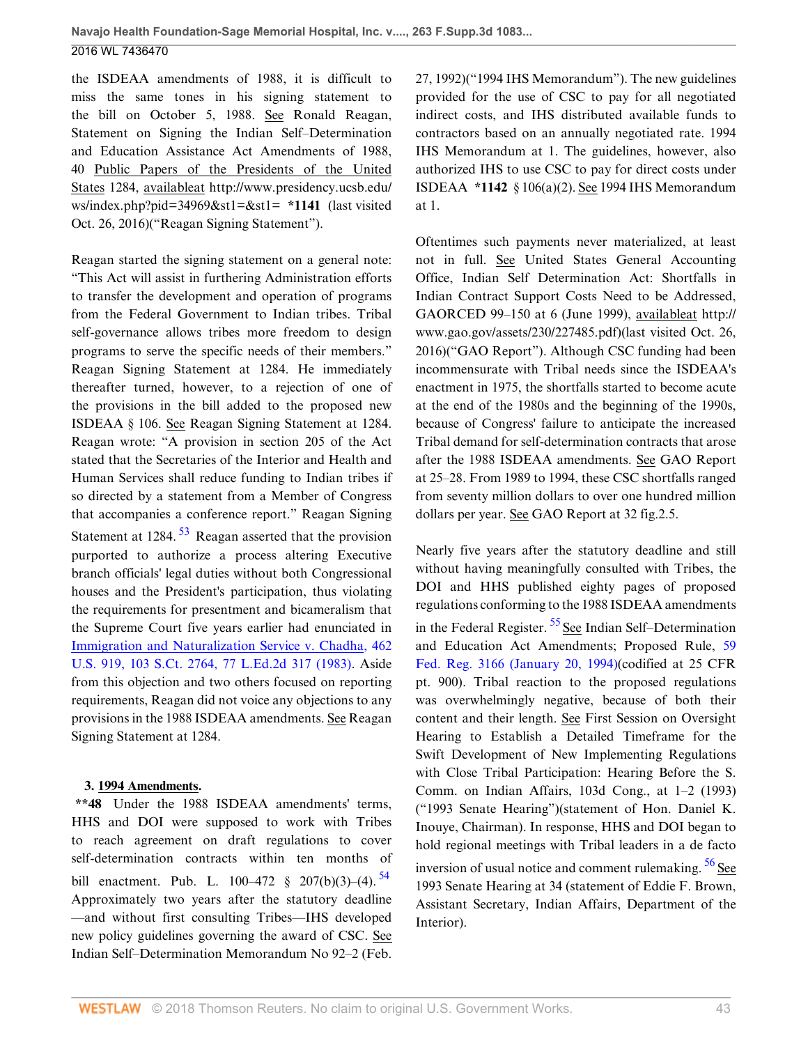the ISDEAA amendments of 1988, it is difficult to miss the same tones in his signing statement to the bill on October 5, 1988. See Ronald Reagan, Statement on Signing the Indian Self–Determination and Education Assistance Act Amendments of 1988, 40 Public Papers of the Presidents of the United States 1284, availableat http://www.presidency.ucsb.edu/ws/index.php?pid=34969&st1=&st1= **\*1141** (last visited Oct. 26, 2016)("Reagan Signing Statement").

Reagan started the signing statement on a general note: "This Act will assist in furthering Administration efforts to transfer the development and operation of programs from the Federal Government to Indian tribes. Tribal self-governance allows tribes more freedom to design programs to serve the specific needs of their members." Reagan Signing Statement at 1284. He immediately thereafter turned, however, to a rejection of one of the provisions in the bill added to the proposed new ISDEAA § 106. See Reagan Signing Statement at 1284. Reagan wrote: "A provision in section 205 of the Act stated that the Secretaries of the Interior and Health and Human Services shall reduce funding to Indian tribes if so directed by a statement from a Member of Congress that accompanies a conference report." Reagan Signing Statement at 1284. [53] Reagan asserted that the provision purported to authorize a process altering Executive branch officials' legal duties without both Congressional houses and the President's participation, thus violating the requirements for presentment and bicameralism that the Supreme Court five years earlier had enunciated in Immigration and Naturalization Service v. Chadha, 462 U.S. 919, 103 S.Ct. 2764, 77 L.Ed.2d 317 (1983). Aside from this objection and two others focused on reporting requirements, Reagan did not voice any objections to any provisions in the 1988 ISDEAA amendments. See Reagan Signing Statement at 1284.

**3. 1994 Amendments.**

**\*\*48** Under the 1988 ISDEAA amendments' terms, HHS and DOI were supposed to work with Tribes to reach agreement on draft regulations to cover self-determination contracts within ten months of bill enactment. Pub. L. 100–472 § 207(b)(3)–(4). [54] Approximately two years after the statutory deadline —and without first consulting Tribes—IHS developed new policy guidelines governing the award of CSC. See Indian Self–Determination Memorandum No 92–2 (Feb. 27, 1992)("1994 IHS Memorandum"). The new guidelines provided for the use of CSC to pay for all negotiated indirect costs, and IHS distributed available funds to contractors based on an annually negotiated rate. 1994 IHS Memorandum at 1. The guidelines, however, also authorized IHS to use CSC to pay for direct costs under ISDEAA **\*1142** § 106(a)(2). See 1994 IHS Memorandum at 1.

Oftentimes such payments never materialized, at least not in full. See United States General Accounting Office, Indian Self Determination Act: Shortfalls in Indian Contract Support Costs Need to be Addressed, GAORCED 99–150 at 6 (June 1999), availableat http://www.gao.gov/assets/230/227485.pdf)(last visited Oct. 26, 2016)("GAO Report"). Although CSC funding had been incommensurate with Tribal needs since the ISDEAA's enactment in 1975, the shortfalls started to become acute at the end of the 1980s and the beginning of the 1990s, because of Congress' failure to anticipate the increased Tribal demand for self-determination contracts that arose after the 1988 ISDEAA amendments. See GAO Report at 25–28. From 1989 to 1994, these CSC shortfalls ranged from seventy million dollars to over one hundred million dollars per year. See GAO Report at 32 fig.2.5.

Nearly five years after the statutory deadline and still without having meaningfully consulted with Tribes, the DOI and HHS published eighty pages of proposed regulations conforming to the 1988 ISDEAA amendments in the Federal Register. [55] See Indian Self–Determination and Education Act Amendments; Proposed Rule, 59 Fed. Reg. 3166 (January 20, 1994)(codified at 25 CFR pt. 900). Tribal reaction to the proposed regulations was overwhelmingly negative, because of both their content and their length. See First Session on Oversight Hearing to Establish a Detailed Timeframe for the Swift Development of New Implementing Regulations with Close Tribal Participation: Hearing Before the S. Comm. on Indian Affairs, 103d Cong., at 1–2 (1993) ("1993 Senate Hearing")(statement of Hon. Daniel K. Inouye, Chairman). In response, HHS and DOI began to hold regional meetings with Tribal leaders in a de facto inversion of usual notice and comment rulemaking. [56] See 1993 Senate Hearing at 34 (statement of Eddie F. Brown, Assistant Secretary, Indian Affairs, Department of the Interior).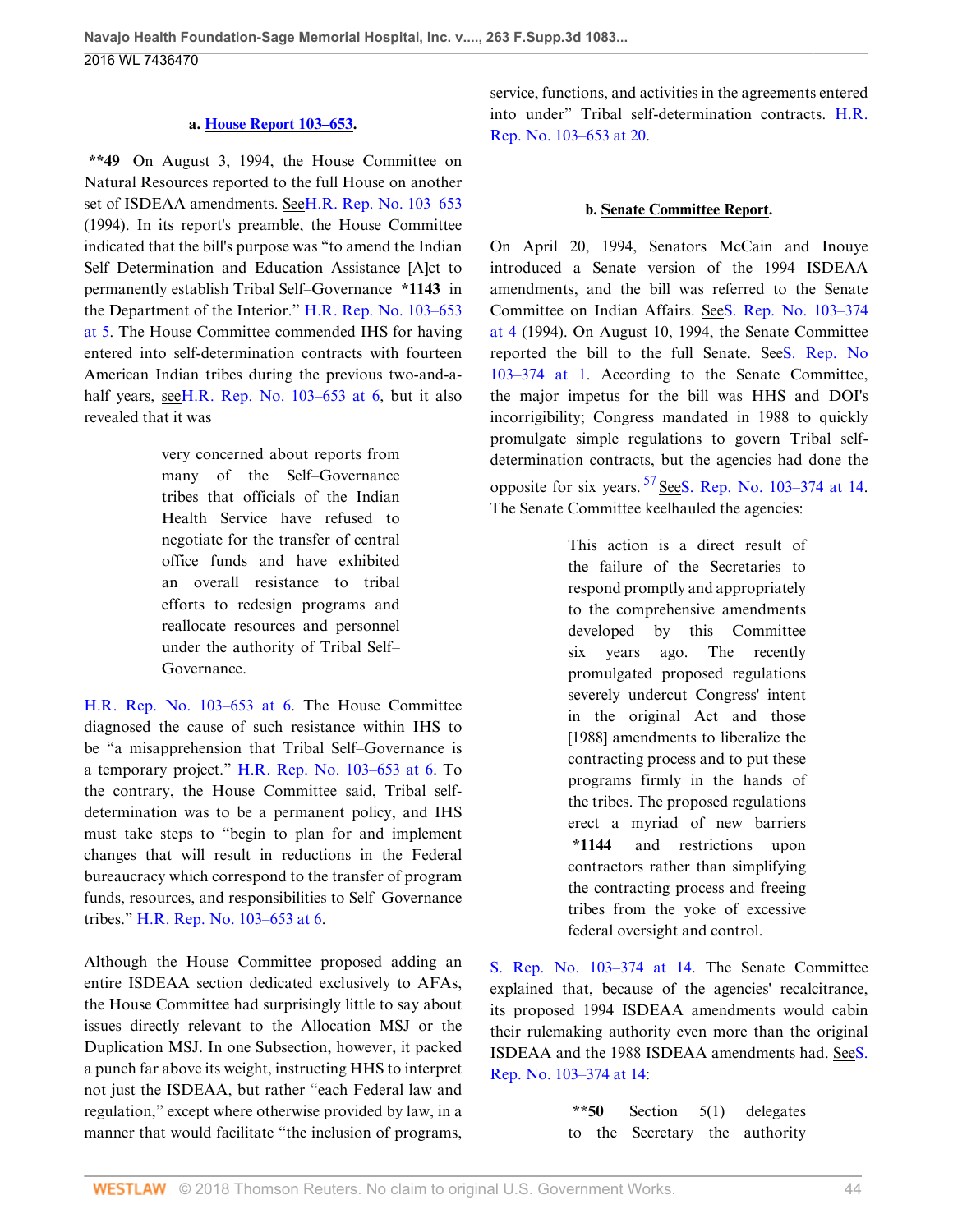### a. House Report 103–653.

**\*\*49** On August 3, 1994, the House Committee on Natural Resources reported to the full House on another set of ISDEAA amendments. See H.R. Rep. No. 103–653 (1994). In its report's preamble, the House Committee indicated that the bill's purpose was "to amend the Indian Self–Determination and Education Assistance [A]ct to permanently establish Tribal Self–Governance **\*1143** in the Department of the Interior." H.R. Rep. No. 103–653 at 5. The House Committee commended IHS for having entered into self-determination contracts with fourteen American Indian tribes during the previous two-and-a-half years, see H.R. Rep. No. 103–653 at 6, but it also revealed that it was

> very concerned about reports from many of the Self–Governance tribes that officials of the Indian Health Service have refused to negotiate for the transfer of central office funds and have exhibited an overall resistance to tribal efforts to redesign programs and reallocate resources and personnel under the authority of Tribal Self–Governance.

H.R. Rep. No. 103–653 at 6. The House Committee diagnosed the cause of such resistance within IHS to be "a misapprehension that Tribal Self–Governance is a temporary project." H.R. Rep. No. 103–653 at 6. To the contrary, the House Committee said, Tribal self-determination was to be a permanent policy, and IHS must take steps to "begin to plan for and implement changes that will result in reductions in the Federal bureaucracy which correspond to the transfer of program funds, resources, and responsibilities to Self–Governance tribes." H.R. Rep. No. 103–653 at 6.

Although the House Committee proposed adding an entire ISDEAA section dedicated exclusively to AFAs, the House Committee had surprisingly little to say about issues directly relevant to the Allocation MSJ or the Duplication MSJ. In one Subsection, however, it packed a punch far above its weight, instructing HHS to interpret not just the ISDEAA, but rather "each Federal law and regulation," except where otherwise provided by law, in a manner that would facilitate "the inclusion of programs, service, functions, and activities in the agreements entered into under" Tribal self-determination contracts. H.R. Rep. No. 103–653 at 20.

### b. Senate Committee Report.

On April 20, 1994, Senators McCain and Inouye introduced a Senate version of the 1994 ISDEAA amendments, and the bill was referred to the Senate Committee on Indian Affairs. See S. Rep. No. 103–374 at 4 (1994). On August 10, 1994, the Senate Committee reported the bill to the full Senate. See S. Rep. No 103–374 at 1. According to the Senate Committee, the major impetus for the bill was HHS and DOI's incorrigibility; Congress mandated in 1988 to quickly promulgate simple regulations to govern Tribal self-determination contracts, but the agencies had done the opposite for six years.[57] See S. Rep. No. 103–374 at 14. The Senate Committee keelhauled the agencies:

> This action is a direct result of the failure of the Secretaries to respond promptly and appropriately to the comprehensive amendments developed by this Committee six years ago. The recently promulgated proposed regulations severely undercut Congress' intent in the original Act and those [1988] amendments to liberalize the contracting process and to put these programs firmly in the hands of the tribes. The proposed regulations erect a myriad of new barriers **\*1144** and restrictions upon contractors rather than simplifying the contracting process and freeing tribes from the yoke of excessive federal oversight and control.

S. Rep. No. 103–374 at 14. The Senate Committee explained that, because of the agencies' recalcitrance, its proposed 1994 ISDEAA amendments would cabin their rulemaking authority even more than the original ISDEAA and the 1988 ISDEAA amendments had. See S. Rep. No. 103–374 at 14:

> **\*\*50** Section 5(1) delegates to the Secretary the authority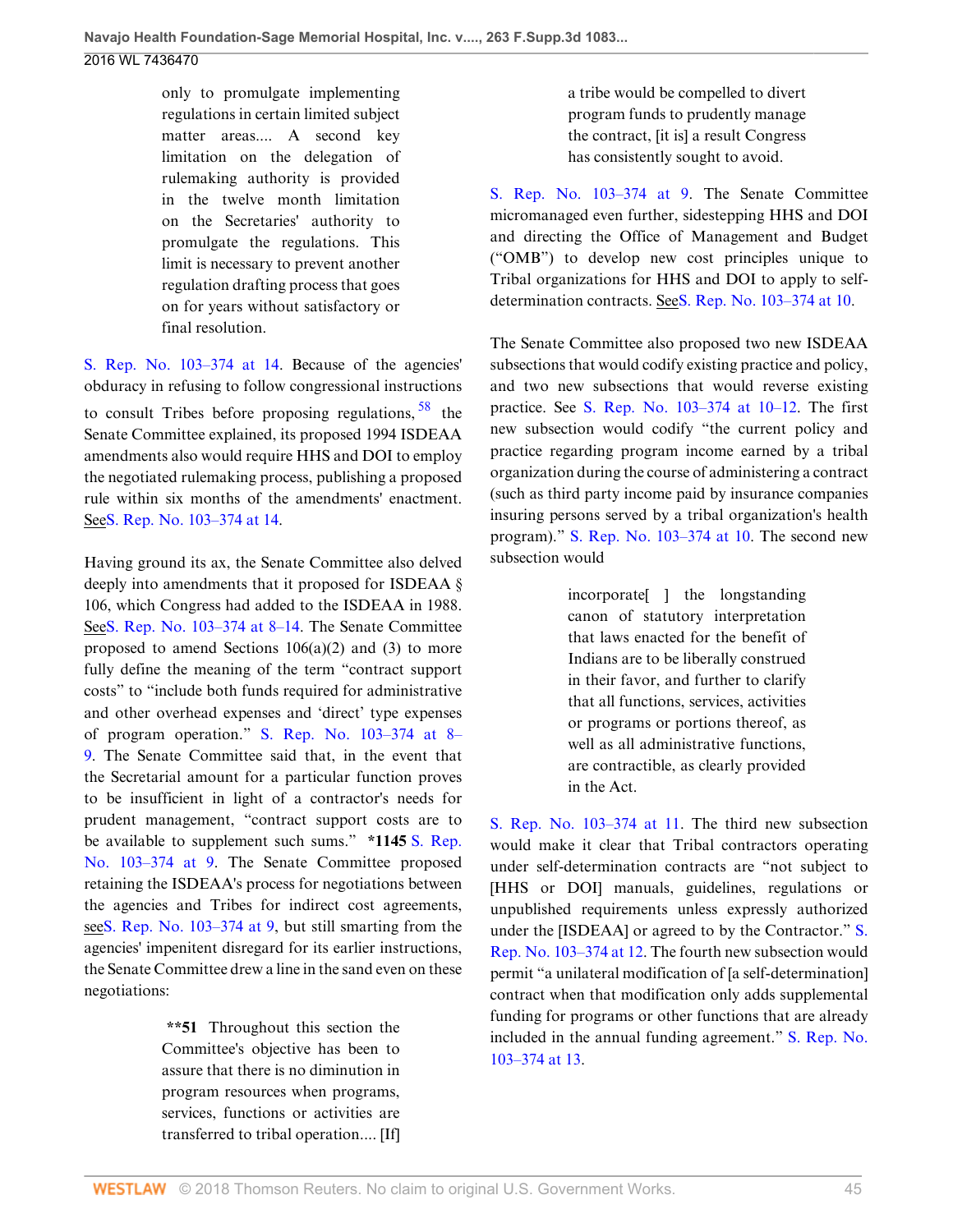> only to promulgate implementing regulations in certain limited subject matter areas.... A second key limitation on the delegation of rulemaking authority is provided in the twelve month limitation on the Secretaries' authority to promulgate the regulations. This limit is necessary to prevent another regulation drafting process that goes on for years without satisfactory or final resolution.

S. Rep. No. 103–374 at 14. Because of the agencies' obduracy in refusing to follow congressional instructions to consult Tribes before proposing regulations,[58] the Senate Committee explained, its proposed 1994 ISDEAA amendments also would require HHS and DOI to employ the negotiated rulemaking process, publishing a proposed rule within six months of the amendments' enactment. SeeS. Rep. No. 103–374 at 14.

Having ground its ax, the Senate Committee also delved deeply into amendments that it proposed for ISDEAA § 106, which Congress had added to the ISDEAA in 1988. SeeS. Rep. No. 103–374 at 8–14. The Senate Committee proposed to amend Sections 106(a)(2) and (3) to more fully define the meaning of the term "contract support costs" to "include both funds required for administrative and other overhead expenses and 'direct' type expenses of program operation." S. Rep. No. 103–374 at 8–9. The Senate Committee said that, in the event that the Secretarial amount for a particular function proves to be insufficient in light of a contractor's needs for prudent management, "contract support costs are to be available to supplement such sums." **\*1145** S. Rep. No. 103–374 at 9. The Senate Committee proposed retaining the ISDEAA's process for negotiations between the agencies and Tribes for indirect cost agreements, seeS. Rep. No. 103–374 at 9, but still smarting from the agencies' impenitent disregard for its earlier instructions, the Senate Committee drew a line in the sand even on these negotiations:

> **\*\*51** Throughout this section the Committee's objective has been to assure that there is no diminution in program resources when programs, services, functions or activities are transferred to tribal operation.... [If] a tribe would be compelled to divert program funds to prudently manage the contract, [it is] a result Congress has consistently sought to avoid.

S. Rep. No. 103–374 at 9. The Senate Committee micromanaged even further, sidestepping HHS and DOI and directing the Office of Management and Budget ("OMB") to develop new cost principles unique to Tribal organizations for HHS and DOI to apply to self-determination contracts. SeeS. Rep. No. 103–374 at 10.

The Senate Committee also proposed two new ISDEAA subsections that would codify existing practice and policy, and two new subsections that would reverse existing practice. See S. Rep. No. 103–374 at 10–12. The first new subsection would codify "the current policy and practice regarding program income earned by a tribal organization during the course of administering a contract (such as third party income paid by insurance companies insuring persons served by a tribal organization's health program)." S. Rep. No. 103–374 at 10. The second new subsection would

> incorporate[ ] the longstanding canon of statutory interpretation that laws enacted for the benefit of Indians are to be liberally construed in their favor, and further to clarify that all functions, services, activities or programs or portions thereof, as well as all administrative functions, are contractible, as clearly provided in the Act.

S. Rep. No. 103–374 at 11. The third new subsection would make it clear that Tribal contractors operating under self-determination contracts are "not subject to [HHS or DOI] manuals, guidelines, regulations or unpublished requirements unless expressly authorized under the [ISDEAA] or agreed to by the Contractor." S. Rep. No. 103–374 at 12. The fourth new subsection would permit "a unilateral modification of [a self-determination] contract when that modification only adds supplemental funding for programs or other functions that are already included in the annual funding agreement." S. Rep. No. 103–374 at 13.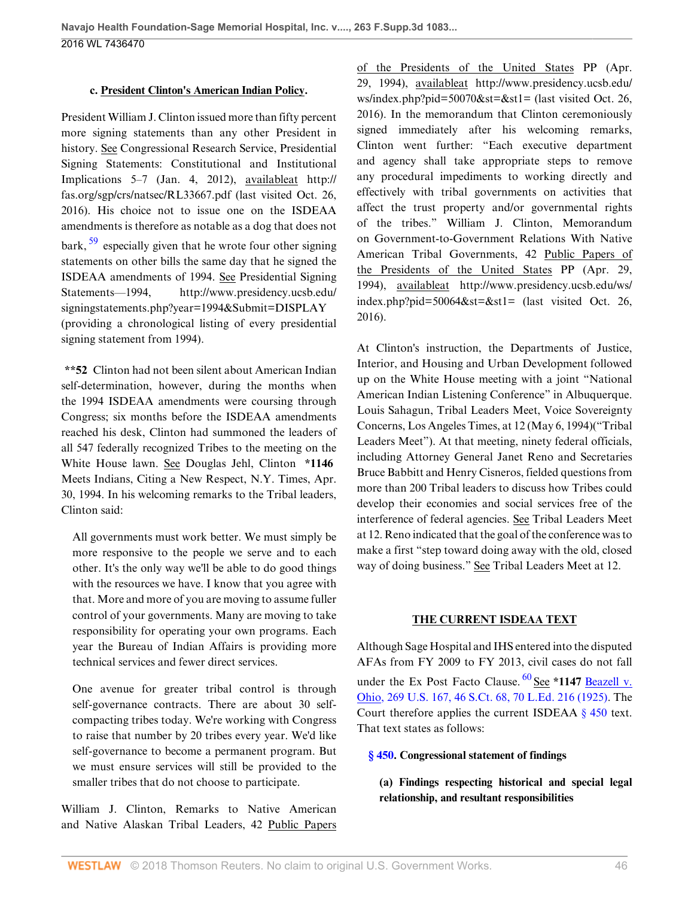### c. President Clinton's American Indian Policy.

President William J. Clinton issued more than fifty percent more signing statements than any other President in history. See Congressional Research Service, Presidential Signing Statements: Constitutional and Institutional Implications 5–7 (Jan. 4, 2012), availableat http://fas.org/sgp/crs/natsec/RL33667.pdf (last visited Oct. 26, 2016). His choice not to issue one on the ISDEAA amendments is therefore as notable as a dog that does not bark, [59] especially given that he wrote four other signing statements on other bills the same day that he signed the ISDEAA amendments of 1994. See Presidential Signing Statements—1994, http://www.presidency.ucsb.edu/signingstatements.php?year=1994&Submit=DISPLAY (providing a chronological listing of every presidential signing statement from 1994).

**\*\*52** Clinton had not been silent about American Indian self-determination, however, during the months when the 1994 ISDEAA amendments were coursing through Congress; six months before the ISDEAA amendments reached his desk, Clinton had summoned the leaders of all 547 federally recognized Tribes to the meeting on the White House lawn. See Douglas Jehl, Clinton **\*1146** Meets Indians, Citing a New Respect, N.Y. Times, Apr. 30, 1994. In his welcoming remarks to the Tribal leaders, Clinton said:

> All governments must work better. We must simply be more responsive to the people we serve and to each other. It's the only way we'll be able to do good things with the resources we have. I know that you agree with that. More and more of you are moving to assume fuller control of your governments. Many are moving to take responsibility for operating your own programs. Each year the Bureau of Indian Affairs is providing more technical services and fewer direct services.
>
> One avenue for greater tribal control is through self-governance contracts. There are about 30 self-compacting tribes today. We're working with Congress to raise that number by 20 tribes every year. We'd like self-governance to become a permanent program. But we must ensure services will still be provided to the smaller tribes that do not choose to participate.

William J. Clinton, Remarks to Native American and Native Alaskan Tribal Leaders, 42 Public Papers of the Presidents of the United States PP (Apr. 29, 1994), availableat http://www.presidency.ucsb.edu/ws/index.php?pid=50070&st=&st1= (last visited Oct. 26, 2016). In the memorandum that Clinton ceremoniously signed immediately after his welcoming remarks, Clinton went further: "Each executive department and agency shall take appropriate steps to remove any procedural impediments to working directly and effectively with tribal governments on activities that affect the trust property and/or governmental rights of the tribes." William J. Clinton, Memorandum on Government-to-Government Relations With Native American Tribal Governments, 42 Public Papers of the Presidents of the United States PP (Apr. 29, 1994), availableat http://www.presidency.ucsb.edu/ws/index.php?pid=50064&st=&st1= (last visited Oct. 26, 2016).

At Clinton's instruction, the Departments of Justice, Interior, and Housing and Urban Development followed up on the White House meeting with a joint "National American Indian Listening Conference" in Albuquerque. Louis Sahagun, Tribal Leaders Meet, Voice Sovereignty Concerns, Los Angeles Times, at 12 (May 6, 1994)("Tribal Leaders Meet"). At that meeting, ninety federal officials, including Attorney General Janet Reno and Secretaries Bruce Babbitt and Henry Cisneros, fielded questions from more than 200 Tribal leaders to discuss how Tribes could develop their economies and social services free of the interference of federal agencies. See Tribal Leaders Meet at 12. Reno indicated that the goal of the conference was to make a first "step toward doing away with the old, closed way of doing business." See Tribal Leaders Meet at 12.

## THE CURRENT ISDEAA TEXT

Although Sage Hospital and IHS entered into the disputed AFAs from FY 2009 to FY 2013, civil cases do not fall under the Ex Post Facto Clause. [60] See **\*1147** Beazell v. Ohio, 269 U.S. 167, 46 S.Ct. 68, 70 L.Ed. 216 (1925). The Court therefore applies the current ISDEAA § 450 text. That text states as follows:

> **§ 450. Congressional statement of findings**
>
> **(a) Findings respecting historical and special legal relationship, and resultant responsibilities**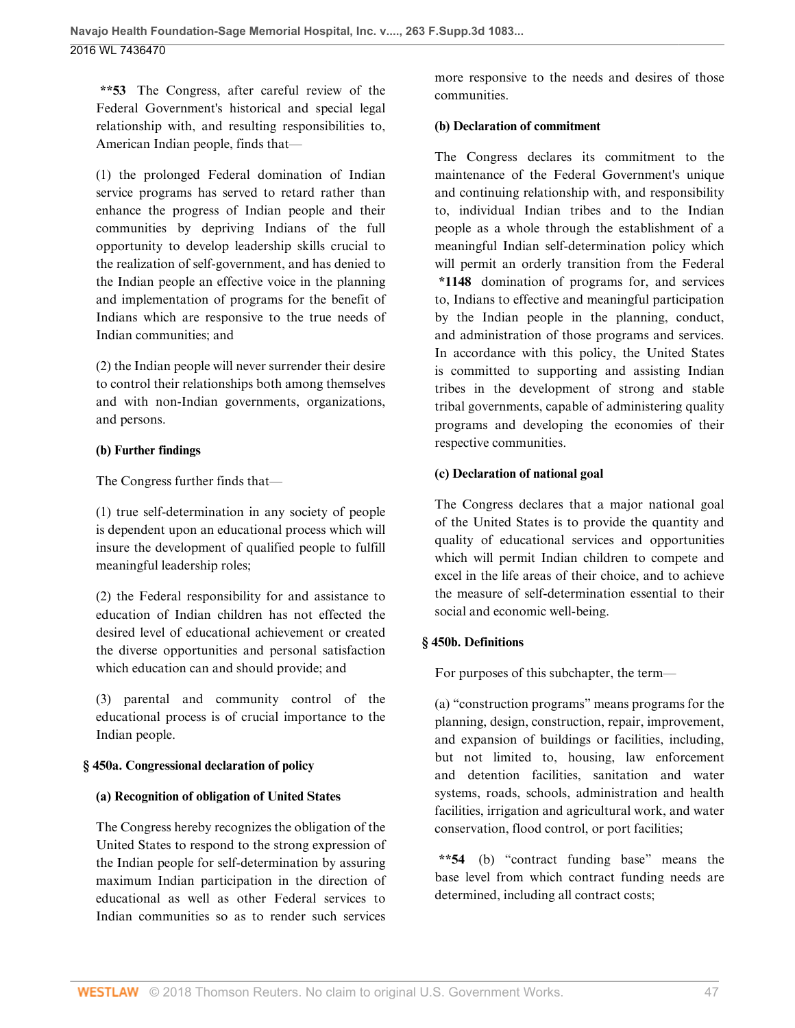**53 The Congress, after careful review of the Federal Government's historical and special legal relationship with, and resulting responsibilities to, American Indian people, finds that—

(1) the prolonged Federal domination of Indian service programs has served to retard rather than enhance the progress of Indian people and their communities by depriving Indians of the full opportunity to develop leadership skills crucial to the realization of self-government, and has denied to the Indian people an effective voice in the planning and implementation of programs for the benefit of Indians which are responsive to the true needs of Indian communities; and

(2) the Indian people will never surrender their desire to control their relationships both among themselves and with non-Indian governments, organizations, and persons.

**(b) Further findings**

The Congress further finds that—

(1) true self-determination in any society of people is dependent upon an educational process which will insure the development of qualified people to fulfill meaningful leadership roles;

(2) the Federal responsibility for and assistance to education of Indian children has not effected the desired level of educational achievement or created the diverse opportunities and personal satisfaction which education can and should provide; and

(3) parental and community control of the educational process is of crucial importance to the Indian people.

**§ 450a. Congressional declaration of policy**

**(a) Recognition of obligation of United States**

The Congress hereby recognizes the obligation of the United States to respond to the strong expression of the Indian people for self-determination by assuring maximum Indian participation in the direction of educational as well as other Federal services to Indian communities so as to render such services more responsive to the needs and desires of those communities.

**(b) Declaration of commitment**

The Congress declares its commitment to the maintenance of the Federal Government's unique and continuing relationship with, and responsibility to, individual Indian tribes and to the Indian people as a whole through the establishment of a meaningful Indian self-determination policy which will permit an orderly transition from the Federal *1148 domination of programs for, and services to, Indians to effective and meaningful participation by the Indian people in the planning, conduct, and administration of those programs and services. In accordance with this policy, the United States is committed to supporting and assisting Indian tribes in the development of strong and stable tribal governments, capable of administering quality programs and developing the economies of their respective communities.

**(c) Declaration of national goal**

The Congress declares that a major national goal of the United States is to provide the quantity and quality of educational services and opportunities which will permit Indian children to compete and excel in the life areas of their choice, and to achieve the measure of self-determination essential to their social and economic well-being.

**§ 450b. Definitions**

For purposes of this subchapter, the term—

(a) "construction programs" means programs for the planning, design, construction, repair, improvement, and expansion of buildings or facilities, including, but not limited to, housing, law enforcement and detention facilities, sanitation and water systems, roads, schools, administration and health facilities, irrigation and agricultural work, and water conservation, flood control, or port facilities;

**54 (b) "contract funding base" means the base level from which contract funding needs are determined, including all contract costs;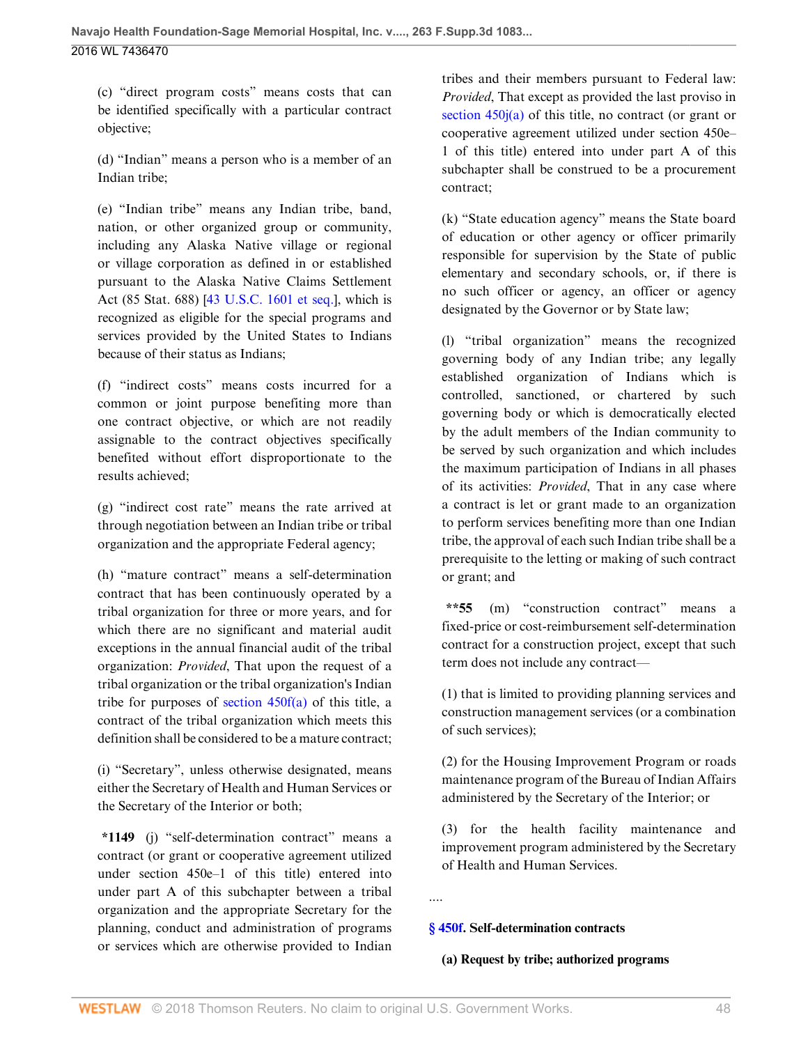(c) "direct program costs" means costs that can be identified specifically with a particular contract objective;

(d) "Indian" means a person who is a member of an Indian tribe;

(e) "Indian tribe" means any Indian tribe, band, nation, or other organized group or community, including any Alaska Native village or regional or village corporation as defined in or established pursuant to the Alaska Native Claims Settlement Act (85 Stat. 688) [43 U.S.C. 1601 et seq.], which is recognized as eligible for the special programs and services provided by the United States to Indians because of their status as Indians;

(f) "indirect costs" means costs incurred for a common or joint purpose benefiting more than one contract objective, or which are not readily assignable to the contract objectives specifically benefited without effort disproportionate to the results achieved;

(g) "indirect cost rate" means the rate arrived at through negotiation between an Indian tribe or tribal organization and the appropriate Federal agency;

(h) "mature contract" means a self-determination contract that has been continuously operated by a tribal organization for three or more years, and for which there are no significant and material audit exceptions in the annual financial audit of the tribal organization: *Provided*, That upon the request of a tribal organization or the tribal organization's Indian tribe for purposes of section 450f(a) of this title, a contract of the tribal organization which meets this definition shall be considered to be a mature contract;

(i) "Secretary", unless otherwise designated, means either the Secretary of Health and Human Services or the Secretary of the Interior or both;

**\*1149** (j) "self-determination contract" means a contract (or grant or cooperative agreement utilized under section 450e–1 of this title) entered into under part A of this subchapter between a tribal organization and the appropriate Secretary for the planning, conduct and administration of programs or services which are otherwise provided to Indian tribes and their members pursuant to Federal law: *Provided*, That except as provided the last proviso in section 450j(a) of this title, no contract (or grant or cooperative agreement utilized under section 450e–1 of this title) entered into under part A of this subchapter shall be construed to be a procurement contract;

(k) "State education agency" means the State board of education or other agency or officer primarily responsible for supervision by the State of public elementary and secondary schools, or, if there is no such officer or agency, an officer or agency designated by the Governor or by State law;

(l) "tribal organization" means the recognized governing body of any Indian tribe; any legally established organization of Indians which is controlled, sanctioned, or chartered by such governing body or which is democratically elected by the adult members of the Indian community to be served by such organization and which includes the maximum participation of Indians in all phases of its activities: *Provided*, That in any case where a contract is let or grant made to an organization to perform services benefiting more than one Indian tribe, the approval of each such Indian tribe shall be a prerequisite to the letting or making of such contract or grant; and

**\*\*55** (m) "construction contract" means a fixed-price or cost-reimbursement self-determination contract for a construction project, except that such term does not include any contract—

(1) that is limited to providing planning services and construction management services (or a combination of such services);

(2) for the Housing Improvement Program or roads maintenance program of the Bureau of Indian Affairs administered by the Secretary of the Interior; or

(3) for the health facility maintenance and improvement program administered by the Secretary of Health and Human Services.

....

**§ 450f. Self-determination contracts**

**(a) Request by tribe; authorized programs**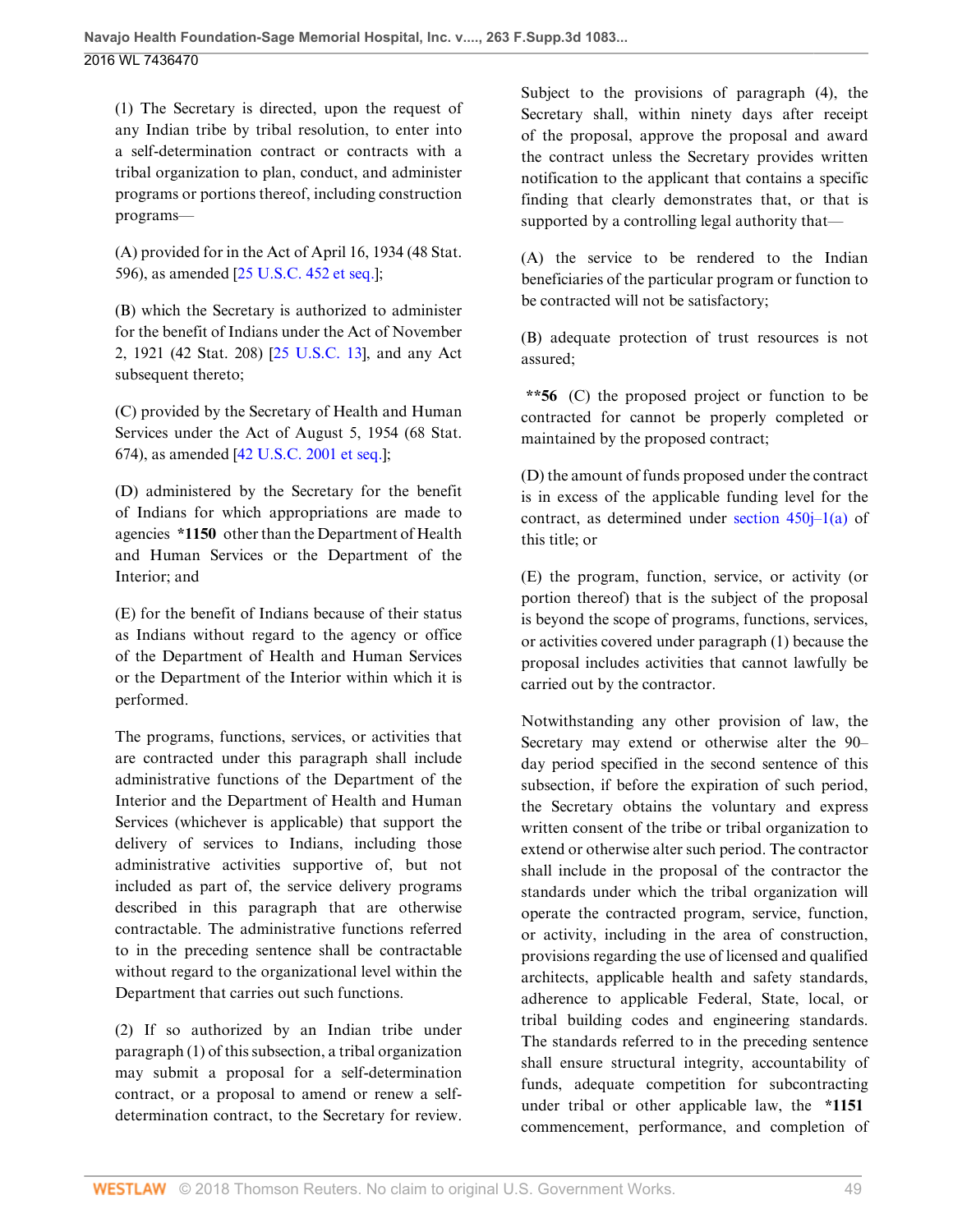(1) The Secretary is directed, upon the request of any Indian tribe by tribal resolution, to enter into a self-determination contract or contracts with a tribal organization to plan, conduct, and administer programs or portions thereof, including construction programs—

(A) provided for in the Act of April 16, 1934 (48 Stat. 596), as amended [25 U.S.C. 452 et seq.];

(B) which the Secretary is authorized to administer for the benefit of Indians under the Act of November 2, 1921 (42 Stat. 208) [25 U.S.C. 13], and any Act subsequent thereto;

(C) provided by the Secretary of Health and Human Services under the Act of August 5, 1954 (68 Stat. 674), as amended [42 U.S.C. 2001 et seq.];

(D) administered by the Secretary for the benefit of Indians for which appropriations are made to agencies **\*1150** other than the Department of Health and Human Services or the Department of the Interior; and

(E) for the benefit of Indians because of their status as Indians without regard to the agency or office of the Department of Health and Human Services or the Department of the Interior within which it is performed.

The programs, functions, services, or activities that are contracted under this paragraph shall include administrative functions of the Department of the Interior and the Department of Health and Human Services (whichever is applicable) that support the delivery of services to Indians, including those administrative activities supportive of, but not included as part of, the service delivery programs described in this paragraph that are otherwise contractable. The administrative functions referred to in the preceding sentence shall be contractable without regard to the organizational level within the Department that carries out such functions.

(2) If so authorized by an Indian tribe under paragraph (1) of this subsection, a tribal organization may submit a proposal for a self-determination contract, or a proposal to amend or renew a self-determination contract, to the Secretary for review. Subject to the provisions of paragraph (4), the Secretary shall, within ninety days after receipt of the proposal, approve the proposal and award the contract unless the Secretary provides written notification to the applicant that contains a specific finding that clearly demonstrates that, or that is supported by a controlling legal authority that—

(A) the service to be rendered to the Indian beneficiaries of the particular program or function to be contracted will not be satisfactory;

(B) adequate protection of trust resources is not assured;

**\*\*56** (C) the proposed project or function to be contracted for cannot be properly completed or maintained by the proposed contract;

(D) the amount of funds proposed under the contract is in excess of the applicable funding level for the contract, as determined under section 450j–1(a) of this title; or

(E) the program, function, service, or activity (or portion thereof) that is the subject of the proposal is beyond the scope of programs, functions, services, or activities covered under paragraph (1) because the proposal includes activities that cannot lawfully be carried out by the contractor.

Notwithstanding any other provision of law, the Secretary may extend or otherwise alter the 90–day period specified in the second sentence of this subsection, if before the expiration of such period, the Secretary obtains the voluntary and express written consent of the tribe or tribal organization to extend or otherwise alter such period. The contractor shall include in the proposal of the contractor the standards under which the tribal organization will operate the contracted program, service, function, or activity, including in the area of construction, provisions regarding the use of licensed and qualified architects, applicable health and safety standards, adherence to applicable Federal, State, local, or tribal building codes and engineering standards. The standards referred to in the preceding sentence shall ensure structural integrity, accountability of funds, adequate competition for subcontracting under tribal or other applicable law, the **\*1151** commencement, performance, and completion of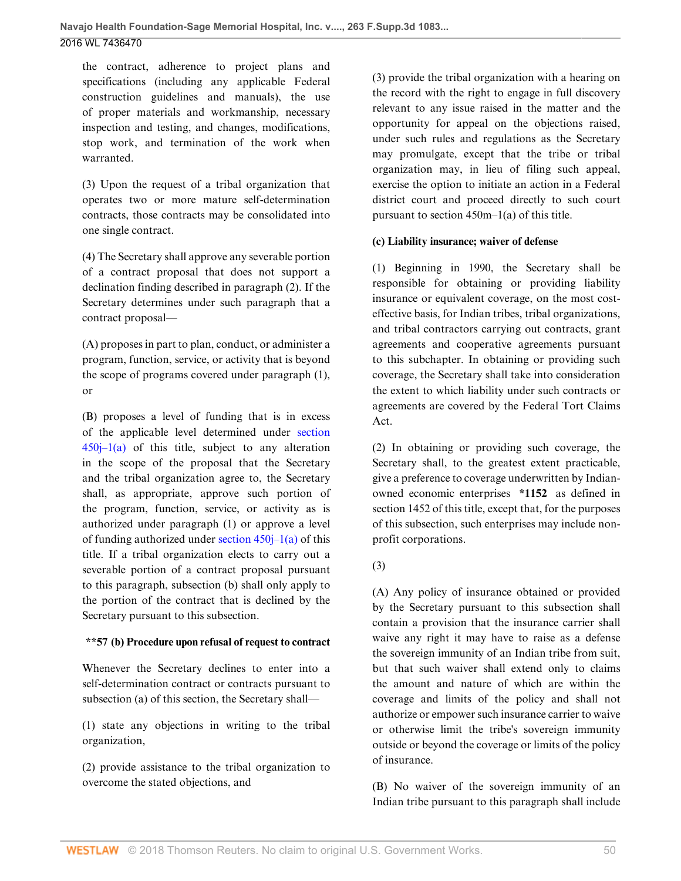the contract, adherence to project plans and specifications (including any applicable Federal construction guidelines and manuals), the use of proper materials and workmanship, necessary inspection and testing, and changes, modifications, stop work, and termination of the work when warranted.

(3) Upon the request of a tribal organization that operates two or more mature self-determination contracts, those contracts may be consolidated into one single contract.

(4) The Secretary shall approve any severable portion of a contract proposal that does not support a declination finding described in paragraph (2). If the Secretary determines under such paragraph that a contract proposal—

(A) proposes in part to plan, conduct, or administer a program, function, service, or activity that is beyond the scope of programs covered under paragraph (1), or

(B) proposes a level of funding that is in excess of the applicable level determined under section 450j–1(a) of this title, subject to any alteration in the scope of the proposal that the Secretary and the tribal organization agree to, the Secretary shall, as appropriate, approve such portion of the program, function, service, or activity as is authorized under paragraph (1) or approve a level of funding authorized under section 450j–1(a) of this title. If a tribal organization elects to carry out a severable portion of a contract proposal pursuant to this paragraph, subsection (b) shall only apply to the portion of the contract that is declined by the Secretary pursuant to this subsection.

**\*\*57 (b) Procedure upon refusal of request to contract**

Whenever the Secretary declines to enter into a self-determination contract or contracts pursuant to subsection (a) of this section, the Secretary shall—

(1) state any objections in writing to the tribal organization,

(2) provide assistance to the tribal organization to overcome the stated objections, and

(3) provide the tribal organization with a hearing on the record with the right to engage in full discovery relevant to any issue raised in the matter and the opportunity for appeal on the objections raised, under such rules and regulations as the Secretary may promulgate, except that the tribe or tribal organization may, in lieu of filing such appeal, exercise the option to initiate an action in a Federal district court and proceed directly to such court pursuant to section 450m–1(a) of this title.

**(c) Liability insurance; waiver of defense**

(1) Beginning in 1990, the Secretary shall be responsible for obtaining or providing liability insurance or equivalent coverage, on the most cost-effective basis, for Indian tribes, tribal organizations, and tribal contractors carrying out contracts, grant agreements and cooperative agreements pursuant to this subchapter. In obtaining or providing such coverage, the Secretary shall take into consideration the extent to which liability under such contracts or agreements are covered by the Federal Tort Claims Act.

(2) In obtaining or providing such coverage, the Secretary shall, to the greatest extent practicable, give a preference to coverage underwritten by Indian-owned economic enterprises **\*1152** as defined in section 1452 of this title, except that, for the purposes of this subsection, such enterprises may include non-profit corporations.

(3)

(A) Any policy of insurance obtained or provided by the Secretary pursuant to this subsection shall contain a provision that the insurance carrier shall waive any right it may have to raise as a defense the sovereign immunity of an Indian tribe from suit, but that such waiver shall extend only to claims the amount and nature of which are within the coverage and limits of the policy and shall not authorize or empower such insurance carrier to waive or otherwise limit the tribe's sovereign immunity outside or beyond the coverage or limits of the policy of insurance.

(B) No waiver of the sovereign immunity of an Indian tribe pursuant to this paragraph shall include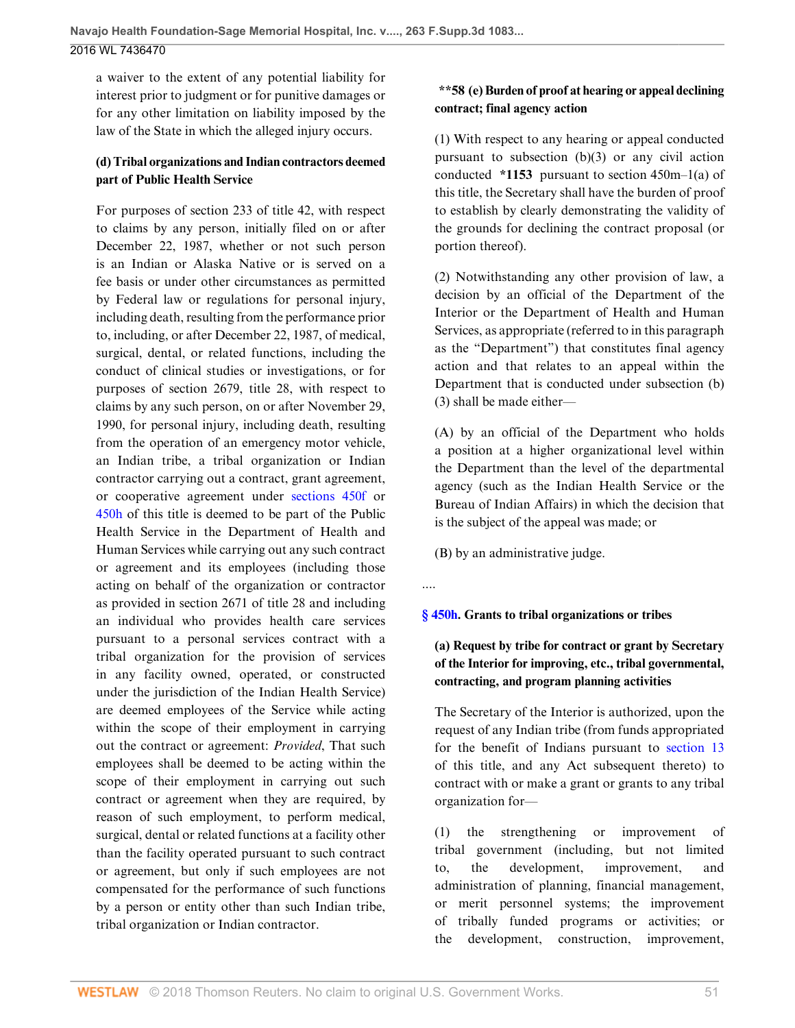a waiver to the extent of any potential liability for interest prior to judgment or for punitive damages or for any other limitation on liability imposed by the law of the State in which the alleged injury occurs.

**(d) Tribal organizations and Indian contractors deemed part of Public Health Service**

For purposes of section 233 of title 42, with respect to claims by any person, initially filed on or after December 22, 1987, whether or not such person is an Indian or Alaska Native or is served on a fee basis or under other circumstances as permitted by Federal law or regulations for personal injury, including death, resulting from the performance prior to, including, or after December 22, 1987, of medical, surgical, dental, or related functions, including the conduct of clinical studies or investigations, or for purposes of section 2679, title 28, with respect to claims by any such person, on or after November 29, 1990, for personal injury, including death, resulting from the operation of an emergency motor vehicle, an Indian tribe, a tribal organization or Indian contractor carrying out a contract, grant agreement, or cooperative agreement under sections 450f or 450h of this title is deemed to be part of the Public Health Service in the Department of Health and Human Services while carrying out any such contract or agreement and its employees (including those acting on behalf of the organization or contractor as provided in section 2671 of title 28 and including an individual who provides health care services pursuant to a personal services contract with a tribal organization for the provision of services in any facility owned, operated, or constructed under the jurisdiction of the Indian Health Service) are deemed employees of the Service while acting within the scope of their employment in carrying out the contract or agreement: *Provided*, That such employees shall be deemed to be acting within the scope of their employment in carrying out such contract or agreement when they are required, by reason of such employment, to perform medical, surgical, dental or related functions at a facility other than the facility operated pursuant to such contract or agreement, but only if such employees are not compensated for the performance of such functions by a person or entity other than such Indian tribe, tribal organization or Indian contractor.

**\*\*58 (e) Burden of proof at hearing or appeal declining contract; final agency action**

(1) With respect to any hearing or appeal conducted pursuant to subsection (b)(3) or any civil action conducted **\*1153** pursuant to section 450m–1(a) of this title, the Secretary shall have the burden of proof to establish by clearly demonstrating the validity of the grounds for declining the contract proposal (or portion thereof).

(2) Notwithstanding any other provision of law, a decision by an official of the Department of the Interior or the Department of Health and Human Services, as appropriate (referred to in this paragraph as the "Department") that constitutes final agency action and that relates to an appeal within the Department that is conducted under subsection (b)(3) shall be made either—

(A) by an official of the Department who holds a position at a higher organizational level within the Department than the level of the departmental agency (such as the Indian Health Service or the Bureau of Indian Affairs) in which the decision that is the subject of the appeal was made; or

(B) by an administrative judge.

....

**§ 450h. Grants to tribal organizations or tribes**

**(a) Request by tribe for contract or grant by Secretary of the Interior for improving, etc., tribal governmental, contracting, and program planning activities**

The Secretary of the Interior is authorized, upon the request of any Indian tribe (from funds appropriated for the benefit of Indians pursuant to section 13 of this title, and any Act subsequent thereto) to contract with or make a grant or grants to any tribal organization for—

(1) the strengthening or improvement of tribal government (including, but not limited to, the development, improvement, and administration of planning, financial management, or merit personnel systems; the improvement of tribally funded programs or activities; or the development, construction, improvement,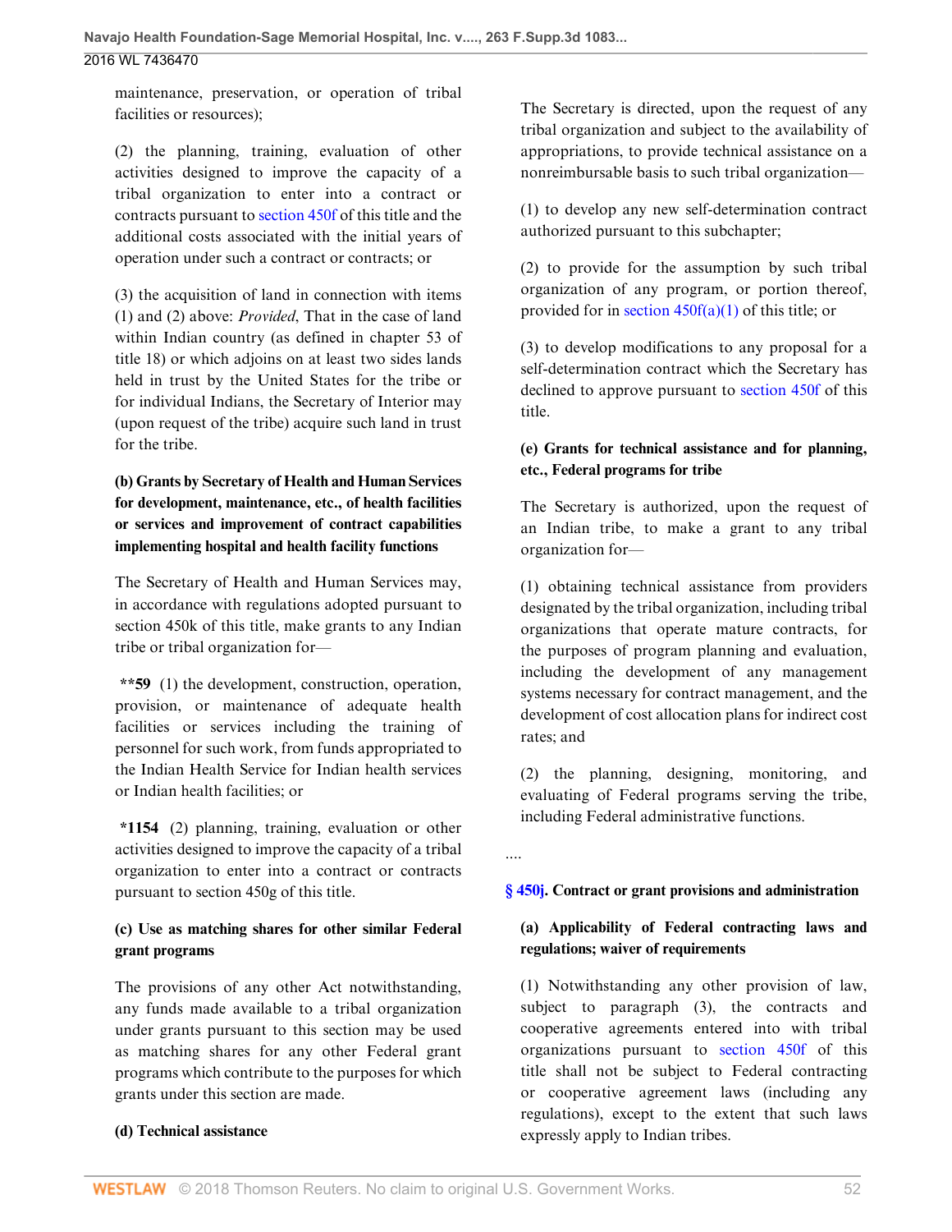maintenance, preservation, or operation of tribal facilities or resources);

(2) the planning, training, evaluation of other activities designed to improve the capacity of a tribal organization to enter into a contract or contracts pursuant to section 450f of this title and the additional costs associated with the initial years of operation under such a contract or contracts; or

(3) the acquisition of land in connection with items (1) and (2) above: *Provided*, That in the case of land within Indian country (as defined in chapter 53 of title 18) or which adjoins on at least two sides lands held in trust by the United States for the tribe or for individual Indians, the Secretary of Interior may (upon request of the tribe) acquire such land in trust for the tribe.

**(b) Grants by Secretary of Health and Human Services for development, maintenance, etc., of health facilities or services and improvement of contract capabilities implementing hospital and health facility functions**

The Secretary of Health and Human Services may, in accordance with regulations adopted pursuant to section 450k of this title, make grants to any Indian tribe or tribal organization for—

**\*\*59** (1) the development, construction, operation, provision, or maintenance of adequate health facilities or services including the training of personnel for such work, from funds appropriated to the Indian Health Service for Indian health services or Indian health facilities; or

**\*1154** (2) planning, training, evaluation or other activities designed to improve the capacity of a tribal organization to enter into a contract or contracts pursuant to section 450g of this title.

**(c) Use as matching shares for other similar Federal grant programs**

The provisions of any other Act notwithstanding, any funds made available to a tribal organization under grants pursuant to this section may be used as matching shares for any other Federal grant programs which contribute to the purposes for which grants under this section are made.

**(d) Technical assistance**

The Secretary is directed, upon the request of any tribal organization and subject to the availability of appropriations, to provide technical assistance on a nonreimbursable basis to such tribal organization—

(1) to develop any new self-determination contract authorized pursuant to this subchapter;

(2) to provide for the assumption by such tribal organization of any program, or portion thereof, provided for in section 450f(a)(1) of this title; or

(3) to develop modifications to any proposal for a self-determination contract which the Secretary has declined to approve pursuant to section 450f of this title.

**(e) Grants for technical assistance and for planning, etc., Federal programs for tribe**

The Secretary is authorized, upon the request of an Indian tribe, to make a grant to any tribal organization for—

(1) obtaining technical assistance from providers designated by the tribal organization, including tribal organizations that operate mature contracts, for the purposes of program planning and evaluation, including the development of any management systems necessary for contract management, and the development of cost allocation plans for indirect cost rates; and

(2) the planning, designing, monitoring, and evaluating of Federal programs serving the tribe, including Federal administrative functions.

....

**§ 450j. Contract or grant provisions and administration**

**(a) Applicability of Federal contracting laws and regulations; waiver of requirements**

(1) Notwithstanding any other provision of law, subject to paragraph (3), the contracts and cooperative agreements entered into with tribal organizations pursuant to section 450f of this title shall not be subject to Federal contracting or cooperative agreement laws (including any regulations), except to the extent that such laws expressly apply to Indian tribes.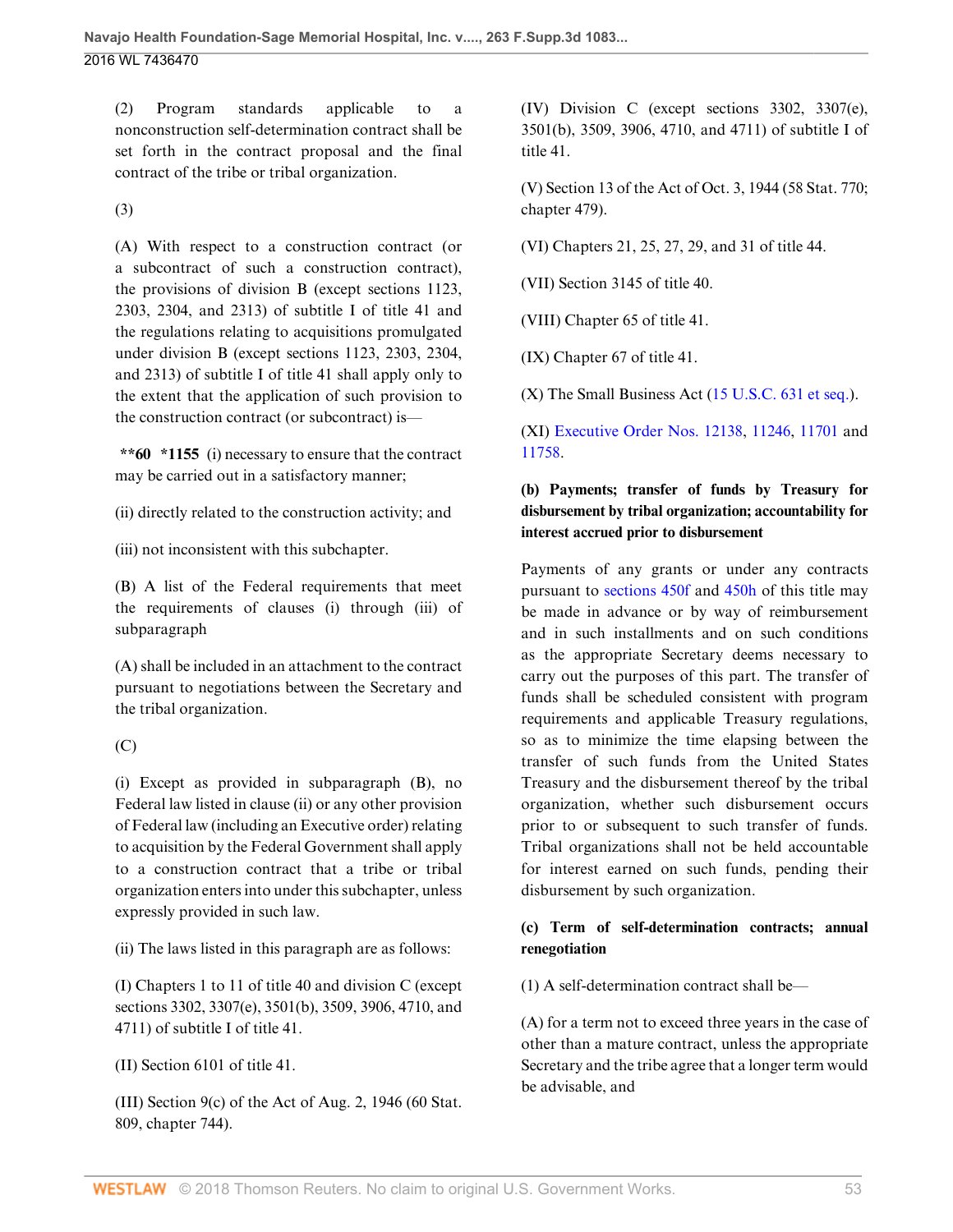(2) Program standards applicable to a nonconstruction self-determination contract shall be set forth in the contract proposal and the final contract of the tribe or tribal organization.

(3)

(A) With respect to a construction contract (or a subcontract of such a construction contract), the provisions of division B (except sections 1123, 2303, 2304, and 2313) of subtitle I of title 41 and the regulations relating to acquisitions promulgated under division B (except sections 1123, 2303, 2304, and 2313) of subtitle I of title 41 shall apply only to the extent that the application of such provision to the construction contract (or subcontract) is—

**\*\*60 \*1155** (i) necessary to ensure that the contract may be carried out in a satisfactory manner;

(ii) directly related to the construction activity; and

(iii) not inconsistent with this subchapter.

(B) A list of the Federal requirements that meet the requirements of clauses (i) through (iii) of subparagraph

(A) shall be included in an attachment to the contract pursuant to negotiations between the Secretary and the tribal organization.

(C)

(i) Except as provided in subparagraph (B), no Federal law listed in clause (ii) or any other provision of Federal law (including an Executive order) relating to acquisition by the Federal Government shall apply to a construction contract that a tribe or tribal organization enters into under this subchapter, unless expressly provided in such law.

(ii) The laws listed in this paragraph are as follows:

(I) Chapters 1 to 11 of title 40 and division C (except sections 3302, 3307(e), 3501(b), 3509, 3906, 4710, and 4711) of subtitle I of title 41.

(II) Section 6101 of title 41.

(III) Section 9(c) of the Act of Aug. 2, 1946 (60 Stat. 809, chapter 744).

(IV) Division C (except sections 3302, 3307(e), 3501(b), 3509, 3906, 4710, and 4711) of subtitle I of title 41.

(V) Section 13 of the Act of Oct. 3, 1944 (58 Stat. 770; chapter 479).

(VI) Chapters 21, 25, 27, 29, and 31 of title 44.

(VII) Section 3145 of title 40.

(VIII) Chapter 65 of title 41.

(IX) Chapter 67 of title 41.

(X) The Small Business Act (15 U.S.C. 631 et seq.).

(XI) Executive Order Nos. 12138, 11246, 11701 and 11758.

**(b) Payments; transfer of funds by Treasury for disbursement by tribal organization; accountability for interest accrued prior to disbursement**

Payments of any grants or under any contracts pursuant to sections 450f and 450h of this title may be made in advance or by way of reimbursement and in such installments and on such conditions as the appropriate Secretary deems necessary to carry out the purposes of this part. The transfer of funds shall be scheduled consistent with program requirements and applicable Treasury regulations, so as to minimize the time elapsing between the transfer of such funds from the United States Treasury and the disbursement thereof by the tribal organization, whether such disbursement occurs prior to or subsequent to such transfer of funds. Tribal organizations shall not be held accountable for interest earned on such funds, pending their disbursement by such organization.

**(c) Term of self-determination contracts; annual renegotiation**

(1) A self-determination contract shall be—

(A) for a term not to exceed three years in the case of other than a mature contract, unless the appropriate Secretary and the tribe agree that a longer term would be advisable, and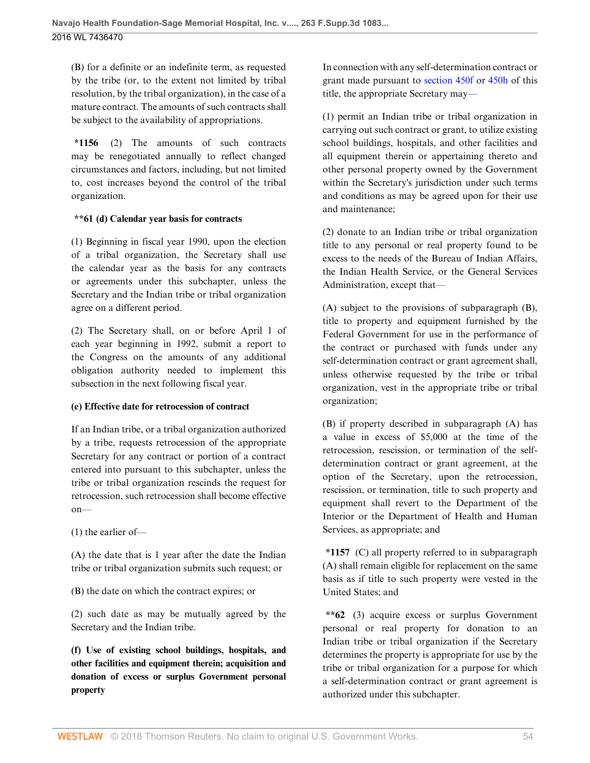(B) for a definite or an indefinite term, as requested by the tribe (or, to the extent not limited by tribal resolution, by the tribal organization), in the case of a mature contract. The amounts of such contracts shall be subject to the availability of appropriations.

**\*1156** (2) The amounts of such contracts may be renegotiated annually to reflect changed circumstances and factors, including, but not limited to, cost increases beyond the control of the tribal organization.

**\*\*61 (d) Calendar year basis for contracts**

(1) Beginning in fiscal year 1990, upon the election of a tribal organization, the Secretary shall use the calendar year as the basis for any contracts or agreements under this subchapter, unless the Secretary and the Indian tribe or tribal organization agree on a different period.

(2) The Secretary shall, on or before April 1 of each year beginning in 1992, submit a report to the Congress on the amounts of any additional obligation authority needed to implement this subsection in the next following fiscal year.

**(e) Effective date for retrocession of contract**

If an Indian tribe, or a tribal organization authorized by a tribe, requests retrocession of the appropriate Secretary for any contract or portion of a contract entered into pursuant to this subchapter, unless the tribe or tribal organization rescinds the request for retrocession, such retrocession shall become effective on—

(1) the earlier of—

(A) the date that is 1 year after the date the Indian tribe or tribal organization submits such request; or

(B) the date on which the contract expires; or

(2) such date as may be mutually agreed by the Secretary and the Indian tribe.

**(f) Use of existing school buildings, hospitals, and other facilities and equipment therein; acquisition and donation of excess or surplus Government personal property**

In connection with any self-determination contract or grant made pursuant to section 450f or 450h of this title, the appropriate Secretary may—

(1) permit an Indian tribe or tribal organization in carrying out such contract or grant, to utilize existing school buildings, hospitals, and other facilities and all equipment therein or appertaining thereto and other personal property owned by the Government within the Secretary's jurisdiction under such terms and conditions as may be agreed upon for their use and maintenance;

(2) donate to an Indian tribe or tribal organization title to any personal or real property found to be excess to the needs of the Bureau of Indian Affairs, the Indian Health Service, or the General Services Administration, except that—

(A) subject to the provisions of subparagraph (B), title to property and equipment furnished by the Federal Government for use in the performance of the contract or purchased with funds under any self-determination contract or grant agreement shall, unless otherwise requested by the tribe or tribal organization, vest in the appropriate tribe or tribal organization;

(B) if property described in subparagraph (A) has a value in excess of $5,000 at the time of the retrocession, rescission, or termination of the self-determination contract or grant agreement, at the option of the Secretary, upon the retrocession, rescission, or termination, title to such property and equipment shall revert to the Department of the Interior or the Department of Health and Human Services, as appropriate; and

**\*1157** (C) all property referred to in subparagraph (A) shall remain eligible for replacement on the same basis as if title to such property were vested in the United States; and

**\*\*62** (3) acquire excess or surplus Government personal or real property for donation to an Indian tribe or tribal organization if the Secretary determines the property is appropriate for use by the tribe or tribal organization for a purpose for which a self-determination contract or grant agreement is authorized under this subchapter.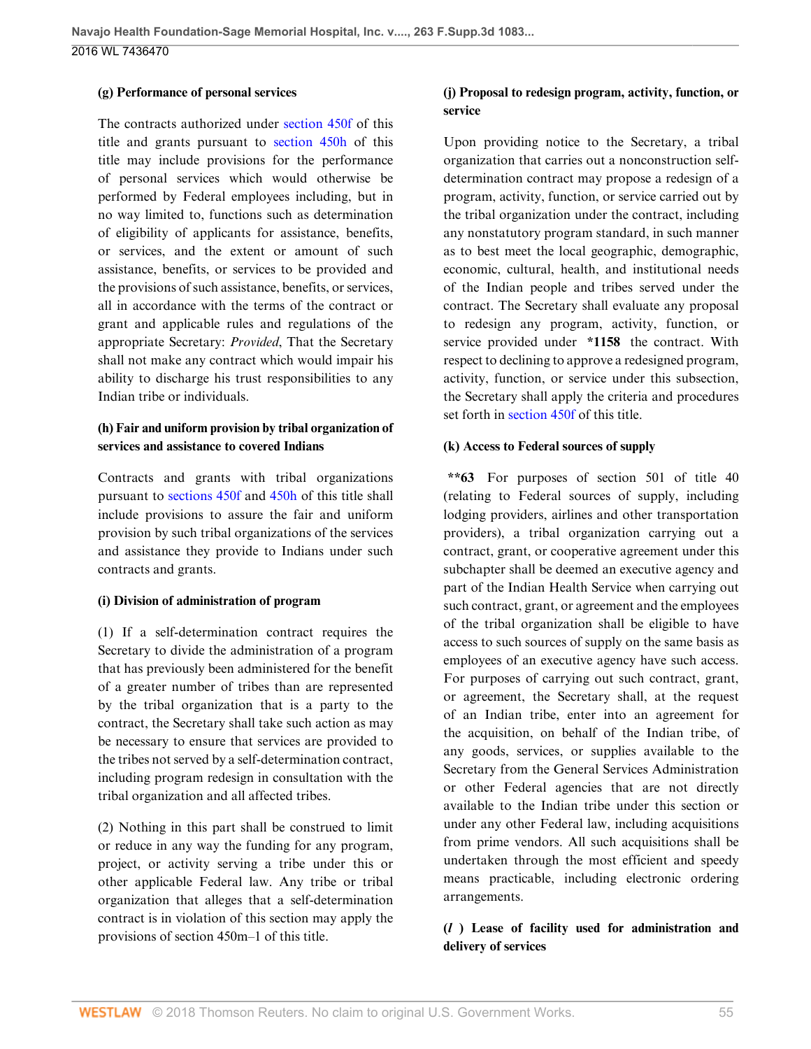**(g) Performance of personal services**

The contracts authorized under section 450f of this title and grants pursuant to section 450h of this title may include provisions for the performance of personal services which would otherwise be performed by Federal employees including, but in no way limited to, functions such as determination of eligibility of applicants for assistance, benefits, or services, and the extent or amount of such assistance, benefits, or services to be provided and the provisions of such assistance, benefits, or services, all in accordance with the terms of the contract or grant and applicable rules and regulations of the appropriate Secretary: *Provided*, That the Secretary shall not make any contract which would impair his ability to discharge his trust responsibilities to any Indian tribe or individuals.

**(h) Fair and uniform provision by tribal organization of services and assistance to covered Indians**

Contracts and grants with tribal organizations pursuant to sections 450f and 450h of this title shall include provisions to assure the fair and uniform provision by such tribal organizations of the services and assistance they provide to Indians under such contracts and grants.

**(i) Division of administration of program**

(1) If a self-determination contract requires the Secretary to divide the administration of a program that has previously been administered for the benefit of a greater number of tribes than are represented by the tribal organization that is a party to the contract, the Secretary shall take such action as may be necessary to ensure that services are provided to the tribes not served by a self-determination contract, including program redesign in consultation with the tribal organization and all affected tribes.

(2) Nothing in this part shall be construed to limit or reduce in any way the funding for any program, project, or activity serving a tribe under this or other applicable Federal law. Any tribe or tribal organization that alleges that a self-determination contract is in violation of this section may apply the provisions of section 450m–1 of this title.

**(j) Proposal to redesign program, activity, function, or service**

Upon providing notice to the Secretary, a tribal organization that carries out a nonconstruction self-determination contract may propose a redesign of a program, activity, function, or service carried out by the tribal organization under the contract, including any nonstatutory program standard, in such manner as to best meet the local geographic, demographic, economic, cultural, health, and institutional needs of the Indian people and tribes served under the contract. The Secretary shall evaluate any proposal to redesign any program, activity, function, or service provided under **\*1158** the contract. With respect to declining to approve a redesigned program, activity, function, or service under this subsection, the Secretary shall apply the criteria and procedures set forth in section 450f of this title.

**(k) Access to Federal sources of supply**

**\*\*63** For purposes of section 501 of title 40 (relating to Federal sources of supply, including lodging providers, airlines and other transportation providers), a tribal organization carrying out a contract, grant, or cooperative agreement under this subchapter shall be deemed an executive agency and part of the Indian Health Service when carrying out such contract, grant, or agreement and the employees of the tribal organization shall be eligible to have access to such sources of supply on the same basis as employees of an executive agency have such access. For purposes of carrying out such contract, grant, or agreement, the Secretary shall, at the request of an Indian tribe, enter into an agreement for the acquisition, on behalf of the Indian tribe, of any goods, services, or supplies available to the Secretary from the General Services Administration or other Federal agencies that are not directly available to the Indian tribe under this section or under any other Federal law, including acquisitions from prime vendors. All such acquisitions shall be undertaken through the most efficient and speedy means practicable, including electronic ordering arrangements.

***(l)* Lease of facility used for administration and delivery of services**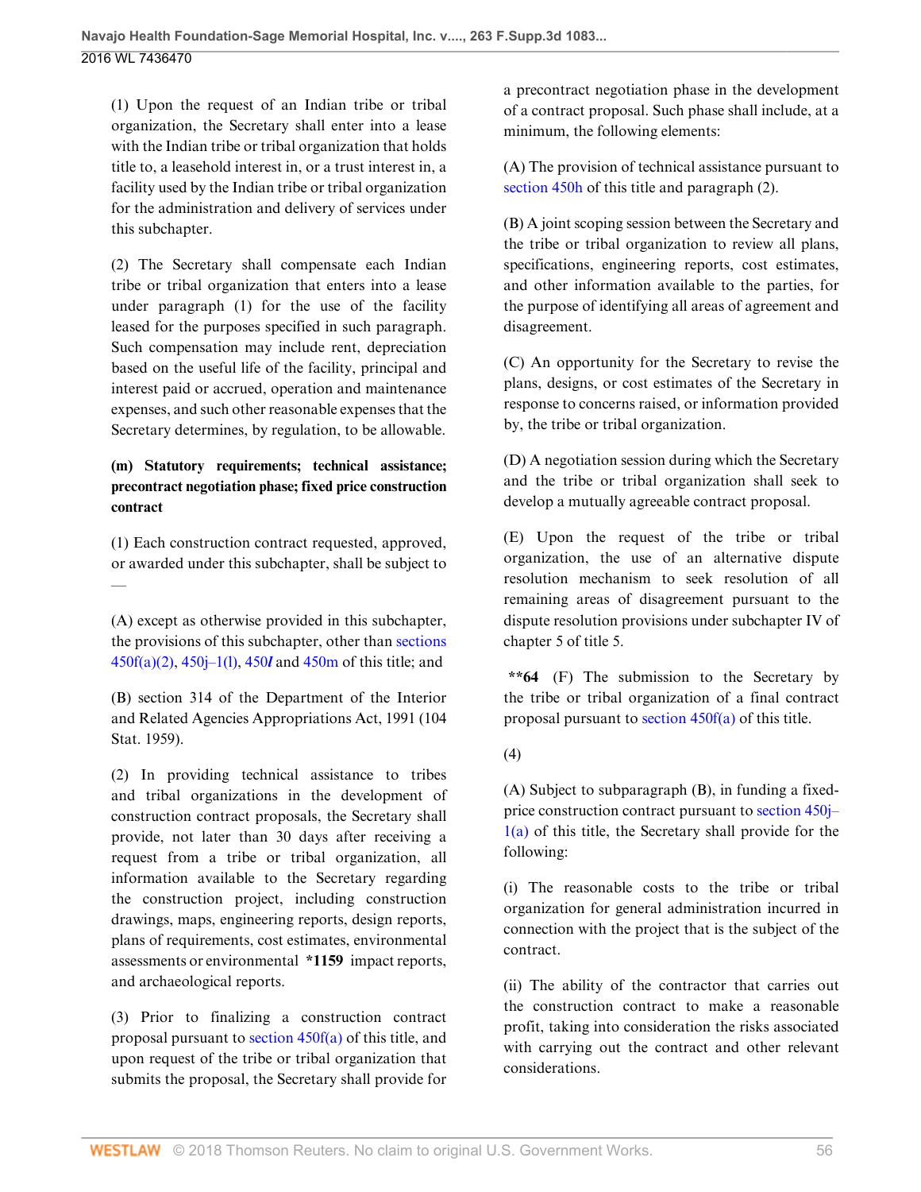(1) Upon the request of an Indian tribe or tribal organization, the Secretary shall enter into a lease with the Indian tribe or tribal organization that holds title to, a leasehold interest in, or a trust interest in, a facility used by the Indian tribe or tribal organization for the administration and delivery of services under this subchapter.

(2) The Secretary shall compensate each Indian tribe or tribal organization that enters into a lease under paragraph (1) for the use of the facility leased for the purposes specified in such paragraph. Such compensation may include rent, depreciation based on the useful life of the facility, principal and interest paid or accrued, operation and maintenance expenses, and such other reasonable expenses that the Secretary determines, by regulation, to be allowable.

**(m) Statutory requirements; technical assistance; precontract negotiation phase; fixed price construction contract**

(1) Each construction contract requested, approved, or awarded under this subchapter, shall be subject to —

(A) except as otherwise provided in this subchapter, the provisions of this subchapter, other than sections 450f(a)(2), 450j–1(l), 450*l* and 450m of this title; and

(B) section 314 of the Department of the Interior and Related Agencies Appropriations Act, 1991 (104 Stat. 1959).

(2) In providing technical assistance to tribes and tribal organizations in the development of construction contract proposals, the Secretary shall provide, not later than 30 days after receiving a request from a tribe or tribal organization, all information available to the Secretary regarding the construction project, including construction drawings, maps, engineering reports, design reports, plans of requirements, cost estimates, environmental assessments or environmental **\*1159** impact reports, and archaeological reports.

(3) Prior to finalizing a construction contract proposal pursuant to section 450f(a) of this title, and upon request of the tribe or tribal organization that submits the proposal, the Secretary shall provide for a precontract negotiation phase in the development of a contract proposal. Such phase shall include, at a minimum, the following elements:

(A) The provision of technical assistance pursuant to section 450h of this title and paragraph (2).

(B) A joint scoping session between the Secretary and the tribe or tribal organization to review all plans, specifications, engineering reports, cost estimates, and other information available to the parties, for the purpose of identifying all areas of agreement and disagreement.

(C) An opportunity for the Secretary to revise the plans, designs, or cost estimates of the Secretary in response to concerns raised, or information provided by, the tribe or tribal organization.

(D) A negotiation session during which the Secretary and the tribe or tribal organization shall seek to develop a mutually agreeable contract proposal.

(E) Upon the request of the tribe or tribal organization, the use of an alternative dispute resolution mechanism to seek resolution of all remaining areas of disagreement pursuant to the dispute resolution provisions under subchapter IV of chapter 5 of title 5.

**\*\*64** (F) The submission to the Secretary by the tribe or tribal organization of a final contract proposal pursuant to section 450f(a) of this title.

(4)

(A) Subject to subparagraph (B), in funding a fixed-price construction contract pursuant to section 450j–1(a) of this title, the Secretary shall provide for the following:

(i) The reasonable costs to the tribe or tribal organization for general administration incurred in connection with the project that is the subject of the contract.

(ii) The ability of the contractor that carries out the construction contract to make a reasonable profit, taking into consideration the risks associated with carrying out the contract and other relevant considerations.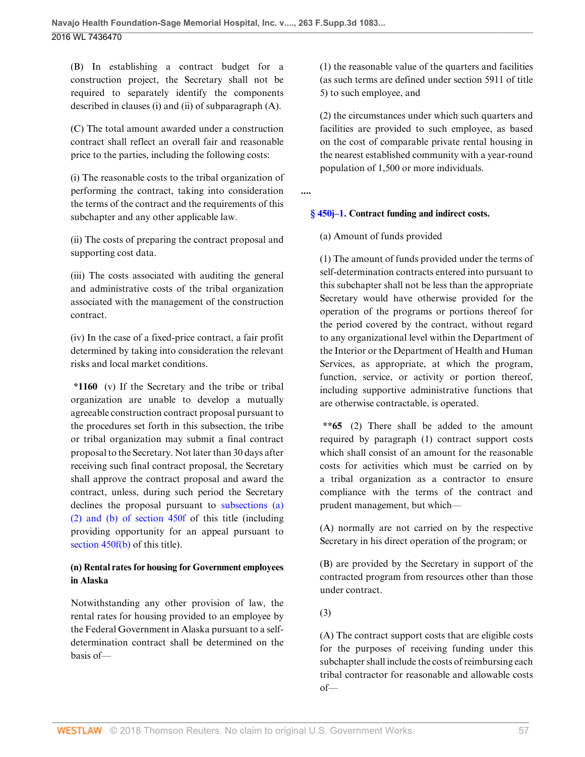(B) In establishing a contract budget for a construction project, the Secretary shall not be required to separately identify the components described in clauses (i) and (ii) of subparagraph (A).

(C) The total amount awarded under a construction contract shall reflect an overall fair and reasonable price to the parties, including the following costs:

(i) The reasonable costs to the tribal organization of performing the contract, taking into consideration the terms of the contract and the requirements of this subchapter and any other applicable law.

(ii) The costs of preparing the contract proposal and supporting cost data.

(iii) The costs associated with auditing the general and administrative costs of the tribal organization associated with the management of the construction contract.

(iv) In the case of a fixed-price contract, a fair profit determined by taking into consideration the relevant risks and local market conditions.

**\*1160** (v) If the Secretary and the tribe or tribal organization are unable to develop a mutually agreeable construction contract proposal pursuant to the procedures set forth in this subsection, the tribe or tribal organization may submit a final contract proposal to the Secretary. Not later than 30 days after receiving such final contract proposal, the Secretary shall approve the contract proposal and award the contract, unless, during such period the Secretary declines the proposal pursuant to subsections (a)(2) and (b) of section 450f of this title (including providing opportunity for an appeal pursuant to section 450f(b) of this title).

**(n) Rental rates for housing for Government employees in Alaska**

Notwithstanding any other provision of law, the rental rates for housing provided to an employee by the Federal Government in Alaska pursuant to a self-determination contract shall be determined on the basis of—

(1) the reasonable value of the quarters and facilities (as such terms are defined under section 5911 of title 5) to such employee, and

(2) the circumstances under which such quarters and facilities are provided to such employee, as based on the cost of comparable private rental housing in the nearest established community with a year-round population of 1,500 or more individuals.

**....**

**§ 450j–1. Contract funding and indirect costs.**

(a) Amount of funds provided

(1) The amount of funds provided under the terms of self-determination contracts entered into pursuant to this subchapter shall not be less than the appropriate Secretary would have otherwise provided for the operation of the programs or portions thereof for the period covered by the contract, without regard to any organizational level within the Department of the Interior or the Department of Health and Human Services, as appropriate, at which the program, function, service, or activity or portion thereof, including supportive administrative functions that are otherwise contractable, is operated.

**\*\*65** (2) There shall be added to the amount required by paragraph (1) contract support costs which shall consist of an amount for the reasonable costs for activities which must be carried on by a tribal organization as a contractor to ensure compliance with the terms of the contract and prudent management, but which—

(A) normally are not carried on by the respective Secretary in his direct operation of the program; or

(B) are provided by the Secretary in support of the contracted program from resources other than those under contract.

(3)

(A) The contract support costs that are eligible costs for the purposes of receiving funding under this subchapter shall include the costs of reimbursing each tribal contractor for reasonable and allowable costs of—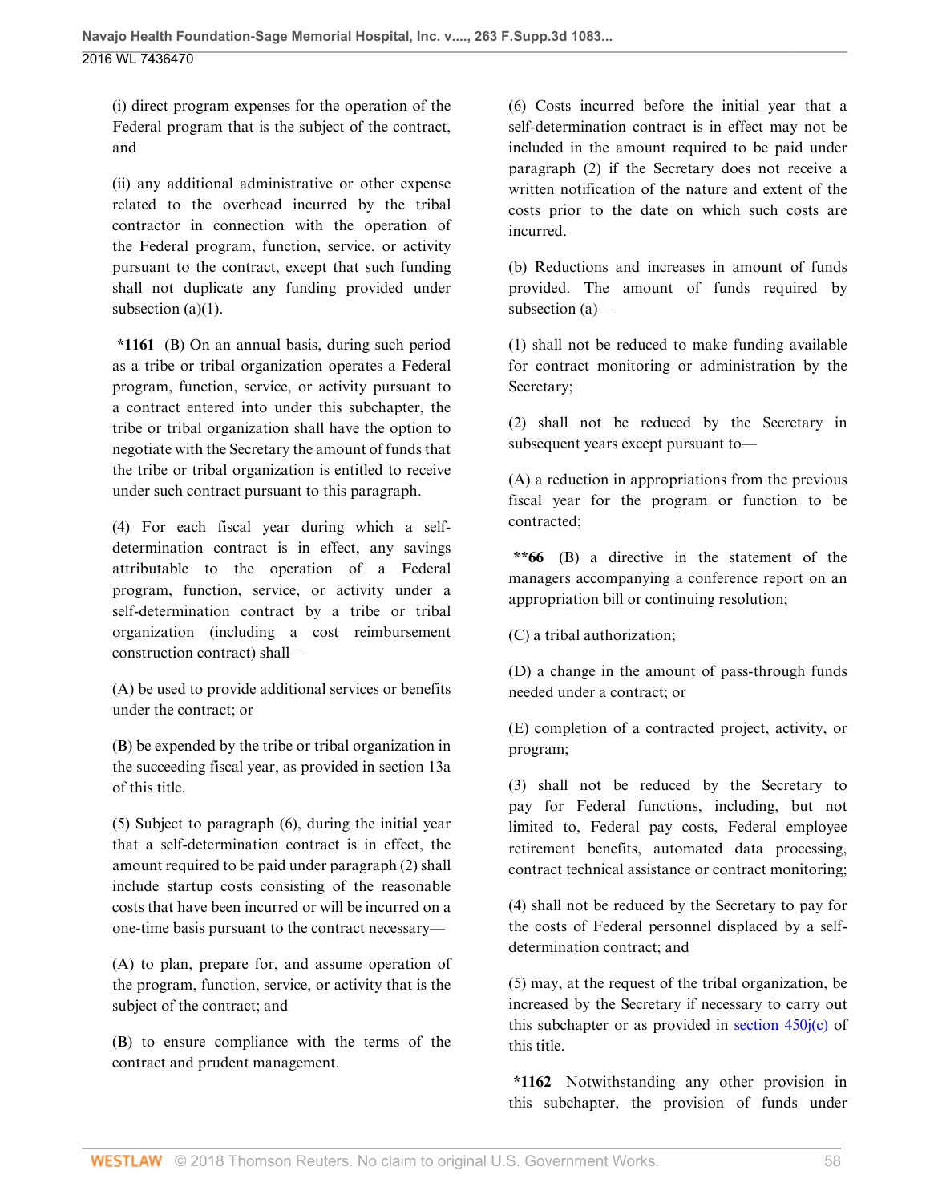(i) direct program expenses for the operation of the Federal program that is the subject of the contract, and

(ii) any additional administrative or other expense related to the overhead incurred by the tribal contractor in connection with the operation of the Federal program, function, service, or activity pursuant to the contract, except that such funding shall not duplicate any funding provided under subsection (a)(1).

**\*1161** (B) On an annual basis, during such period as a tribe or tribal organization operates a Federal program, function, service, or activity pursuant to a contract entered into under this subchapter, the tribe or tribal organization shall have the option to negotiate with the Secretary the amount of funds that the tribe or tribal organization is entitled to receive under such contract pursuant to this paragraph.

(4) For each fiscal year during which a self-determination contract is in effect, any savings attributable to the operation of a Federal program, function, service, or activity under a self-determination contract by a tribe or tribal organization (including a cost reimbursement construction contract) shall—

(A) be used to provide additional services or benefits under the contract; or

(B) be expended by the tribe or tribal organization in the succeeding fiscal year, as provided in section 13a of this title.

(5) Subject to paragraph (6), during the initial year that a self-determination contract is in effect, the amount required to be paid under paragraph (2) shall include startup costs consisting of the reasonable costs that have been incurred or will be incurred on a one-time basis pursuant to the contract necessary—

(A) to plan, prepare for, and assume operation of the program, function, service, or activity that is the subject of the contract; and

(B) to ensure compliance with the terms of the contract and prudent management.

(6) Costs incurred before the initial year that a self-determination contract is in effect may not be included in the amount required to be paid under paragraph (2) if the Secretary does not receive a written notification of the nature and extent of the costs prior to the date on which such costs are incurred.

(b) Reductions and increases in amount of funds provided. The amount of funds required by subsection (a)—

(1) shall not be reduced to make funding available for contract monitoring or administration by the Secretary;

(2) shall not be reduced by the Secretary in subsequent years except pursuant to—

(A) a reduction in appropriations from the previous fiscal year for the program or function to be contracted;

**\*\*66** (B) a directive in the statement of the managers accompanying a conference report on an appropriation bill or continuing resolution;

(C) a tribal authorization;

(D) a change in the amount of pass-through funds needed under a contract; or

(E) completion of a contracted project, activity, or program;

(3) shall not be reduced by the Secretary to pay for Federal functions, including, but not limited to, Federal pay costs, Federal employee retirement benefits, automated data processing, contract technical assistance or contract monitoring;

(4) shall not be reduced by the Secretary to pay for the costs of Federal personnel displaced by a self-determination contract; and

(5) may, at the request of the tribal organization, be increased by the Secretary if necessary to carry out this subchapter or as provided in section 450j(c) of this title.

**\*1162** Notwithstanding any other provision in this subchapter, the provision of funds under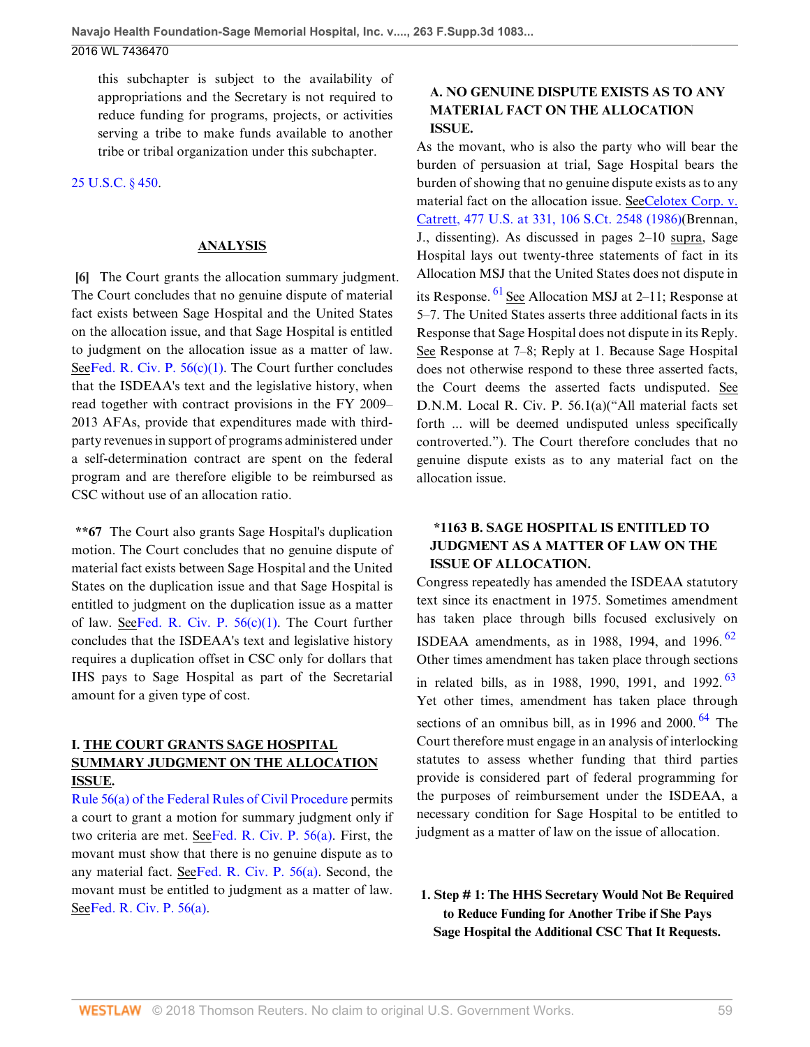this subchapter is subject to the availability of appropriations and the Secretary is not required to reduce funding for programs, projects, or activities serving a tribe to make funds available to another tribe or tribal organization under this subchapter.

25 U.S.C. § 450.

## ANALYSIS

**[6]** The Court grants the allocation summary judgment. The Court concludes that no genuine dispute of material fact exists between Sage Hospital and the United States on the allocation issue, and that Sage Hospital is entitled to judgment on the allocation issue as a matter of law. See Fed. R. Civ. P. 56(c)(1). The Court further concludes that the ISDEAA's text and the legislative history, when read together with contract provisions in the FY 2009–2013 AFAs, provide that expenditures made with third-party revenues in support of programs administered under a self-determination contract are spent on the federal program and are therefore eligible to be reimbursed as CSC without use of an allocation ratio.

**\*\*67** The Court also grants Sage Hospital's duplication motion. The Court concludes that no genuine dispute of material fact exists between Sage Hospital and the United States on the duplication issue and that Sage Hospital is entitled to judgment on the duplication issue as a matter of law. See Fed. R. Civ. P. 56(c)(1). The Court further concludes that the ISDEAA's text and legislative history requires a duplication offset in CSC only for dollars that IHS pays to Sage Hospital as part of the Secretarial amount for a given type of cost.

### I. THE COURT GRANTS SAGE HOSPITAL SUMMARY JUDGMENT ON THE ALLOCATION ISSUE.

Rule 56(a) of the Federal Rules of Civil Procedure permits a court to grant a motion for summary judgment only if two criteria are met. See Fed. R. Civ. P. 56(a). First, the movant must show that there is no genuine dispute as to any material fact. See Fed. R. Civ. P. 56(a). Second, the movant must be entitled to judgment as a matter of law. See Fed. R. Civ. P. 56(a).

#### A. NO GENUINE DISPUTE EXISTS AS TO ANY MATERIAL FACT ON THE ALLOCATION ISSUE.

As the movant, who is also the party who will bear the burden of persuasion at trial, Sage Hospital bears the burden of showing that no genuine dispute exists as to any material fact on the allocation issue. See Celotex Corp. v. Catrett, 477 U.S. at 331, 106 S.Ct. 2548 (1986)(Brennan, J., dissenting). As discussed in pages 2–10 supra, Sage Hospital lays out twenty-three statements of fact in its Allocation MSJ that the United States does not dispute in its Response.[61] See Allocation MSJ at 2–11; Response at 5–7. The United States asserts three additional facts in its Response that Sage Hospital does not dispute in its Reply. See Response at 7–8; Reply at 1. Because Sage Hospital does not otherwise respond to these three asserted facts, the Court deems the asserted facts undisputed. See D.N.M. Local R. Civ. P. 56.1(a)("All material facts set forth ... will be deemed undisputed unless specifically controverted."). The Court therefore concludes that no genuine dispute exists as to any material fact on the allocation issue.

#### \*1163 B. SAGE HOSPITAL IS ENTITLED TO JUDGMENT AS A MATTER OF LAW ON THE ISSUE OF ALLOCATION.

Congress repeatedly has amended the ISDEAA statutory text since its enactment in 1975. Sometimes amendment has taken place through bills focused exclusively on ISDEAA amendments, as in 1988, 1994, and 1996.[62] Other times amendment has taken place through sections in related bills, as in 1988, 1990, 1991, and 1992.[63] Yet other times, amendment has taken place through sections of an omnibus bill, as in 1996 and 2000.[64] The Court therefore must engage in an analysis of interlocking statutes to assess whether funding that third parties provide is considered part of federal programming for the purposes of reimbursement under the ISDEAA, a necessary condition for Sage Hospital to be entitled to judgment as a matter of law on the issue of allocation.

##### 1. Step # 1: The HHS Secretary Would Not Be Required to Reduce Funding for Another Tribe if She Pays Sage Hospital the Additional CSC That It Requests.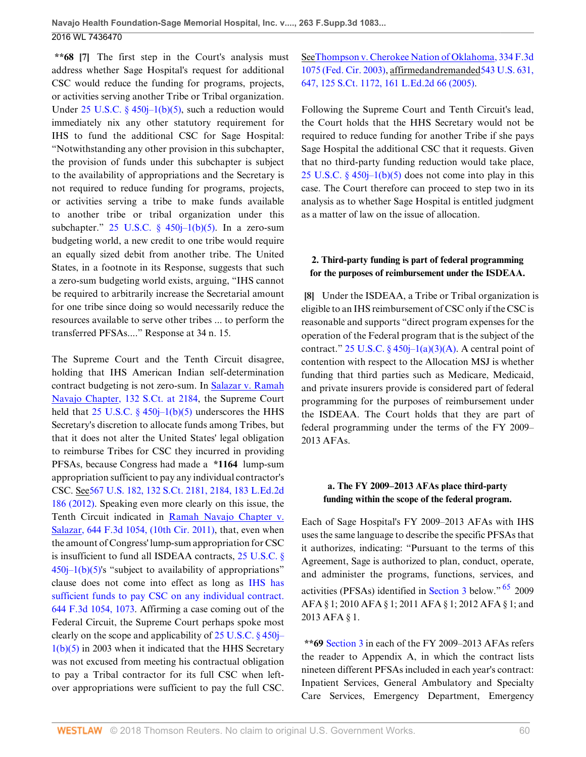**\*\*68 [7]** The first step in the Court's analysis must address whether Sage Hospital's request for additional CSC would reduce the funding for programs, projects, or activities serving another Tribe or Tribal organization. Under 25 U.S.C. § 450j–1(b)(5), such a reduction would immediately nix any other statutory requirement for IHS to fund the additional CSC for Sage Hospital: "Notwithstanding any other provision in this subchapter, the provision of funds under this subchapter is subject to the availability of appropriations and the Secretary is not required to reduce funding for programs, projects, or activities serving a tribe to make funds available to another tribe or tribal organization under this subchapter." 25 U.S.C. § 450j–1(b)(5). In a zero-sum budgeting world, a new credit to one tribe would require an equally sized debit from another tribe. The United States, in a footnote in its Response, suggests that such a zero-sum budgeting world exists, arguing, "IHS cannot be required to arbitrarily increase the Secretarial amount for one tribe since doing so would necessarily reduce the resources available to serve other tribes ... to perform the transferred PFSAs...." Response at 34 n. 15.

The Supreme Court and the Tenth Circuit disagree, holding that IHS American Indian self-determination contract budgeting is not zero-sum. In Salazar v. Ramah Navajo Chapter, 132 S.Ct. at 2184, the Supreme Court held that 25 U.S.C. § 450j–1(b)(5) underscores the HHS Secretary's discretion to allocate funds among Tribes, but that it does not alter the United States' legal obligation to reimburse Tribes for CSC they incurred in providing PFSAs, because Congress had made a **\*1164** lump-sum appropriation sufficient to pay any individual contractor's CSC. See 567 U.S. 182, 132 S.Ct. 2181, 2184, 183 L.Ed.2d 186 (2012). Speaking even more clearly on this issue, the Tenth Circuit indicated in Ramah Navajo Chapter v. Salazar, 644 F.3d 1054, (10th Cir. 2011), that, even when the amount of Congress' lump-sum appropriation for CSC is insufficient to fund all ISDEAA contracts, 25 U.S.C. § 450j–1(b)(5)'s "subject to availability of appropriations" clause does not come into effect as long as IHS has sufficient funds to pay CSC on any individual contract. 644 F.3d 1054, 1073. Affirming a case coming out of the Federal Circuit, the Supreme Court perhaps spoke most clearly on the scope and applicability of 25 U.S.C. § 450j–1(b)(5) in 2003 when it indicated that the HHS Secretary was not excused from meeting his contractual obligation to pay a Tribal contractor for its full CSC when left-over appropriations were sufficient to pay the full CSC. See Thompson v. Cherokee Nation of Oklahoma, 334 F.3d 1075 (Fed. Cir. 2003), affirmed and remanded 543 U.S. 631, 647, 125 S.Ct. 1172, 161 L.Ed.2d 66 (2005).

Following the Supreme Court and Tenth Circuit's lead, the Court holds that the HHS Secretary would not be required to reduce funding for another Tribe if she pays Sage Hospital the additional CSC that it requests. Given that no third-party funding reduction would take place, 25 U.S.C. § 450j–1(b)(5) does not come into play in this case. The Court therefore can proceed to step two in its analysis as to whether Sage Hospital is entitled judgment as a matter of law on the issue of allocation.

## 2. Third-party funding is part of federal programming for the purposes of reimbursement under the ISDEAA.

**[8]** Under the ISDEAA, a Tribe or Tribal organization is eligible to an IHS reimbursement of CSC only if the CSC is reasonable and supports "direct program expenses for the operation of the Federal program that is the subject of the contract." 25 U.S.C. § 450j–1(a)(3)(A). A central point of contention with respect to the Allocation MSJ is whether funding that third parties such as Medicare, Medicaid, and private insurers provide is considered part of federal programming for the purposes of reimbursement under the ISDEAA. The Court holds that they are part of federal programming under the terms of the FY 2009–2013 AFAs.

### a. The FY 2009–2013 AFAs place third-party funding within the scope of the federal program.

Each of Sage Hospital's FY 2009–2013 AFAs with IHS uses the same language to describe the specific PFSAs that it authorizes, indicating: "Pursuant to the terms of this Agreement, Sage is authorized to plan, conduct, operate, and administer the programs, functions, services, and activities (PFSAs) identified in Section 3 below."[65] 2009 AFA § 1; 2010 AFA § 1; 2011 AFA § 1; 2012 AFA § 1; and 2013 AFA § 1.

**\*\*69** Section 3 in each of the FY 2009–2013 AFAs refers the reader to Appendix A, in which the contract lists nineteen different PFSAs included in each year's contract: Inpatient Services, General Ambulatory and Specialty Care Services, Emergency Department, Emergency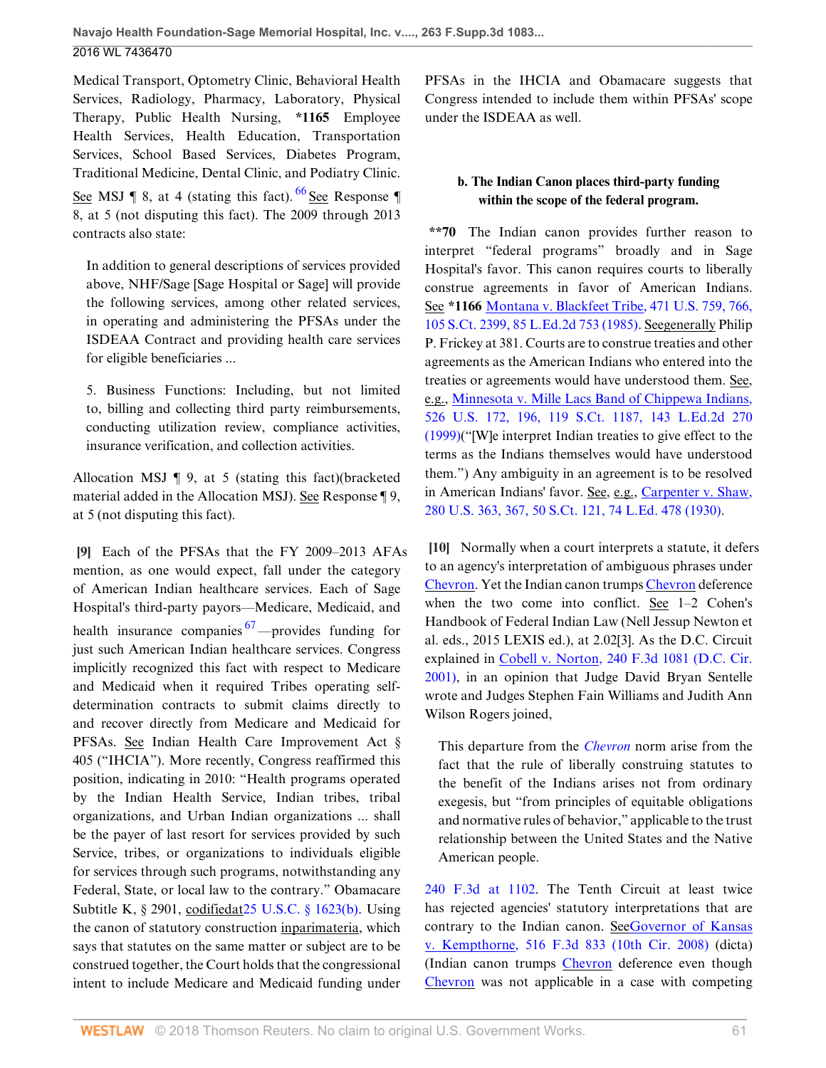Medical Transport, Optometry Clinic, Behavioral Health Services, Radiology, Pharmacy, Laboratory, Physical Therapy, Public Health Nursing, **\*1165** Employee Health Services, Health Education, Transportation Services, School Based Services, Diabetes Program, Traditional Medicine, Dental Clinic, and Podiatry Clinic. See MSJ ¶ 8, at 4 (stating this fact).[66] See Response ¶ 8, at 5 (not disputing this fact). The 2009 through 2013 contracts also state:

> In addition to general descriptions of services provided above, NHF/Sage [Sage Hospital or Sage] will provide the following services, among other related services, in operating and administering the PFSAs under the ISDEAA Contract and providing health care services for eligible beneficiaries ...
>
> 5. Business Functions: Including, but not limited to, billing and collecting third party reimbursements, conducting utilization review, compliance activities, insurance verification, and collection activities.

Allocation MSJ ¶ 9, at 5 (stating this fact)(bracketed material added in the Allocation MSJ). See Response ¶ 9, at 5 (not disputing this fact).

**[9]** Each of the PFSAs that the FY 2009–2013 AFAs mention, as one would expect, fall under the category of American Indian healthcare services. Each of Sage Hospital's third-party payors—Medicare, Medicaid, and health insurance companies[67]—provides funding for just such American Indian healthcare services. Congress implicitly recognized this fact with respect to Medicare and Medicaid when it required Tribes operating self-determination contracts to submit claims directly to and recover directly from Medicare and Medicaid for PFSAs. See Indian Health Care Improvement Act § 405 ("IHCIA"). More recently, Congress reaffirmed this position, indicating in 2010: "Health programs operated by the Indian Health Service, Indian tribes, tribal organizations, and Urban Indian organizations ... shall be the payer of last resort for services provided by such Service, tribes, or organizations to individuals eligible for services through such programs, notwithstanding any Federal, State, or local law to the contrary." Obamacare Subtitle K, § 2901, codifiedat25 U.S.C. § 1623(b). Using the canon of statutory construction inparimateria, which says that statutes on the same matter or subject are to be construed together, the Court holds that the congressional intent to include Medicare and Medicaid funding under PFSAs in the IHCIA and Obamacare suggests that Congress intended to include them within PFSAs' scope under the ISDEAA as well.

**b. The Indian Canon places third-party funding within the scope of the federal program.**

**\*\*70** The Indian canon provides further reason to interpret "federal programs" broadly and in Sage Hospital's favor. This canon requires courts to liberally construe agreements in favor of American Indians. See **\*1166** Montana v. Blackfeet Tribe, 471 U.S. 759, 766, 105 S.Ct. 2399, 85 L.Ed.2d 753 (1985). Seegenerally Philip P. Frickey at 381. Courts are to construe treaties and other agreements as the American Indians who entered into the treaties or agreements would have understood them. See, e.g., Minnesota v. Mille Lacs Band of Chippewa Indians, 526 U.S. 172, 196, 119 S.Ct. 1187, 143 L.Ed.2d 270 (1999)("[W]e interpret Indian treaties to give effect to the terms as the Indians themselves would have understood them.") Any ambiguity in an agreement is to be resolved in American Indians' favor. See, e.g., Carpenter v. Shaw, 280 U.S. 363, 367, 50 S.Ct. 121, 74 L.Ed. 478 (1930).

**[10]** Normally when a court interprets a statute, it defers to an agency's interpretation of ambiguous phrases under Chevron. Yet the Indian canon trumps Chevron deference when the two come into conflict. See 1–2 Cohen's Handbook of Federal Indian Law (Nell Jessup Newton et al. eds., 2015 LEXIS ed.), at 2.02[3]. As the D.C. Circuit explained in Cobell v. Norton, 240 F.3d 1081 (D.C. Cir. 2001), in an opinion that Judge David Bryan Sentelle wrote and Judges Stephen Fain Williams and Judith Ann Wilson Rogers joined,

> This departure from the *Chevron* norm arise from the fact that the rule of liberally construing statutes to the benefit of the Indians arises not from ordinary exegesis, but "from principles of equitable obligations and normative rules of behavior," applicable to the trust relationship between the United States and the Native American people.

240 F.3d at 1102. The Tenth Circuit at least twice has rejected agencies' statutory interpretations that are contrary to the Indian canon. SeeGovernor of Kansas v. Kempthorne, 516 F.3d 833 (10th Cir. 2008) (dicta) (Indian canon trumps Chevron deference even though Chevron was not applicable in a case with competing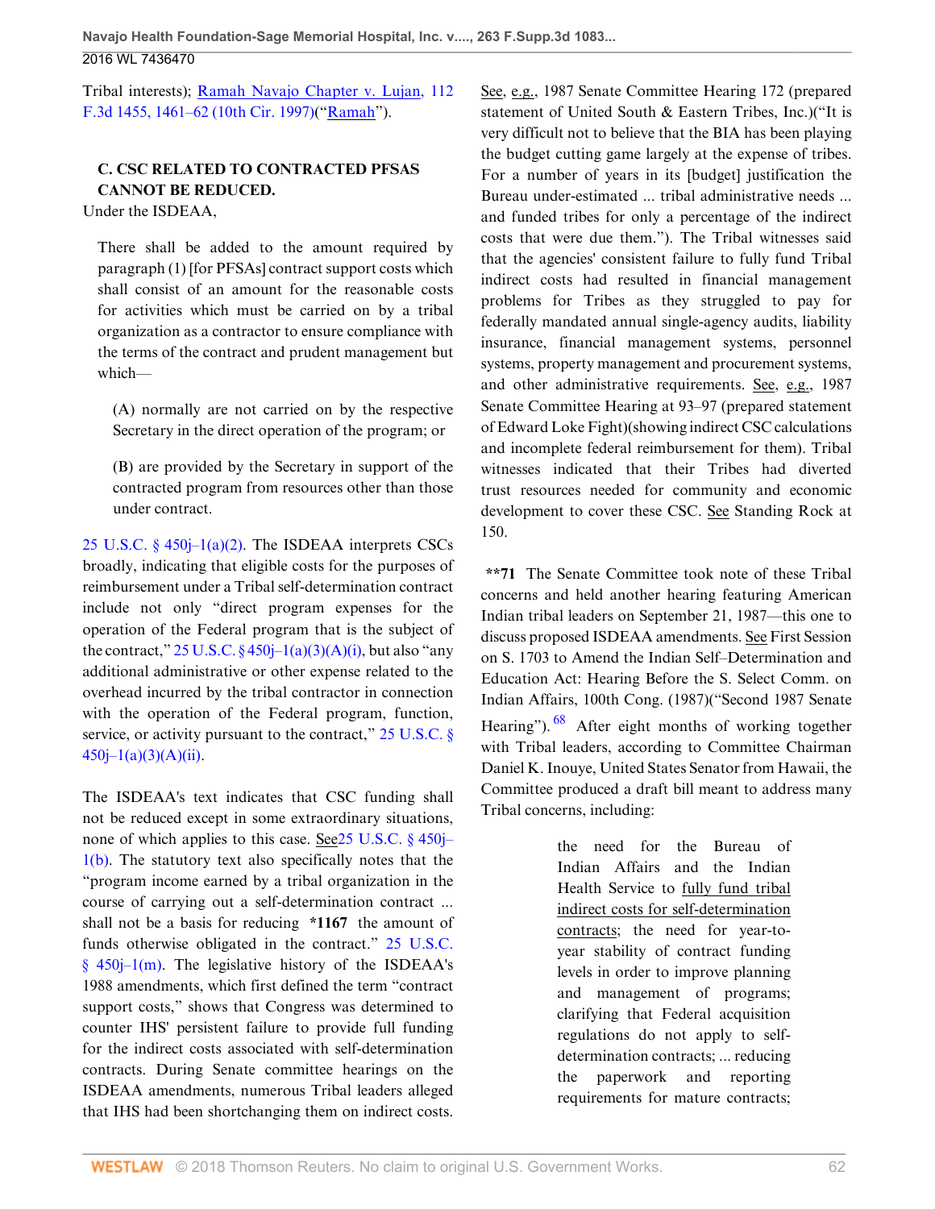Tribal interests); Ramah Navajo Chapter v. Lujan, 112 F.3d 1455, 1461–62 (10th Cir. 1997)("Ramah").

### C. CSC RELATED TO CONTRACTED PFSAS CANNOT BE REDUCED.

Under the ISDEAA,

> There shall be added to the amount required by paragraph (1) [for PFSAs] contract support costs which shall consist of an amount for the reasonable costs for activities which must be carried on by a tribal organization as a contractor to ensure compliance with the terms of the contract and prudent management but which—
>
> (A) normally are not carried on by the respective Secretary in the direct operation of the program; or
>
> (B) are provided by the Secretary in support of the contracted program from resources other than those under contract.

25 U.S.C. § 450j–1(a)(2). The ISDEAA interprets CSCs broadly, indicating that eligible costs for the purposes of reimbursement under a Tribal self-determination contract include not only "direct program expenses for the operation of the Federal program that is the subject of the contract," 25 U.S.C. § 450j–1(a)(3)(A)(i), but also "any additional administrative or other expense related to the overhead incurred by the tribal contractor in connection with the operation of the Federal program, function, service, or activity pursuant to the contract," 25 U.S.C. § 450j–1(a)(3)(A)(ii).

The ISDEAA's text indicates that CSC funding shall not be reduced except in some extraordinary situations, none of which applies to this case. See25 U.S.C. § 450j–1(b). The statutory text also specifically notes that the "program income earned by a tribal organization in the course of carrying out a self-determination contract ... shall not be a basis for reducing **\*1167** the amount of funds otherwise obligated in the contract." 25 U.S.C. § 450j–1(m). The legislative history of the ISDEAA's 1988 amendments, which first defined the term "contract support costs," shows that Congress was determined to counter IHS' persistent failure to provide full funding for the indirect costs associated with self-determination contracts. During Senate committee hearings on the ISDEAA amendments, numerous Tribal leaders alleged that IHS had been shortchanging them on indirect costs. See, e.g., 1987 Senate Committee Hearing 172 (prepared statement of United South & Eastern Tribes, Inc.)("It is very difficult not to believe that the BIA has been playing the budget cutting game largely at the expense of tribes. For a number of years in its [budget] justification the Bureau under-estimated ... tribal administrative needs ... and funded tribes for only a percentage of the indirect costs that were due them."). The Tribal witnesses said that the agencies' consistent failure to fully fund Tribal indirect costs had resulted in financial management problems for Tribes as they struggled to pay for federally mandated annual single-agency audits, liability insurance, financial management systems, personnel systems, property management and procurement systems, and other administrative requirements. See, e.g., 1987 Senate Committee Hearing at 93–97 (prepared statement of Edward Loke Fight)(showing indirect CSC calculations and incomplete federal reimbursement for them). Tribal witnesses indicated that their Tribes had diverted trust resources needed for community and economic development to cover these CSC. See Standing Rock at 150.

**\*\*71** The Senate Committee took note of these Tribal concerns and held another hearing featuring American Indian tribal leaders on September 21, 1987—this one to discuss proposed ISDEAA amendments. See First Session on S. 1703 to Amend the Indian Self–Determination and Education Act: Hearing Before the S. Select Comm. on Indian Affairs, 100th Cong. (1987)("Second 1987 Senate Hearing").[68] After eight months of working together with Tribal leaders, according to Committee Chairman Daniel K. Inouye, United States Senator from Hawaii, the Committee produced a draft bill meant to address many Tribal concerns, including:

> the need for the Bureau of Indian Affairs and the Indian Health Service to fully fund tribal indirect costs for self-determination contracts; the need for year-to-year stability of contract funding levels in order to improve planning and management of programs; clarifying that Federal acquisition regulations do not apply to self-determination contracts; ... reducing the paperwork and reporting requirements for mature contracts;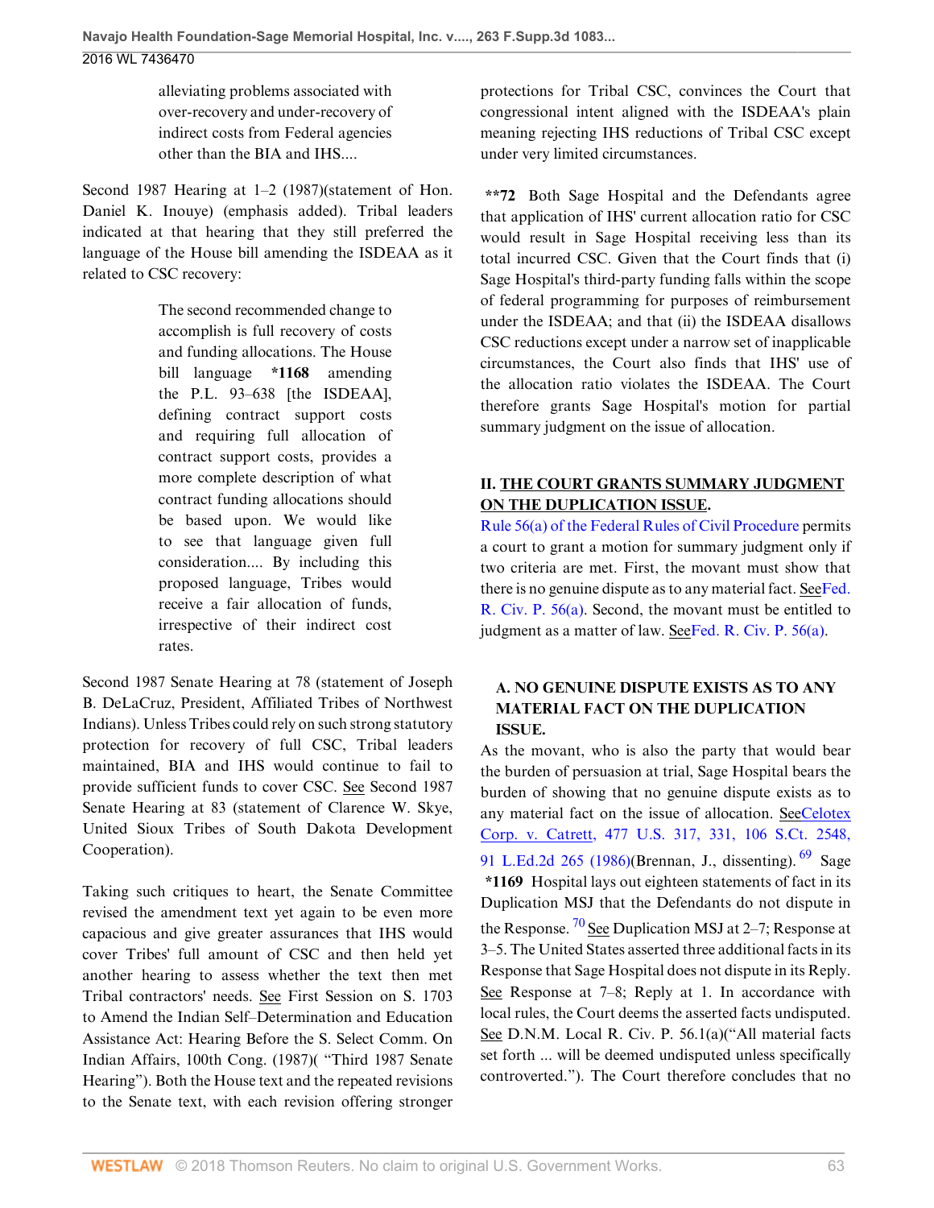> alleviating problems associated with over-recovery and under-recovery of indirect costs from Federal agencies other than the BIA and IHS....

Second 1987 Hearing at 1–2 (1987)(statement of Hon. Daniel K. Inouye) (emphasis added). Tribal leaders indicated at that hearing that they still preferred the language of the House bill amending the ISDEAA as it related to CSC recovery:

> The second recommended change to accomplish is full recovery of costs and funding allocations. The House bill language **\*1168** amending the P.L. 93–638 [the ISDEAA], defining contract support costs and requiring full allocation of contract support costs, provides a more complete description of what contract funding allocations should be based upon. We would like to see that language given full consideration.... By including this proposed language, Tribes would receive a fair allocation of funds, irrespective of their indirect cost rates.

Second 1987 Senate Hearing at 78 (statement of Joseph B. DeLaCruz, President, Affiliated Tribes of Northwest Indians). Unless Tribes could rely on such strong statutory protection for recovery of full CSC, Tribal leaders maintained, BIA and IHS would continue to fail to provide sufficient funds to cover CSC. See Second 1987 Senate Hearing at 83 (statement of Clarence W. Skye, United Sioux Tribes of South Dakota Development Cooperation).

Taking such critiques to heart, the Senate Committee revised the amendment text yet again to be even more capacious and give greater assurances that IHS would cover Tribes' full amount of CSC and then held yet another hearing to assess whether the text then met Tribal contractors' needs. See First Session on S. 1703 to Amend the Indian Self–Determination and Education Assistance Act: Hearing Before the S. Select Comm. On Indian Affairs, 100th Cong. (1987)( "Third 1987 Senate Hearing"). Both the House text and the repeated revisions to the Senate text, with each revision offering stronger protections for Tribal CSC, convinces the Court that congressional intent aligned with the ISDEAA's plain meaning rejecting IHS reductions of Tribal CSC except under very limited circumstances.

**\*\*72** Both Sage Hospital and the Defendants agree that application of IHS' current allocation ratio for CSC would result in Sage Hospital receiving less than its total incurred CSC. Given that the Court finds that (i) Sage Hospital's third-party funding falls within the scope of federal programming for purposes of reimbursement under the ISDEAA; and that (ii) the ISDEAA disallows CSC reductions except under a narrow set of inapplicable circumstances, the Court also finds that IHS' use of the allocation ratio violates the ISDEAA. The Court therefore grants Sage Hospital's motion for partial summary judgment on the issue of allocation.

## II. THE COURT GRANTS SUMMARY JUDGMENT ON THE DUPLICATION ISSUE.

Rule 56(a) of the Federal Rules of Civil Procedure permits a court to grant a motion for summary judgment only if two criteria are met. First, the movant must show that there is no genuine dispute as to any material fact. See Fed. R. Civ. P. 56(a). Second, the movant must be entitled to judgment as a matter of law. See Fed. R. Civ. P. 56(a).

### A. NO GENUINE DISPUTE EXISTS AS TO ANY MATERIAL FACT ON THE DUPLICATION ISSUE.

As the movant, who is also the party that would bear the burden of persuasion at trial, Sage Hospital bears the burden of showing that no genuine dispute exists as to any material fact on the issue of allocation. See Celotex Corp. v. Catrett, 477 U.S. 317, 331, 106 S.Ct. 2548, 91 L.Ed.2d 265 (1986)(Brennan, J., dissenting). [69] Sage **\*1169** Hospital lays out eighteen statements of fact in its Duplication MSJ that the Defendants do not dispute in the Response. [70] See Duplication MSJ at 2–7; Response at 3–5. The United States asserted three additional facts in its Response that Sage Hospital does not dispute in its Reply. See Response at 7–8; Reply at 1. In accordance with local rules, the Court deems the asserted facts undisputed. See D.N.M. Local R. Civ. P. 56.1(a)("All material facts set forth ... will be deemed undisputed unless specifically controverted."). The Court therefore concludes that no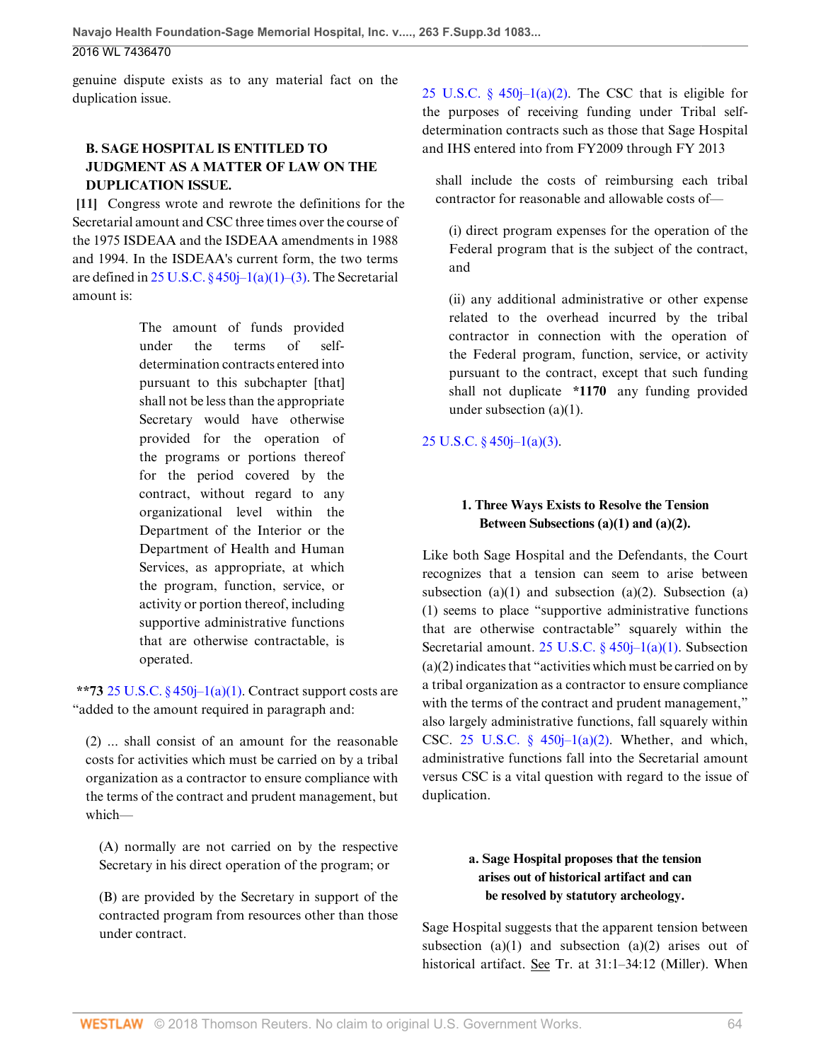genuine dispute exists as to any material fact on the duplication issue.

### B. SAGE HOSPITAL IS ENTITLED TO JUDGMENT AS A MATTER OF LAW ON THE DUPLICATION ISSUE.

**[11]** Congress wrote and rewrote the definitions for the Secretarial amount and CSC three times over the course of the 1975 ISDEAA and the ISDEAA amendments in 1988 and 1994. In the ISDEAA's current form, the two terms are defined in 25 U.S.C. § 450j–1(a)(1)–(3). The Secretarial amount is:

> The amount of funds provided under the terms of self-determination contracts entered into pursuant to this subchapter [that] shall not be less than the appropriate Secretary would have otherwise provided for the operation of the programs or portions thereof for the period covered by the contract, without regard to any organizational level within the Department of the Interior or the Department of Health and Human Services, as appropriate, at which the program, function, service, or activity or portion thereof, including supportive administrative functions that are otherwise contractable, is operated.

**\*\*73** 25 U.S.C. § 450j–1(a)(1). Contract support costs are "added to the amount required in paragraph and:

> (2) ... shall consist of an amount for the reasonable costs for activities which must be carried on by a tribal organization as a contractor to ensure compliance with the terms of the contract and prudent management, but which—
>
> (A) normally are not carried on by the respective Secretary in his direct operation of the program; or
>
> (B) are provided by the Secretary in support of the contracted program from resources other than those under contract.

25 U.S.C. § 450j–1(a)(2). The CSC that is eligible for the purposes of receiving funding under Tribal self-determination contracts such as those that Sage Hospital and IHS entered into from FY2009 through FY 2013

> shall include the costs of reimbursing each tribal contractor for reasonable and allowable costs of—
>
> (i) direct program expenses for the operation of the Federal program that is the subject of the contract, and
>
> (ii) any additional administrative or other expense related to the overhead incurred by the tribal contractor in connection with the operation of the Federal program, function, service, or activity pursuant to the contract, except that such funding shall not duplicate **\*1170** any funding provided under subsection (a)(1).

25 U.S.C. § 450j–1(a)(3).

#### 1. Three Ways Exists to Resolve the Tension Between Subsections (a)(1) and (a)(2).

Like both Sage Hospital and the Defendants, the Court recognizes that a tension can seem to arise between subsection (a)(1) and subsection (a)(2). Subsection (a)(1) seems to place "supportive administrative functions that are otherwise contractable" squarely within the Secretarial amount. 25 U.S.C. § 450j–1(a)(1). Subsection (a)(2) indicates that "activities which must be carried on by a tribal organization as a contractor to ensure compliance with the terms of the contract and prudent management," also largely administrative functions, fall squarely within CSC. 25 U.S.C. § 450j–1(a)(2). Whether, and which, administrative functions fall into the Secretarial amount versus CSC is a vital question with regard to the issue of duplication.

##### a. Sage Hospital proposes that the tension arises out of historical artifact and can be resolved by statutory archeology.

Sage Hospital suggests that the apparent tension between subsection (a)(1) and subsection (a)(2) arises out of historical artifact. See Tr. at 31:1–34:12 (Miller). When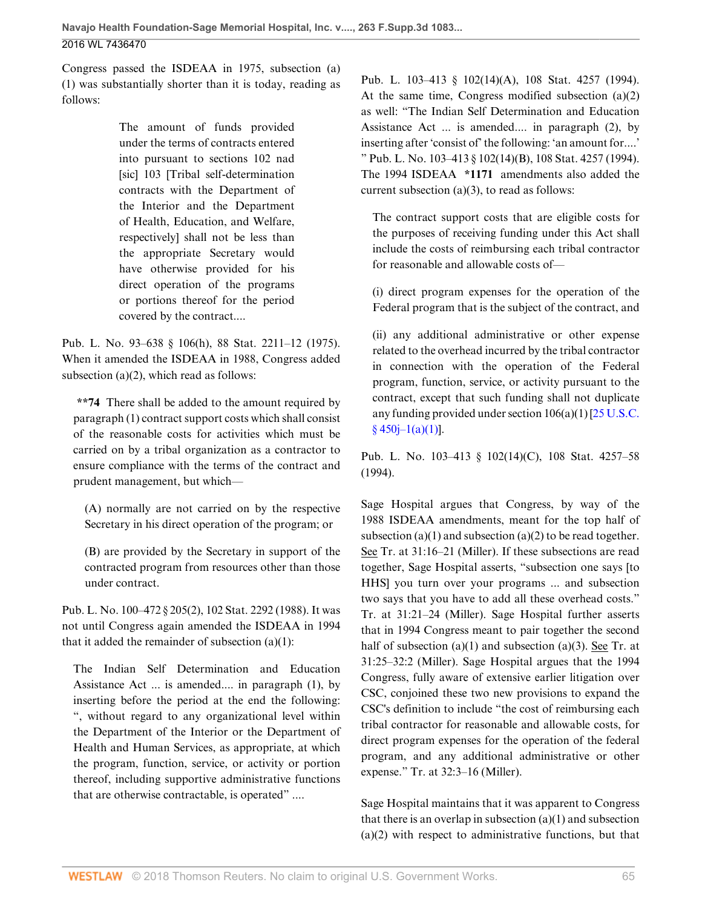Congress passed the ISDEAA in 1975, subsection (a)(1) was substantially shorter than it is today, reading as follows:

> The amount of funds provided under the terms of contracts entered into pursuant to sections 102 nad [sic] 103 [Tribal self-determination contracts with the Department of the Interior and the Department of Health, Education, and Welfare, respectively] shall not be less than the appropriate Secretary would have otherwise provided for his direct operation of the programs or portions thereof for the period covered by the contract....

Pub. L. No. 93–638 § 106(h), 88 Stat. 2211–12 (1975). When it amended the ISDEAA in 1988, Congress added subsection (a)(2), which read as follows:

> **\*\*74** There shall be added to the amount required by paragraph (1) contract support costs which shall consist of the reasonable costs for activities which must be carried on by a tribal organization as a contractor to ensure compliance with the terms of the contract and prudent management, but which—
>
> (A) normally are not carried on by the respective Secretary in his direct operation of the program; or
>
> (B) are provided by the Secretary in support of the contracted program from resources other than those under contract.

Pub. L. No. 100–472 § 205(2), 102 Stat. 2292 (1988). It was not until Congress again amended the ISDEAA in 1994 that it added the remainder of subsection (a)(1):

> The Indian Self Determination and Education Assistance Act ... is amended.... in paragraph (1), by inserting before the period at the end the following: ", without regard to any organizational level within the Department of the Interior or the Department of Health and Human Services, as appropriate, at which the program, function, service, or activity or portion thereof, including supportive administrative functions that are otherwise contractable, is operated" ....

Pub. L. 103–413 § 102(14)(A), 108 Stat. 4257 (1994). At the same time, Congress modified subsection (a)(2) as well: "The Indian Self Determination and Education Assistance Act ... is amended.... in paragraph (2), by inserting after 'consist of' the following: 'an amount for....' " Pub. L. No. 103–413 § 102(14)(B), 108 Stat. 4257 (1994). The 1994 ISDEAA **\*1171** amendments also added the current subsection (a)(3), to read as follows:

> The contract support costs that are eligible costs for the purposes of receiving funding under this Act shall include the costs of reimbursing each tribal contractor for reasonable and allowable costs of—
>
> (i) direct program expenses for the operation of the Federal program that is the subject of the contract, and
>
> (ii) any additional administrative or other expense related to the overhead incurred by the tribal contractor in connection with the operation of the Federal program, function, service, or activity pursuant to the contract, except that such funding shall not duplicate any funding provided under section 106(a)(1) [25 U.S.C. § 450j–1(a)(1)].

Pub. L. No. 103–413 § 102(14)(C), 108 Stat. 4257–58 (1994).

Sage Hospital argues that Congress, by way of the 1988 ISDEAA amendments, meant for the top half of subsection (a)(1) and subsection (a)(2) to be read together. See Tr. at 31:16–21 (Miller). If these subsections are read together, Sage Hospital asserts, "subsection one says [to HHS] you turn over your programs ... and subsection two says that you have to add all these overhead costs." Tr. at 31:21–24 (Miller). Sage Hospital further asserts that in 1994 Congress meant to pair together the second half of subsection (a)(1) and subsection (a)(3). See Tr. at 31:25–32:2 (Miller). Sage Hospital argues that the 1994 Congress, fully aware of extensive earlier litigation over CSC, conjoined these two new provisions to expand the CSC's definition to include "the cost of reimbursing each tribal contractor for reasonable and allowable costs, for direct program expenses for the operation of the federal program, and any additional administrative or other expense." Tr. at 32:3–16 (Miller).

Sage Hospital maintains that it was apparent to Congress that there is an overlap in subsection (a)(1) and subsection (a)(2) with respect to administrative functions, but that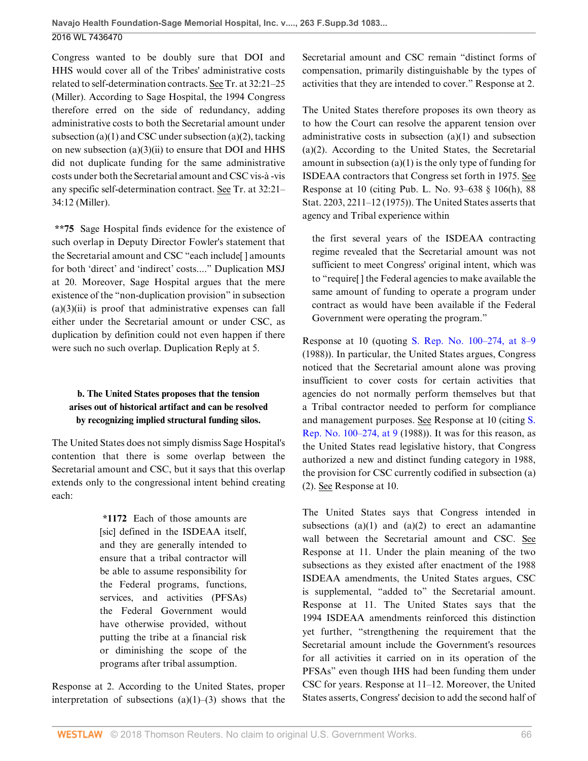Congress wanted to be doubly sure that DOI and HHS would cover all of the Tribes' administrative costs related to self-determination contracts. See Tr. at 32:21–25 (Miller). According to Sage Hospital, the 1994 Congress therefore erred on the side of redundancy, adding administrative costs to both the Secretarial amount under subsection (a)(1) and CSC under subsection (a)(2), tacking on new subsection (a)(3)(ii) to ensure that DOI and HHS did not duplicate funding for the same administrative costs under both the Secretarial amount and CSC vis-à -vis any specific self-determination contract. See Tr. at 32:21–34:12 (Miller).

**\*\*75** Sage Hospital finds evidence for the existence of such overlap in Deputy Director Fowler's statement that the Secretarial amount and CSC "each include[ ] amounts for both 'direct' and 'indirect' costs...." Duplication MSJ at 20. Moreover, Sage Hospital argues that the mere existence of the "non-duplication provision" in subsection (a)(3)(ii) is proof that administrative expenses can fall either under the Secretarial amount or under CSC, as duplication by definition could not even happen if there were such no such overlap. Duplication Reply at 5.

**b. The United States proposes that the tension arises out of historical artifact and can be resolved by recognizing implied structural funding silos.**

The United States does not simply dismiss Sage Hospital's contention that there is some overlap between the Secretarial amount and CSC, but it says that this overlap extends only to the congressional intent behind creating each:

> **\*1172** Each of those amounts are [sic] defined in the ISDEAA itself, and they are generally intended to ensure that a tribal contractor will be able to assume responsibility for the Federal programs, functions, services, and activities (PFSAs) the Federal Government would have otherwise provided, without putting the tribe at a financial risk or diminishing the scope of the programs after tribal assumption.

Response at 2. According to the United States, proper interpretation of subsections (a)(1)–(3) shows that the Secretarial amount and CSC remain "distinct forms of compensation, primarily distinguishable by the types of activities that they are intended to cover." Response at 2.

The United States therefore proposes its own theory as to how the Court can resolve the apparent tension over administrative costs in subsection (a)(1) and subsection (a)(2). According to the United States, the Secretarial amount in subsection (a)(1) is the only type of funding for ISDEAA contractors that Congress set forth in 1975. See Response at 10 (citing Pub. L. No. 93–638 § 106(h), 88 Stat. 2203, 2211–12 (1975)). The United States asserts that agency and Tribal experience within

> the first several years of the ISDEAA contracting regime revealed that the Secretarial amount was not sufficient to meet Congress' original intent, which was to "require[ ] the Federal agencies to make available the same amount of funding to operate a program under contract as would have been available if the Federal Government were operating the program."

Response at 10 (quoting S. Rep. No. 100–274, at 8–9 (1988)). In particular, the United States argues, Congress noticed that the Secretarial amount alone was proving insufficient to cover costs for certain activities that agencies do not normally perform themselves but that a Tribal contractor needed to perform for compliance and management purposes. See Response at 10 (citing S. Rep. No. 100–274, at 9 (1988)). It was for this reason, as the United States read legislative history, that Congress authorized a new and distinct funding category in 1988, the provision for CSC currently codified in subsection (a)(2). See Response at 10.

The United States says that Congress intended in subsections (a)(1) and (a)(2) to erect an adamantine wall between the Secretarial amount and CSC. See Response at 11. Under the plain meaning of the two subsections as they existed after enactment of the 1988 ISDEAA amendments, the United States argues, CSC is supplemental, "added to" the Secretarial amount. Response at 11. The United States says that the 1994 ISDEAA amendments reinforced this distinction yet further, "strengthening the requirement that the Secretarial amount include the Government's resources for all activities it carried on in its operation of the PFSAs" even though IHS had been funding them under CSC for years. Response at 11–12. Moreover, the United States asserts, Congress' decision to add the second half of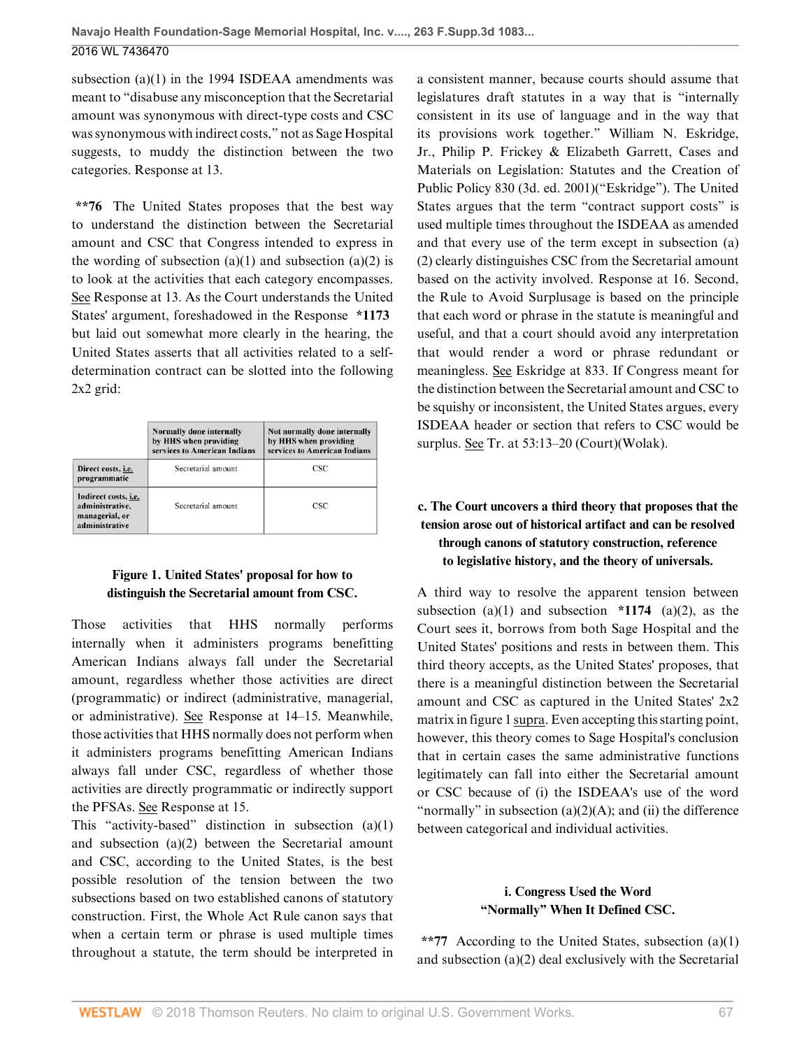subsection (a)(1) in the 1994 ISDEAA amendments was meant to "disabuse any misconception that the Secretarial amount was synonymous with direct-type costs and CSC was synonymous with indirect costs," not as Sage Hospital suggests, to muddy the distinction between the two categories. Response at 13.

**\*\*76** The United States proposes that the best way to understand the distinction between the Secretarial amount and CSC that Congress intended to express in the wording of subsection (a)(1) and subsection (a)(2) is to look at the activities that each category encompasses. See Response at 13. As the Court understands the United States' argument, foreshadowed in the Response **\*1173** but laid out somewhat more clearly in the hearing, the United States asserts that all activities related to a self-determination contract can be slotted into the following 2x2 grid:

| | Normally done internally by HHS when providing services to American Indians | Not normally done internally by HHS when providing services to American Indians |
|---|---|---|
| Direct costs, i.e. programmatic | Secretarial amount | CSC |
| Indirect costs, i.e. administrative, managerial, or administrative | Secretarial amount | CSC |

**Figure 1. United States' proposal for how to distinguish the Secretarial amount from CSC.**

Those activities that HHS normally performs internally when it administers programs benefitting American Indians always fall under the Secretarial amount, regardless whether those activities are direct (programmatic) or indirect (administrative, managerial, or administrative). See Response at 14–15. Meanwhile, those activities that HHS normally does not perform when it administers programs benefitting American Indians always fall under CSC, regardless of whether those activities are directly programmatic or indirectly support the PFSAs. See Response at 15.

This "activity-based" distinction in subsection (a)(1) and subsection (a)(2) between the Secretarial amount and CSC, according to the United States, is the best possible resolution of the tension between the two subsections based on two established canons of statutory construction. First, the Whole Act Rule canon says that when a certain term or phrase is used multiple times throughout a statute, the term should be interpreted in a consistent manner, because courts should assume that legislatures draft statutes in a way that is "internally consistent in its use of language and in the way that its provisions work together." William N. Eskridge, Jr., Philip P. Frickey & Elizabeth Garrett, Cases and Materials on Legislation: Statutes and the Creation of Public Policy 830 (3d. ed. 2001)("Eskridge"). The United States argues that the term "contract support costs" is used multiple times throughout the ISDEAA as amended and that every use of the term except in subsection (a)(2) clearly distinguishes CSC from the Secretarial amount based on the activity involved. Response at 16. Second, the Rule to Avoid Surplusage is based on the principle that each word or phrase in the statute is meaningful and useful, and that a court should avoid any interpretation that would render a word or phrase redundant or meaningless. See Eskridge at 833. If Congress meant for the distinction between the Secretarial amount and CSC to be squishy or inconsistent, the United States argues, every ISDEAA header or section that refers to CSC would be surplus. See Tr. at 53:13–20 (Court)(Wolak).

### c. The Court uncovers a third theory that proposes that the tension arose out of historical artifact and can be resolved through canons of statutory construction, reference to legislative history, and the theory of universals.

A third way to resolve the apparent tension between subsection (a)(1) and subsection **\*1174** (a)(2), as the Court sees it, borrows from both Sage Hospital and the United States' positions and rests in between them. This third theory accepts, as the United States' proposes, that there is a meaningful distinction between the Secretarial amount and CSC as captured in the United States' 2x2 matrix in figure 1 supra. Even accepting this starting point, however, this theory comes to Sage Hospital's conclusion that in certain cases the same administrative functions legitimately can fall into either the Secretarial amount or CSC because of (i) the ISDEAA's use of the word "normally" in subsection (a)(2)(A); and (ii) the difference between categorical and individual activities.

#### i. Congress Used the Word "Normally" When It Defined CSC.

**\*\*77** According to the United States, subsection (a)(1) and subsection (a)(2) deal exclusively with the Secretarial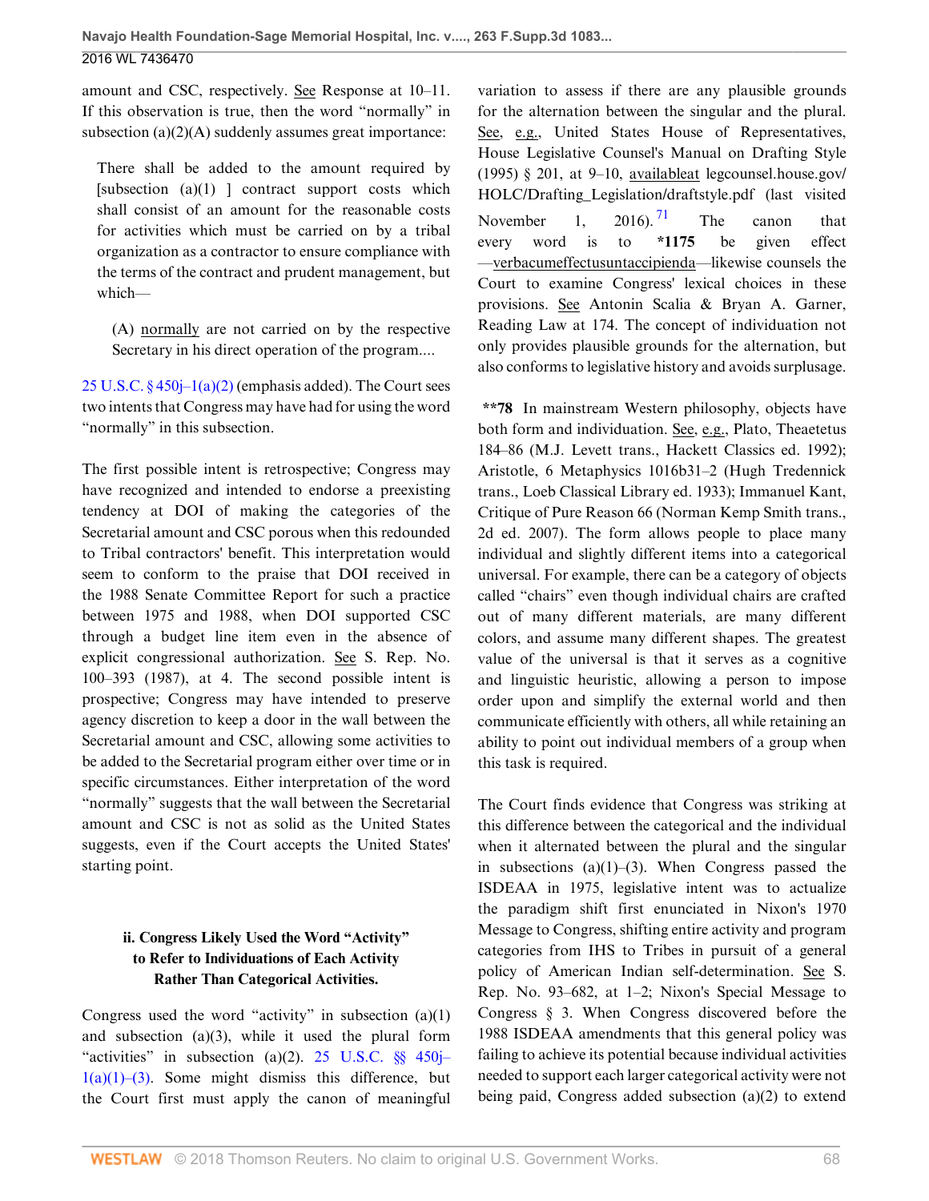amount and CSC, respectively. See Response at 10–11. If this observation is true, then the word "normally" in subsection (a)(2)(A) suddenly assumes great importance:

> There shall be added to the amount required by [subsection (a)(1) ] contract support costs which shall consist of an amount for the reasonable costs for activities which must be carried on by a tribal organization as a contractor to ensure compliance with the terms of the contract and prudent management, but which—
>
> (A) normally are not carried on by the respective Secretary in his direct operation of the program....

25 U.S.C. § 450j–1(a)(2) (emphasis added). The Court sees two intents that Congress may have had for using the word "normally" in this subsection.

The first possible intent is retrospective; Congress may have recognized and intended to endorse a preexisting tendency at DOI of making the categories of the Secretarial amount and CSC porous when this redounded to Tribal contractors' benefit. This interpretation would seem to conform to the praise that DOI received in the 1988 Senate Committee Report for such a practice between 1975 and 1988, when DOI supported CSC through a budget line item even in the absence of explicit congressional authorization. See S. Rep. No. 100–393 (1987), at 4. The second possible intent is prospective; Congress may have intended to preserve agency discretion to keep a door in the wall between the Secretarial amount and CSC, allowing some activities to be added to the Secretarial program either over time or in specific circumstances. Either interpretation of the word "normally" suggests that the wall between the Secretarial amount and CSC is not as solid as the United States suggests, even if the Court accepts the United States' starting point.

### ii. Congress Likely Used the Word "Activity" to Refer to Individuations of Each Activity Rather Than Categorical Activities.

Congress used the word "activity" in subsection (a)(1) and subsection (a)(3), while it used the plural form "activities" in subsection (a)(2). 25 U.S.C. §§ 450j–1(a)(1)–(3). Some might dismiss this difference, but the Court first must apply the canon of meaningful variation to assess if there are any plausible grounds for the alternation between the singular and the plural. See, e.g., United States House of Representatives, House Legislative Counsel's Manual on Drafting Style (1995) § 201, at 9–10, availableat legcounsel.house.gov/HOLC/Drafting_Legislation/draftstyle.pdf (last visited November 1, 2016).[71] The canon that every word is to **\*1175** be given effect—verbacumeffectusuntaccipienda—likewise counsels the Court to examine Congress' lexical choices in these provisions. See Antonin Scalia & Bryan A. Garner, Reading Law at 174. The concept of individuation not only provides plausible grounds for the alternation, but also conforms to legislative history and avoids surplusage.

**\*\*78** In mainstream Western philosophy, objects have both form and individuation. See, e.g., Plato, Theaetetus 184–86 (M.J. Levett trans., Hackett Classics ed. 1992); Aristotle, 6 Metaphysics 1016b31–2 (Hugh Tredennick trans., Loeb Classical Library ed. 1933); Immanuel Kant, Critique of Pure Reason 66 (Norman Kemp Smith trans., 2d ed. 2007). The form allows people to place many individual and slightly different items into a categorical universal. For example, there can be a category of objects called "chairs" even though individual chairs are crafted out of many different materials, are many different colors, and assume many different shapes. The greatest value of the universal is that it serves as a cognitive and linguistic heuristic, allowing a person to impose order upon and simplify the external world and then communicate efficiently with others, all while retaining an ability to point out individual members of a group when this task is required.

The Court finds evidence that Congress was striking at this difference between the categorical and the individual when it alternated between the plural and the singular in subsections (a)(1)–(3). When Congress passed the ISDEAA in 1975, legislative intent was to actualize the paradigm shift first enunciated in Nixon's 1970 Message to Congress, shifting entire activity and program categories from IHS to Tribes in pursuit of a general policy of American Indian self-determination. See S. Rep. No. 93–682, at 1–2; Nixon's Special Message to Congress § 3. When Congress discovered before the 1988 ISDEAA amendments that this general policy was failing to achieve its potential because individual activities needed to support each larger categorical activity were not being paid, Congress added subsection (a)(2) to extend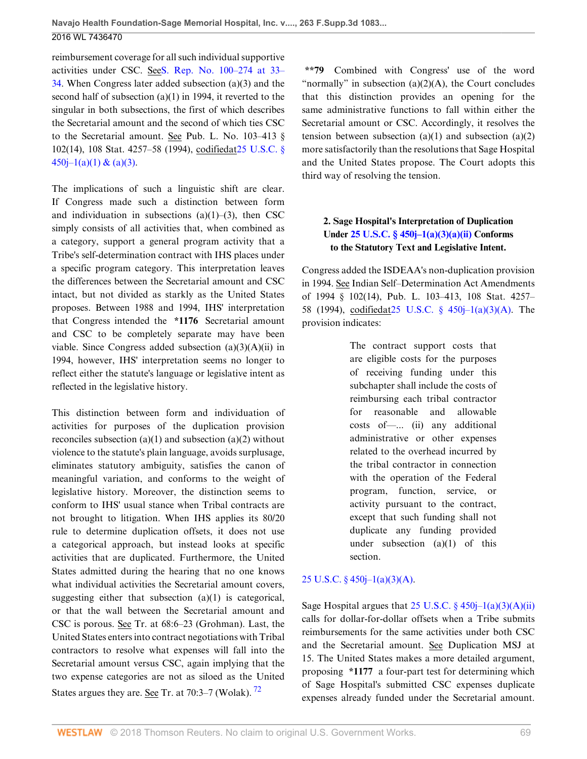reimbursement coverage for all such individual supportive activities under CSC. See S. Rep. No. 100–274 at 33–34. When Congress later added subsection (a)(3) and the second half of subsection (a)(1) in 1994, it reverted to the singular in both subsections, the first of which describes the Secretarial amount and the second of which ties CSC to the Secretarial amount. See Pub. L. No. 103–413 § 102(14), 108 Stat. 4257–58 (1994), codified at 25 U.S.C. § 450j–1(a)(1) & (a)(3).

The implications of such a linguistic shift are clear. If Congress made such a distinction between form and individuation in subsections (a)(1)–(3), then CSC simply consists of all activities that, when combined as a category, support a general program activity that a Tribe's self-determination contract with IHS places under a specific program category. This interpretation leaves the differences between the Secretarial amount and CSC intact, but not divided as starkly as the United States proposes. Between 1988 and 1994, IHS' interpretation that Congress intended the **\*1176** Secretarial amount and CSC to be completely separate may have been viable. Since Congress added subsection (a)(3)(A)(ii) in 1994, however, IHS' interpretation seems no longer to reflect either the statute's language or legislative intent as reflected in the legislative history.

This distinction between form and individuation of activities for purposes of the duplication provision reconciles subsection (a)(1) and subsection (a)(2) without violence to the statute's plain language, avoids surplusage, eliminates statutory ambiguity, satisfies the canon of meaningful variation, and conforms to the weight of legislative history. Moreover, the distinction seems to conform to IHS' usual stance when Tribal contracts are not brought to litigation. When IHS applies its 80/20 rule to determine duplication offsets, it does not use a categorical approach, but instead looks at specific activities that are duplicated. Furthermore, the United States admitted during the hearing that no one knows what individual activities the Secretarial amount covers, suggesting either that subsection (a)(1) is categorical, or that the wall between the Secretarial amount and CSC is porous. See Tr. at 68:6–23 (Grohman). Last, the United States enters into contract negotiations with Tribal contractors to resolve what expenses will fall into the Secretarial amount versus CSC, again implying that the two expense categories are not as siloed as the United States argues they are. See Tr. at 70:3–7 (Wolak). [72]

**\*\*79** Combined with Congress' use of the word "normally" in subsection (a)(2)(A), the Court concludes that this distinction provides an opening for the same administrative functions to fall within either the Secretarial amount or CSC. Accordingly, it resolves the tension between subsection (a)(1) and subsection (a)(2) more satisfactorily than the resolutions that Sage Hospital and the United States propose. The Court adopts this third way of resolving the tension.

### 2. Sage Hospital's Interpretation of Duplication Under 25 U.S.C. § 450j–1(a)(3)(a)(ii) Conforms to the Statutory Text and Legislative Intent.

Congress added the ISDEAA's non-duplication provision in 1994. See Indian Self–Determination Act Amendments of 1994 § 102(14), Pub. L. 103–413, 108 Stat. 4257–58 (1994), codified at 25 U.S.C. § 450j–1(a)(3)(A). The provision indicates:

> The contract support costs that are eligible costs for the purposes of receiving funding under this subchapter shall include the costs of reimbursing each tribal contractor for reasonable and allowable costs of—... (ii) any additional administrative or other expenses related to the overhead incurred by the tribal contractor in connection with the operation of the Federal program, function, service, or activity pursuant to the contract, except that such funding shall not duplicate any funding provided under subsection (a)(1) of this section.

25 U.S.C. § 450j–1(a)(3)(A).

Sage Hospital argues that 25 U.S.C. § 450j–1(a)(3)(A)(ii) calls for dollar-for-dollar offsets when a Tribe submits reimbursements for the same activities under both CSC and the Secretarial amount. See Duplication MSJ at 15. The United States makes a more detailed argument, proposing **\*1177** a four-part test for determining which of Sage Hospital's submitted CSC expenses duplicate expenses already funded under the Secretarial amount.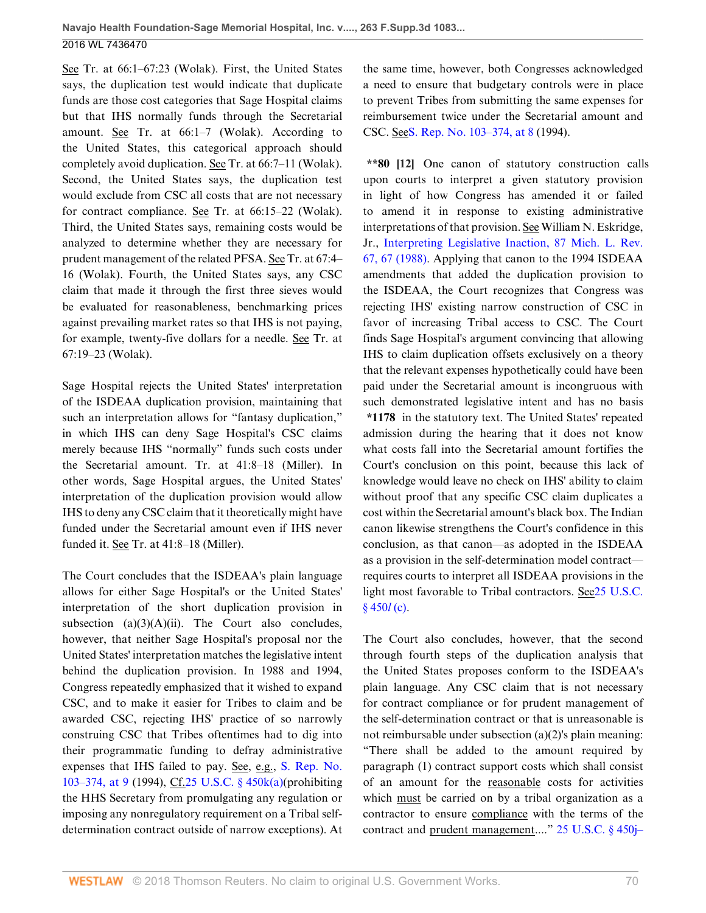See Tr. at 66:1–67:23 (Wolak). First, the United States says, the duplication test would indicate that duplicate funds are those cost categories that Sage Hospital claims but that IHS normally funds through the Secretarial amount. See Tr. at 66:1–7 (Wolak). According to the United States, this categorical approach should completely avoid duplication. See Tr. at 66:7–11 (Wolak). Second, the United States says, the duplication test would exclude from CSC all costs that are not necessary for contract compliance. See Tr. at 66:15–22 (Wolak). Third, the United States says, remaining costs would be analyzed to determine whether they are necessary for prudent management of the related PFSA. See Tr. at 67:4–16 (Wolak). Fourth, the United States says, any CSC claim that made it through the first three sieves would be evaluated for reasonableness, benchmarking prices against prevailing market rates so that IHS is not paying, for example, twenty-five dollars for a needle. See Tr. at 67:19–23 (Wolak).

Sage Hospital rejects the United States' interpretation of the ISDEAA duplication provision, maintaining that such an interpretation allows for "fantasy duplication," in which IHS can deny Sage Hospital's CSC claims merely because IHS "normally" funds such costs under the Secretarial amount. Tr. at 41:8–18 (Miller). In other words, Sage Hospital argues, the United States' interpretation of the duplication provision would allow IHS to deny any CSC claim that it theoretically might have funded under the Secretarial amount even if IHS never funded it. See Tr. at 41:8–18 (Miller).

The Court concludes that the ISDEAA's plain language allows for either Sage Hospital's or the United States' interpretation of the short duplication provision in subsection (a)(3)(A)(ii). The Court also concludes, however, that neither Sage Hospital's proposal nor the United States' interpretation matches the legislative intent behind the duplication provision. In 1988 and 1994, Congress repeatedly emphasized that it wished to expand CSC, and to make it easier for Tribes to claim and be awarded CSC, rejecting IHS' practice of so narrowly construing CSC that Tribes oftentimes had to dig into their programmatic funding to defray administrative expenses that IHS failed to pay. See, e.g., S. Rep. No. 103–374, at 9 (1994), Cf. 25 U.S.C. § 450k(a)(prohibiting the HHS Secretary from promulgating any regulation or imposing any nonregulatory requirement on a Tribal self-determination contract outside of narrow exceptions). At the same time, however, both Congresses acknowledged a need to ensure that budgetary controls were in place to prevent Tribes from submitting the same expenses for reimbursement twice under the Secretarial amount and CSC. See S. Rep. No. 103–374, at 8 (1994).

**\*\*80 [12]** One canon of statutory construction calls upon courts to interpret a given statutory provision in light of how Congress has amended it or failed to amend it in response to existing administrative interpretations of that provision. See William N. Eskridge, Jr., Interpreting Legislative Inaction, 87 Mich. L. Rev. 67, 67 (1988). Applying that canon to the 1994 ISDEAA amendments that added the duplication provision to the ISDEAA, the Court recognizes that Congress was rejecting IHS' existing narrow construction of CSC in favor of increasing Tribal access to CSC. The Court finds Sage Hospital's argument convincing that allowing IHS to claim duplication offsets exclusively on a theory that the relevant expenses hypothetically could have been paid under the Secretarial amount is incongruous with such demonstrated legislative intent and has no basis **\*1178** in the statutory text. The United States' repeated admission during the hearing that it does not know what costs fall into the Secretarial amount fortifies the Court's conclusion on this point, because this lack of knowledge would leave no check on IHS' ability to claim without proof that any specific CSC claim duplicates a cost within the Secretarial amount's black box. The Indian canon likewise strengthens the Court's confidence in this conclusion, as that canon—as adopted in the ISDEAA as a provision in the self-determination model contract—requires courts to interpret all ISDEAA provisions in the light most favorable to Tribal contractors. See 25 U.S.C. § 450*l* (c).

The Court also concludes, however, that the second through fourth steps of the duplication analysis that the United States proposes conform to the ISDEAA's plain language. Any CSC claim that is not necessary for contract compliance or for prudent management of the self-determination contract or that is unreasonable is not reimbursable under subsection (a)(2)'s plain meaning: "There shall be added to the amount required by paragraph (1) contract support costs which shall consist of an amount for the reasonable costs for activities which must be carried on by a tribal organization as a contractor to ensure compliance with the terms of the contract and prudent management...." 25 U.S.C. § 450j–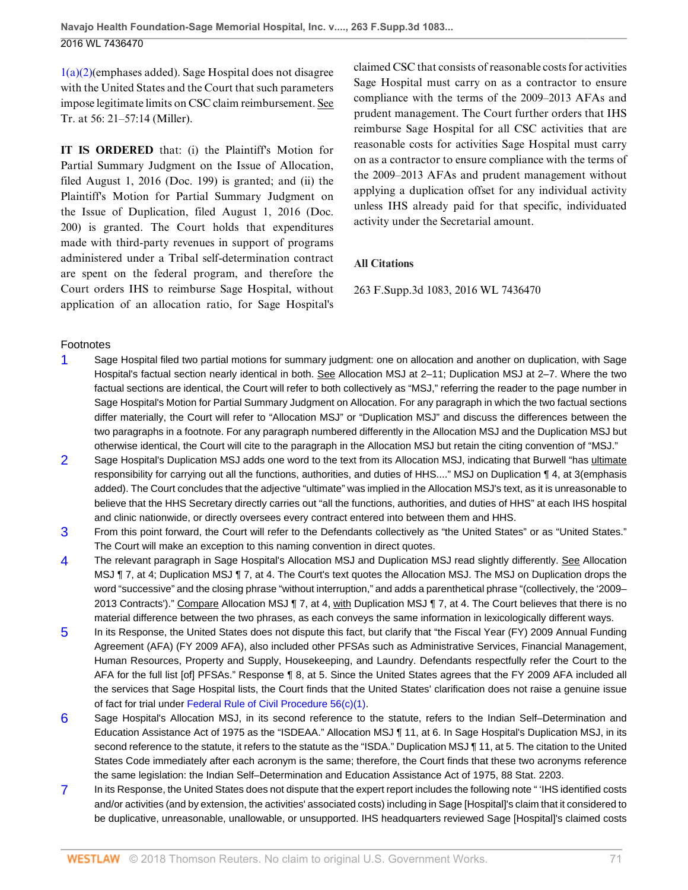1(a)(2)(emphases added). Sage Hospital does not disagree with the United States and the Court that such parameters impose legitimate limits on CSC claim reimbursement. See Tr. at 56: 21–57:14 (Miller).

**IT IS ORDERED** that: (i) the Plaintiff's Motion for Partial Summary Judgment on the Issue of Allocation, filed August 1, 2016 (Doc. 199) is granted; and (ii) the Plaintiff's Motion for Partial Summary Judgment on the Issue of Duplication, filed August 1, 2016 (Doc. 200) is granted. The Court holds that expenditures made with third-party revenues in support of programs administered under a Tribal self-determination contract are spent on the federal program, and therefore the Court orders IHS to reimburse Sage Hospital, without application of an allocation ratio, for Sage Hospital's claimed CSC that consists of reasonable costs for activities Sage Hospital must carry on as a contractor to ensure compliance with the terms of the 2009–2013 AFAs and prudent management. The Court further orders that IHS reimburse Sage Hospital for all CSC activities that are reasonable costs for activities Sage Hospital must carry on as a contractor to ensure compliance with the terms of the 2009–2013 AFAs and prudent management without applying a duplication offset for any individual activity unless IHS already paid for that specific, individuated activity under the Secretarial amount.

**All Citations**

263 F.Supp.3d 1083, 2016 WL 7436470

Footnotes

1 Sage Hospital filed two partial motions for summary judgment: one on allocation and another on duplication, with Sage Hospital's factual section nearly identical in both. See Allocation MSJ at 2–11; Duplication MSJ at 2–7. Where the two factual sections are identical, the Court will refer to both collectively as "MSJ," referring the reader to the page number in Sage Hospital's Motion for Partial Summary Judgment on Allocation. For any paragraph in which the two factual sections differ materially, the Court will refer to "Allocation MSJ" or "Duplication MSJ" and discuss the differences between the two paragraphs in a footnote. For any paragraph numbered differently in the Allocation MSJ and the Duplication MSJ but otherwise identical, the Court will cite to the paragraph in the Allocation MSJ but retain the citing convention of "MSJ."

2 Sage Hospital's Duplication MSJ adds one word to the text from its Allocation MSJ, indicating that Burwell "has ultimate responsibility for carrying out all the functions, authorities, and duties of HHS...." MSJ on Duplication ¶ 4, at 3(emphasis added). The Court concludes that the adjective "ultimate" was implied in the Allocation MSJ's text, as it is unreasonable to believe that the HHS Secretary directly carries out "all the functions, authorities, and duties of HHS" at each IHS hospital and clinic nationwide, or directly oversees every contract entered into between them and HHS.

3 From this point forward, the Court will refer to the Defendants collectively as "the United States" or as "United States." The Court will make an exception to this naming convention in direct quotes.

4 The relevant paragraph in Sage Hospital's Allocation MSJ and Duplication MSJ read slightly differently. See Allocation MSJ ¶ 7, at 4; Duplication MSJ ¶ 7, at 4. The Court's text quotes the Allocation MSJ. The MSJ on Duplication drops the word "successive" and the closing phrase "without interruption," and adds a parenthetical phrase "(collectively, the '2009–2013 Contracts')." Compare Allocation MSJ ¶ 7, at 4, with Duplication MSJ ¶ 7, at 4. The Court believes that there is no material difference between the two phrases, as each conveys the same information in lexicologically different ways.

5 In its Response, the United States does not dispute this fact, but clarify that "the Fiscal Year (FY) 2009 Annual Funding Agreement (AFA) (FY 2009 AFA), also included other PFSAs such as Administrative Services, Financial Management, Human Resources, Property and Supply, Housekeeping, and Laundry. Defendants respectfully refer the Court to the AFA for the full list [of] PFSAs." Response ¶ 8, at 5. Since the United States agrees that the FY 2009 AFA included all the services that Sage Hospital lists, the Court finds that the United States' clarification does not raise a genuine issue of fact for trial under Federal Rule of Civil Procedure 56(c)(1).

6 Sage Hospital's Allocation MSJ, in its second reference to the statute, refers to the Indian Self–Determination and Education Assistance Act of 1975 as the "ISDEAA." Allocation MSJ ¶ 11, at 6. In Sage Hospital's Duplication MSJ, in its second reference to the statute, it refers to the statute as the "ISDA." Duplication MSJ ¶ 11, at 5. The citation to the United States Code immediately after each acronym is the same; therefore, the Court finds that these two acronyms reference the same legislation: the Indian Self–Determination and Education Assistance Act of 1975, 88 Stat. 2203.

7 In its Response, the United States does not dispute that the expert report includes the following note " 'IHS identified costs and/or activities (and by extension, the activities' associated costs) including in Sage [Hospital]'s claim that it considered to be duplicative, unreasonable, unallowable, or unsupported. IHS headquarters reviewed Sage [Hospital]'s claimed costs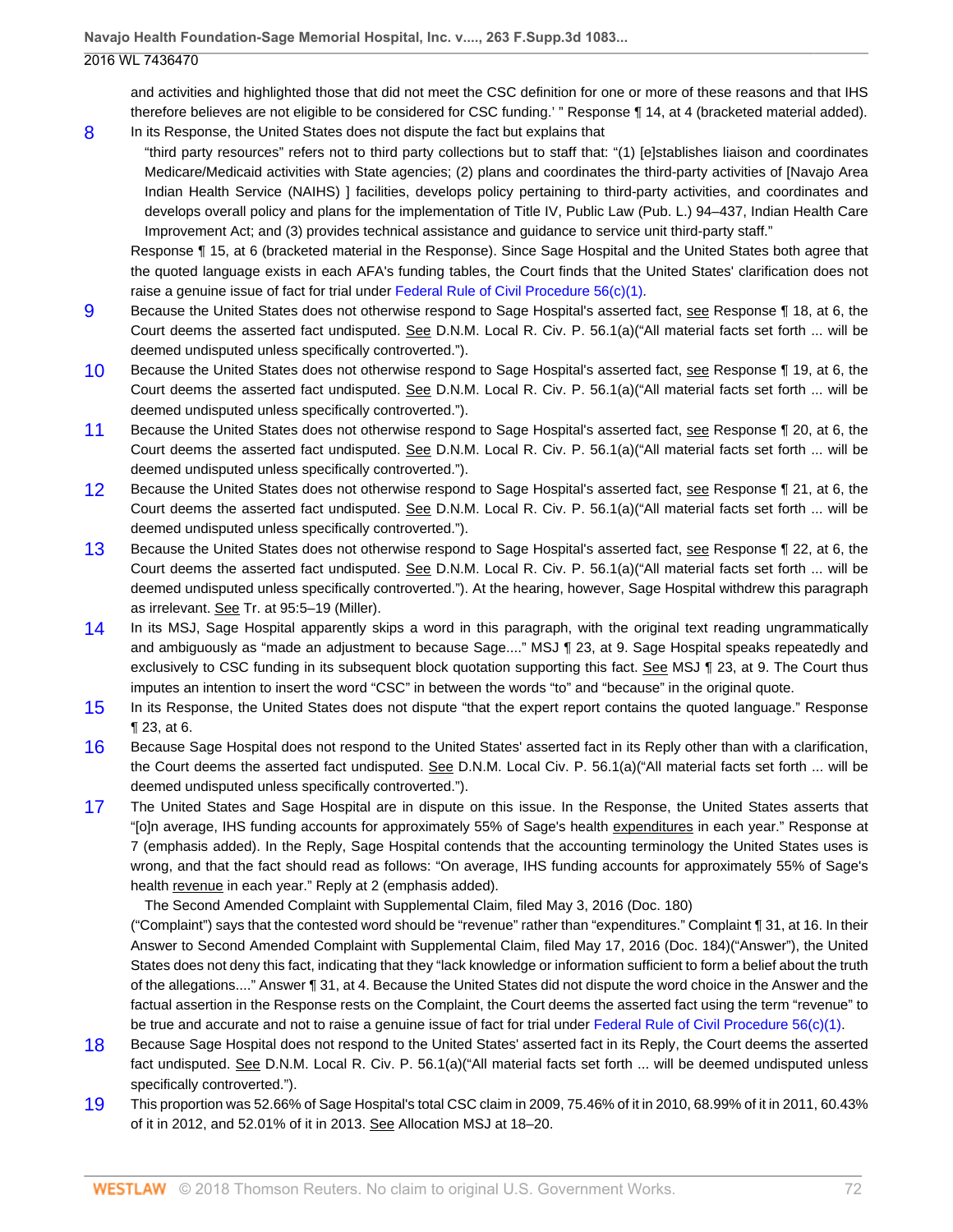and activities and highlighted those that did not meet the CSC definition for one or more of these reasons and that IHS therefore believes are not eligible to be considered for CSC funding.' " Response ¶ 14, at 4 (bracketed material added).

8 In its Response, the United States does not dispute the fact but explains that

> "third party resources" refers not to third party collections but to staff that: "(1) [e]stablishes liaison and coordinates Medicare/Medicaid activities with State agencies; (2) plans and coordinates the third-party activities of [Navajo Area Indian Health Service (NAIHS) ] facilities, develops policy pertaining to third-party activities, and coordinates and develops overall policy and plans for the implementation of Title IV, Public Law (Pub. L.) 94–437, Indian Health Care Improvement Act; and (3) provides technical assistance and guidance to service unit third-party staff."

Response ¶ 15, at 6 (bracketed material in the Response). Since Sage Hospital and the United States both agree that the quoted language exists in each AFA's funding tables, the Court finds that the United States' clarification does not raise a genuine issue of fact for trial under Federal Rule of Civil Procedure 56(c)(1).

9 Because the United States does not otherwise respond to Sage Hospital's asserted fact, see Response ¶ 18, at 6, the Court deems the asserted fact undisputed. See D.N.M. Local R. Civ. P. 56.1(a)("All material facts set forth ... will be deemed undisputed unless specifically controverted.").

10 Because the United States does not otherwise respond to Sage Hospital's asserted fact, see Response ¶ 19, at 6, the Court deems the asserted fact undisputed. See D.N.M. Local R. Civ. P. 56.1(a)("All material facts set forth ... will be deemed undisputed unless specifically controverted.").

11 Because the United States does not otherwise respond to Sage Hospital's asserted fact, see Response ¶ 20, at 6, the Court deems the asserted fact undisputed. See D.N.M. Local R. Civ. P. 56.1(a)("All material facts set forth ... will be deemed undisputed unless specifically controverted.").

12 Because the United States does not otherwise respond to Sage Hospital's asserted fact, see Response ¶ 21, at 6, the Court deems the asserted fact undisputed. See D.N.M. Local R. Civ. P. 56.1(a)("All material facts set forth ... will be deemed undisputed unless specifically controverted.").

13 Because the United States does not otherwise respond to Sage Hospital's asserted fact, see Response ¶ 22, at 6, the Court deems the asserted fact undisputed. See D.N.M. Local R. Civ. P. 56.1(a)("All material facts set forth ... will be deemed undisputed unless specifically controverted."). At the hearing, however, Sage Hospital withdrew this paragraph as irrelevant. See Tr. at 95:5–19 (Miller).

14 In its MSJ, Sage Hospital apparently skips a word in this paragraph, with the original text reading ungrammatically and ambiguously as "made an adjustment to because Sage...." MSJ ¶ 23, at 9. Sage Hospital speaks repeatedly and exclusively to CSC funding in its subsequent block quotation supporting this fact. See MSJ ¶ 23, at 9. The Court thus imputes an intention to insert the word "CSC" in between the words "to" and "because" in the original quote.

15 In its Response, the United States does not dispute "that the expert report contains the quoted language." Response ¶ 23, at 6.

16 Because Sage Hospital does not respond to the United States' asserted fact in its Reply other than with a clarification, the Court deems the asserted fact undisputed. See D.N.M. Local Civ. P. 56.1(a)("All material facts set forth ... will be deemed undisputed unless specifically controverted.").

17 The United States and Sage Hospital are in dispute on this issue. In the Response, the United States asserts that "[o]n average, IHS funding accounts for approximately 55% of Sage's health expenditures in each year." Response at 7 (emphasis added). In the Reply, Sage Hospital contends that the accounting terminology the United States uses is wrong, and that the fact should read as follows: "On average, IHS funding accounts for approximately 55% of Sage's health revenue in each year." Reply at 2 (emphasis added).

The Second Amended Complaint with Supplemental Claim, filed May 3, 2016 (Doc. 180) ("Complaint") says that the contested word should be "revenue" rather than "expenditures." Complaint ¶ 31, at 16. In their Answer to Second Amended Complaint with Supplemental Claim, filed May 17, 2016 (Doc. 184)("Answer"), the United States does not deny this fact, indicating that they "lack knowledge or information sufficient to form a belief about the truth of the allegations...." Answer ¶ 31, at 4. Because the United States did not dispute the word choice in the Answer and the factual assertion in the Response rests on the Complaint, the Court deems the asserted fact using the term "revenue" to be true and accurate and not to raise a genuine issue of fact for trial under Federal Rule of Civil Procedure 56(c)(1).

18 Because Sage Hospital does not respond to the United States' asserted fact in its Reply, the Court deems the asserted fact undisputed. See D.N.M. Local R. Civ. P. 56.1(a)("All material facts set forth ... will be deemed undisputed unless specifically controverted.").

19 This proportion was 52.66% of Sage Hospital's total CSC claim in 2009, 75.46% of it in 2010, 68.99% of it in 2011, 60.43% of it in 2012, and 52.01% of it in 2013. See Allocation MSJ at 18–20.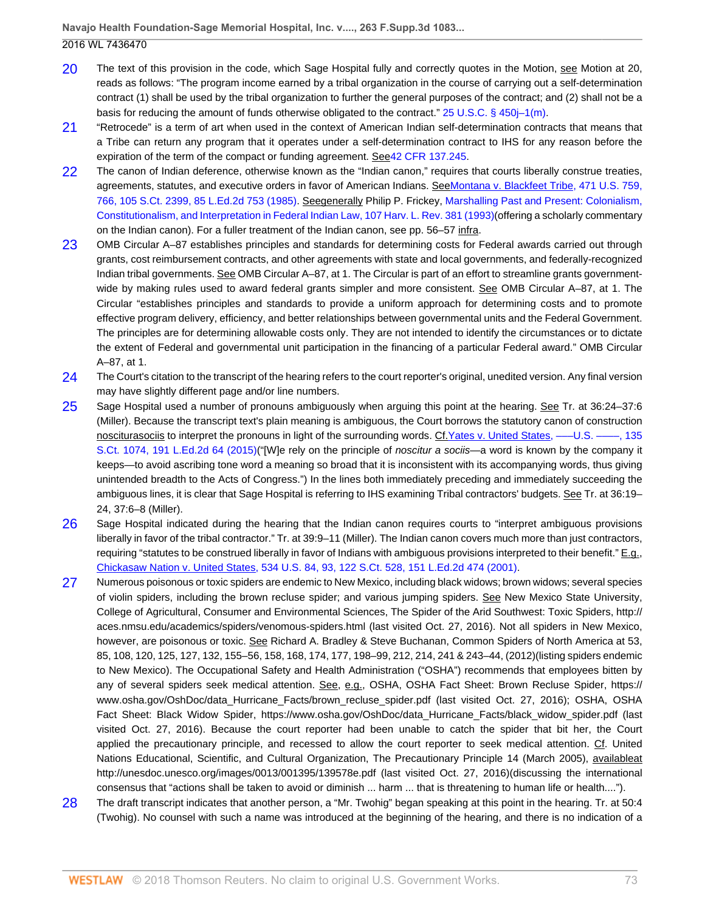20 The text of this provision in the code, which Sage Hospital fully and correctly quotes in the Motion, see Motion at 20, reads as follows: "The program income earned by a tribal organization in the course of carrying out a self-determination contract (1) shall be used by the tribal organization to further the general purposes of the contract; and (2) shall not be a basis for reducing the amount of funds otherwise obligated to the contract." 25 U.S.C. § 450j–1(m).

21 "Retrocede" is a term of art when used in the context of American Indian self-determination contracts that means that a Tribe can return any program that it operates under a self-determination contract to IHS for any reason before the expiration of the term of the compact or funding agreement. See42 CFR 137.245.

22 The canon of Indian deference, otherwise known as the "Indian canon," requires that courts liberally construe treaties, agreements, statutes, and executive orders in favor of American Indians. SeeMontana v. Blackfeet Tribe, 471 U.S. 759, 766, 105 S.Ct. 2399, 85 L.Ed.2d 753 (1985). Seegenerally Philip P. Frickey, Marshalling Past and Present: Colonialism, Constitutionalism, and Interpretation in Federal Indian Law, 107 Harv. L. Rev. 381 (1993)(offering a scholarly commentary on the Indian canon). For a fuller treatment of the Indian canon, see pp. 56–57 infra.

23 OMB Circular A–87 establishes principles and standards for determining costs for Federal awards carried out through grants, cost reimbursement contracts, and other agreements with state and local governments, and federally-recognized Indian tribal governments. See OMB Circular A–87, at 1. The Circular is part of an effort to streamline grants government-wide by making rules used to award federal grants simpler and more consistent. See OMB Circular A–87, at 1. The Circular "establishes principles and standards to provide a uniform approach for determining costs and to promote effective program delivery, efficiency, and better relationships between governmental units and the Federal Government. The principles are for determining allowable costs only. They are not intended to identify the circumstances or to dictate the extent of Federal and governmental unit participation in the financing of a particular Federal award." OMB Circular A–87, at 1.

24 The Court's citation to the transcript of the hearing refers to the court reporter's original, unedited version. Any final version may have slightly different page and/or line numbers.

25 Sage Hospital used a number of pronouns ambiguously when arguing this point at the hearing. See Tr. at 36:24–37:6 (Miller). Because the transcript text's plain meaning is ambiguous, the Court borrows the statutory canon of construction nosciturasociis to interpret the pronouns in light of the surrounding words. Cf.Yates v. United States, ––– U.S. ––––, 135 S.Ct. 1074, 191 L.Ed.2d 64 (2015)("[W]e rely on the principle of *noscitur a sociis*—a word is known by the company it keeps—to avoid ascribing tone word a meaning so broad that it is inconsistent with its accompanying words, thus giving unintended breadth to the Acts of Congress.") In the lines both immediately preceding and immediately succeeding the ambiguous lines, it is clear that Sage Hospital is referring to IHS examining Tribal contractors' budgets. See Tr. at 36:19–24, 37:6–8 (Miller).

26 Sage Hospital indicated during the hearing that the Indian canon requires courts to "interpret ambiguous provisions liberally in favor of the tribal contractor." Tr. at 39:9–11 (Miller). The Indian canon covers much more than just contractors, requiring "statutes to be construed liberally in favor of Indians with ambiguous provisions interpreted to their benefit." E.g., Chickasaw Nation v. United States, 534 U.S. 84, 93, 122 S.Ct. 528, 151 L.Ed.2d 474 (2001).

27 Numerous poisonous or toxic spiders are endemic to New Mexico, including black widows; brown widows; several species of violin spiders, including the brown recluse spider; and various jumping spiders. See New Mexico State University, College of Agricultural, Consumer and Environmental Sciences, The Spider of the Arid Southwest: Toxic Spiders, http://aces.nmsu.edu/academics/spiders/venomous-spiders.html (last visited Oct. 27, 2016). Not all spiders in New Mexico, however, are poisonous or toxic. See Richard A. Bradley & Steve Buchanan, Common Spiders of North America at 53, 85, 108, 120, 125, 127, 132, 155–56, 158, 168, 174, 177, 198–99, 212, 214, 241 & 243–44, (2012)(listing spiders endemic to New Mexico). The Occupational Safety and Health Administration ("OSHA") recommends that employees bitten by any of several spiders seek medical attention. See, e.g., OSHA, OSHA Fact Sheet: Brown Recluse Spider, https://www.osha.gov/OshDoc/data_Hurricane_Facts/brown_recluse_spider.pdf (last visited Oct. 27, 2016); OSHA, OSHA Fact Sheet: Black Widow Spider, https://www.osha.gov/OshDoc/data_Hurricane_Facts/black_widow_spider.pdf (last visited Oct. 27, 2016). Because the court reporter had been unable to catch the spider that bit her, the Court applied the precautionary principle, and recessed to allow the court reporter to seek medical attention. Cf. United Nations Educational, Scientific, and Cultural Organization, The Precautionary Principle 14 (March 2005), availableat http://unesdoc.unesco.org/images/0013/001395/139578e.pdf (last visited Oct. 27, 2016)(discussing the international consensus that "actions shall be taken to avoid or diminish ... harm ... that is threatening to human life or health....").

28 The draft transcript indicates that another person, a "Mr. Twohig" began speaking at this point in the hearing. Tr. at 50:4 (Twohig). No counsel with such a name was introduced at the beginning of the hearing, and there is no indication of a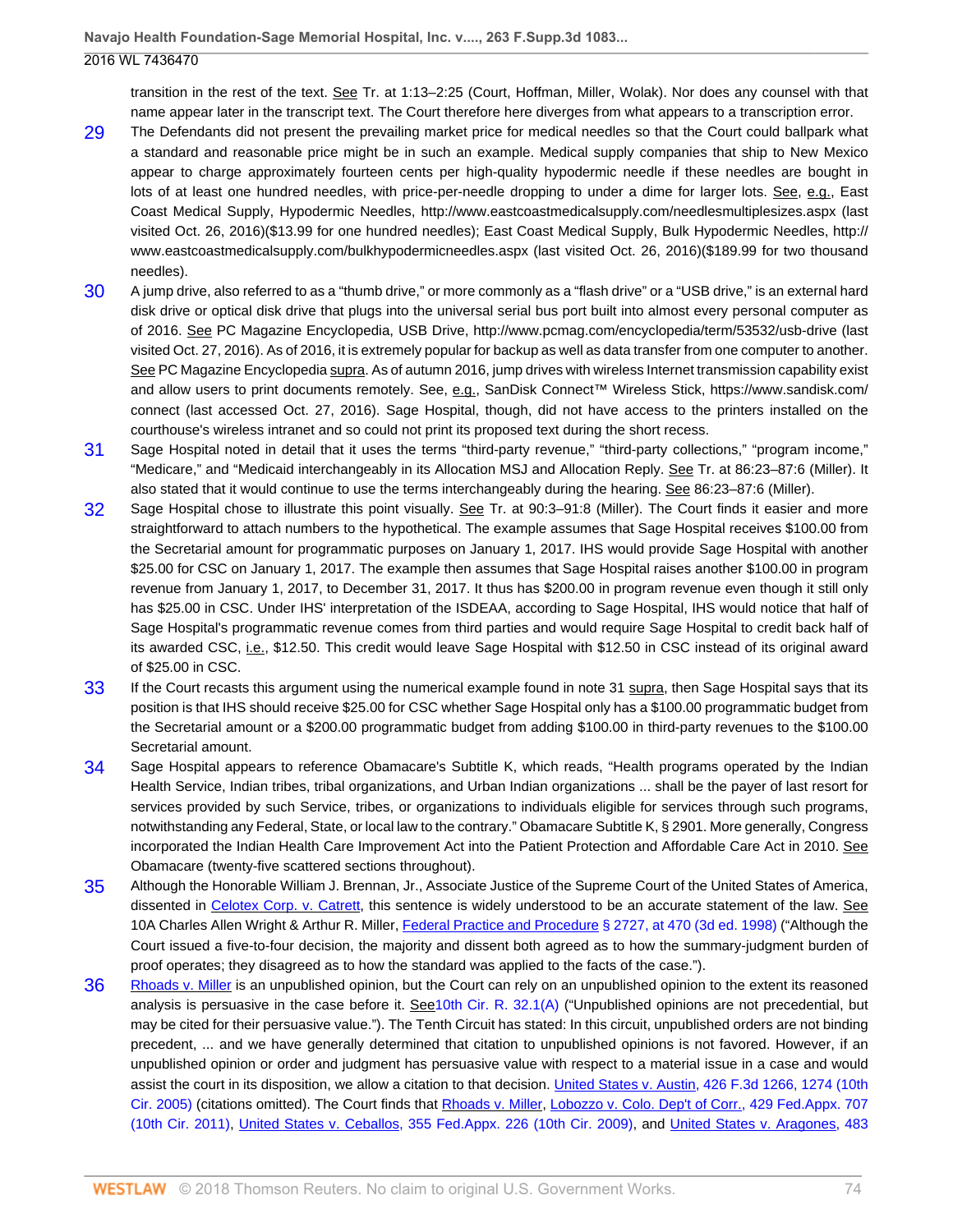transition in the rest of the text. See Tr. at 1:13–2:25 (Court, Hoffman, Miller, Wolak). Nor does any counsel with that name appear later in the transcript text. The Court therefore here diverges from what appears to a transcription error.

29 The Defendants did not present the prevailing market price for medical needles so that the Court could ballpark what a standard and reasonable price might be in such an example. Medical supply companies that ship to New Mexico appear to charge approximately fourteen cents per high-quality hypodermic needle if these needles are bought in lots of at least one hundred needles, with price-per-needle dropping to under a dime for larger lots. See, e.g., East Coast Medical Supply, Hypodermic Needles, http://www.eastcoastmedicalsupply.com/needlesmultiplesizes.aspx (last visited Oct. 26, 2016)($13.99 for one hundred needles); East Coast Medical Supply, Bulk Hypodermic Needles, http://www.eastcoastmedicalsupply.com/bulkhypodermicneedles.aspx (last visited Oct. 26, 2016)($189.99 for two thousand needles).

30 A jump drive, also referred to as a "thumb drive," or more commonly as a "flash drive" or a "USB drive," is an external hard disk drive or optical disk drive that plugs into the universal serial bus port built into almost every personal computer as of 2016. See PC Magazine Encyclopedia, USB Drive, http://www.pcmag.com/encyclopedia/term/53532/usb-drive (last visited Oct. 27, 2016). As of 2016, it is extremely popular for backup as well as data transfer from one computer to another. See PC Magazine Encyclopedia supra. As of autumn 2016, jump drives with wireless Internet transmission capability exist and allow users to print documents remotely. See, e.g., SanDisk Connect™ Wireless Stick, https://www.sandisk.com/connect (last accessed Oct. 27, 2016). Sage Hospital, though, did not have access to the printers installed on the courthouse's wireless intranet and so could not print its proposed text during the short recess.

31 Sage Hospital noted in detail that it uses the terms "third-party revenue," "third-party collections," "program income," "Medicare," and "Medicaid interchangeably in its Allocation MSJ and Allocation Reply. See Tr. at 86:23–87:6 (Miller). It also stated that it would continue to use the terms interchangeably during the hearing. See 86:23–87:6 (Miller).

32 Sage Hospital chose to illustrate this point visually. See Tr. at 90:3–91:8 (Miller). The Court finds it easier and more straightforward to attach numbers to the hypothetical. The example assumes that Sage Hospital receives $100.00 from the Secretarial amount for programmatic purposes on January 1, 2017. IHS would provide Sage Hospital with another $25.00 for CSC on January 1, 2017. The example then assumes that Sage Hospital raises another $100.00 in program revenue from January 1, 2017, to December 31, 2017. It thus has $200.00 in program revenue even though it still only has $25.00 in CSC. Under IHS' interpretation of the ISDEAA, according to Sage Hospital, IHS would notice that half of Sage Hospital's programmatic revenue comes from third parties and would require Sage Hospital to credit back half of its awarded CSC, i.e., $12.50. This credit would leave Sage Hospital with $12.50 in CSC instead of its original award of $25.00 in CSC.

33 If the Court recasts this argument using the numerical example found in note 31 supra, then Sage Hospital says that its position is that IHS should receive $25.00 for CSC whether Sage Hospital only has a $100.00 programmatic budget from the Secretarial amount or a $200.00 programmatic budget from adding $100.00 in third-party revenues to the $100.00 Secretarial amount.

34 Sage Hospital appears to reference Obamacare's Subtitle K, which reads, "Health programs operated by the Indian Health Service, Indian tribes, tribal organizations, and Urban Indian organizations ... shall be the payer of last resort for services provided by such Service, tribes, or organizations to individuals eligible for services through such programs, notwithstanding any Federal, State, or local law to the contrary." Obamacare Subtitle K, § 2901. More generally, Congress incorporated the Indian Health Care Improvement Act into the Patient Protection and Affordable Care Act in 2010. See Obamacare (twenty-five scattered sections throughout).

35 Although the Honorable William J. Brennan, Jr., Associate Justice of the Supreme Court of the United States of America, dissented in Celotex Corp. v. Catrett, this sentence is widely understood to be an accurate statement of the law. See 10A Charles Allen Wright & Arthur R. Miller, Federal Practice and Procedure § 2727, at 470 (3d ed. 1998) ("Although the Court issued a five-to-four decision, the majority and dissent both agreed as to how the summary-judgment burden of proof operates; they disagreed as to how the standard was applied to the facts of the case.").

36 Rhoads v. Miller is an unpublished opinion, but the Court can rely on an unpublished opinion to the extent its reasoned analysis is persuasive in the case before it. See10th Cir. R. 32.1(A) ("Unpublished opinions are not precedential, but may be cited for their persuasive value."). The Tenth Circuit has stated: In this circuit, unpublished orders are not binding precedent, ... and we have generally determined that citation to unpublished opinions is not favored. However, if an unpublished opinion or order and judgment has persuasive value with respect to a material issue in a case and would assist the court in its disposition, we allow a citation to that decision. United States v. Austin, 426 F.3d 1266, 1274 (10th Cir. 2005) (citations omitted). The Court finds that Rhoads v. Miller, Lobozzo v. Colo. Dep't of Corr., 429 Fed.Appx. 707 (10th Cir. 2011), United States v. Ceballos, 355 Fed.Appx. 226 (10th Cir. 2009), and United States v. Aragones, 483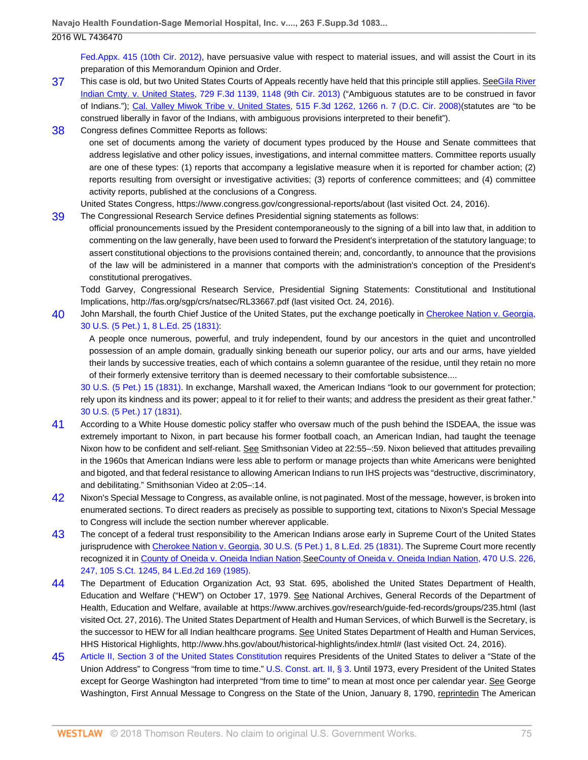Fed.Appx. 415 (10th Cir. 2012), have persuasive value with respect to material issues, and will assist the Court in its preparation of this Memorandum Opinion and Order.

37 This case is old, but two United States Courts of Appeals recently have held that this principle still applies. SeeGila River Indian Cmty. v. United States, 729 F.3d 1139, 1148 (9th Cir. 2013) ("Ambiguous statutes are to be construed in favor of Indians."); Cal. Valley Miwok Tribe v. United States, 515 F.3d 1262, 1266 n. 7 (D.C. Cir. 2008)(statutes are "to be construed liberally in favor of the Indians, with ambiguous provisions interpreted to their benefit").

38 Congress defines Committee Reports as follows:

> one set of documents among the variety of document types produced by the House and Senate committees that address legislative and other policy issues, investigations, and internal committee matters. Committee reports usually are one of these types: (1) reports that accompany a legislative measure when it is reported for chamber action; (2) reports resulting from oversight or investigative activities; (3) reports of conference committees; and (4) committee activity reports, published at the conclusions of a Congress.

United States Congress, https://www.congress.gov/congressional-reports/about (last visited Oct. 24, 2016).

39 The Congressional Research Service defines Presidential signing statements as follows:

> official pronouncements issued by the President contemporaneously to the signing of a bill into law that, in addition to commenting on the law generally, have been used to forward the President's interpretation of the statutory language; to assert constitutional objections to the provisions contained therein; and, concordantly, to announce that the provisions of the law will be administered in a manner that comports with the administration's conception of the President's constitutional prerogatives.

Todd Garvey, Congressional Research Service, Presidential Signing Statements: Constitutional and Institutional Implications, http://fas.org/sgp/crs/natsec/RL33667.pdf (last visited Oct. 24, 2016).

40 John Marshall, the fourth Chief Justice of the United States, put the exchange poetically in Cherokee Nation v. Georgia, 30 U.S. (5 Pet.) 1, 8 L.Ed. 25 (1831):

> A people once numerous, powerful, and truly independent, found by our ancestors in the quiet and uncontrolled possession of an ample domain, gradually sinking beneath our superior policy, our arts and our arms, have yielded their lands by successive treaties, each of which contains a solemn guarantee of the residue, until they retain no more of their formerly extensive territory than is deemed necessary to their comfortable subsistence....

30 U.S. (5 Pet.) 15 (1831). In exchange, Marshall waxed, the American Indians "look to our government for protection; rely upon its kindness and its power; appeal to it for relief to their wants; and address the president as their great father." 30 U.S. (5 Pet.) 17 (1831).

41 According to a White House domestic policy staffer who oversaw much of the push behind the ISDEAA, the issue was extremely important to Nixon, in part because his former football coach, an American Indian, had taught the teenage Nixon how to be confident and self-reliant. See Smithsonian Video at 22:55–:59. Nixon believed that attitudes prevailing in the 1960s that American Indians were less able to perform or manage projects than white Americans were benighted and bigoted, and that federal resistance to allowing American Indians to run IHS projects was "destructive, discriminatory, and debilitating." Smithsonian Video at 2:05–:14.

42 Nixon's Special Message to Congress, as available online, is not paginated. Most of the message, however, is broken into enumerated sections. To direct readers as precisely as possible to supporting text, citations to Nixon's Special Message to Congress will include the section number wherever applicable.

43 The concept of a federal trust responsibility to the American Indians arose early in Supreme Court of the United States jurisprudence with Cherokee Nation v. Georgia, 30 U.S. (5 Pet.) 1, 8 L.Ed. 25 (1831). The Supreme Court more recently recognized it in County of Oneida v. Oneida Indian Nation.SeeCounty of Oneida v. Oneida Indian Nation, 470 U.S. 226, 247, 105 S.Ct. 1245, 84 L.Ed.2d 169 (1985).

44 The Department of Education Organization Act, 93 Stat. 695, abolished the United States Department of Health, Education and Welfare ("HEW") on October 17, 1979. See National Archives, General Records of the Department of Health, Education and Welfare, available at https://www.archives.gov/research/guide-fed-records/groups/235.html (last visited Oct. 27, 2016). The United States Department of Health and Human Services, of which Burwell is the Secretary, is the successor to HEW for all Indian healthcare programs. See United States Department of Health and Human Services, HHS Historical Highlights, http://www.hhs.gov/about/historical-highlights/index.html# (last visited Oct. 24, 2016).

45 Article II, Section 3 of the United States Constitution requires Presidents of the United States to deliver a "State of the Union Address" to Congress "from time to time." U.S. Const. art. II, § 3. Until 1973, every President of the United States except for George Washington had interpreted "from time to time" to mean at most once per calendar year. See George Washington, First Annual Message to Congress on the State of the Union, January 8, 1790, reprintedin The American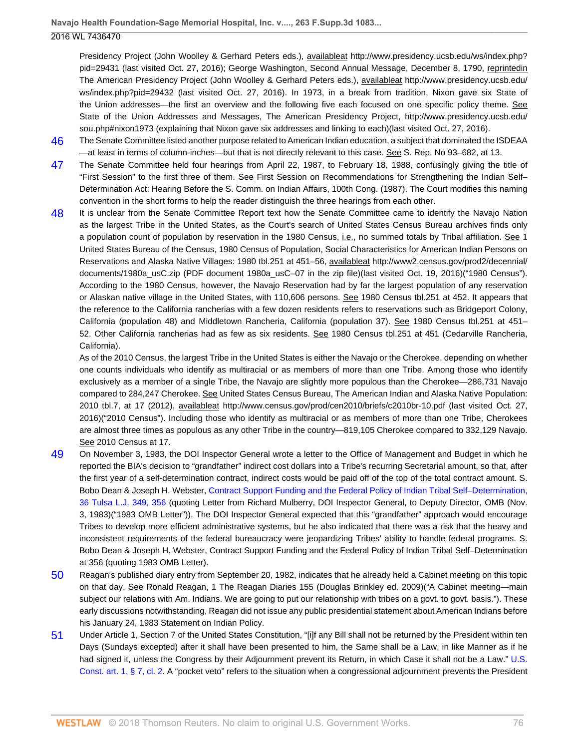Presidency Project (John Woolley & Gerhard Peters eds.), availableat http://www.presidency.ucsb.edu/ws/index.php?pid=29431 (last visited Oct. 27, 2016); George Washington, Second Annual Message, December 8, 1790, reprintedin The American Presidency Project (John Woolley & Gerhard Peters eds.), availableat http://www.presidency.ucsb.edu/ws/index.php?pid=29432 (last visited Oct. 27, 2016). In 1973, in a break from tradition, Nixon gave six State of the Union addresses—the first an overview and the following five each focused on one specific policy theme. See State of the Union Addresses and Messages, The American Presidency Project, http://www.presidency.ucsb.edu/sou.php#nixon1973 (explaining that Nixon gave six addresses and linking to each)(last visited Oct. 27, 2016).

46 The Senate Committee listed another purpose related to American Indian education, a subject that dominated the ISDEAA—at least in terms of column-inches—but that is not directly relevant to this case. See S. Rep. No 93–682, at 13.

47 The Senate Committee held four hearings from April 22, 1987, to February 18, 1988, confusingly giving the title of "First Session" to the first three of them. See First Session on Recommendations for Strengthening the Indian Self–Determination Act: Hearing Before the S. Comm. on Indian Affairs, 100th Cong. (1987). The Court modifies this naming convention in the short forms to help the reader distinguish the three hearings from each other.

48 It is unclear from the Senate Committee Report text how the Senate Committee came to identify the Navajo Nation as the largest Tribe in the United States, as the Court's search of United States Census Bureau archives finds only a population count of population by reservation in the 1980 Census, i.e., no summed totals by Tribal affiliation. See 1 United States Bureau of the Census, 1980 Census of Population, Social Characteristics for American Indian Persons on Reservations and Alaska Native Villages: 1980 tbl.251 at 451–56, availableat http://www2.census.gov/prod2/decennial/documents/1980a_usC.zip (PDF document 1980a_usC–07 in the zip file)(last visited Oct. 19, 2016)("1980 Census"). According to the 1980 Census, however, the Navajo Reservation had by far the largest population of any reservation or Alaskan native village in the United States, with 110,606 persons. See 1980 Census tbl.251 at 452. It appears that the reference to the California rancherias with a few dozen residents refers to reservations such as Bridgeport Colony, California (population 48) and Middletown Rancheria, California (population 37). See 1980 Census tbl.251 at 451–52. Other California rancherias had as few as six residents. See 1980 Census tbl.251 at 451 (Cedarville Rancheria, California).

As of the 2010 Census, the largest Tribe in the United States is either the Navajo or the Cherokee, depending on whether one counts individuals who identify as multiracial or as members of more than one Tribe. Among those who identify exclusively as a member of a single Tribe, the Navajo are slightly more populous than the Cherokee—286,731 Navajo compared to 284,247 Cherokee. See United States Census Bureau, The American Indian and Alaska Native Population: 2010 tbl.7, at 17 (2012), availableat http://www.census.gov/prod/cen2010/briefs/c2010br-10.pdf (last visited Oct. 27, 2016)("2010 Census"). Including those who identify as multiracial or as members of more than one Tribe, Cherokees are almost three times as populous as any other Tribe in the country—819,105 Cherokee compared to 332,129 Navajo. See 2010 Census at 17.

49 On November 3, 1983, the DOI Inspector General wrote a letter to the Office of Management and Budget in which he reported the BIA's decision to "grandfather" indirect cost dollars into a Tribe's recurring Secretarial amount, so that, after the first year of a self-determination contract, indirect costs would be paid off of the top of the total contract amount. S. Bobo Dean & Joseph H. Webster, Contract Support Funding and the Federal Policy of Indian Tribal Self–Determination, 36 Tulsa L.J. 349, 356 (quoting Letter from Richard Mulberry, DOI Inspector General, to Deputy Director, OMB (Nov. 3, 1983)("1983 OMB Letter")). The DOI Inspector General expected that this "grandfather" approach would encourage Tribes to develop more efficient administrative systems, but he also indicated that there was a risk that the heavy and inconsistent requirements of the federal bureaucracy were jeopardizing Tribes' ability to handle federal programs. S. Bobo Dean & Joseph H. Webster, Contract Support Funding and the Federal Policy of Indian Tribal Self–Determination at 356 (quoting 1983 OMB Letter).

50 Reagan's published diary entry from September 20, 1982, indicates that he already held a Cabinet meeting on this topic on that day. See Ronald Reagan, 1 The Reagan Diaries 155 (Douglas Brinkley ed. 2009)("A Cabinet meeting—main subject our relations with Am. Indians. We are going to put our relationship with tribes on a govt. to govt. basis."). These early discussions notwithstanding, Reagan did not issue any public presidential statement about American Indians before his January 24, 1983 Statement on Indian Policy.

51 Under Article 1, Section 7 of the United States Constitution, "[i]f any Bill shall not be returned by the President within ten Days (Sundays excepted) after it shall have been presented to him, the Same shall be a Law, in like Manner as if he had signed it, unless the Congress by their Adjournment prevent its Return, in which Case it shall not be a Law." U.S. Const. art. 1, § 7, cl. 2. A "pocket veto" refers to the situation when a congressional adjournment prevents the President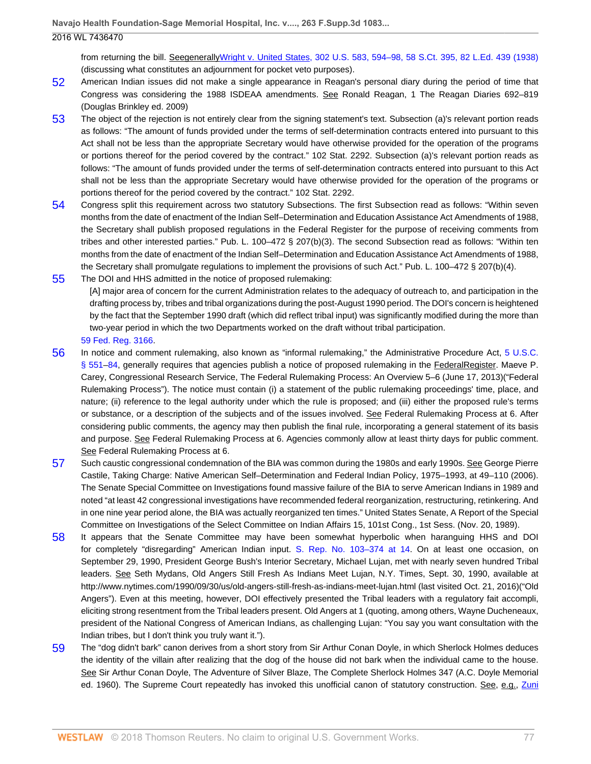from returning the bill. SeegenerallyWright v. United States, 302 U.S. 583, 594–98, 58 S.Ct. 395, 82 L.Ed. 439 (1938) (discussing what constitutes an adjournment for pocket veto purposes).

52 American Indian issues did not make a single appearance in Reagan's personal diary during the period of time that Congress was considering the 1988 ISDEAA amendments. See Ronald Reagan, 1 The Reagan Diaries 692–819 (Douglas Brinkley ed. 2009)

53 The object of the rejection is not entirely clear from the signing statement's text. Subsection (a)'s relevant portion reads as follows: "The amount of funds provided under the terms of self-determination contracts entered into pursuant to this Act shall not be less than the appropriate Secretary would have otherwise provided for the operation of the programs or portions thereof for the period covered by the contract." 102 Stat. 2292. Subsection (a)'s relevant portion reads as follows: "The amount of funds provided under the terms of self-determination contracts entered into pursuant to this Act shall not be less than the appropriate Secretary would have otherwise provided for the operation of the programs or portions thereof for the period covered by the contract." 102 Stat. 2292.

54 Congress split this requirement across two statutory Subsections. The first Subsection read as follows: "Within seven months from the date of enactment of the Indian Self–Determination and Education Assistance Act Amendments of 1988, the Secretary shall publish proposed regulations in the Federal Register for the purpose of receiving comments from tribes and other interested parties." Pub. L. 100–472 § 207(b)(3). The second Subsection read as follows: "Within ten months from the date of enactment of the Indian Self–Determination and Education Assistance Act Amendments of 1988, the Secretary shall promulgate regulations to implement the provisions of such Act." Pub. L. 100–472 § 207(b)(4).

55 The DOI and HHS admitted in the notice of proposed rulemaking:

> [A] major area of concern for the current Administration relates to the adequacy of outreach to, and participation in the drafting process by, tribes and tribal organizations during the post-August 1990 period. The DOI's concern is heightened by the fact that the September 1990 draft (which did reflect tribal input) was significantly modified during the more than two-year period in which the two Departments worked on the draft without tribal participation.

59 Fed. Reg. 3166.

56 In notice and comment rulemaking, also known as "informal rulemaking," the Administrative Procedure Act, 5 U.S.C. § 551–84, generally requires that agencies publish a notice of proposed rulemaking in the FederalRegister. Maeve P. Carey, Congressional Research Service, The Federal Rulemaking Process: An Overview 5–6 (June 17, 2013)("Federal Rulemaking Process"). The notice must contain (i) a statement of the public rulemaking proceedings' time, place, and nature; (ii) reference to the legal authority under which the rule is proposed; and (iii) either the proposed rule's terms or substance, or a description of the subjects and of the issues involved. See Federal Rulemaking Process at 6. After considering public comments, the agency may then publish the final rule, incorporating a general statement of its basis and purpose. See Federal Rulemaking Process at 6. Agencies commonly allow at least thirty days for public comment. See Federal Rulemaking Process at 6.

57 Such caustic congressional condemnation of the BIA was common during the 1980s and early 1990s. See George Pierre Castile, Taking Charge: Native American Self–Determination and Federal Indian Policy, 1975–1993, at 49–110 (2006). The Senate Special Committee on Investigations found massive failure of the BIA to serve American Indians in 1989 and noted "at least 42 congressional investigations have recommended federal reorganization, restructuring, retinkering. And in one nine year period alone, the BIA was actually reorganized ten times." United States Senate, A Report of the Special Committee on Investigations of the Select Committee on Indian Affairs 15, 101st Cong., 1st Sess. (Nov. 20, 1989).

58 It appears that the Senate Committee may have been somewhat hyperbolic when haranguing HHS and DOI for completely "disregarding" American Indian input. S. Rep. No. 103–374 at 14. On at least one occasion, on September 29, 1990, President George Bush's Interior Secretary, Michael Lujan, met with nearly seven hundred Tribal leaders. See Seth Mydans, Old Angers Still Fresh As Indians Meet Lujan, N.Y. Times, Sept. 30, 1990, available at http://www.nytimes.com/1990/09/30/us/old-angers-still-fresh-as-indians-meet-lujan.html (last visited Oct. 21, 2016)("Old Angers"). Even at this meeting, however, DOI effectively presented the Tribal leaders with a regulatory fait accompli, eliciting strong resentment from the Tribal leaders present. Old Angers at 1 (quoting, among others, Wayne Ducheneaux, president of the National Congress of American Indians, as challenging Lujan: "You say you want consultation with the Indian tribes, but I don't think you truly want it.").

59 The "dog didn't bark" canon derives from a short story from Sir Arthur Conan Doyle, in which Sherlock Holmes deduces the identity of the villain after realizing that the dog of the house did not bark when the individual came to the house. See Sir Arthur Conan Doyle, The Adventure of Silver Blaze, The Complete Sherlock Holmes 347 (A.C. Doyle Memorial ed. 1960). The Supreme Court repeatedly has invoked this unofficial canon of statutory construction. See, e.g., Zuni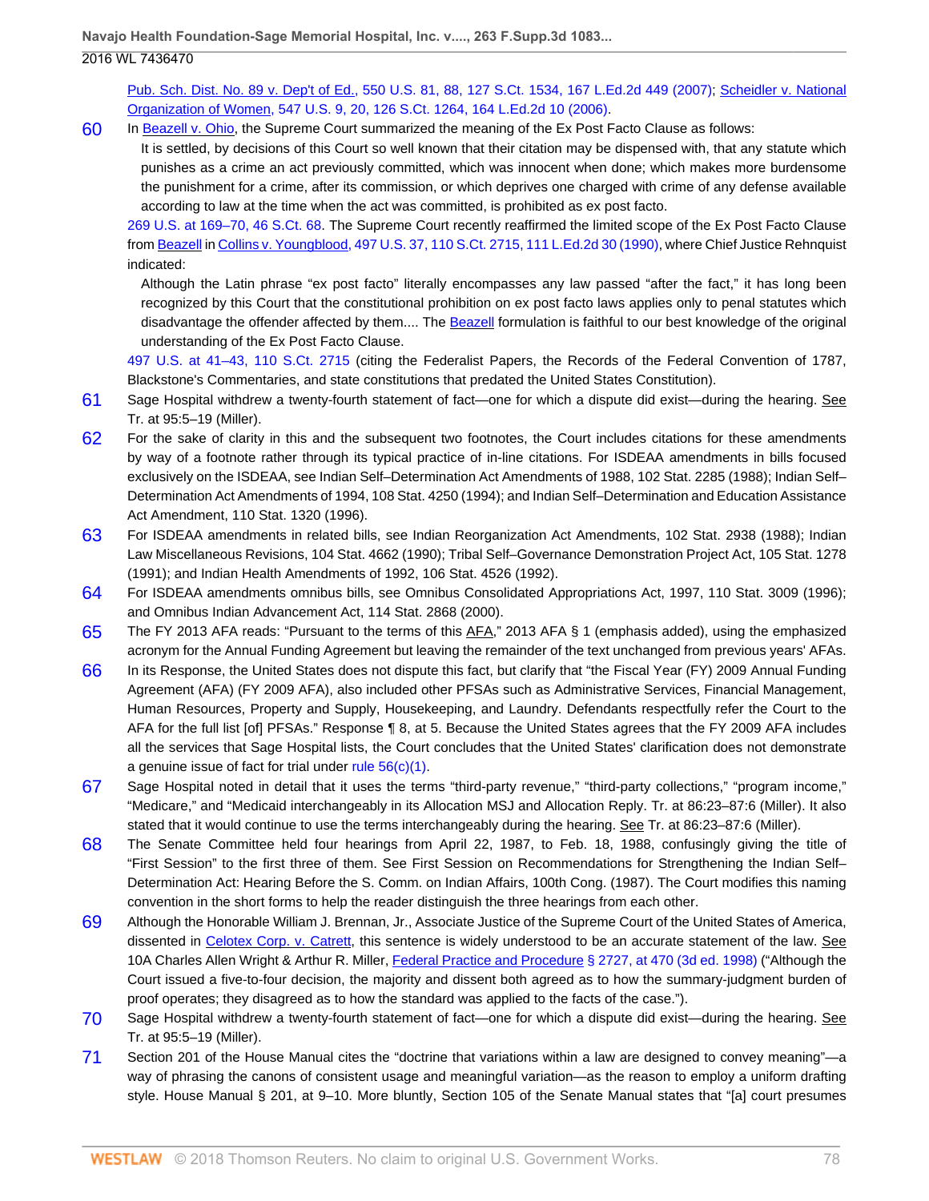Pub. Sch. Dist. No. 89 v. Dep't of Ed., 550 U.S. 81, 88, 127 S.Ct. 1534, 167 L.Ed.2d 449 (2007); Scheidler v. National Organization of Women, 547 U.S. 9, 20, 126 S.Ct. 1264, 164 L.Ed.2d 10 (2006).

60 In Beazell v. Ohio, the Supreme Court summarized the meaning of the Ex Post Facto Clause as follows:

> It is settled, by decisions of this Court so well known that their citation may be dispensed with, that any statute which punishes as a crime an act previously committed, which was innocent when done; which makes more burdensome the punishment for a crime, after its commission, or which deprives one charged with crime of any defense available according to law at the time when the act was committed, is prohibited as ex post facto.

269 U.S. at 169–70, 46 S.Ct. 68. The Supreme Court recently reaffirmed the limited scope of the Ex Post Facto Clause from Beazell in Collins v. Youngblood, 497 U.S. 37, 110 S.Ct. 2715, 111 L.Ed.2d 30 (1990), where Chief Justice Rehnquist indicated:

> Although the Latin phrase "ex post facto" literally encompasses any law passed "after the fact," it has long been recognized by this Court that the constitutional prohibition on ex post facto laws applies only to penal statutes which disadvantage the offender affected by them.... The Beazell formulation is faithful to our best knowledge of the original understanding of the Ex Post Facto Clause.

497 U.S. at 41–43, 110 S.Ct. 2715 (citing the Federalist Papers, the Records of the Federal Convention of 1787, Blackstone's Commentaries, and state constitutions that predated the United States Constitution).

61 Sage Hospital withdrew a twenty-fourth statement of fact—one for which a dispute did exist—during the hearing. See Tr. at 95:5–19 (Miller).

62 For the sake of clarity in this and the subsequent two footnotes, the Court includes citations for these amendments by way of a footnote rather through its typical practice of in-line citations. For ISDEAA amendments in bills focused exclusively on the ISDEAA, see Indian Self–Determination Act Amendments of 1988, 102 Stat. 2285 (1988); Indian Self–Determination Act Amendments of 1994, 108 Stat. 4250 (1994); and Indian Self–Determination and Education Assistance Act Amendment, 110 Stat. 1320 (1996).

63 For ISDEAA amendments in related bills, see Indian Reorganization Act Amendments, 102 Stat. 2938 (1988); Indian Law Miscellaneous Revisions, 104 Stat. 4662 (1990); Tribal Self–Governance Demonstration Project Act, 105 Stat. 1278 (1991); and Indian Health Amendments of 1992, 106 Stat. 4526 (1992).

64 For ISDEAA amendments omnibus bills, see Omnibus Consolidated Appropriations Act, 1997, 110 Stat. 3009 (1996); and Omnibus Indian Advancement Act, 114 Stat. 2868 (2000).

65 The FY 2013 AFA reads: "Pursuant to the terms of this AFA," 2013 AFA § 1 (emphasis added), using the emphasized acronym for the Annual Funding Agreement but leaving the remainder of the text unchanged from previous years' AFAs.

66 In its Response, the United States does not dispute this fact, but clarify that "the Fiscal Year (FY) 2009 Annual Funding Agreement (AFA) (FY 2009 AFA), also included other PFSAs such as Administrative Services, Financial Management, Human Resources, Property and Supply, Housekeeping, and Laundry. Defendants respectfully refer the Court to the AFA for the full list [of] PFSAs." Response ¶ 8, at 5. Because the United States agrees that the FY 2009 AFA includes all the services that Sage Hospital lists, the Court concludes that the United States' clarification does not demonstrate a genuine issue of fact for trial under rule 56(c)(1).

67 Sage Hospital noted in detail that it uses the terms "third-party revenue," "third-party collections," "program income," "Medicare," and "Medicaid interchangeably in its Allocation MSJ and Allocation Reply. Tr. at 86:23–87:6 (Miller). It also stated that it would continue to use the terms interchangeably during the hearing. See Tr. at 86:23–87:6 (Miller).

68 The Senate Committee held four hearings from April 22, 1987, to Feb. 18, 1988, confusingly giving the title of "First Session" to the first three of them. See First Session on Recommendations for Strengthening the Indian Self–Determination Act: Hearing Before the S. Comm. on Indian Affairs, 100th Cong. (1987). The Court modifies this naming convention in the short forms to help the reader distinguish the three hearings from each other.

69 Although the Honorable William J. Brennan, Jr., Associate Justice of the Supreme Court of the United States of America, dissented in Celotex Corp. v. Catrett, this sentence is widely understood to be an accurate statement of the law. See 10A Charles Allen Wright & Arthur R. Miller, Federal Practice and Procedure § 2727, at 470 (3d ed. 1998) ("Although the Court issued a five-to-four decision, the majority and dissent both agreed as to how the summary-judgment burden of proof operates; they disagreed as to how the standard was applied to the facts of the case.").

70 Sage Hospital withdrew a twenty-fourth statement of fact—one for which a dispute did exist—during the hearing. See Tr. at 95:5–19 (Miller).

71 Section 201 of the House Manual cites the "doctrine that variations within a law are designed to convey meaning"—a way of phrasing the canons of consistent usage and meaningful variation—as the reason to employ a uniform drafting style. House Manual § 201, at 9–10. More bluntly, Section 105 of the Senate Manual states that "[a] court presumes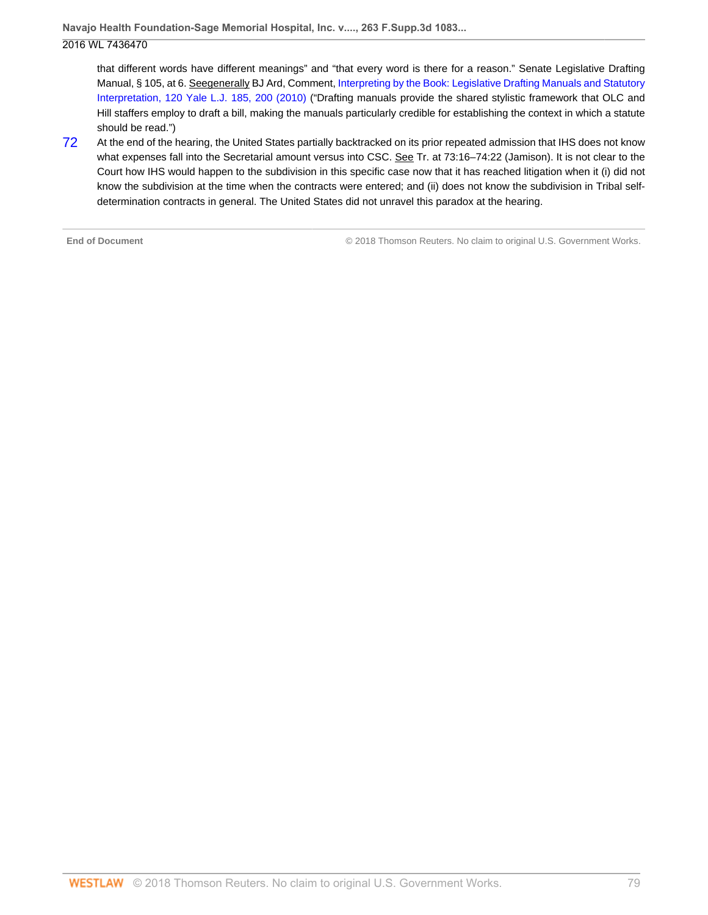that different words have different meanings" and "that every word is there for a reason." Senate Legislative Drafting Manual, § 105, at 6. Seegenerally BJ Ard, Comment, Interpreting by the Book: Legislative Drafting Manuals and Statutory Interpretation, 120 Yale L.J. 185, 200 (2010) ("Drafting manuals provide the shared stylistic framework that OLC and Hill staffers employ to draft a bill, making the manuals particularly credible for establishing the context in which a statute should be read.")

72 At the end of the hearing, the United States partially backtracked on its prior repeated admission that IHS does not know what expenses fall into the Secretarial amount versus into CSC. See Tr. at 73:16–74:22 (Jamison). It is not clear to the Court how IHS would happen to the subdivision in this specific case now that it has reached litigation when it (i) did not know the subdivision at the time when the contracts were entered; and (ii) does not know the subdivision in Tribal self-determination contracts in general. The United States did not unravel this paradox at the hearing.

End of Document © 2018 Thomson Reuters. No claim to original U.S. Government Works.